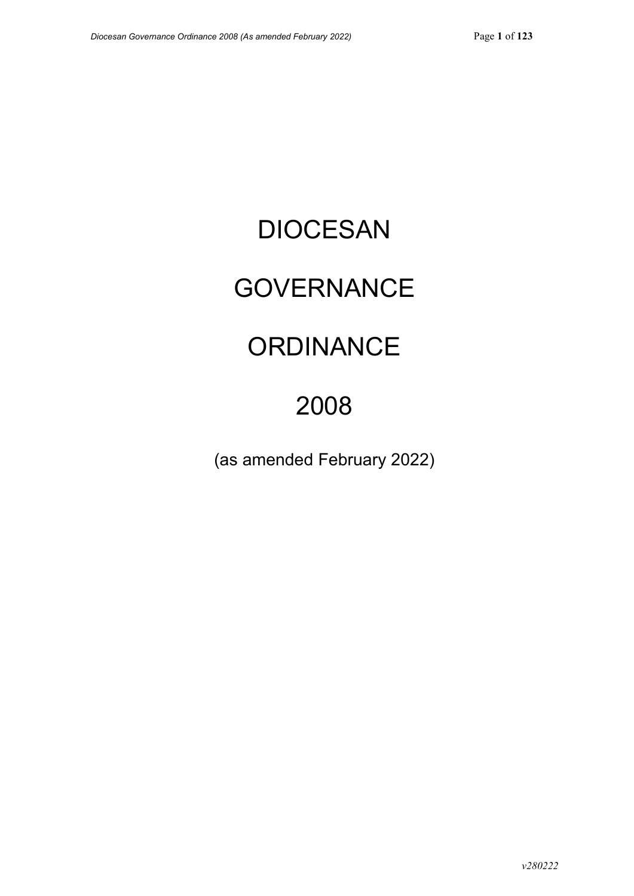# DIOCESAN

# GOVERNANCE

# ORDINANCE

# 2008

(as amended February 2022)

*v280222*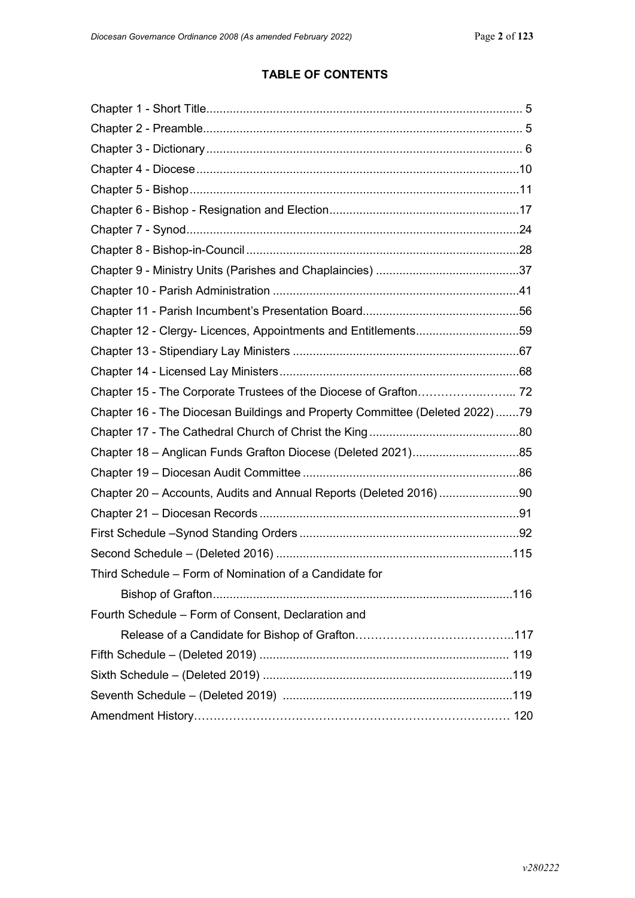# TABLE OF CONTENTS

| | |
|---|---|
| Chapter 1 - Short Title | 5 |
| Chapter 2 - Preamble | 5 |
| Chapter 3 - Dictionary | 6 |
| Chapter 4 - Diocese | 10 |
| Chapter 5 - Bishop | 11 |
| Chapter 6 - Bishop - Resignation and Election | 17 |
| Chapter 7 - Synod | 24 |
| Chapter 8 - Bishop-in-Council | 28 |
| Chapter 9 - Ministry Units (Parishes and Chaplaincies) | 37 |
| Chapter 10 - Parish Administration | 41 |
| Chapter 11 - Parish Incumbent's Presentation Board | 56 |
| Chapter 12 - Clergy- Licences, Appointments and Entitlements | 59 |
| Chapter 13 - Stipendiary Lay Ministers | 67 |
| Chapter 14 - Licensed Lay Ministers | 68 |
| Chapter 15 - The Corporate Trustees of the Diocese of Grafton | 72 |
| Chapter 16 - The Diocesan Buildings and Property Committee (Deleted 2022) | 79 |
| Chapter 17 - The Cathedral Church of Christ the King | 80 |
| Chapter 18 – Anglican Funds Grafton Diocese (Deleted 2021) | 85 |
| Chapter 19 – Diocesan Audit Committee | 86 |
| Chapter 20 – Accounts, Audits and Annual Reports (Deleted 2016) | 90 |
| Chapter 21 – Diocesan Records | 91 |
| First Schedule –Synod Standing Orders | 92 |
| Second Schedule – (Deleted 2016) | 115 |
| Third Schedule – Form of Nomination of a Candidate for Bishop of Grafton | 116 |
| Fourth Schedule – Form of Consent, Declaration and Release of a Candidate for Bishop of Grafton | 117 |
| Fifth Schedule – (Deleted 2019) | 119 |
| Sixth Schedule – (Deleted 2019) | 119 |
| Seventh Schedule – (Deleted 2019) | 119 |
| Amendment History | 120 |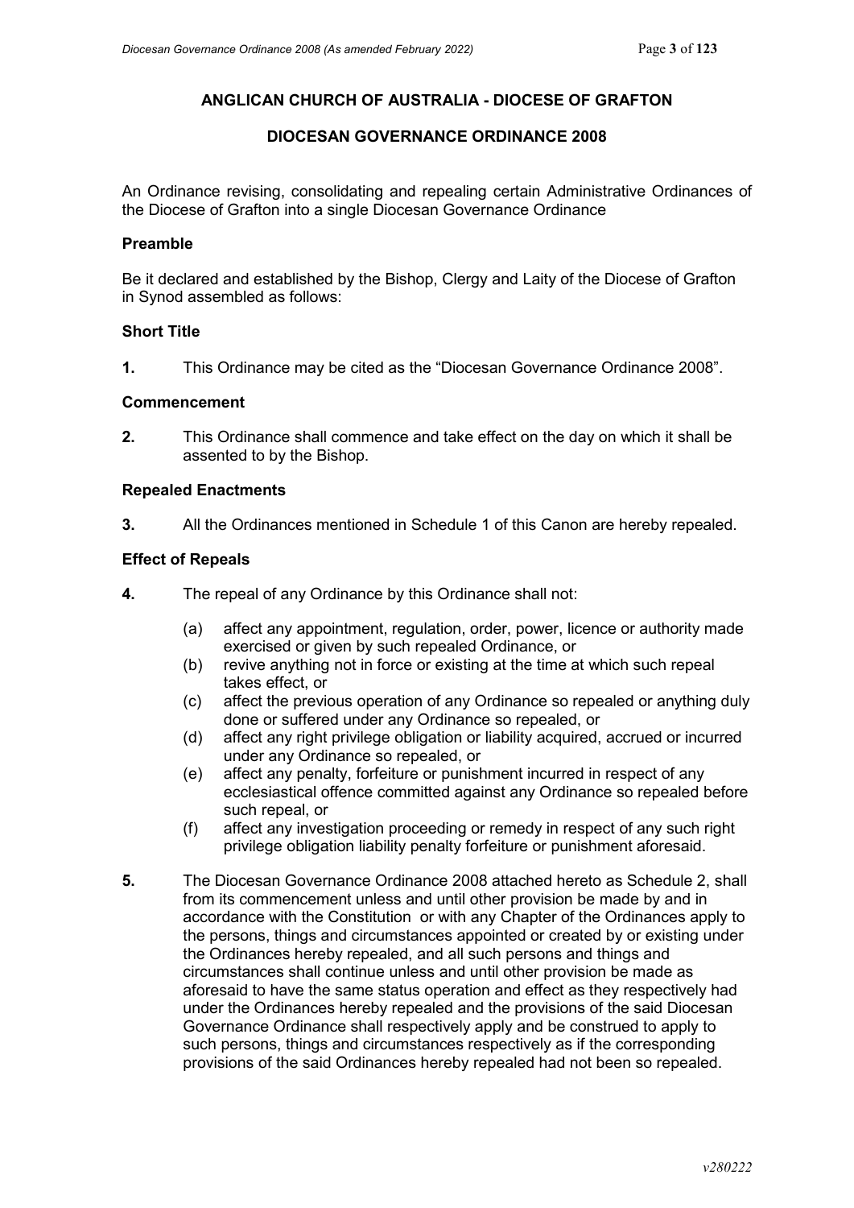# ANGLICAN CHURCH OF AUSTRALIA - DIOCESE OF GRAFTON

## DIOCESAN GOVERNANCE ORDINANCE 2008

An Ordinance revising, consolidating and repealing certain Administrative Ordinances of the Diocese of Grafton into a single Diocesan Governance Ordinance

### Preamble

Be it declared and established by the Bishop, Clergy and Laity of the Diocese of Grafton in Synod assembled as follows:

### Short Title

**1.** This Ordinance may be cited as the "Diocesan Governance Ordinance 2008".

### Commencement

**2.** This Ordinance shall commence and take effect on the day on which it shall be assented to by the Bishop.

### Repealed Enactments

**3.** All the Ordinances mentioned in Schedule 1 of this Canon are hereby repealed.

### Effect of Repeals

**4.** The repeal of any Ordinance by this Ordinance shall not:

- (a) affect any appointment, regulation, order, power, licence or authority made exercised or given by such repealed Ordinance, or
- (b) revive anything not in force or existing at the time at which such repeal takes effect, or
- (c) affect the previous operation of any Ordinance so repealed or anything duly done or suffered under any Ordinance so repealed, or
- (d) affect any right privilege obligation or liability acquired, accrued or incurred under any Ordinance so repealed, or
- (e) affect any penalty, forfeiture or punishment incurred in respect of any ecclesiastical offence committed against any Ordinance so repealed before such repeal, or
- (f) affect any investigation proceeding or remedy in respect of any such right privilege obligation liability penalty forfeiture or punishment aforesaid.

**5.** The Diocesan Governance Ordinance 2008 attached hereto as Schedule 2, shall from its commencement unless and until other provision be made by and in accordance with the Constitution or with any Chapter of the Ordinances apply to the persons, things and circumstances appointed or created by or existing under the Ordinances hereby repealed, and all such persons and things and circumstances shall continue unless and until other provision be made as aforesaid to have the same status operation and effect as they respectively had under the Ordinances hereby repealed and the provisions of the said Diocesan Governance Ordinance shall respectively apply and be construed to apply to such persons, things and circumstances respectively as if the corresponding provisions of the said Ordinances hereby repealed had not been so repealed.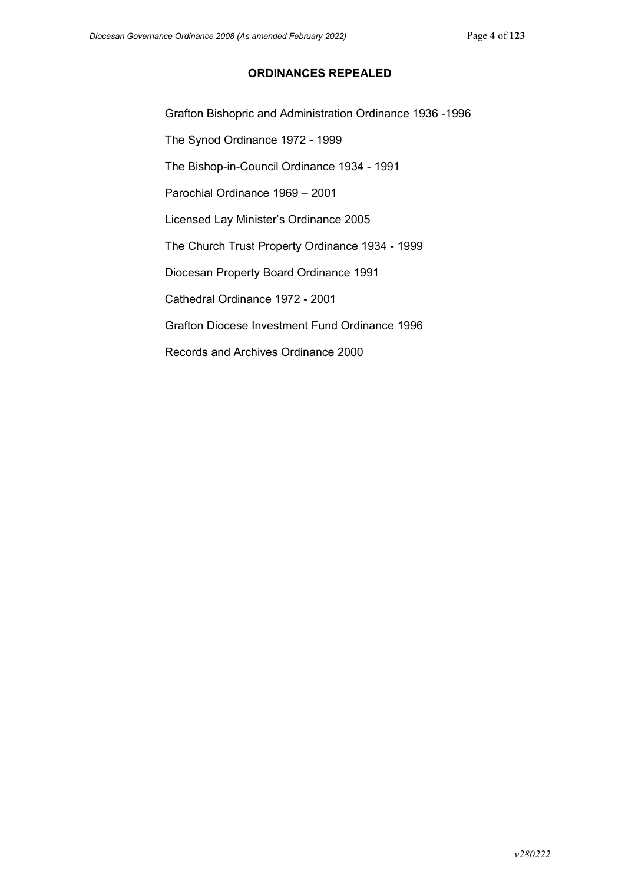## ORDINANCES REPEALED

Grafton Bishopric and Administration Ordinance 1936 -1996

The Synod Ordinance 1972 - 1999

The Bishop-in-Council Ordinance 1934 - 1991

Parochial Ordinance 1969 – 2001

Licensed Lay Minister's Ordinance 2005

The Church Trust Property Ordinance 1934 - 1999

Diocesan Property Board Ordinance 1991

Cathedral Ordinance 1972 - 2001

Grafton Diocese Investment Fund Ordinance 1996

Records and Archives Ordinance 2000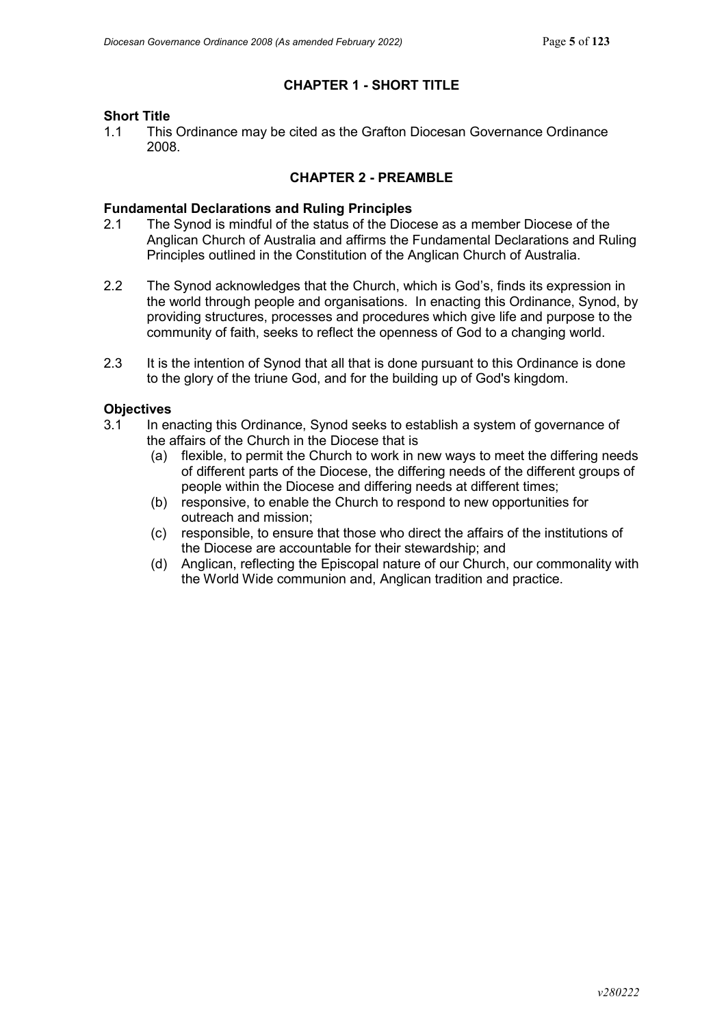## CHAPTER 1 - SHORT TITLE

### Short Title

1.1 This Ordinance may be cited as the Grafton Diocesan Governance Ordinance 2008.

## CHAPTER 2 - PREAMBLE

### Fundamental Declarations and Ruling Principles

2.1 The Synod is mindful of the status of the Diocese as a member Diocese of the Anglican Church of Australia and affirms the Fundamental Declarations and Ruling Principles outlined in the Constitution of the Anglican Church of Australia.

2.2 The Synod acknowledges that the Church, which is God's, finds its expression in the world through people and organisations. In enacting this Ordinance, Synod, by providing structures, processes and procedures which give life and purpose to the community of faith, seeks to reflect the openness of God to a changing world.

2.3 It is the intention of Synod that all that is done pursuant to this Ordinance is done to the glory of the triune God, and for the building up of God's kingdom.

### Objectives

3.1 In enacting this Ordinance, Synod seeks to establish a system of governance of the affairs of the Church in the Diocese that is

(a) flexible, to permit the Church to work in new ways to meet the differing needs of different parts of the Diocese, the differing needs of the different groups of people within the Diocese and differing needs at different times;

(b) responsive, to enable the Church to respond to new opportunities for outreach and mission;

(c) responsible, to ensure that those who direct the affairs of the institutions of the Diocese are accountable for their stewardship; and

(d) Anglican, reflecting the Episcopal nature of our Church, our commonality with the World Wide communion and, Anglican tradition and practice.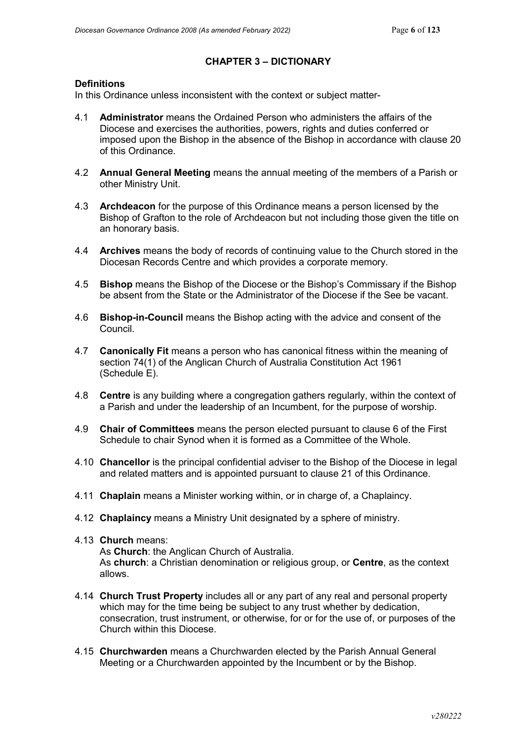## CHAPTER 3 – DICTIONARY

**Definitions**

In this Ordinance unless inconsistent with the context or subject matter-

4.1 **Administrator** means the Ordained Person who administers the affairs of the Diocese and exercises the authorities, powers, rights and duties conferred or imposed upon the Bishop in the absence of the Bishop in accordance with clause 20 of this Ordinance.

4.2 **Annual General Meeting** means the annual meeting of the members of a Parish or other Ministry Unit.

4.3 **Archdeacon** for the purpose of this Ordinance means a person licensed by the Bishop of Grafton to the role of Archdeacon but not including those given the title on an honorary basis.

4.4 **Archives** means the body of records of continuing value to the Church stored in the Diocesan Records Centre and which provides a corporate memory.

4.5 **Bishop** means the Bishop of the Diocese or the Bishop's Commissary if the Bishop be absent from the State or the Administrator of the Diocese if the See be vacant.

4.6 **Bishop-in-Council** means the Bishop acting with the advice and consent of the Council.

4.7 **Canonically Fit** means a person who has canonical fitness within the meaning of section 74(1) of the Anglican Church of Australia Constitution Act 1961 (Schedule E).

4.8 **Centre** is any building where a congregation gathers regularly, within the context of a Parish and under the leadership of an Incumbent, for the purpose of worship.

4.9 **Chair of Committees** means the person elected pursuant to clause 6 of the First Schedule to chair Synod when it is formed as a Committee of the Whole.

4.10 **Chancellor** is the principal confidential adviser to the Bishop of the Diocese in legal and related matters and is appointed pursuant to clause 21 of this Ordinance.

4.11 **Chaplain** means a Minister working within, or in charge of, a Chaplaincy.

4.12 **Chaplaincy** means a Ministry Unit designated by a sphere of ministry.

4.13 **Church** means:
As **Church**: the Anglican Church of Australia.
As **church**: a Christian denomination or religious group, or **Centre**, as the context allows.

4.14 **Church Trust Property** includes all or any part of any real and personal property which may for the time being be subject to any trust whether by dedication, consecration, trust instrument, or otherwise, for or for the use of, or purposes of the Church within this Diocese.

4.15 **Churchwarden** means a Churchwarden elected by the Parish Annual General Meeting or a Churchwarden appointed by the Incumbent or by the Bishop.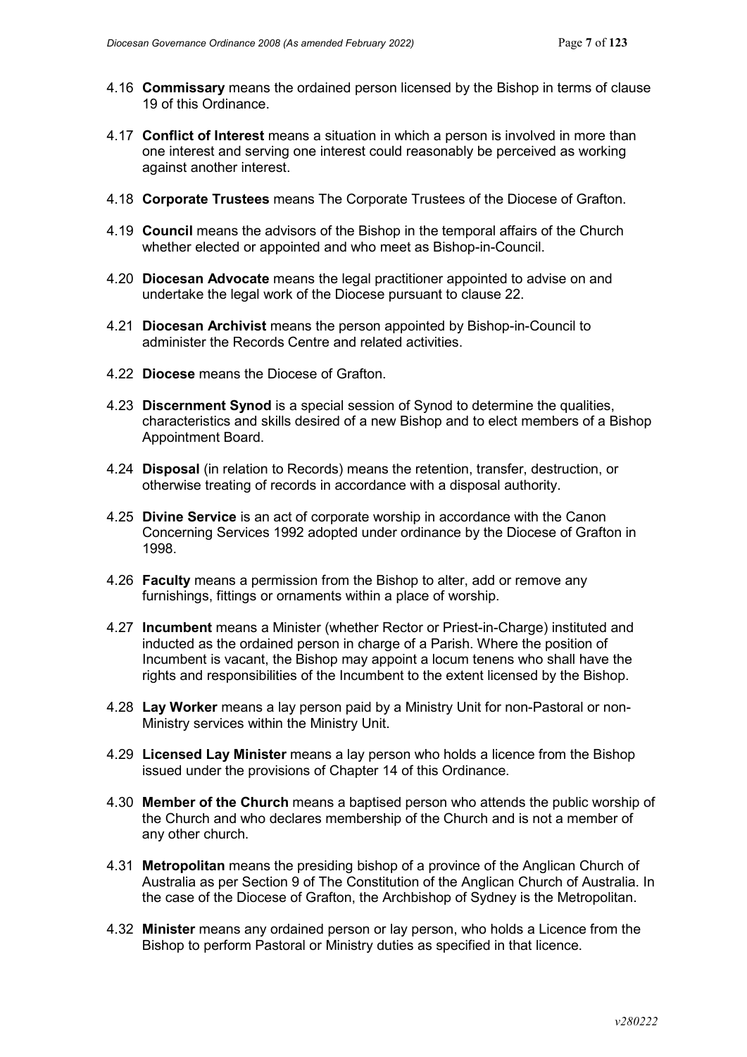4.16 **Commissary** means the ordained person licensed by the Bishop in terms of clause 19 of this Ordinance.

4.17 **Conflict of Interest** means a situation in which a person is involved in more than one interest and serving one interest could reasonably be perceived as working against another interest.

4.18 **Corporate Trustees** means The Corporate Trustees of the Diocese of Grafton.

4.19 **Council** means the advisors of the Bishop in the temporal affairs of the Church whether elected or appointed and who meet as Bishop-in-Council.

4.20 **Diocesan Advocate** means the legal practitioner appointed to advise on and undertake the legal work of the Diocese pursuant to clause 22.

4.21 **Diocesan Archivist** means the person appointed by Bishop-in-Council to administer the Records Centre and related activities.

4.22 **Diocese** means the Diocese of Grafton.

4.23 **Discernment Synod** is a special session of Synod to determine the qualities, characteristics and skills desired of a new Bishop and to elect members of a Bishop Appointment Board.

4.24 **Disposal** (in relation to Records) means the retention, transfer, destruction, or otherwise treating of records in accordance with a disposal authority.

4.25 **Divine Service** is an act of corporate worship in accordance with the Canon Concerning Services 1992 adopted under ordinance by the Diocese of Grafton in 1998.

4.26 **Faculty** means a permission from the Bishop to alter, add or remove any furnishings, fittings or ornaments within a place of worship.

4.27 **Incumbent** means a Minister (whether Rector or Priest-in-Charge) instituted and inducted as the ordained person in charge of a Parish. Where the position of Incumbent is vacant, the Bishop may appoint a locum tenens who shall have the rights and responsibilities of the Incumbent to the extent licensed by the Bishop.

4.28 **Lay Worker** means a lay person paid by a Ministry Unit for non-Pastoral or non-Ministry services within the Ministry Unit.

4.29 **Licensed Lay Minister** means a lay person who holds a licence from the Bishop issued under the provisions of Chapter 14 of this Ordinance.

4.30 **Member of the Church** means a baptised person who attends the public worship of the Church and who declares membership of the Church and is not a member of any other church.

4.31 **Metropolitan** means the presiding bishop of a province of the Anglican Church of Australia as per Section 9 of The Constitution of the Anglican Church of Australia. In the case of the Diocese of Grafton, the Archbishop of Sydney is the Metropolitan.

4.32 **Minister** means any ordained person or lay person, who holds a Licence from the Bishop to perform Pastoral or Ministry duties as specified in that licence.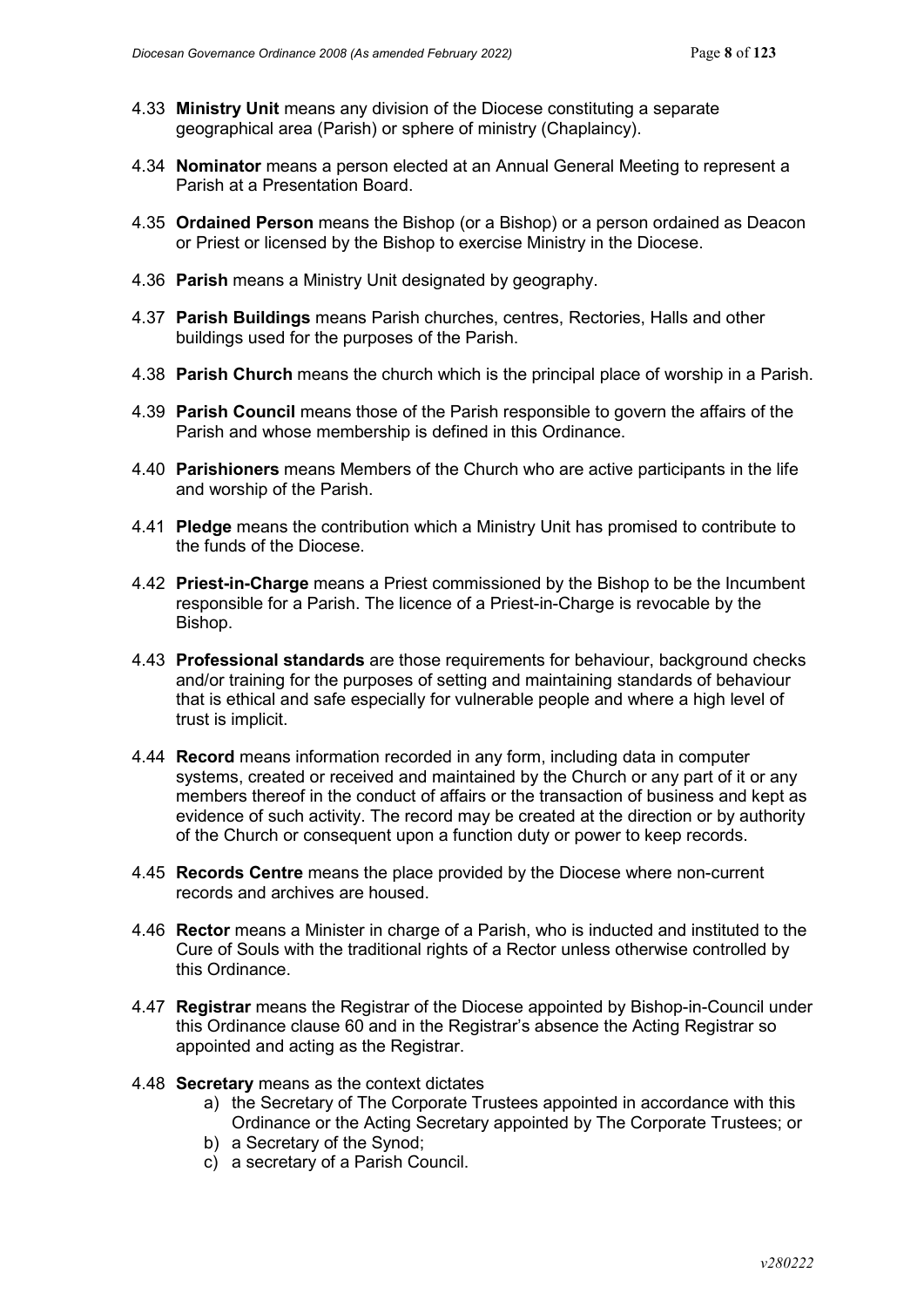4.33 **Ministry Unit** means any division of the Diocese constituting a separate geographical area (Parish) or sphere of ministry (Chaplaincy).

4.34 **Nominator** means a person elected at an Annual General Meeting to represent a Parish at a Presentation Board.

4.35 **Ordained Person** means the Bishop (or a Bishop) or a person ordained as Deacon or Priest or licensed by the Bishop to exercise Ministry in the Diocese.

4.36 **Parish** means a Ministry Unit designated by geography.

4.37 **Parish Buildings** means Parish churches, centres, Rectories, Halls and other buildings used for the purposes of the Parish.

4.38 **Parish Church** means the church which is the principal place of worship in a Parish.

4.39 **Parish Council** means those of the Parish responsible to govern the affairs of the Parish and whose membership is defined in this Ordinance.

4.40 **Parishioners** means Members of the Church who are active participants in the life and worship of the Parish.

4.41 **Pledge** means the contribution which a Ministry Unit has promised to contribute to the funds of the Diocese.

4.42 **Priest-in-Charge** means a Priest commissioned by the Bishop to be the Incumbent responsible for a Parish. The licence of a Priest-in-Charge is revocable by the Bishop.

4.43 **Professional standards** are those requirements for behaviour, background checks and/or training for the purposes of setting and maintaining standards of behaviour that is ethical and safe especially for vulnerable people and where a high level of trust is implicit.

4.44 **Record** means information recorded in any form, including data in computer systems, created or received and maintained by the Church or any part of it or any members thereof in the conduct of affairs or the transaction of business and kept as evidence of such activity. The record may be created at the direction or by authority of the Church or consequent upon a function duty or power to keep records.

4.45 **Records Centre** means the place provided by the Diocese where non-current records and archives are housed.

4.46 **Rector** means a Minister in charge of a Parish, who is inducted and instituted to the Cure of Souls with the traditional rights of a Rector unless otherwise controlled by this Ordinance.

4.47 **Registrar** means the Registrar of the Diocese appointed by Bishop-in-Council under this Ordinance clause 60 and in the Registrar's absence the Acting Registrar so appointed and acting as the Registrar.

4.48 **Secretary** means as the context dictates

a) the Secretary of The Corporate Trustees appointed in accordance with this Ordinance or the Acting Secretary appointed by The Corporate Trustees; or
b) a Secretary of the Synod;
c) a secretary of a Parish Council.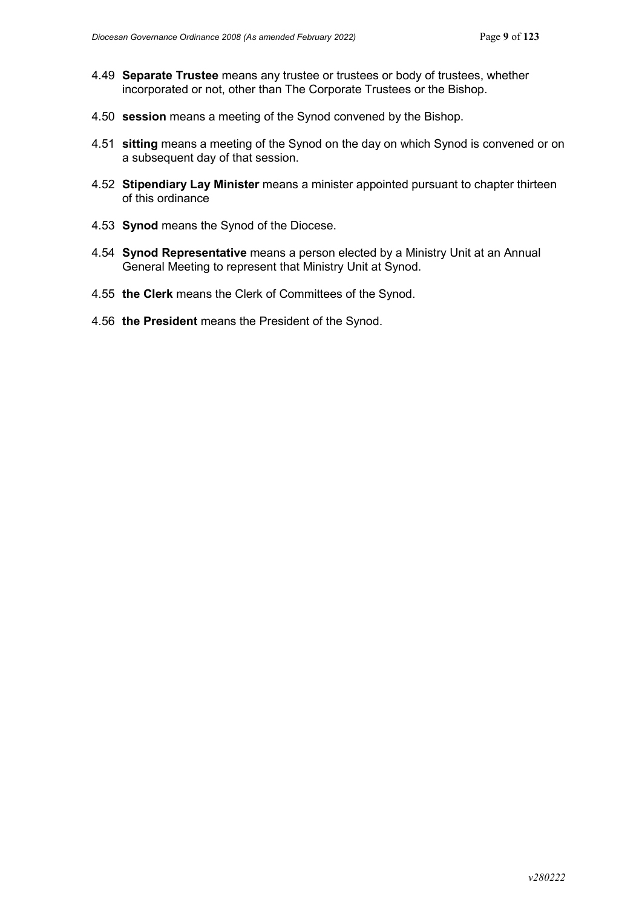4.49 **Separate Trustee** means any trustee or trustees or body of trustees, whether incorporated or not, other than The Corporate Trustees or the Bishop.

4.50 **session** means a meeting of the Synod convened by the Bishop.

4.51 **sitting** means a meeting of the Synod on the day on which Synod is convened or on a subsequent day of that session.

4.52 **Stipendiary Lay Minister** means a minister appointed pursuant to chapter thirteen of this ordinance

4.53 **Synod** means the Synod of the Diocese.

4.54 **Synod Representative** means a person elected by a Ministry Unit at an Annual General Meeting to represent that Ministry Unit at Synod.

4.55 **the Clerk** means the Clerk of Committees of the Synod.

4.56 **the President** means the President of the Synod.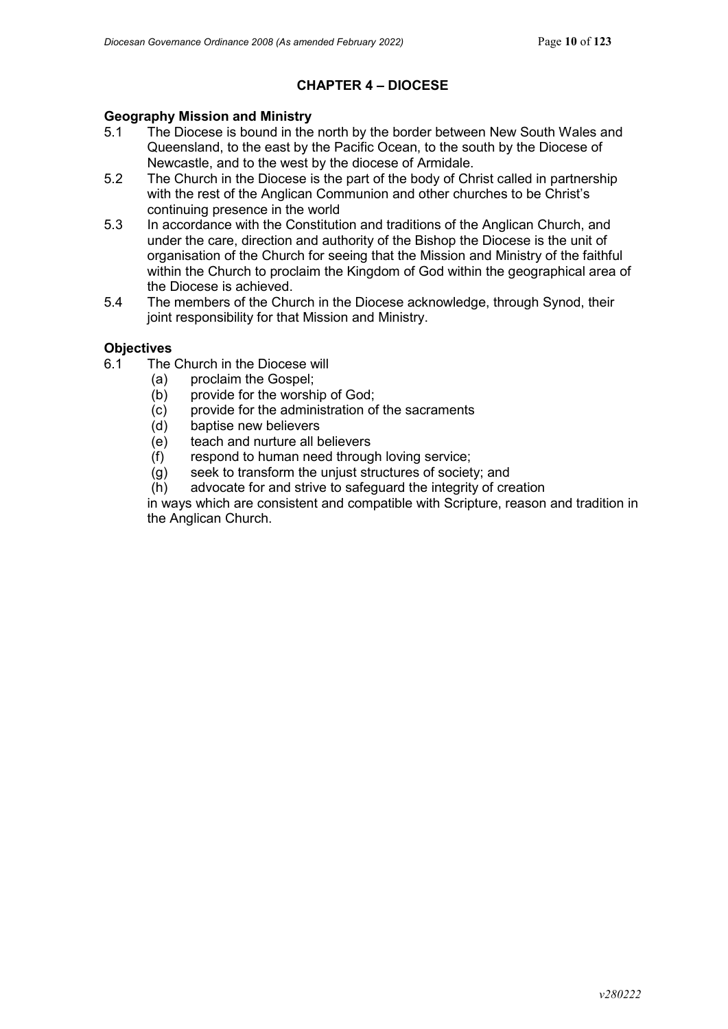## CHAPTER 4 – DIOCESE

### Geography Mission and Ministry

5.1 The Diocese is bound in the north by the border between New South Wales and Queensland, to the east by the Pacific Ocean, to the south by the Diocese of Newcastle, and to the west by the diocese of Armidale.

5.2 The Church in the Diocese is the part of the body of Christ called in partnership with the rest of the Anglican Communion and other churches to be Christ's continuing presence in the world

5.3 In accordance with the Constitution and traditions of the Anglican Church, and under the care, direction and authority of the Bishop the Diocese is the unit of organisation of the Church for seeing that the Mission and Ministry of the faithful within the Church to proclaim the Kingdom of God within the geographical area of the Diocese is achieved.

5.4 The members of the Church in the Diocese acknowledge, through Synod, their joint responsibility for that Mission and Ministry.

### Objectives

6.1 The Church in the Diocese will

- (a) proclaim the Gospel;
- (b) provide for the worship of God;
- (c) provide for the administration of the sacraments
- (d) baptise new believers
- (e) teach and nurture all believers
- (f) respond to human need through loving service;
- (g) seek to transform the unjust structures of society; and
- (h) advocate for and strive to safeguard the integrity of creation

in ways which are consistent and compatible with Scripture, reason and tradition in the Anglican Church.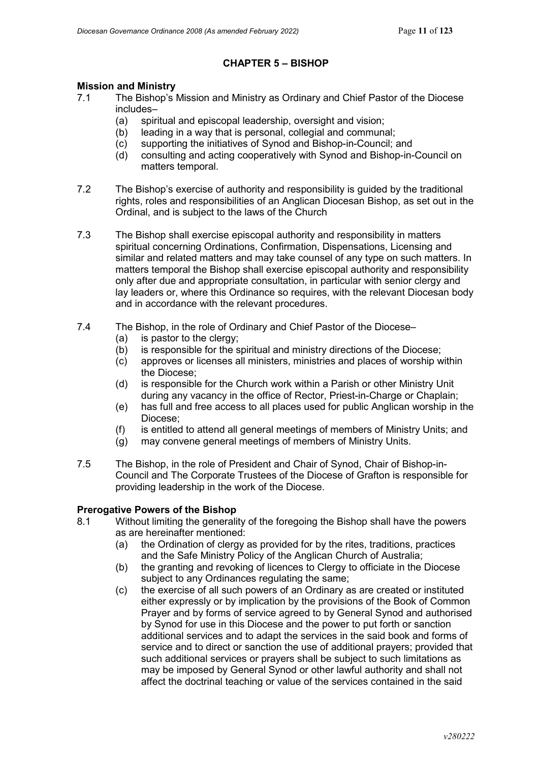## CHAPTER 5 – BISHOP

### Mission and Ministry

7.1 The Bishop's Mission and Ministry as Ordinary and Chief Pastor of the Diocese includes–

- (a) spiritual and episcopal leadership, oversight and vision;
- (b) leading in a way that is personal, collegial and communal;
- (c) supporting the initiatives of Synod and Bishop-in-Council; and
- (d) consulting and acting cooperatively with Synod and Bishop-in-Council on matters temporal.

7.2 The Bishop's exercise of authority and responsibility is guided by the traditional rights, roles and responsibilities of an Anglican Diocesan Bishop, as set out in the Ordinal, and is subject to the laws of the Church

7.3 The Bishop shall exercise episcopal authority and responsibility in matters spiritual concerning Ordinations, Confirmation, Dispensations, Licensing and similar and related matters and may take counsel of any type on such matters. In matters temporal the Bishop shall exercise episcopal authority and responsibility only after due and appropriate consultation, in particular with senior clergy and lay leaders or, where this Ordinance so requires, with the relevant Diocesan body and in accordance with the relevant procedures.

7.4 The Bishop, in the role of Ordinary and Chief Pastor of the Diocese–

- (a) is pastor to the clergy;
- (b) is responsible for the spiritual and ministry directions of the Diocese;
- (c) approves or licenses all ministers, ministries and places of worship within the Diocese;
- (d) is responsible for the Church work within a Parish or other Ministry Unit during any vacancy in the office of Rector, Priest-in-Charge or Chaplain;
- (e) has full and free access to all places used for public Anglican worship in the Diocese;
- (f) is entitled to attend all general meetings of members of Ministry Units; and
- (g) may convene general meetings of members of Ministry Units.

7.5 The Bishop, in the role of President and Chair of Synod, Chair of Bishop-in-Council and The Corporate Trustees of the Diocese of Grafton is responsible for providing leadership in the work of the Diocese.

### Prerogative Powers of the Bishop

8.1 Without limiting the generality of the foregoing the Bishop shall have the powers as are hereinafter mentioned:

- (a) the Ordination of clergy as provided for by the rites, traditions, practices and the Safe Ministry Policy of the Anglican Church of Australia;
- (b) the granting and revoking of licences to Clergy to officiate in the Diocese subject to any Ordinances regulating the same;
- (c) the exercise of all such powers of an Ordinary as are created or instituted either expressly or by implication by the provisions of the Book of Common Prayer and by forms of service agreed to by General Synod and authorised by Synod for use in this Diocese and the power to put forth or sanction additional services and to adapt the services in the said book and forms of service and to direct or sanction the use of additional prayers; provided that such additional services or prayers shall be subject to such limitations as may be imposed by General Synod or other lawful authority and shall not affect the doctrinal teaching or value of the services contained in the said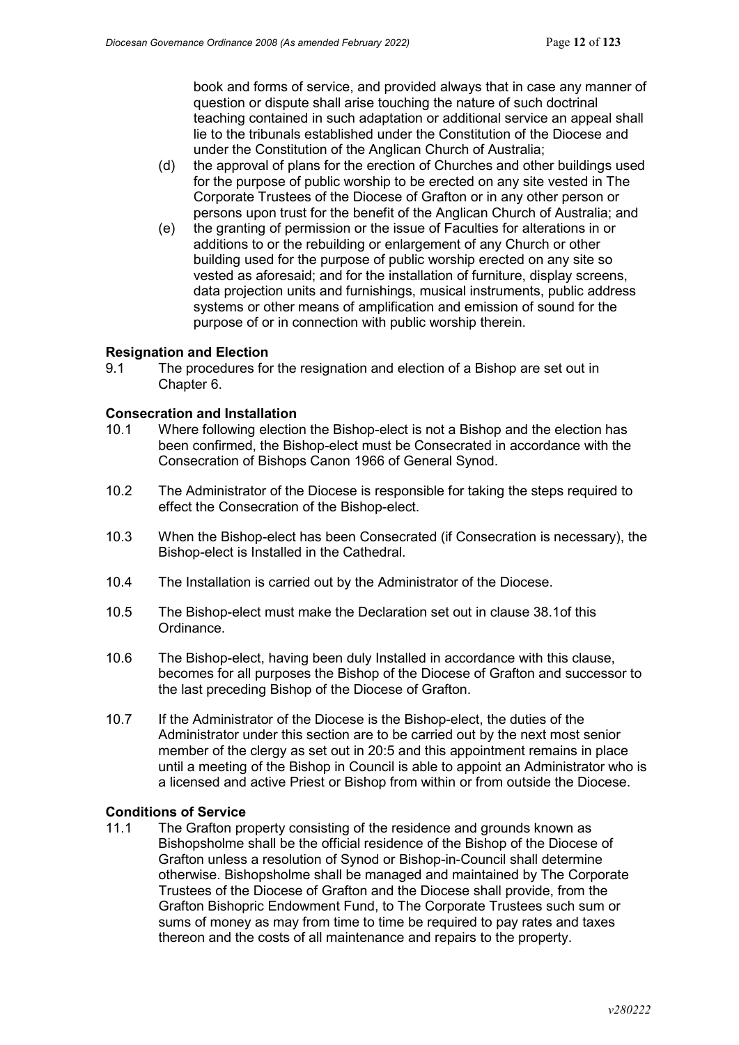book and forms of service, and provided always that in case any manner of question or dispute shall arise touching the nature of such doctrinal teaching contained in such adaptation or additional service an appeal shall lie to the tribunals established under the Constitution of the Diocese and under the Constitution of the Anglican Church of Australia;

(d) the approval of plans for the erection of Churches and other buildings used for the purpose of public worship to be erected on any site vested in The Corporate Trustees of the Diocese of Grafton or in any other person or persons upon trust for the benefit of the Anglican Church of Australia; and

(e) the granting of permission or the issue of Faculties for alterations in or additions to or the rebuilding or enlargement of any Church or other building used for the purpose of public worship erected on any site so vested as aforesaid; and for the installation of furniture, display screens, data projection units and furnishings, musical instruments, public address systems or other means of amplification and emission of sound for the purpose of or in connection with public worship therein.

**Resignation and Election**

9.1 The procedures for the resignation and election of a Bishop are set out in Chapter 6.

**Consecration and Installation**

10.1 Where following election the Bishop-elect is not a Bishop and the election has been confirmed, the Bishop-elect must be Consecrated in accordance with the Consecration of Bishops Canon 1966 of General Synod.

10.2 The Administrator of the Diocese is responsible for taking the steps required to effect the Consecration of the Bishop-elect.

10.3 When the Bishop-elect has been Consecrated (if Consecration is necessary), the Bishop-elect is Installed in the Cathedral.

10.4 The Installation is carried out by the Administrator of the Diocese.

10.5 The Bishop-elect must make the Declaration set out in clause 38.1of this Ordinance.

10.6 The Bishop-elect, having been duly Installed in accordance with this clause, becomes for all purposes the Bishop of the Diocese of Grafton and successor to the last preceding Bishop of the Diocese of Grafton.

10.7 If the Administrator of the Diocese is the Bishop-elect, the duties of the Administrator under this section are to be carried out by the next most senior member of the clergy as set out in 20:5 and this appointment remains in place until a meeting of the Bishop in Council is able to appoint an Administrator who is a licensed and active Priest or Bishop from within or from outside the Diocese.

**Conditions of Service**

11.1 The Grafton property consisting of the residence and grounds known as Bishopsholme shall be the official residence of the Bishop of the Diocese of Grafton unless a resolution of Synod or Bishop-in-Council shall determine otherwise. Bishopsholme shall be managed and maintained by The Corporate Trustees of the Diocese of Grafton and the Diocese shall provide, from the Grafton Bishopric Endowment Fund, to The Corporate Trustees such sum or sums of money as may from time to time be required to pay rates and taxes thereon and the costs of all maintenance and repairs to the property.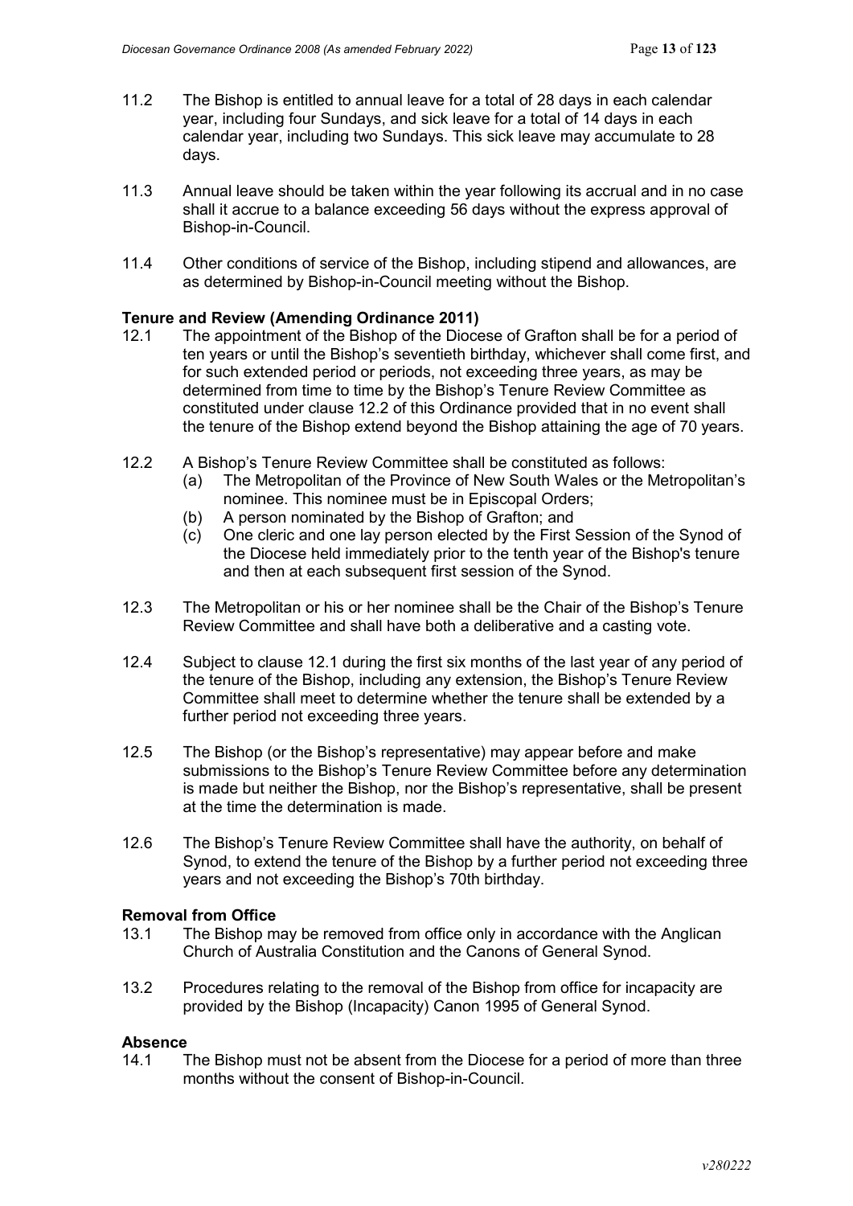11.2 The Bishop is entitled to annual leave for a total of 28 days in each calendar year, including four Sundays, and sick leave for a total of 14 days in each calendar year, including two Sundays. This sick leave may accumulate to 28 days.

11.3 Annual leave should be taken within the year following its accrual and in no case shall it accrue to a balance exceeding 56 days without the express approval of Bishop-in-Council.

11.4 Other conditions of service of the Bishop, including stipend and allowances, are as determined by Bishop-in-Council meeting without the Bishop.

**Tenure and Review (Amending Ordinance 2011)**

12.1 The appointment of the Bishop of the Diocese of Grafton shall be for a period of ten years or until the Bishop's seventieth birthday, whichever shall come first, and for such extended period or periods, not exceeding three years, as may be determined from time to time by the Bishop's Tenure Review Committee as constituted under clause 12.2 of this Ordinance provided that in no event shall the tenure of the Bishop extend beyond the Bishop attaining the age of 70 years.

12.2 A Bishop's Tenure Review Committee shall be constituted as follows:

(a) The Metropolitan of the Province of New South Wales or the Metropolitan's nominee. This nominee must be in Episcopal Orders;

(b) A person nominated by the Bishop of Grafton; and

(c) One cleric and one lay person elected by the First Session of the Synod of the Diocese held immediately prior to the tenth year of the Bishop's tenure and then at each subsequent first session of the Synod.

12.3 The Metropolitan or his or her nominee shall be the Chair of the Bishop's Tenure Review Committee and shall have both a deliberative and a casting vote.

12.4 Subject to clause 12.1 during the first six months of the last year of any period of the tenure of the Bishop, including any extension, the Bishop's Tenure Review Committee shall meet to determine whether the tenure shall be extended by a further period not exceeding three years.

12.5 The Bishop (or the Bishop's representative) may appear before and make submissions to the Bishop's Tenure Review Committee before any determination is made but neither the Bishop, nor the Bishop's representative, shall be present at the time the determination is made.

12.6 The Bishop's Tenure Review Committee shall have the authority, on behalf of Synod, to extend the tenure of the Bishop by a further period not exceeding three years and not exceeding the Bishop's 70th birthday.

**Removal from Office**

13.1 The Bishop may be removed from office only in accordance with the Anglican Church of Australia Constitution and the Canons of General Synod.

13.2 Procedures relating to the removal of the Bishop from office for incapacity are provided by the Bishop (Incapacity) Canon 1995 of General Synod.

**Absence**

14.1 The Bishop must not be absent from the Diocese for a period of more than three months without the consent of Bishop-in-Council.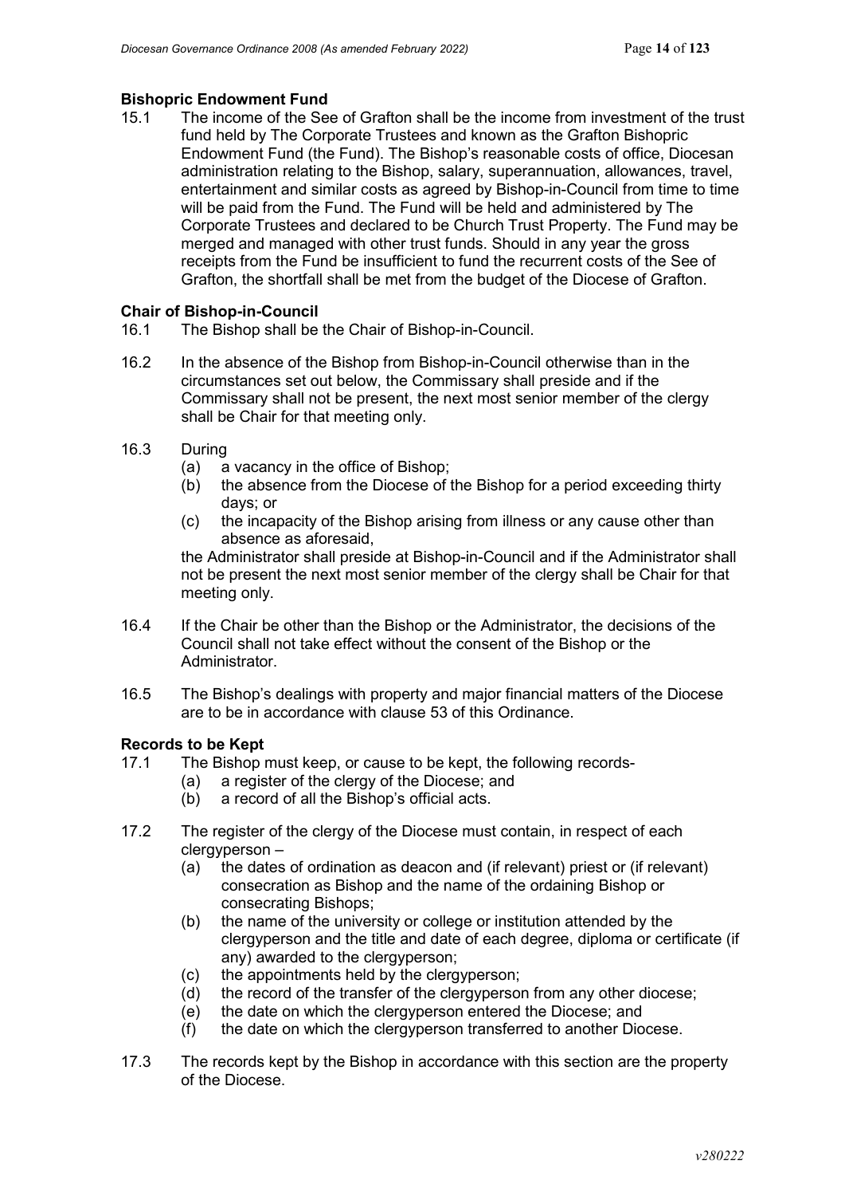**Bishopric Endowment Fund**

15.1 The income of the See of Grafton shall be the income from investment of the trust fund held by The Corporate Trustees and known as the Grafton Bishopric Endowment Fund (the Fund). The Bishop's reasonable costs of office, Diocesan administration relating to the Bishop, salary, superannuation, allowances, travel, entertainment and similar costs as agreed by Bishop-in-Council from time to time will be paid from the Fund. The Fund will be held and administered by The Corporate Trustees and declared to be Church Trust Property. The Fund may be merged and managed with other trust funds. Should in any year the gross receipts from the Fund be insufficient to fund the recurrent costs of the See of Grafton, the shortfall shall be met from the budget of the Diocese of Grafton.

**Chair of Bishop-in-Council**

16.1 The Bishop shall be the Chair of Bishop-in-Council.

16.2 In the absence of the Bishop from Bishop-in-Council otherwise than in the circumstances set out below, the Commissary shall preside and if the Commissary shall not be present, the next most senior member of the clergy shall be Chair for that meeting only.

16.3 During
- (a) a vacancy in the office of Bishop;
- (b) the absence from the Diocese of the Bishop for a period exceeding thirty days; or
- (c) the incapacity of the Bishop arising from illness or any cause other than absence as aforesaid,

the Administrator shall preside at Bishop-in-Council and if the Administrator shall not be present the next most senior member of the clergy shall be Chair for that meeting only.

16.4 If the Chair be other than the Bishop or the Administrator, the decisions of the Council shall not take effect without the consent of the Bishop or the Administrator.

16.5 The Bishop's dealings with property and major financial matters of the Diocese are to be in accordance with clause 53 of this Ordinance.

**Records to be Kept**

17.1 The Bishop must keep, or cause to be kept, the following records-
- (a) a register of the clergy of the Diocese; and
- (b) a record of all the Bishop's official acts.

17.2 The register of the clergy of the Diocese must contain, in respect of each clergyperson –
- (a) the dates of ordination as deacon and (if relevant) priest or (if relevant) consecration as Bishop and the name of the ordaining Bishop or consecrating Bishops;
- (b) the name of the university or college or institution attended by the clergyperson and the title and date of each degree, diploma or certificate (if any) awarded to the clergyperson;
- (c) the appointments held by the clergyperson;
- (d) the record of the transfer of the clergyperson from any other diocese;
- (e) the date on which the clergyperson entered the Diocese; and
- (f) the date on which the clergyperson transferred to another Diocese.

17.3 The records kept by the Bishop in accordance with this section are the property of the Diocese.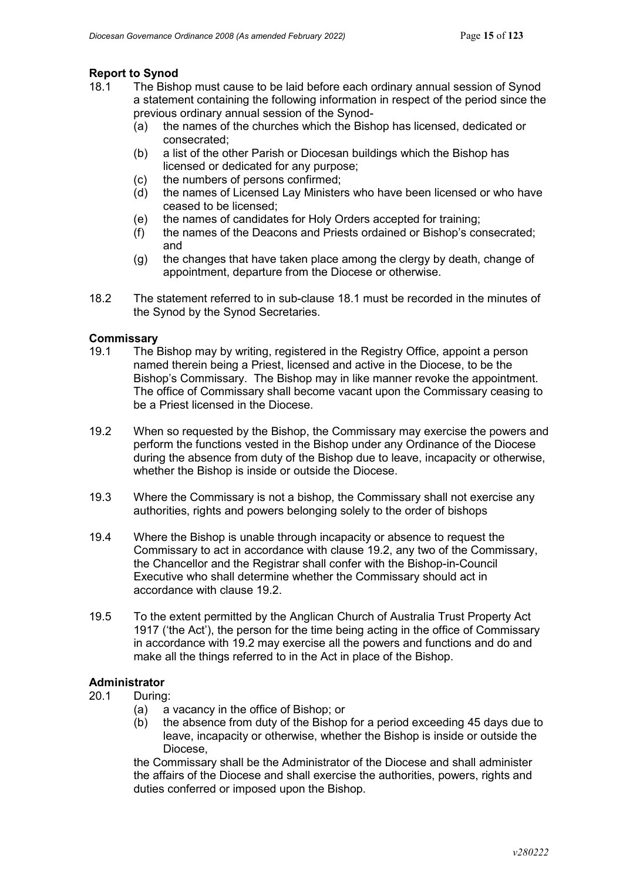### Report to Synod

18.1 The Bishop must cause to be laid before each ordinary annual session of Synod a statement containing the following information in respect of the period since the previous ordinary annual session of the Synod-

(a) the names of the churches which the Bishop has licensed, dedicated or consecrated;

(b) a list of the other Parish or Diocesan buildings which the Bishop has licensed or dedicated for any purpose;

(c) the numbers of persons confirmed;

(d) the names of Licensed Lay Ministers who have been licensed or who have ceased to be licensed;

(e) the names of candidates for Holy Orders accepted for training;

(f) the names of the Deacons and Priests ordained or Bishop's consecrated; and

(g) the changes that have taken place among the clergy by death, change of appointment, departure from the Diocese or otherwise.

18.2 The statement referred to in sub-clause 18.1 must be recorded in the minutes of the Synod by the Synod Secretaries.

### Commissary

19.1 The Bishop may by writing, registered in the Registry Office, appoint a person named therein being a Priest, licensed and active in the Diocese, to be the Bishop's Commissary. The Bishop may in like manner revoke the appointment. The office of Commissary shall become vacant upon the Commissary ceasing to be a Priest licensed in the Diocese.

19.2 When so requested by the Bishop, the Commissary may exercise the powers and perform the functions vested in the Bishop under any Ordinance of the Diocese during the absence from duty of the Bishop due to leave, incapacity or otherwise, whether the Bishop is inside or outside the Diocese.

19.3 Where the Commissary is not a bishop, the Commissary shall not exercise any authorities, rights and powers belonging solely to the order of bishops

19.4 Where the Bishop is unable through incapacity or absence to request the Commissary to act in accordance with clause 19.2, any two of the Commissary, the Chancellor and the Registrar shall confer with the Bishop-in-Council Executive who shall determine whether the Commissary should act in accordance with clause 19.2.

19.5 To the extent permitted by the Anglican Church of Australia Trust Property Act 1917 ('the Act'), the person for the time being acting in the office of Commissary in accordance with 19.2 may exercise all the powers and functions and do and make all the things referred to in the Act in place of the Bishop.

### Administrator

20.1 During:

(a) a vacancy in the office of Bishop; or

(b) the absence from duty of the Bishop for a period exceeding 45 days due to leave, incapacity or otherwise, whether the Bishop is inside or outside the Diocese,

the Commissary shall be the Administrator of the Diocese and shall administer the affairs of the Diocese and shall exercise the authorities, powers, rights and duties conferred or imposed upon the Bishop.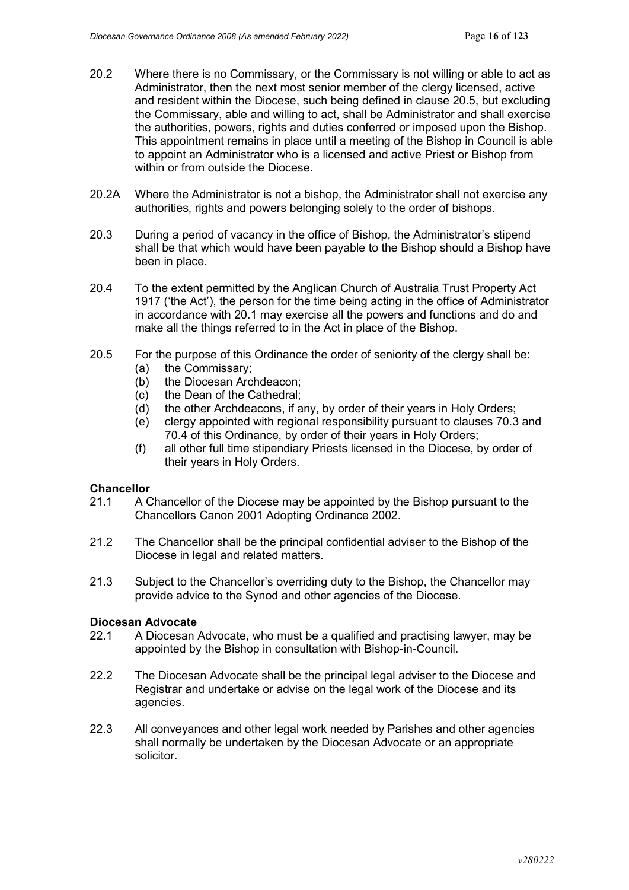20.2 Where there is no Commissary, or the Commissary is not willing or able to act as Administrator, then the next most senior member of the clergy licensed, active and resident within the Diocese, such being defined in clause 20.5, but excluding the Commissary, able and willing to act, shall be Administrator and shall exercise the authorities, powers, rights and duties conferred or imposed upon the Bishop. This appointment remains in place until a meeting of the Bishop in Council is able to appoint an Administrator who is a licensed and active Priest or Bishop from within or from outside the Diocese.

20.2A Where the Administrator is not a bishop, the Administrator shall not exercise any authorities, rights and powers belonging solely to the order of bishops.

20.3 During a period of vacancy in the office of Bishop, the Administrator's stipend shall be that which would have been payable to the Bishop should a Bishop have been in place.

20.4 To the extent permitted by the Anglican Church of Australia Trust Property Act 1917 ('the Act'), the person for the time being acting in the office of Administrator in accordance with 20.1 may exercise all the powers and functions and do and make all the things referred to in the Act in place of the Bishop.

20.5 For the purpose of this Ordinance the order of seniority of the clergy shall be:

(a) the Commissary;
(b) the Diocesan Archdeacon;
(c) the Dean of the Cathedral;
(d) the other Archdeacons, if any, by order of their years in Holy Orders;
(e) clergy appointed with regional responsibility pursuant to clauses 70.3 and 70.4 of this Ordinance, by order of their years in Holy Orders;
(f) all other full time stipendiary Priests licensed in the Diocese, by order of their years in Holy Orders.

**Chancellor**

21.1 A Chancellor of the Diocese may be appointed by the Bishop pursuant to the Chancellors Canon 2001 Adopting Ordinance 2002.

21.2 The Chancellor shall be the principal confidential adviser to the Bishop of the Diocese in legal and related matters.

21.3 Subject to the Chancellor's overriding duty to the Bishop, the Chancellor may provide advice to the Synod and other agencies of the Diocese.

**Diocesan Advocate**

22.1 A Diocesan Advocate, who must be a qualified and practising lawyer, may be appointed by the Bishop in consultation with Bishop-in-Council.

22.2 The Diocesan Advocate shall be the principal legal adviser to the Diocese and Registrar and undertake or advise on the legal work of the Diocese and its agencies.

22.3 All conveyances and other legal work needed by Parishes and other agencies shall normally be undertaken by the Diocesan Advocate or an appropriate solicitor.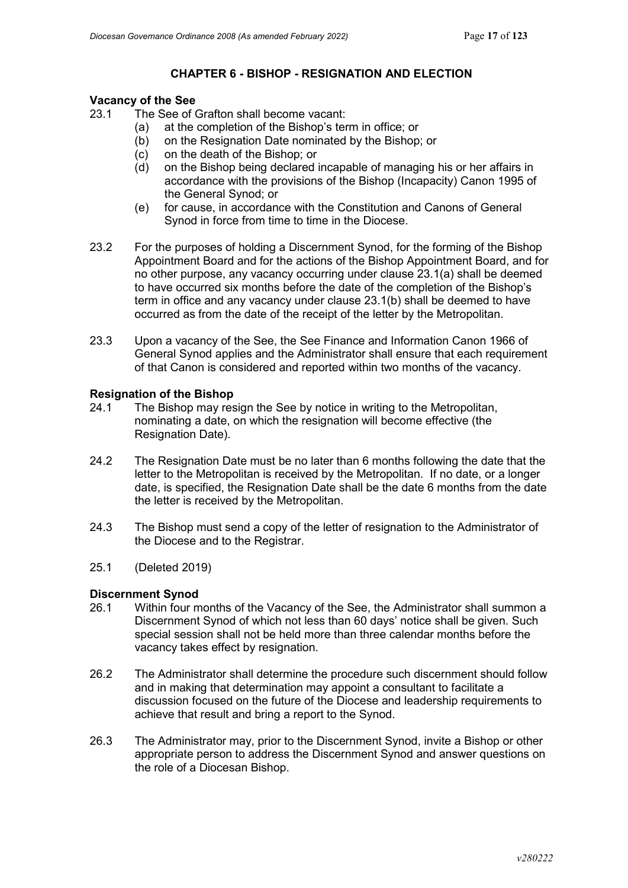## CHAPTER 6 - BISHOP - RESIGNATION AND ELECTION

### Vacancy of the See

23.1 The See of Grafton shall become vacant:

- (a) at the completion of the Bishop's term in office; or
- (b) on the Resignation Date nominated by the Bishop; or
- (c) on the death of the Bishop; or
- (d) on the Bishop being declared incapable of managing his or her affairs in accordance with the provisions of the Bishop (Incapacity) Canon 1995 of the General Synod; or
- (e) for cause, in accordance with the Constitution and Canons of General Synod in force from time to time in the Diocese.

23.2 For the purposes of holding a Discernment Synod, for the forming of the Bishop Appointment Board and for the actions of the Bishop Appointment Board, and for no other purpose, any vacancy occurring under clause 23.1(a) shall be deemed to have occurred six months before the date of the completion of the Bishop's term in office and any vacancy under clause 23.1(b) shall be deemed to have occurred as from the date of the receipt of the letter by the Metropolitan.

23.3 Upon a vacancy of the See, the See Finance and Information Canon 1966 of General Synod applies and the Administrator shall ensure that each requirement of that Canon is considered and reported within two months of the vacancy.

### Resignation of the Bishop

24.1 The Bishop may resign the See by notice in writing to the Metropolitan, nominating a date, on which the resignation will become effective (the Resignation Date).

24.2 The Resignation Date must be no later than 6 months following the date that the letter to the Metropolitan is received by the Metropolitan. If no date, or a longer date, is specified, the Resignation Date shall be the date 6 months from the date the letter is received by the Metropolitan.

24.3 The Bishop must send a copy of the letter of resignation to the Administrator of the Diocese and to the Registrar.

25.1 (Deleted 2019)

### Discernment Synod

26.1 Within four months of the Vacancy of the See, the Administrator shall summon a Discernment Synod of which not less than 60 days' notice shall be given. Such special session shall not be held more than three calendar months before the vacancy takes effect by resignation.

26.2 The Administrator shall determine the procedure such discernment should follow and in making that determination may appoint a consultant to facilitate a discussion focused on the future of the Diocese and leadership requirements to achieve that result and bring a report to the Synod.

26.3 The Administrator may, prior to the Discernment Synod, invite a Bishop or other appropriate person to address the Discernment Synod and answer questions on the role of a Diocesan Bishop.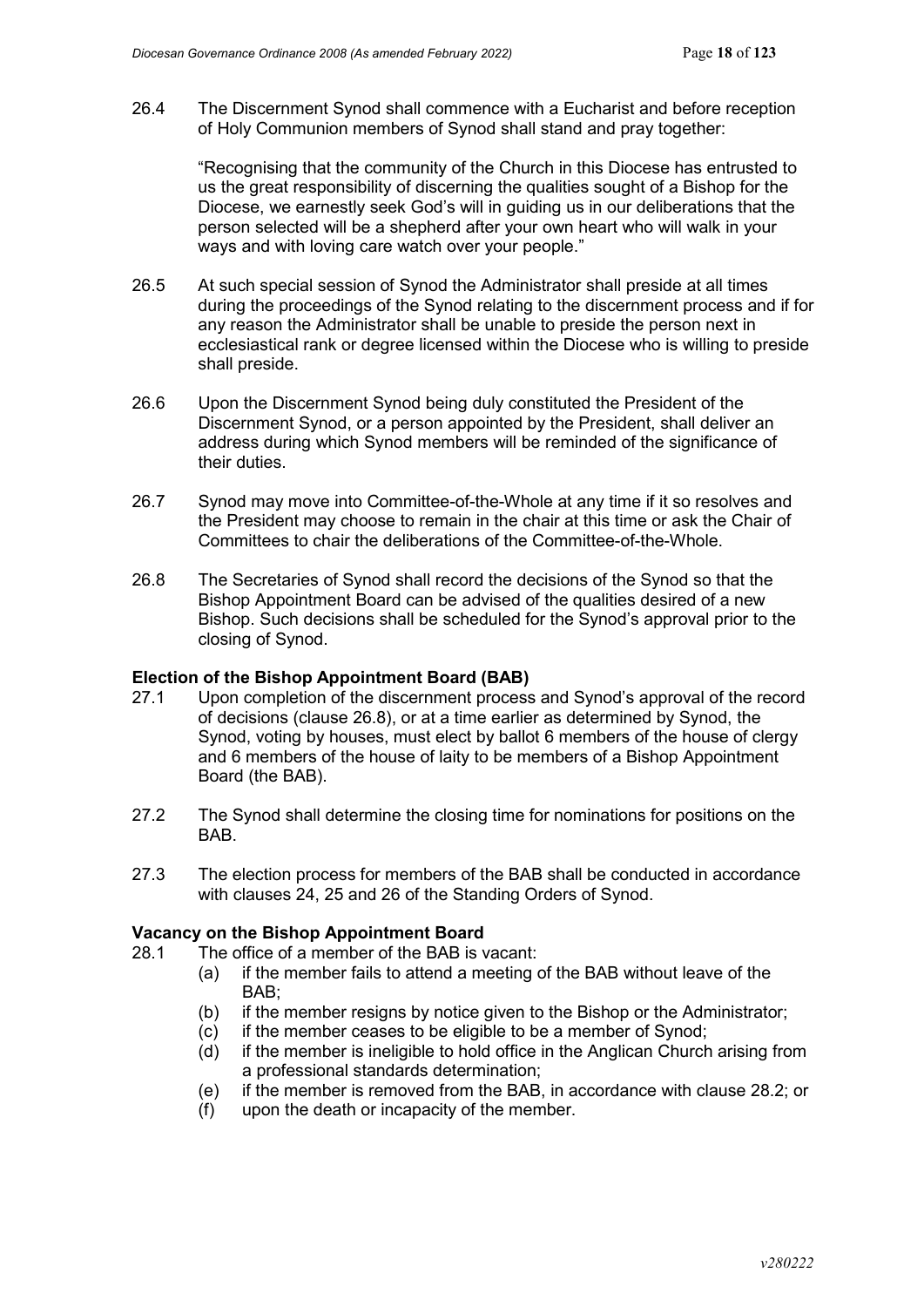26.4 The Discernment Synod shall commence with a Eucharist and before reception of Holy Communion members of Synod shall stand and pray together:

> "Recognising that the community of the Church in this Diocese has entrusted to us the great responsibility of discerning the qualities sought of a Bishop for the Diocese, we earnestly seek God's will in guiding us in our deliberations that the person selected will be a shepherd after your own heart who will walk in your ways and with loving care watch over your people."

26.5 At such special session of Synod the Administrator shall preside at all times during the proceedings of the Synod relating to the discernment process and if for any reason the Administrator shall be unable to preside the person next in ecclesiastical rank or degree licensed within the Diocese who is willing to preside shall preside.

26.6 Upon the Discernment Synod being duly constituted the President of the Discernment Synod, or a person appointed by the President, shall deliver an address during which Synod members will be reminded of the significance of their duties.

26.7 Synod may move into Committee-of-the-Whole at any time if it so resolves and the President may choose to remain in the chair at this time or ask the Chair of Committees to chair the deliberations of the Committee-of-the-Whole.

26.8 The Secretaries of Synod shall record the decisions of the Synod so that the Bishop Appointment Board can be advised of the qualities desired of a new Bishop. Such decisions shall be scheduled for the Synod's approval prior to the closing of Synod.

**Election of the Bishop Appointment Board (BAB)**

27.1 Upon completion of the discernment process and Synod's approval of the record of decisions (clause 26.8), or at a time earlier as determined by Synod, the Synod, voting by houses, must elect by ballot 6 members of the house of clergy and 6 members of the house of laity to be members of a Bishop Appointment Board (the BAB).

27.2 The Synod shall determine the closing time for nominations for positions on the BAB.

27.3 The election process for members of the BAB shall be conducted in accordance with clauses 24, 25 and 26 of the Standing Orders of Synod.

**Vacancy on the Bishop Appointment Board**

28.1 The office of a member of the BAB is vacant:

(a) if the member fails to attend a meeting of the BAB without leave of the BAB;

(b) if the member resigns by notice given to the Bishop or the Administrator;

(c) if the member ceases to be eligible to be a member of Synod;

(d) if the member is ineligible to hold office in the Anglican Church arising from a professional standards determination;

(e) if the member is removed from the BAB, in accordance with clause 28.2; or

(f) upon the death or incapacity of the member.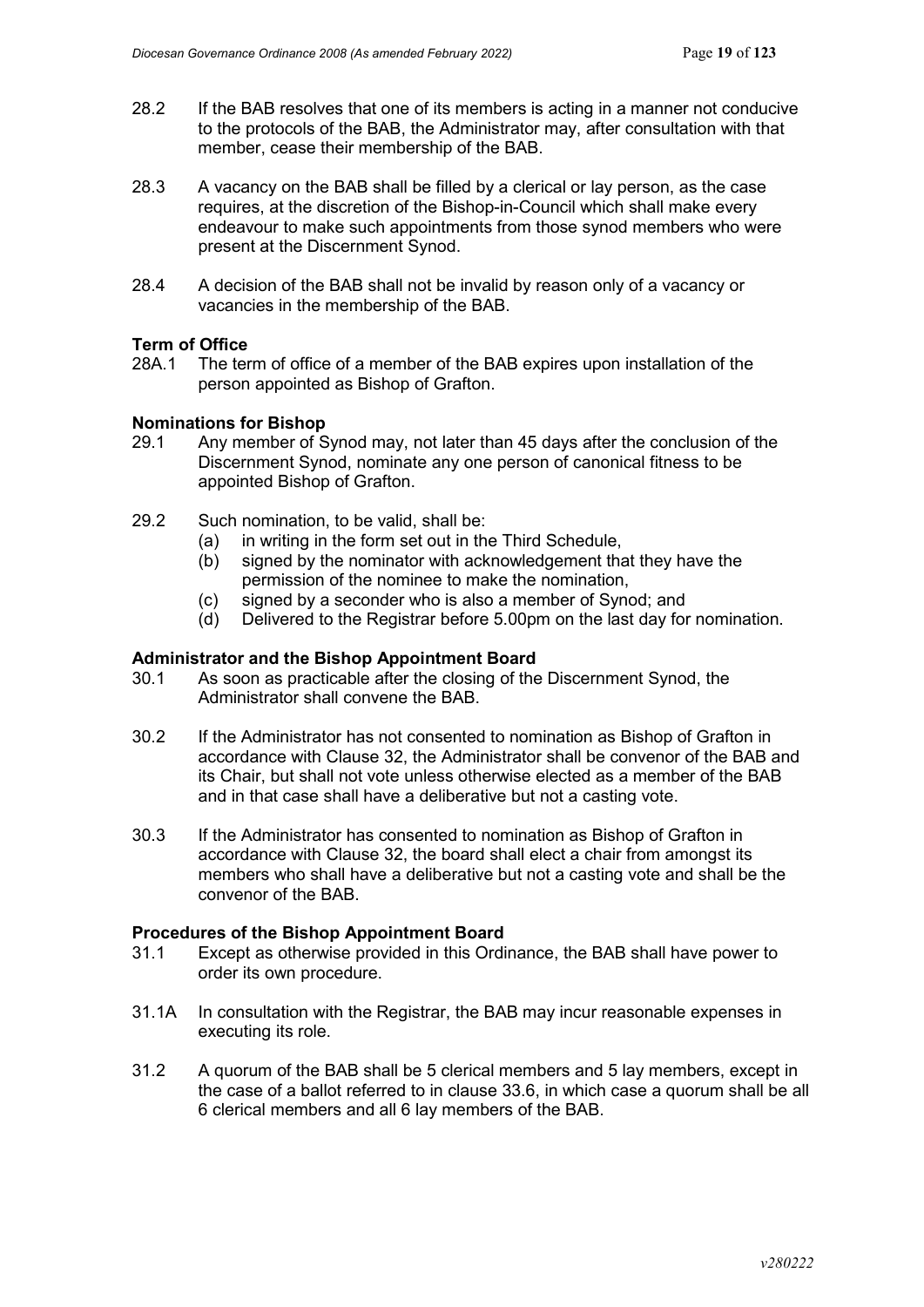28.2 If the BAB resolves that one of its members is acting in a manner not conducive to the protocols of the BAB, the Administrator may, after consultation with that member, cease their membership of the BAB.

28.3 A vacancy on the BAB shall be filled by a clerical or lay person, as the case requires, at the discretion of the Bishop-in-Council which shall make every endeavour to make such appointments from those synod members who were present at the Discernment Synod.

28.4 A decision of the BAB shall not be invalid by reason only of a vacancy or vacancies in the membership of the BAB.

**Term of Office**

28A.1 The term of office of a member of the BAB expires upon installation of the person appointed as Bishop of Grafton.

**Nominations for Bishop**

29.1 Any member of Synod may, not later than 45 days after the conclusion of the Discernment Synod, nominate any one person of canonical fitness to be appointed Bishop of Grafton.

29.2 Such nomination, to be valid, shall be:
  (a) in writing in the form set out in the Third Schedule,
  (b) signed by the nominator with acknowledgement that they have the permission of the nominee to make the nomination,
  (c) signed by a seconder who is also a member of Synod; and
  (d) Delivered to the Registrar before 5.00pm on the last day for nomination.

**Administrator and the Bishop Appointment Board**

30.1 As soon as practicable after the closing of the Discernment Synod, the Administrator shall convene the BAB.

30.2 If the Administrator has not consented to nomination as Bishop of Grafton in accordance with Clause 32, the Administrator shall be convenor of the BAB and its Chair, but shall not vote unless otherwise elected as a member of the BAB and in that case shall have a deliberative but not a casting vote.

30.3 If the Administrator has consented to nomination as Bishop of Grafton in accordance with Clause 32, the board shall elect a chair from amongst its members who shall have a deliberative but not a casting vote and shall be the convenor of the BAB.

**Procedures of the Bishop Appointment Board**

31.1 Except as otherwise provided in this Ordinance, the BAB shall have power to order its own procedure.

31.1A In consultation with the Registrar, the BAB may incur reasonable expenses in executing its role.

31.2 A quorum of the BAB shall be 5 clerical members and 5 lay members, except in the case of a ballot referred to in clause 33.6, in which case a quorum shall be all 6 clerical members and all 6 lay members of the BAB.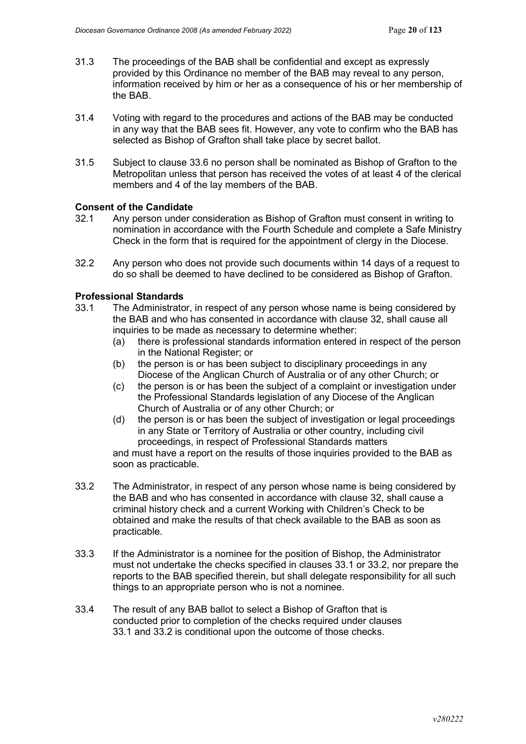31.3 The proceedings of the BAB shall be confidential and except as expressly provided by this Ordinance no member of the BAB may reveal to any person, information received by him or her as a consequence of his or her membership of the BAB.

31.4 Voting with regard to the procedures and actions of the BAB may be conducted in any way that the BAB sees fit. However, any vote to confirm who the BAB has selected as Bishop of Grafton shall take place by secret ballot.

31.5 Subject to clause 33.6 no person shall be nominated as Bishop of Grafton to the Metropolitan unless that person has received the votes of at least 4 of the clerical members and 4 of the lay members of the BAB.

**Consent of the Candidate**

32.1 Any person under consideration as Bishop of Grafton must consent in writing to nomination in accordance with the Fourth Schedule and complete a Safe Ministry Check in the form that is required for the appointment of clergy in the Diocese.

32.2 Any person who does not provide such documents within 14 days of a request to do so shall be deemed to have declined to be considered as Bishop of Grafton.

**Professional Standards**

33.1 The Administrator, in respect of any person whose name is being considered by the BAB and who has consented in accordance with clause 32, shall cause all inquiries to be made as necessary to determine whether:

(a) there is professional standards information entered in respect of the person in the National Register; or

(b) the person is or has been subject to disciplinary proceedings in any Diocese of the Anglican Church of Australia or of any other Church; or

(c) the person is or has been the subject of a complaint or investigation under the Professional Standards legislation of any Diocese of the Anglican Church of Australia or of any other Church; or

(d) the person is or has been the subject of investigation or legal proceedings in any State or Territory of Australia or other country, including civil proceedings, in respect of Professional Standards matters

and must have a report on the results of those inquiries provided to the BAB as soon as practicable.

33.2 The Administrator, in respect of any person whose name is being considered by the BAB and who has consented in accordance with clause 32, shall cause a criminal history check and a current Working with Children's Check to be obtained and make the results of that check available to the BAB as soon as practicable.

33.3 If the Administrator is a nominee for the position of Bishop, the Administrator must not undertake the checks specified in clauses 33.1 or 33.2, nor prepare the reports to the BAB specified therein, but shall delegate responsibility for all such things to an appropriate person who is not a nominee.

33.4 The result of any BAB ballot to select a Bishop of Grafton that is conducted prior to completion of the checks required under clauses 33.1 and 33.2 is conditional upon the outcome of those checks.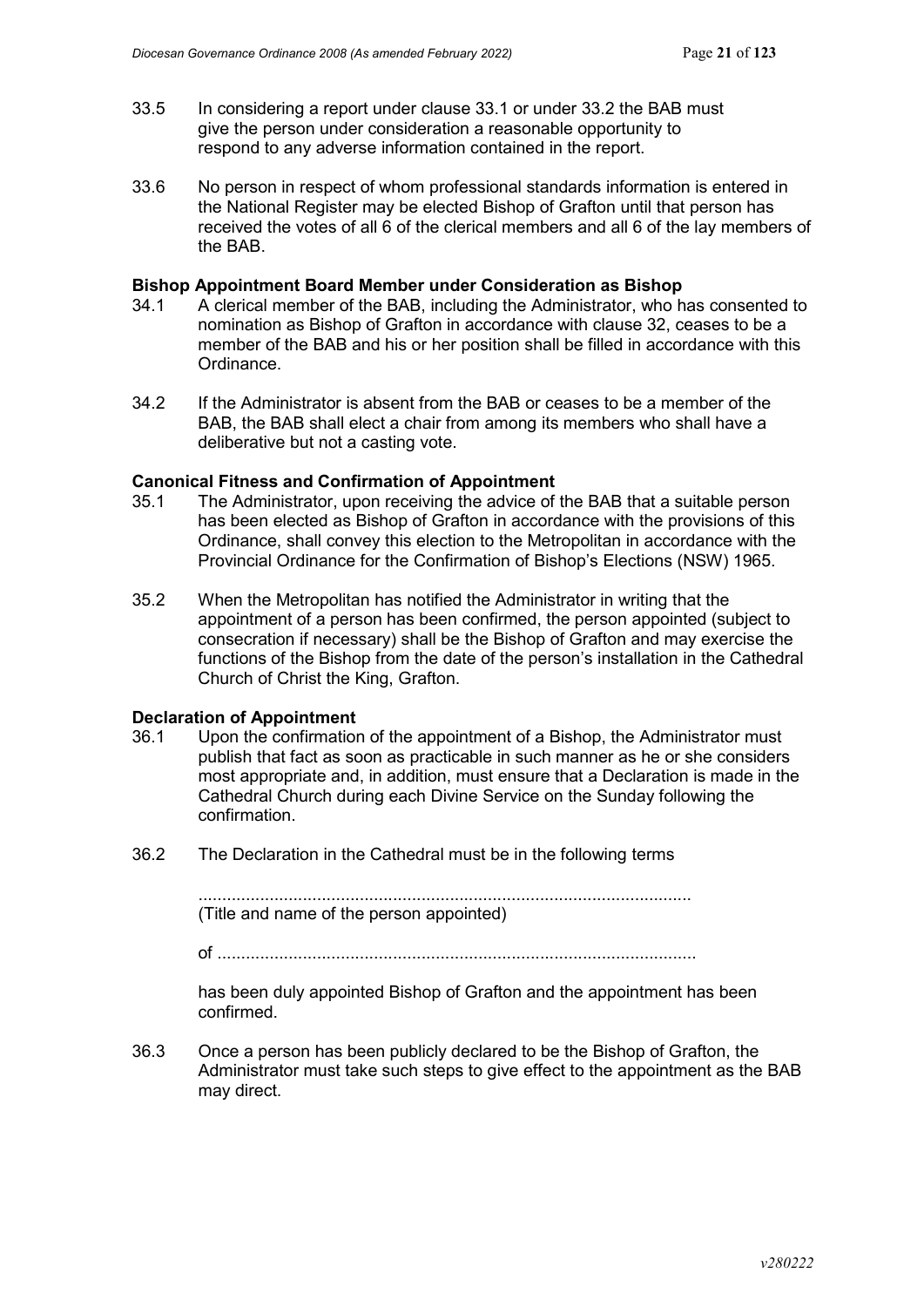33.5 In considering a report under clause 33.1 or under 33.2 the BAB must give the person under consideration a reasonable opportunity to respond to any adverse information contained in the report.

33.6 No person in respect of whom professional standards information is entered in the National Register may be elected Bishop of Grafton until that person has received the votes of all 6 of the clerical members and all 6 of the lay members of the BAB.

**Bishop Appointment Board Member under Consideration as Bishop**

34.1 A clerical member of the BAB, including the Administrator, who has consented to nomination as Bishop of Grafton in accordance with clause 32, ceases to be a member of the BAB and his or her position shall be filled in accordance with this Ordinance.

34.2 If the Administrator is absent from the BAB or ceases to be a member of the BAB, the BAB shall elect a chair from among its members who shall have a deliberative but not a casting vote.

**Canonical Fitness and Confirmation of Appointment**

35.1 The Administrator, upon receiving the advice of the BAB that a suitable person has been elected as Bishop of Grafton in accordance with the provisions of this Ordinance, shall convey this election to the Metropolitan in accordance with the Provincial Ordinance for the Confirmation of Bishop's Elections (NSW) 1965.

35.2 When the Metropolitan has notified the Administrator in writing that the appointment of a person has been confirmed, the person appointed (subject to consecration if necessary) shall be the Bishop of Grafton and may exercise the functions of the Bishop from the date of the person's installation in the Cathedral Church of Christ the King, Grafton.

**Declaration of Appointment**

36.1 Upon the confirmation of the appointment of a Bishop, the Administrator must publish that fact as soon as practicable in such manner as he or she considers most appropriate and, in addition, must ensure that a Declaration is made in the Cathedral Church during each Divine Service on the Sunday following the confirmation.

36.2 The Declaration in the Cathedral must be in the following terms

> .......................................................................................................
> (Title and name of the person appointed)
>
> of ....................................................................................................
>
> has been duly appointed Bishop of Grafton and the appointment has been confirmed.

36.3 Once a person has been publicly declared to be the Bishop of Grafton, the Administrator must take such steps to give effect to the appointment as the BAB may direct.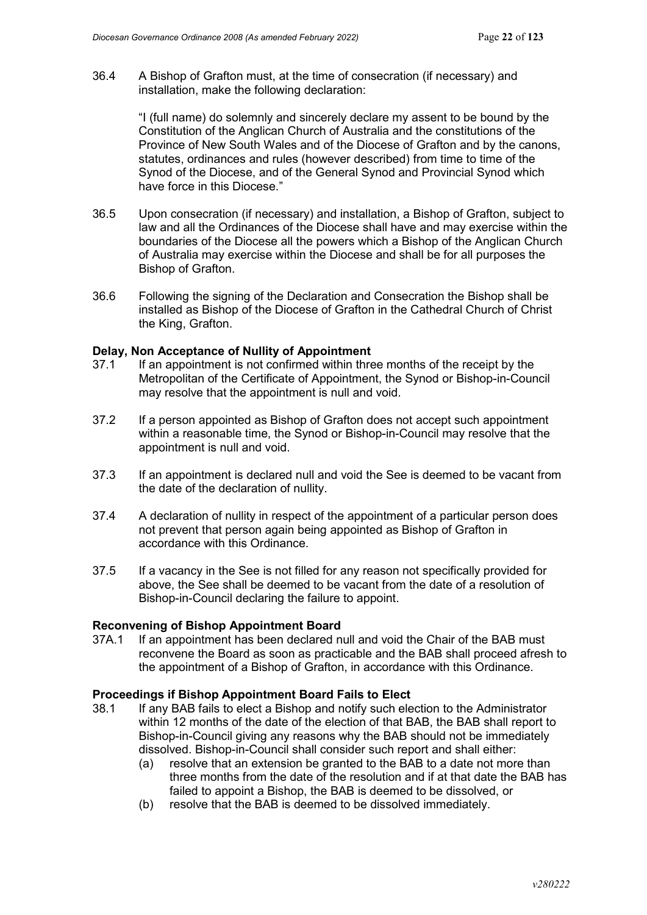36.4 A Bishop of Grafton must, at the time of consecration (if necessary) and installation, make the following declaration:

"I (full name) do solemnly and sincerely declare my assent to be bound by the Constitution of the Anglican Church of Australia and the constitutions of the Province of New South Wales and of the Diocese of Grafton and by the canons, statutes, ordinances and rules (however described) from time to time of the Synod of the Diocese, and of the General Synod and Provincial Synod which have force in this Diocese."

36.5 Upon consecration (if necessary) and installation, a Bishop of Grafton, subject to law and all the Ordinances of the Diocese shall have and may exercise within the boundaries of the Diocese all the powers which a Bishop of the Anglican Church of Australia may exercise within the Diocese and shall be for all purposes the Bishop of Grafton.

36.6 Following the signing of the Declaration and Consecration the Bishop shall be installed as Bishop of the Diocese of Grafton in the Cathedral Church of Christ the King, Grafton.

**Delay, Non Acceptance of Nullity of Appointment**

37.1 If an appointment is not confirmed within three months of the receipt by the Metropolitan of the Certificate of Appointment, the Synod or Bishop-in-Council may resolve that the appointment is null and void.

37.2 If a person appointed as Bishop of Grafton does not accept such appointment within a reasonable time, the Synod or Bishop-in-Council may resolve that the appointment is null and void.

37.3 If an appointment is declared null and void the See is deemed to be vacant from the date of the declaration of nullity.

37.4 A declaration of nullity in respect of the appointment of a particular person does not prevent that person again being appointed as Bishop of Grafton in accordance with this Ordinance.

37.5 If a vacancy in the See is not filled for any reason not specifically provided for above, the See shall be deemed to be vacant from the date of a resolution of Bishop-in-Council declaring the failure to appoint.

**Reconvening of Bishop Appointment Board**

37A.1 If an appointment has been declared null and void the Chair of the BAB must reconvene the Board as soon as practicable and the BAB shall proceed afresh to the appointment of a Bishop of Grafton, in accordance with this Ordinance.

**Proceedings if Bishop Appointment Board Fails to Elect**

38.1 If any BAB fails to elect a Bishop and notify such election to the Administrator within 12 months of the date of the election of that BAB, the BAB shall report to Bishop-in-Council giving any reasons why the BAB should not be immediately dissolved. Bishop-in-Council shall consider such report and shall either:

(a) resolve that an extension be granted to the BAB to a date not more than three months from the date of the resolution and if at that date the BAB has failed to appoint a Bishop, the BAB is deemed to be dissolved, or

(b) resolve that the BAB is deemed to be dissolved immediately.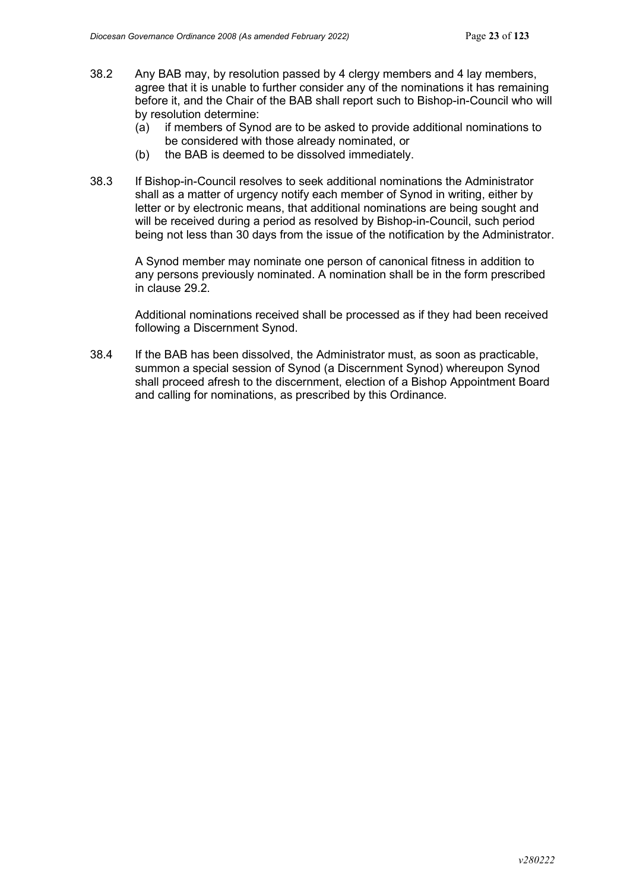38.2 Any BAB may, by resolution passed by 4 clergy members and 4 lay members, agree that it is unable to further consider any of the nominations it has remaining before it, and the Chair of the BAB shall report such to Bishop-in-Council who will by resolution determine:

(a) if members of Synod are to be asked to provide additional nominations to be considered with those already nominated, or

(b) the BAB is deemed to be dissolved immediately.

38.3 If Bishop-in-Council resolves to seek additional nominations the Administrator shall as a matter of urgency notify each member of Synod in writing, either by letter or by electronic means, that additional nominations are being sought and will be received during a period as resolved by Bishop-in-Council, such period being not less than 30 days from the issue of the notification by the Administrator.

A Synod member may nominate one person of canonical fitness in addition to any persons previously nominated. A nomination shall be in the form prescribed in clause 29.2.

Additional nominations received shall be processed as if they had been received following a Discernment Synod.

38.4 If the BAB has been dissolved, the Administrator must, as soon as practicable, summon a special session of Synod (a Discernment Synod) whereupon Synod shall proceed afresh to the discernment, election of a Bishop Appointment Board and calling for nominations, as prescribed by this Ordinance.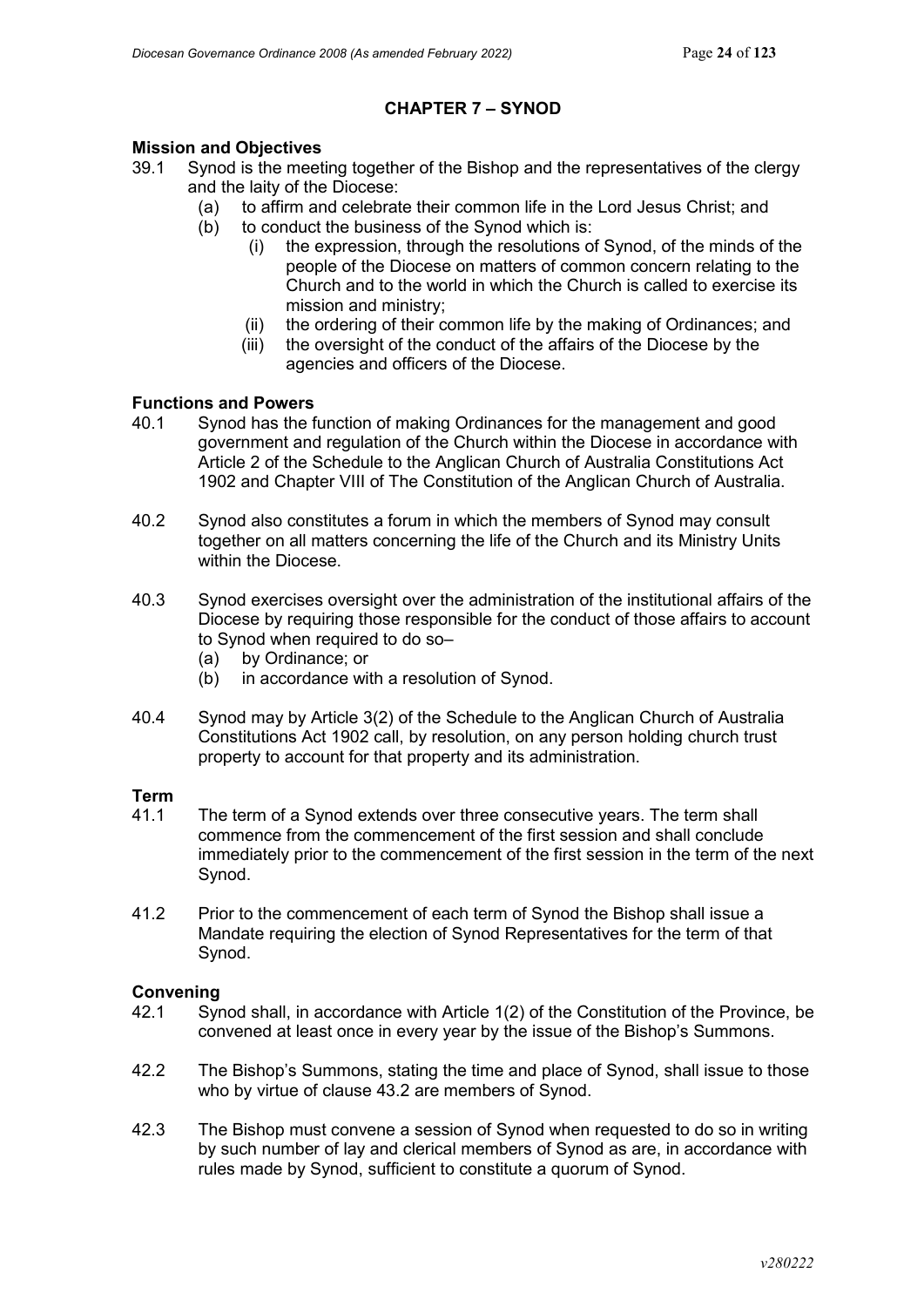## CHAPTER 7 – SYNOD

### Mission and Objectives

39.1 Synod is the meeting together of the Bishop and the representatives of the clergy and the laity of the Diocese:

- (a) to affirm and celebrate their common life in the Lord Jesus Christ; and
- (b) to conduct the business of the Synod which is:
  - (i) the expression, through the resolutions of Synod, of the minds of the people of the Diocese on matters of common concern relating to the Church and to the world in which the Church is called to exercise its mission and ministry;
  - (ii) the ordering of their common life by the making of Ordinances; and
  - (iii) the oversight of the conduct of the affairs of the Diocese by the agencies and officers of the Diocese.

### Functions and Powers

40.1 Synod has the function of making Ordinances for the management and good government and regulation of the Church within the Diocese in accordance with Article 2 of the Schedule to the Anglican Church of Australia Constitutions Act 1902 and Chapter VIII of The Constitution of the Anglican Church of Australia.

40.2 Synod also constitutes a forum in which the members of Synod may consult together on all matters concerning the life of the Church and its Ministry Units within the Diocese.

40.3 Synod exercises oversight over the administration of the institutional affairs of the Diocese by requiring those responsible for the conduct of those affairs to account to Synod when required to do so–

- (a) by Ordinance; or
- (b) in accordance with a resolution of Synod.

40.4 Synod may by Article 3(2) of the Schedule to the Anglican Church of Australia Constitutions Act 1902 call, by resolution, on any person holding church trust property to account for that property and its administration.

### Term

41.1 The term of a Synod extends over three consecutive years. The term shall commence from the commencement of the first session and shall conclude immediately prior to the commencement of the first session in the term of the next Synod.

41.2 Prior to the commencement of each term of Synod the Bishop shall issue a Mandate requiring the election of Synod Representatives for the term of that Synod.

### Convening

42.1 Synod shall, in accordance with Article 1(2) of the Constitution of the Province, be convened at least once in every year by the issue of the Bishop's Summons.

42.2 The Bishop's Summons, stating the time and place of Synod, shall issue to those who by virtue of clause 43.2 are members of Synod.

42.3 The Bishop must convene a session of Synod when requested to do so in writing by such number of lay and clerical members of Synod as are, in accordance with rules made by Synod, sufficient to constitute a quorum of Synod.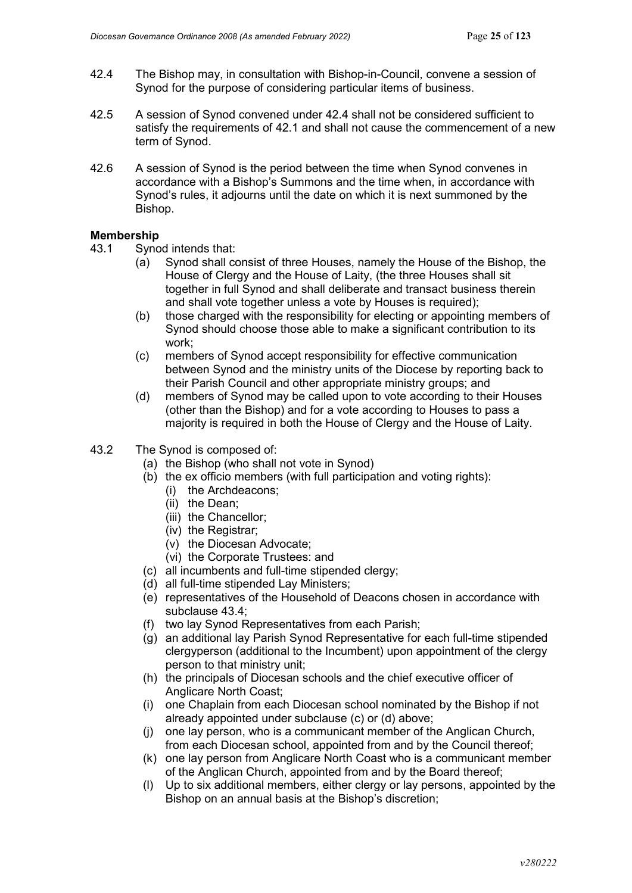42.4 The Bishop may, in consultation with Bishop-in-Council, convene a session of Synod for the purpose of considering particular items of business.

42.5 A session of Synod convened under 42.4 shall not be considered sufficient to satisfy the requirements of 42.1 and shall not cause the commencement of a new term of Synod.

42.6 A session of Synod is the period between the time when Synod convenes in accordance with a Bishop's Summons and the time when, in accordance with Synod's rules, it adjourns until the date on which it is next summoned by the Bishop.

**Membership**

43.1 Synod intends that:

- (a) Synod shall consist of three Houses, namely the House of the Bishop, the House of Clergy and the House of Laity, (the three Houses shall sit together in full Synod and shall deliberate and transact business therein and shall vote together unless a vote by Houses is required);
- (b) those charged with the responsibility for electing or appointing members of Synod should choose those able to make a significant contribution to its work;
- (c) members of Synod accept responsibility for effective communication between Synod and the ministry units of the Diocese by reporting back to their Parish Council and other appropriate ministry groups; and
- (d) members of Synod may be called upon to vote according to their Houses (other than the Bishop) and for a vote according to Houses to pass a majority is required in both the House of Clergy and the House of Laity.

43.2 The Synod is composed of:

- (a) the Bishop (who shall not vote in Synod)
- (b) the ex officio members (with full participation and voting rights):
  - (i) the Archdeacons;
  - (ii) the Dean;
  - (iii) the Chancellor;
  - (iv) the Registrar;
  - (v) the Diocesan Advocate;
  - (vi) the Corporate Trustees: and
- (c) all incumbents and full-time stipended clergy;
- (d) all full-time stipended Lay Ministers;
- (e) representatives of the Household of Deacons chosen in accordance with subclause 43.4;
- (f) two lay Synod Representatives from each Parish;
- (g) an additional lay Parish Synod Representative for each full-time stipended clergyperson (additional to the Incumbent) upon appointment of the clergy person to that ministry unit;
- (h) the principals of Diocesan schools and the chief executive officer of Anglicare North Coast;
- (i) one Chaplain from each Diocesan school nominated by the Bishop if not already appointed under subclause (c) or (d) above;
- (j) one lay person, who is a communicant member of the Anglican Church, from each Diocesan school, appointed from and by the Council thereof;
- (k) one lay person from Anglicare North Coast who is a communicant member of the Anglican Church, appointed from and by the Board thereof;
- (l) Up to six additional members, either clergy or lay persons, appointed by the Bishop on an annual basis at the Bishop's discretion;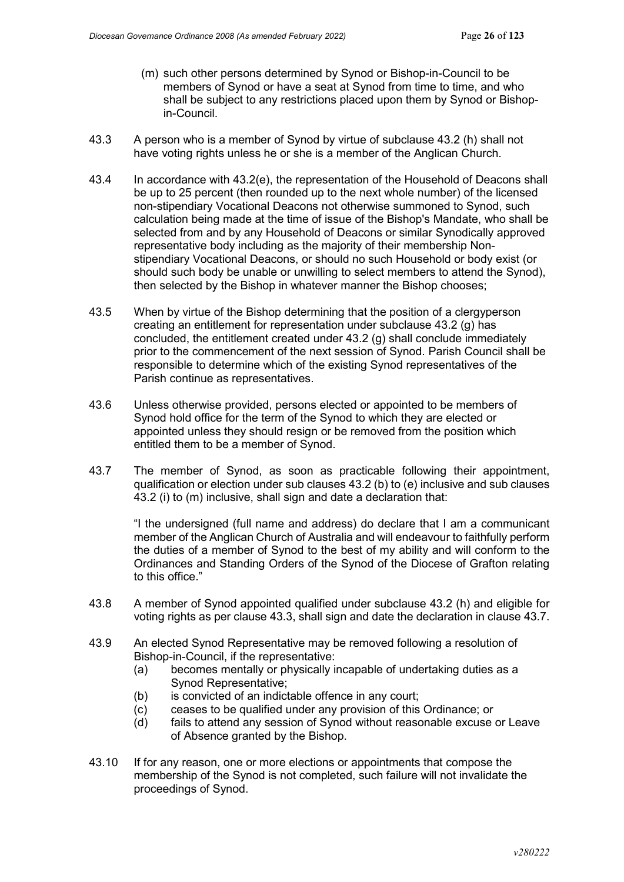(m) such other persons determined by Synod or Bishop-in-Council to be members of Synod or have a seat at Synod from time to time, and who shall be subject to any restrictions placed upon them by Synod or Bishop-in-Council.

43.3 A person who is a member of Synod by virtue of subclause 43.2 (h) shall not have voting rights unless he or she is a member of the Anglican Church.

43.4 In accordance with 43.2(e), the representation of the Household of Deacons shall be up to 25 percent (then rounded up to the next whole number) of the licensed non-stipendiary Vocational Deacons not otherwise summoned to Synod, such calculation being made at the time of issue of the Bishop's Mandate, who shall be selected from and by any Household of Deacons or similar Synodically approved representative body including as the majority of their membership Non-stipendiary Vocational Deacons, or should no such Household or body exist (or should such body be unable or unwilling to select members to attend the Synod), then selected by the Bishop in whatever manner the Bishop chooses;

43.5 When by virtue of the Bishop determining that the position of a clergyperson creating an entitlement for representation under subclause 43.2 (g) has concluded, the entitlement created under 43.2 (g) shall conclude immediately prior to the commencement of the next session of Synod. Parish Council shall be responsible to determine which of the existing Synod representatives of the Parish continue as representatives.

43.6 Unless otherwise provided, persons elected or appointed to be members of Synod hold office for the term of the Synod to which they are elected or appointed unless they should resign or be removed from the position which entitled them to be a member of Synod.

43.7 The member of Synod, as soon as practicable following their appointment, qualification or election under sub clauses 43.2 (b) to (e) inclusive and sub clauses 43.2 (i) to (m) inclusive, shall sign and date a declaration that:

"I the undersigned (full name and address) do declare that I am a communicant member of the Anglican Church of Australia and will endeavour to faithfully perform the duties of a member of Synod to the best of my ability and will conform to the Ordinances and Standing Orders of the Synod of the Diocese of Grafton relating to this office."

43.8 A member of Synod appointed qualified under subclause 43.2 (h) and eligible for voting rights as per clause 43.3, shall sign and date the declaration in clause 43.7.

43.9 An elected Synod Representative may be removed following a resolution of Bishop-in-Council, if the representative:

(a) becomes mentally or physically incapable of undertaking duties as a Synod Representative;
(b) is convicted of an indictable offence in any court;
(c) ceases to be qualified under any provision of this Ordinance; or
(d) fails to attend any session of Synod without reasonable excuse or Leave of Absence granted by the Bishop.

43.10 If for any reason, one or more elections or appointments that compose the membership of the Synod is not completed, such failure will not invalidate the proceedings of Synod.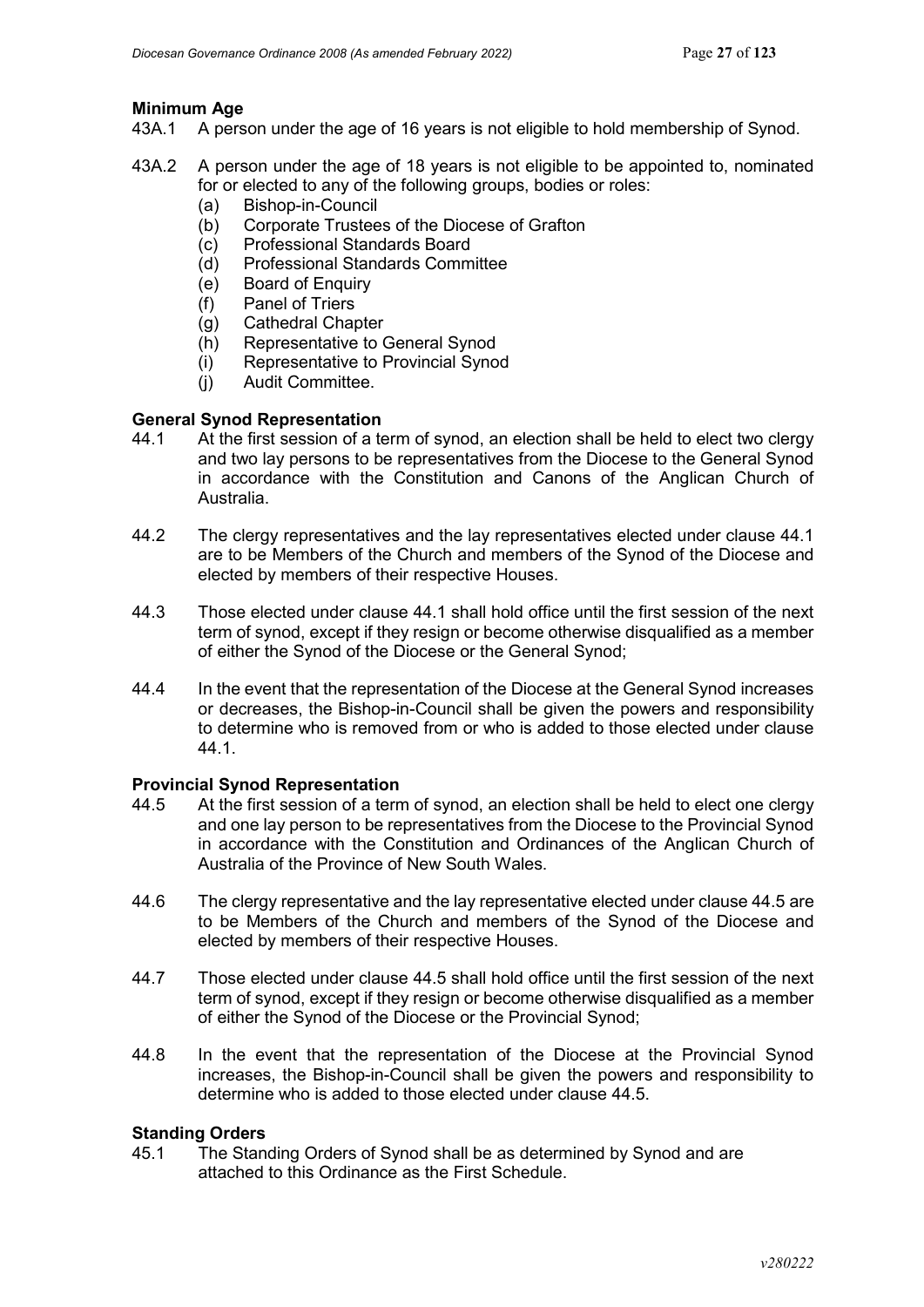**Minimum Age**

43A.1 A person under the age of 16 years is not eligible to hold membership of Synod.

43A.2 A person under the age of 18 years is not eligible to be appointed to, nominated for or elected to any of the following groups, bodies or roles:

(a) Bishop-in-Council
(b) Corporate Trustees of the Diocese of Grafton
(c) Professional Standards Board
(d) Professional Standards Committee
(e) Board of Enquiry
(f) Panel of Triers
(g) Cathedral Chapter
(h) Representative to General Synod
(i) Representative to Provincial Synod
(j) Audit Committee.

**General Synod Representation**

44.1 At the first session of a term of synod, an election shall be held to elect two clergy and two lay persons to be representatives from the Diocese to the General Synod in accordance with the Constitution and Canons of the Anglican Church of Australia.

44.2 The clergy representatives and the lay representatives elected under clause 44.1 are to be Members of the Church and members of the Synod of the Diocese and elected by members of their respective Houses.

44.3 Those elected under clause 44.1 shall hold office until the first session of the next term of synod, except if they resign or become otherwise disqualified as a member of either the Synod of the Diocese or the General Synod;

44.4 In the event that the representation of the Diocese at the General Synod increases or decreases, the Bishop-in-Council shall be given the powers and responsibility to determine who is removed from or who is added to those elected under clause 44.1.

**Provincial Synod Representation**

44.5 At the first session of a term of synod, an election shall be held to elect one clergy and one lay person to be representatives from the Diocese to the Provincial Synod in accordance with the Constitution and Ordinances of the Anglican Church of Australia of the Province of New South Wales.

44.6 The clergy representative and the lay representative elected under clause 44.5 are to be Members of the Church and members of the Synod of the Diocese and elected by members of their respective Houses.

44.7 Those elected under clause 44.5 shall hold office until the first session of the next term of synod, except if they resign or become otherwise disqualified as a member of either the Synod of the Diocese or the Provincial Synod;

44.8 In the event that the representation of the Diocese at the Provincial Synod increases, the Bishop-in-Council shall be given the powers and responsibility to determine who is added to those elected under clause 44.5.

**Standing Orders**

45.1 The Standing Orders of Synod shall be as determined by Synod and are attached to this Ordinance as the First Schedule.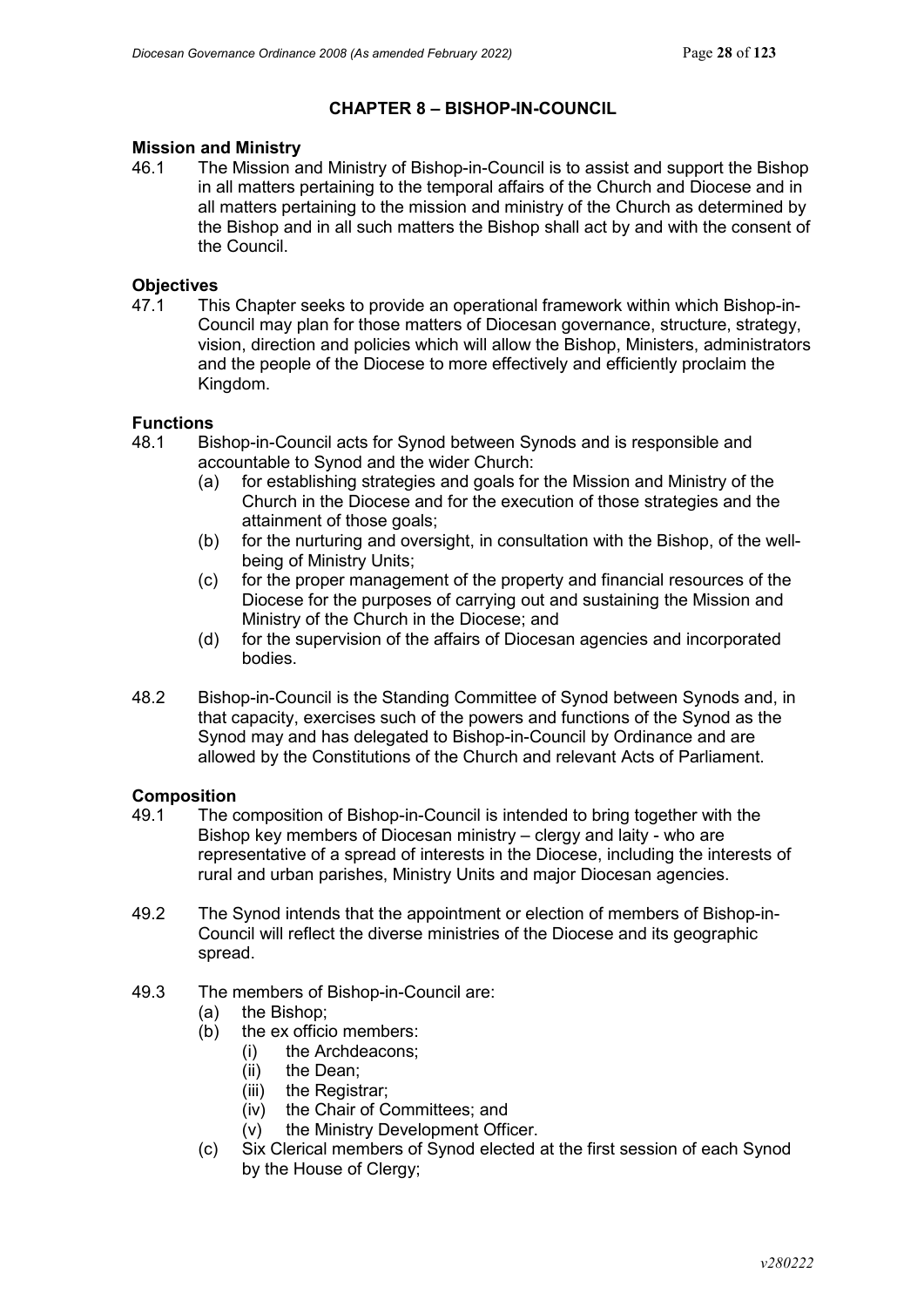## CHAPTER 8 – BISHOP-IN-COUNCIL

### Mission and Ministry

46.1 The Mission and Ministry of Bishop-in-Council is to assist and support the Bishop in all matters pertaining to the temporal affairs of the Church and Diocese and in all matters pertaining to the mission and ministry of the Church as determined by the Bishop and in all such matters the Bishop shall act by and with the consent of the Council.

### Objectives

47.1 This Chapter seeks to provide an operational framework within which Bishop-in-Council may plan for those matters of Diocesan governance, structure, strategy, vision, direction and policies which will allow the Bishop, Ministers, administrators and the people of the Diocese to more effectively and efficiently proclaim the Kingdom.

### Functions

48.1 Bishop-in-Council acts for Synod between Synods and is responsible and accountable to Synod and the wider Church:

- (a) for establishing strategies and goals for the Mission and Ministry of the Church in the Diocese and for the execution of those strategies and the attainment of those goals;
- (b) for the nurturing and oversight, in consultation with the Bishop, of the well-being of Ministry Units;
- (c) for the proper management of the property and financial resources of the Diocese for the purposes of carrying out and sustaining the Mission and Ministry of the Church in the Diocese; and
- (d) for the supervision of the affairs of Diocesan agencies and incorporated bodies.

48.2 Bishop-in-Council is the Standing Committee of Synod between Synods and, in that capacity, exercises such of the powers and functions of the Synod as the Synod may and has delegated to Bishop-in-Council by Ordinance and are allowed by the Constitutions of the Church and relevant Acts of Parliament.

### Composition

49.1 The composition of Bishop-in-Council is intended to bring together with the Bishop key members of Diocesan ministry – clergy and laity - who are representative of a spread of interests in the Diocese, including the interests of rural and urban parishes, Ministry Units and major Diocesan agencies.

49.2 The Synod intends that the appointment or election of members of Bishop-in-Council will reflect the diverse ministries of the Diocese and its geographic spread.

49.3 The members of Bishop-in-Council are:

- (a) the Bishop;
- (b) the ex officio members:
  - (i) the Archdeacons;
  - (ii) the Dean;
  - (iii) the Registrar;
  - (iv) the Chair of Committees; and
  - (v) the Ministry Development Officer.
- (c) Six Clerical members of Synod elected at the first session of each Synod by the House of Clergy;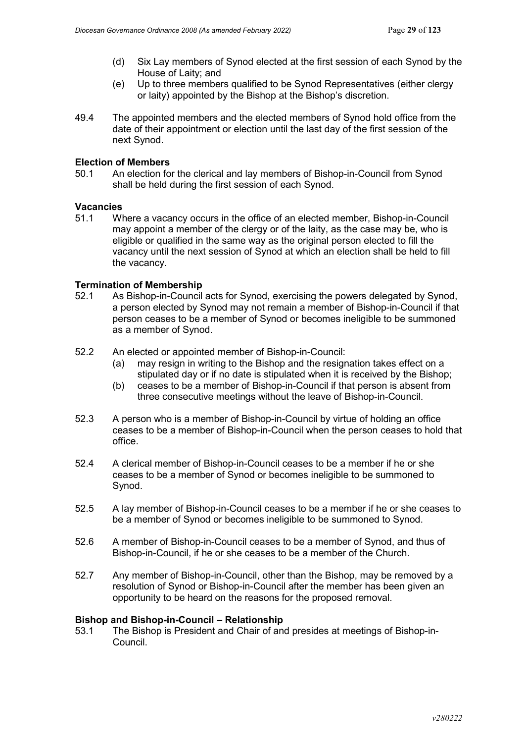(d) Six Lay members of Synod elected at the first session of each Synod by the House of Laity; and

(e) Up to three members qualified to be Synod Representatives (either clergy or laity) appointed by the Bishop at the Bishop's discretion.

49.4 The appointed members and the elected members of Synod hold office from the date of their appointment or election until the last day of the first session of the next Synod.

**Election of Members**

50.1 An election for the clerical and lay members of Bishop-in-Council from Synod shall be held during the first session of each Synod.

**Vacancies**

51.1 Where a vacancy occurs in the office of an elected member, Bishop-in-Council may appoint a member of the clergy or of the laity, as the case may be, who is eligible or qualified in the same way as the original person elected to fill the vacancy until the next session of Synod at which an election shall be held to fill the vacancy.

**Termination of Membership**

52.1 As Bishop-in-Council acts for Synod, exercising the powers delegated by Synod, a person elected by Synod may not remain a member of Bishop-in-Council if that person ceases to be a member of Synod or becomes ineligible to be summoned as a member of Synod.

52.2 An elected or appointed member of Bishop-in-Council:

(a) may resign in writing to the Bishop and the resignation takes effect on a stipulated day or if no date is stipulated when it is received by the Bishop;

(b) ceases to be a member of Bishop-in-Council if that person is absent from three consecutive meetings without the leave of Bishop-in-Council.

52.3 A person who is a member of Bishop-in-Council by virtue of holding an office ceases to be a member of Bishop-in-Council when the person ceases to hold that office.

52.4 A clerical member of Bishop-in-Council ceases to be a member if he or she ceases to be a member of Synod or becomes ineligible to be summoned to Synod.

52.5 A lay member of Bishop-in-Council ceases to be a member if he or she ceases to be a member of Synod or becomes ineligible to be summoned to Synod.

52.6 A member of Bishop-in-Council ceases to be a member of Synod, and thus of Bishop-in-Council, if he or she ceases to be a member of the Church.

52.7 Any member of Bishop-in-Council, other than the Bishop, may be removed by a resolution of Synod or Bishop-in-Council after the member has been given an opportunity to be heard on the reasons for the proposed removal.

**Bishop and Bishop-in-Council – Relationship**

53.1 The Bishop is President and Chair of and presides at meetings of Bishop-in-Council.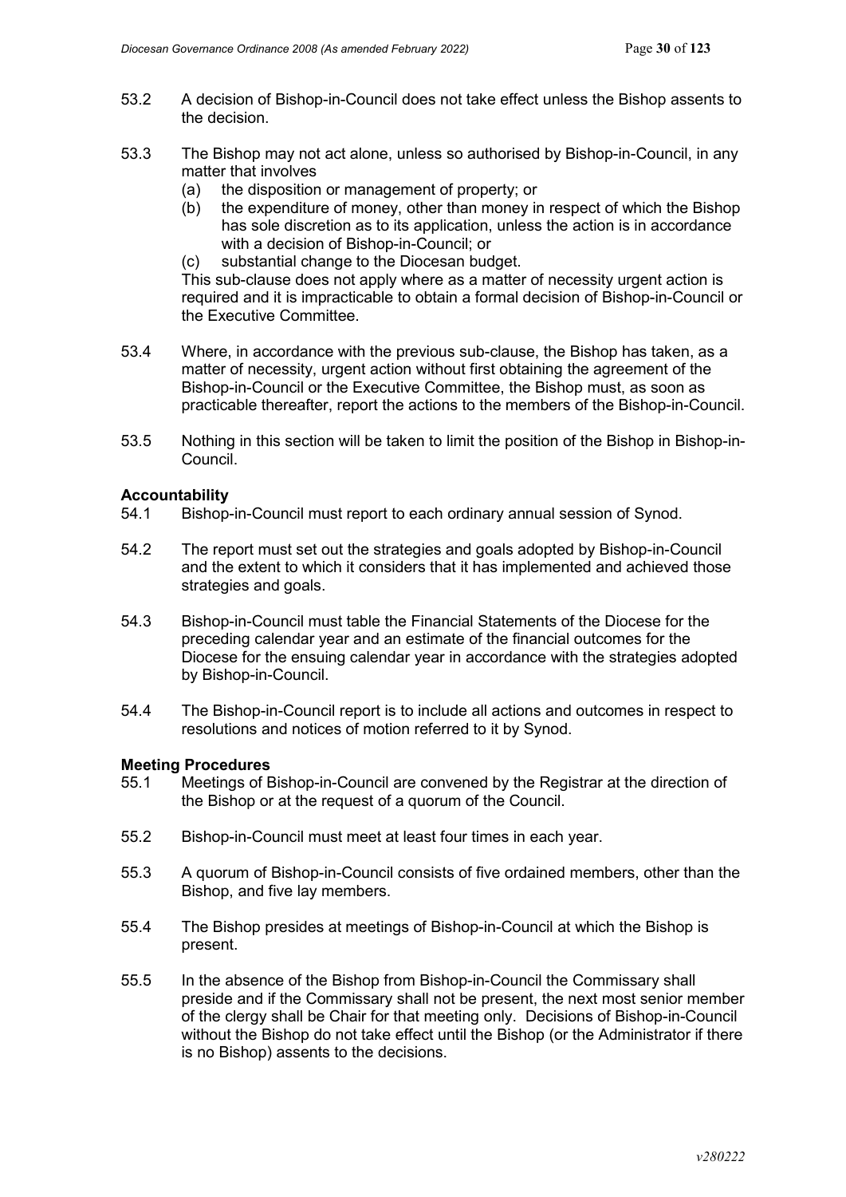53.2 A decision of Bishop-in-Council does not take effect unless the Bishop assents to the decision.

53.3 The Bishop may not act alone, unless so authorised by Bishop-in-Council, in any matter that involves

- (a) the disposition or management of property; or
- (b) the expenditure of money, other than money in respect of which the Bishop has sole discretion as to its application, unless the action is in accordance with a decision of Bishop-in-Council; or
- (c) substantial change to the Diocesan budget.

This sub-clause does not apply where as a matter of necessity urgent action is required and it is impracticable to obtain a formal decision of Bishop-in-Council or the Executive Committee.

53.4 Where, in accordance with the previous sub-clause, the Bishop has taken, as a matter of necessity, urgent action without first obtaining the agreement of the Bishop-in-Council or the Executive Committee, the Bishop must, as soon as practicable thereafter, report the actions to the members of the Bishop-in-Council.

53.5 Nothing in this section will be taken to limit the position of the Bishop in Bishop-in-Council.

**Accountability**

54.1 Bishop-in-Council must report to each ordinary annual session of Synod.

54.2 The report must set out the strategies and goals adopted by Bishop-in-Council and the extent to which it considers that it has implemented and achieved those strategies and goals.

54.3 Bishop-in-Council must table the Financial Statements of the Diocese for the preceding calendar year and an estimate of the financial outcomes for the Diocese for the ensuing calendar year in accordance with the strategies adopted by Bishop-in-Council.

54.4 The Bishop-in-Council report is to include all actions and outcomes in respect to resolutions and notices of motion referred to it by Synod.

**Meeting Procedures**

55.1 Meetings of Bishop-in-Council are convened by the Registrar at the direction of the Bishop or at the request of a quorum of the Council.

55.2 Bishop-in-Council must meet at least four times in each year.

55.3 A quorum of Bishop-in-Council consists of five ordained members, other than the Bishop, and five lay members.

55.4 The Bishop presides at meetings of Bishop-in-Council at which the Bishop is present.

55.5 In the absence of the Bishop from Bishop-in-Council the Commissary shall preside and if the Commissary shall not be present, the next most senior member of the clergy shall be Chair for that meeting only. Decisions of Bishop-in-Council without the Bishop do not take effect until the Bishop (or the Administrator if there is no Bishop) assents to the decisions.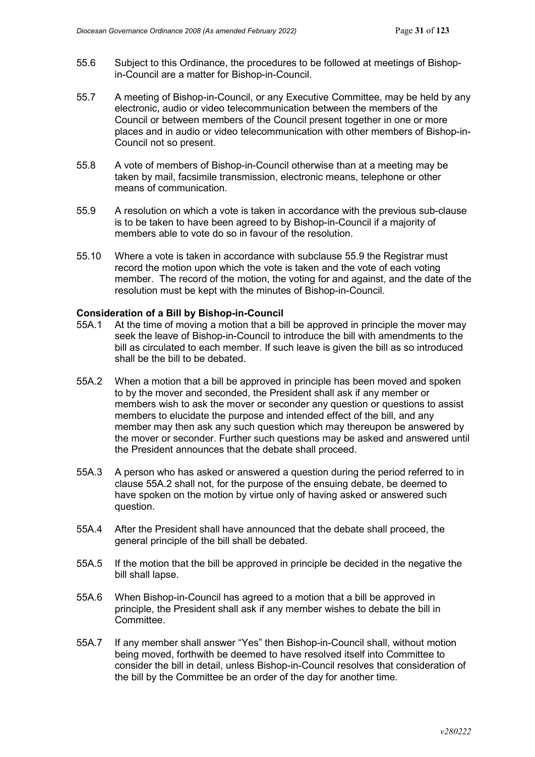55.6 Subject to this Ordinance, the procedures to be followed at meetings of Bishop-in-Council are a matter for Bishop-in-Council.

55.7 A meeting of Bishop-in-Council, or any Executive Committee, may be held by any electronic, audio or video telecommunication between the members of the Council or between members of the Council present together in one or more places and in audio or video telecommunication with other members of Bishop-in-Council not so present.

55.8 A vote of members of Bishop-in-Council otherwise than at a meeting may be taken by mail, facsimile transmission, electronic means, telephone or other means of communication.

55.9 A resolution on which a vote is taken in accordance with the previous sub-clause is to be taken to have been agreed to by Bishop-in-Council if a majority of members able to vote do so in favour of the resolution.

55.10 Where a vote is taken in accordance with subclause 55.9 the Registrar must record the motion upon which the vote is taken and the vote of each voting member. The record of the motion, the voting for and against, and the date of the resolution must be kept with the minutes of Bishop-in-Council.

**Consideration of a Bill by Bishop-in-Council**

55A.1 At the time of moving a motion that a bill be approved in principle the mover may seek the leave of Bishop-in-Council to introduce the bill with amendments to the bill as circulated to each member. If such leave is given the bill as so introduced shall be the bill to be debated.

55A.2 When a motion that a bill be approved in principle has been moved and spoken to by the mover and seconded, the President shall ask if any member or members wish to ask the mover or seconder any question or questions to assist members to elucidate the purpose and intended effect of the bill, and any member may then ask any such question which may thereupon be answered by the mover or seconder. Further such questions may be asked and answered until the President announces that the debate shall proceed.

55A.3 A person who has asked or answered a question during the period referred to in clause 55A.2 shall not, for the purpose of the ensuing debate, be deemed to have spoken on the motion by virtue only of having asked or answered such question.

55A.4 After the President shall have announced that the debate shall proceed, the general principle of the bill shall be debated.

55A.5 If the motion that the bill be approved in principle be decided in the negative the bill shall lapse.

55A.6 When Bishop-in-Council has agreed to a motion that a bill be approved in principle, the President shall ask if any member wishes to debate the bill in Committee.

55A.7 If any member shall answer "Yes" then Bishop-in-Council shall, without motion being moved, forthwith be deemed to have resolved itself into Committee to consider the bill in detail, unless Bishop-in-Council resolves that consideration of the bill by the Committee be an order of the day for another time.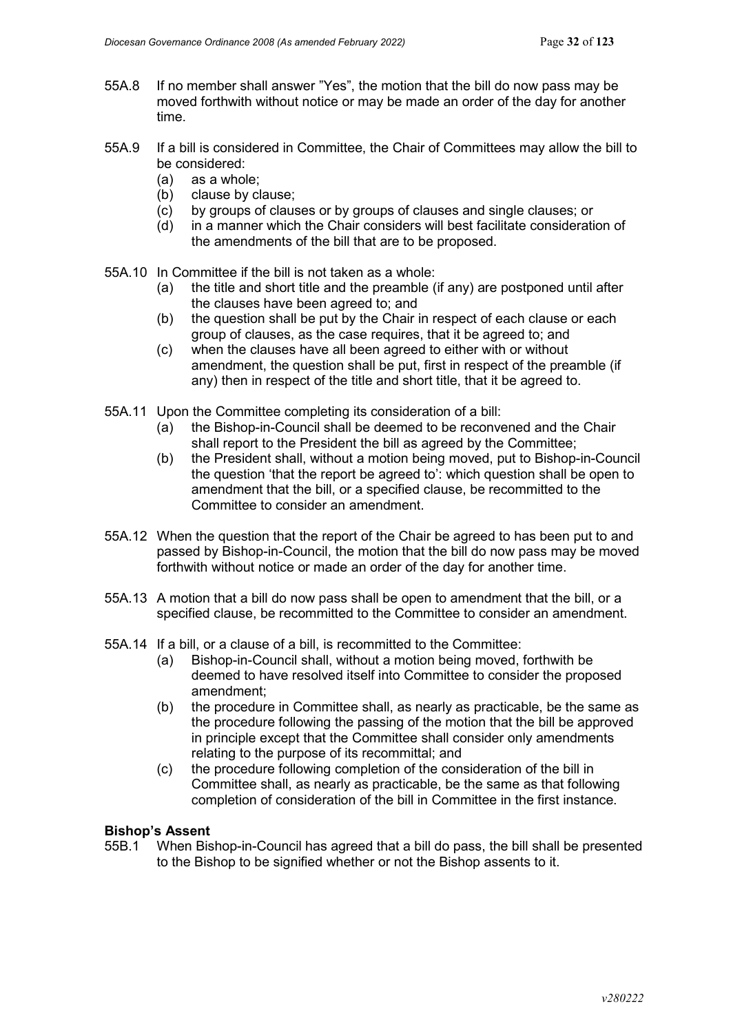55A.8 If no member shall answer "Yes", the motion that the bill do now pass may be moved forthwith without notice or may be made an order of the day for another time.

55A.9 If a bill is considered in Committee, the Chair of Committees may allow the bill to be considered:

(a) as a whole;
(b) clause by clause;
(c) by groups of clauses or by groups of clauses and single clauses; or
(d) in a manner which the Chair considers will best facilitate consideration of the amendments of the bill that are to be proposed.

55A.10 In Committee if the bill is not taken as a whole:

(a) the title and short title and the preamble (if any) are postponed until after the clauses have been agreed to; and
(b) the question shall be put by the Chair in respect of each clause or each group of clauses, as the case requires, that it be agreed to; and
(c) when the clauses have all been agreed to either with or without amendment, the question shall be put, first in respect of the preamble (if any) then in respect of the title and short title, that it be agreed to.

55A.11 Upon the Committee completing its consideration of a bill:

(a) the Bishop-in-Council shall be deemed to be reconvened and the Chair shall report to the President the bill as agreed by the Committee;
(b) the President shall, without a motion being moved, put to Bishop-in-Council the question 'that the report be agreed to': which question shall be open to amendment that the bill, or a specified clause, be recommitted to the Committee to consider an amendment.

55A.12 When the question that the report of the Chair be agreed to has been put to and passed by Bishop-in-Council, the motion that the bill do now pass may be moved forthwith without notice or made an order of the day for another time.

55A.13 A motion that a bill do now pass shall be open to amendment that the bill, or a specified clause, be recommitted to the Committee to consider an amendment.

55A.14 If a bill, or a clause of a bill, is recommitted to the Committee:

(a) Bishop-in-Council shall, without a motion being moved, forthwith be deemed to have resolved itself into Committee to consider the proposed amendment;
(b) the procedure in Committee shall, as nearly as practicable, be the same as the procedure following the passing of the motion that the bill be approved in principle except that the Committee shall consider only amendments relating to the purpose of its recommittal; and
(c) the procedure following completion of the consideration of the bill in Committee shall, as nearly as practicable, be the same as that following completion of consideration of the bill in Committee in the first instance.

**Bishop's Assent**

55B.1 When Bishop-in-Council has agreed that a bill do pass, the bill shall be presented to the Bishop to be signified whether or not the Bishop assents to it.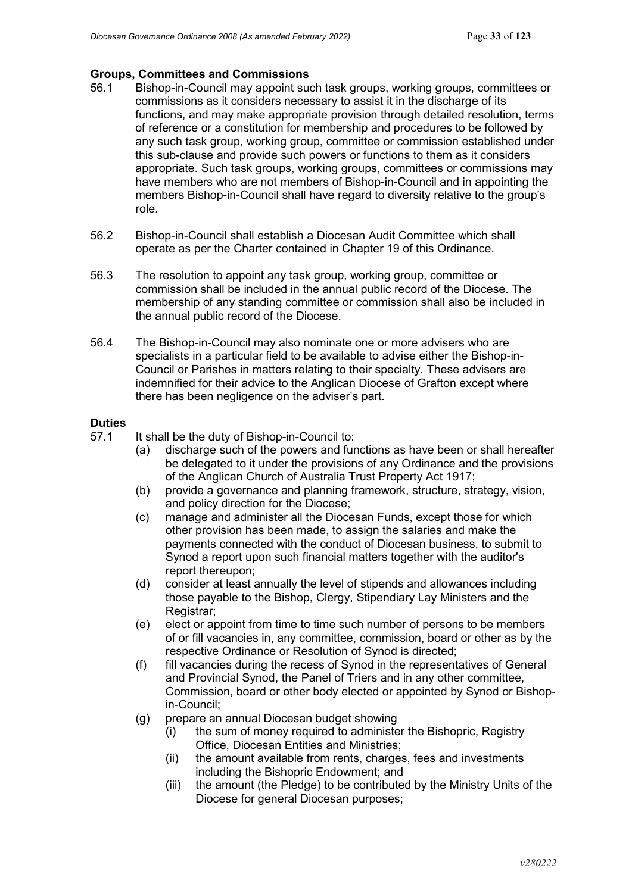### Groups, Committees and Commissions

56.1 Bishop-in-Council may appoint such task groups, working groups, committees or commissions as it considers necessary to assist it in the discharge of its functions, and may make appropriate provision through detailed resolution, terms of reference or a constitution for membership and procedures to be followed by any such task group, working group, committee or commission established under this sub-clause and provide such powers or functions to them as it considers appropriate. Such task groups, working groups, committees or commissions may have members who are not members of Bishop-in-Council and in appointing the members Bishop-in-Council shall have regard to diversity relative to the group's role.

56.2 Bishop-in-Council shall establish a Diocesan Audit Committee which shall operate as per the Charter contained in Chapter 19 of this Ordinance.

56.3 The resolution to appoint any task group, working group, committee or commission shall be included in the annual public record of the Diocese. The membership of any standing committee or commission shall also be included in the annual public record of the Diocese.

56.4 The Bishop-in-Council may also nominate one or more advisers who are specialists in a particular field to be available to advise either the Bishop-in-Council or Parishes in matters relating to their specialty. These advisers are indemnified for their advice to the Anglican Diocese of Grafton except where there has been negligence on the adviser's part.

### Duties

57.1 It shall be the duty of Bishop-in-Council to:

- (a) discharge such of the powers and functions as have been or shall hereafter be delegated to it under the provisions of any Ordinance and the provisions of the Anglican Church of Australia Trust Property Act 1917;
- (b) provide a governance and planning framework, structure, strategy, vision, and policy direction for the Diocese;
- (c) manage and administer all the Diocesan Funds, except those for which other provision has been made, to assign the salaries and make the payments connected with the conduct of Diocesan business, to submit to Synod a report upon such financial matters together with the auditor's report thereupon;
- (d) consider at least annually the level of stipends and allowances including those payable to the Bishop, Clergy, Stipendiary Lay Ministers and the Registrar;
- (e) elect or appoint from time to time such number of persons to be members of or fill vacancies in, any committee, commission, board or other as by the respective Ordinance or Resolution of Synod is directed;
- (f) fill vacancies during the recess of Synod in the representatives of General and Provincial Synod, the Panel of Triers and in any other committee, Commission, board or other body elected or appointed by Synod or Bishop-in-Council;
- (g) prepare an annual Diocesan budget showing
  - (i) the sum of money required to administer the Bishopric, Registry Office, Diocesan Entities and Ministries;
  - (ii) the amount available from rents, charges, fees and investments including the Bishopric Endowment; and
  - (iii) the amount (the Pledge) to be contributed by the Ministry Units of the Diocese for general Diocesan purposes;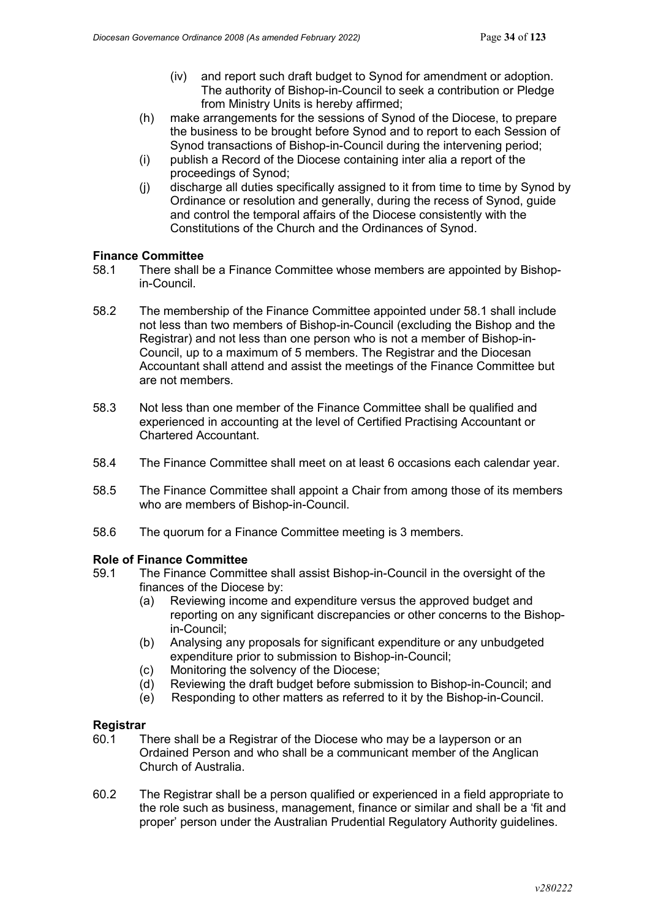(iv) and report such draft budget to Synod for amendment or adoption. The authority of Bishop-in-Council to seek a contribution or Pledge from Ministry Units is hereby affirmed;

(h) make arrangements for the sessions of Synod of the Diocese, to prepare the business to be brought before Synod and to report to each Session of Synod transactions of Bishop-in-Council during the intervening period;

(i) publish a Record of the Diocese containing inter alia a report of the proceedings of Synod;

(j) discharge all duties specifically assigned to it from time to time by Synod by Ordinance or resolution and generally, during the recess of Synod, guide and control the temporal affairs of the Diocese consistently with the Constitutions of the Church and the Ordinances of Synod.

**Finance Committee**

58.1 There shall be a Finance Committee whose members are appointed by Bishop-in-Council.

58.2 The membership of the Finance Committee appointed under 58.1 shall include not less than two members of Bishop-in-Council (excluding the Bishop and the Registrar) and not less than one person who is not a member of Bishop-in-Council, up to a maximum of 5 members. The Registrar and the Diocesan Accountant shall attend and assist the meetings of the Finance Committee but are not members.

58.3 Not less than one member of the Finance Committee shall be qualified and experienced in accounting at the level of Certified Practising Accountant or Chartered Accountant.

58.4 The Finance Committee shall meet on at least 6 occasions each calendar year.

58.5 The Finance Committee shall appoint a Chair from among those of its members who are members of Bishop-in-Council.

58.6 The quorum for a Finance Committee meeting is 3 members.

**Role of Finance Committee**

59.1 The Finance Committee shall assist Bishop-in-Council in the oversight of the finances of the Diocese by:

(a) Reviewing income and expenditure versus the approved budget and reporting on any significant discrepancies or other concerns to the Bishop-in-Council;

(b) Analysing any proposals for significant expenditure or any unbudgeted expenditure prior to submission to Bishop-in-Council;

(c) Monitoring the solvency of the Diocese;

(d) Reviewing the draft budget before submission to Bishop-in-Council; and

(e) Responding to other matters as referred to it by the Bishop-in-Council.

**Registrar**

60.1 There shall be a Registrar of the Diocese who may be a layperson or an Ordained Person and who shall be a communicant member of the Anglican Church of Australia.

60.2 The Registrar shall be a person qualified or experienced in a field appropriate to the role such as business, management, finance or similar and shall be a 'fit and proper' person under the Australian Prudential Regulatory Authority guidelines.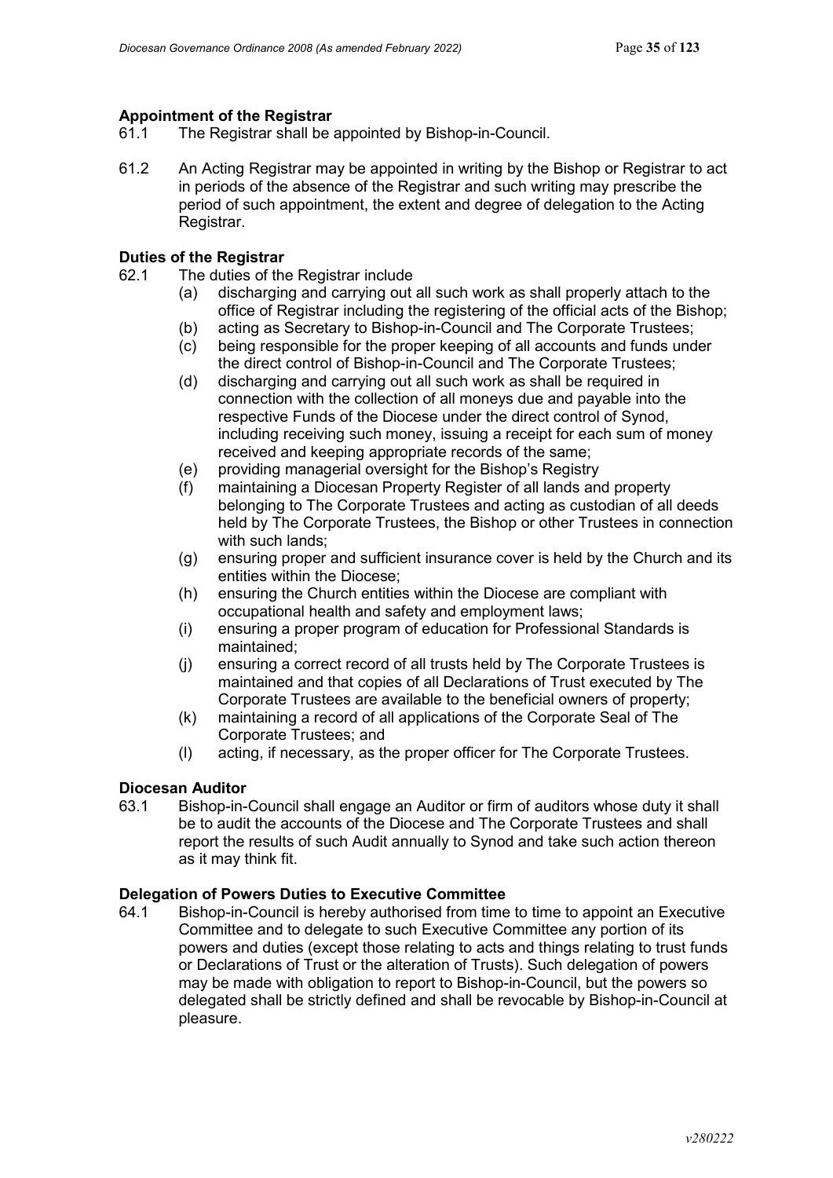**Appointment of the Registrar**

61.1 The Registrar shall be appointed by Bishop-in-Council.

61.2 An Acting Registrar may be appointed in writing by the Bishop or Registrar to act in periods of the absence of the Registrar and such writing may prescribe the period of such appointment, the extent and degree of delegation to the Acting Registrar.

**Duties of the Registrar**

62.1 The duties of the Registrar include

- (a) discharging and carrying out all such work as shall properly attach to the office of Registrar including the registering of the official acts of the Bishop;
- (b) acting as Secretary to Bishop-in-Council and The Corporate Trustees;
- (c) being responsible for the proper keeping of all accounts and funds under the direct control of Bishop-in-Council and The Corporate Trustees;
- (d) discharging and carrying out all such work as shall be required in connection with the collection of all moneys due and payable into the respective Funds of the Diocese under the direct control of Synod, including receiving such money, issuing a receipt for each sum of money received and keeping appropriate records of the same;
- (e) providing managerial oversight for the Bishop's Registry
- (f) maintaining a Diocesan Property Register of all lands and property belonging to The Corporate Trustees and acting as custodian of all deeds held by The Corporate Trustees, the Bishop or other Trustees in connection with such lands;
- (g) ensuring proper and sufficient insurance cover is held by the Church and its entities within the Diocese;
- (h) ensuring the Church entities within the Diocese are compliant with occupational health and safety and employment laws;
- (i) ensuring a proper program of education for Professional Standards is maintained;
- (j) ensuring a correct record of all trusts held by The Corporate Trustees is maintained and that copies of all Declarations of Trust executed by The Corporate Trustees are available to the beneficial owners of property;
- (k) maintaining a record of all applications of the Corporate Seal of The Corporate Trustees; and
- (l) acting, if necessary, as the proper officer for The Corporate Trustees.

**Diocesan Auditor**

63.1 Bishop-in-Council shall engage an Auditor or firm of auditors whose duty it shall be to audit the accounts of the Diocese and The Corporate Trustees and shall report the results of such Audit annually to Synod and take such action thereon as it may think fit.

**Delegation of Powers Duties to Executive Committee**

64.1 Bishop-in-Council is hereby authorised from time to time to appoint an Executive Committee and to delegate to such Executive Committee any portion of its powers and duties (except those relating to acts and things relating to trust funds or Declarations of Trust or the alteration of Trusts). Such delegation of powers may be made with obligation to report to Bishop-in-Council, but the powers so delegated shall be strictly defined and shall be revocable by Bishop-in-Council at pleasure.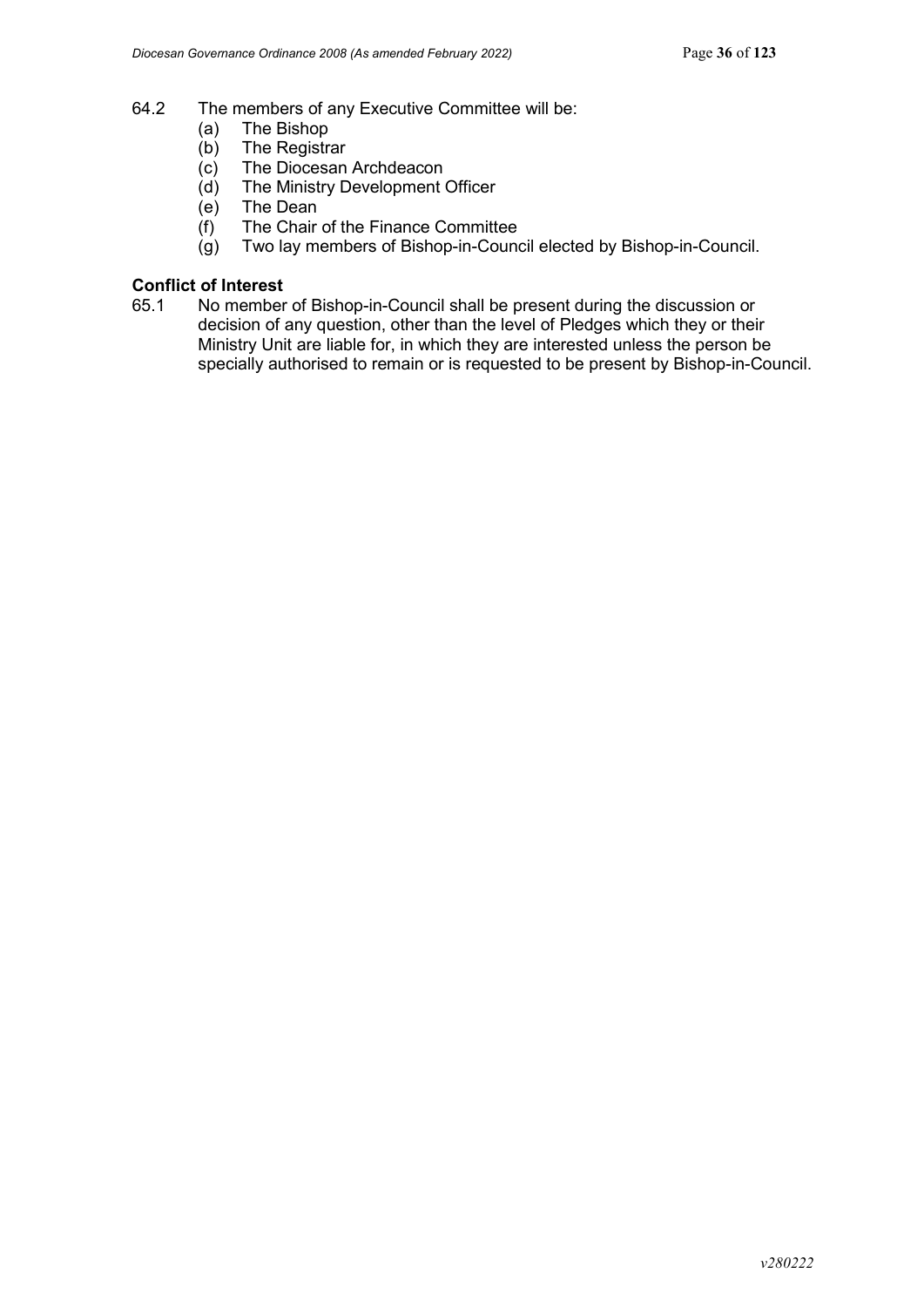64.2 The members of any Executive Committee will be:

(a) The Bishop
(b) The Registrar
(c) The Diocesan Archdeacon
(d) The Ministry Development Officer
(e) The Dean
(f) The Chair of the Finance Committee
(g) Two lay members of Bishop-in-Council elected by Bishop-in-Council.

**Conflict of Interest**

65.1 No member of Bishop-in-Council shall be present during the discussion or decision of any question, other than the level of Pledges which they or their Ministry Unit are liable for, in which they are interested unless the person be specially authorised to remain or is requested to be present by Bishop-in-Council.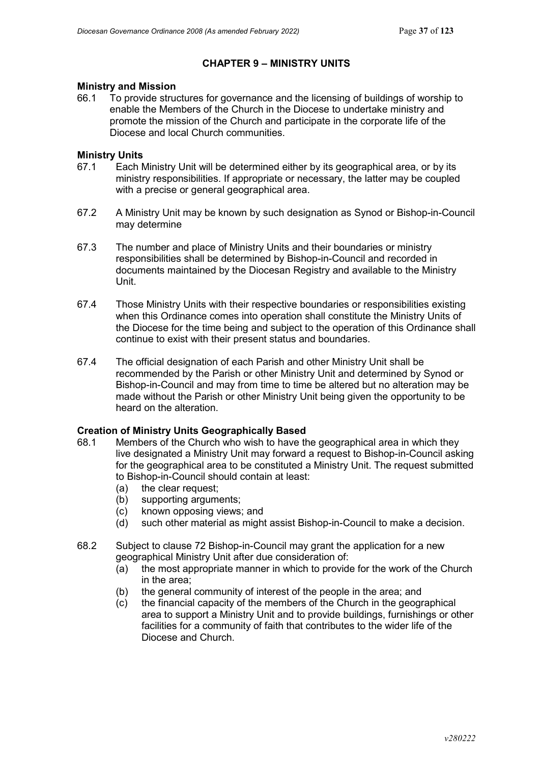## CHAPTER 9 – MINISTRY UNITS

**Ministry and Mission**

66.1 To provide structures for governance and the licensing of buildings of worship to enable the Members of the Church in the Diocese to undertake ministry and promote the mission of the Church and participate in the corporate life of the Diocese and local Church communities.

**Ministry Units**

67.1 Each Ministry Unit will be determined either by its geographical area, or by its ministry responsibilities. If appropriate or necessary, the latter may be coupled with a precise or general geographical area.

67.2 A Ministry Unit may be known by such designation as Synod or Bishop-in-Council may determine

67.3 The number and place of Ministry Units and their boundaries or ministry responsibilities shall be determined by Bishop-in-Council and recorded in documents maintained by the Diocesan Registry and available to the Ministry Unit.

67.4 Those Ministry Units with their respective boundaries or responsibilities existing when this Ordinance comes into operation shall constitute the Ministry Units of the Diocese for the time being and subject to the operation of this Ordinance shall continue to exist with their present status and boundaries.

67.4 The official designation of each Parish and other Ministry Unit shall be recommended by the Parish or other Ministry Unit and determined by Synod or Bishop-in-Council and may from time to time be altered but no alteration may be made without the Parish or other Ministry Unit being given the opportunity to be heard on the alteration.

**Creation of Ministry Units Geographically Based**

68.1 Members of the Church who wish to have the geographical area in which they live designated a Ministry Unit may forward a request to Bishop-in-Council asking for the geographical area to be constituted a Ministry Unit. The request submitted to Bishop-in-Council should contain at least:

- (a) the clear request;
- (b) supporting arguments;
- (c) known opposing views; and
- (d) such other material as might assist Bishop-in-Council to make a decision.

68.2 Subject to clause 72 Bishop-in-Council may grant the application for a new geographical Ministry Unit after due consideration of:

- (a) the most appropriate manner in which to provide for the work of the Church in the area;
- (b) the general community of interest of the people in the area; and
- (c) the financial capacity of the members of the Church in the geographical area to support a Ministry Unit and to provide buildings, furnishings or other facilities for a community of faith that contributes to the wider life of the Diocese and Church.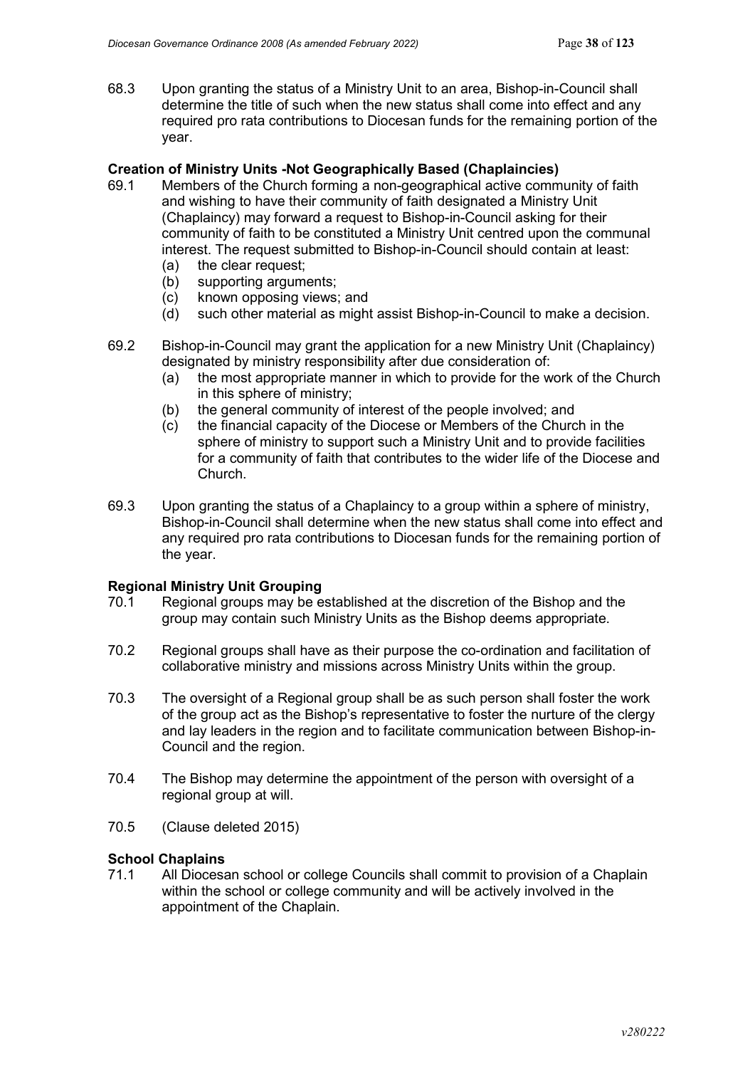68.3 Upon granting the status of a Ministry Unit to an area, Bishop-in-Council shall determine the title of such when the new status shall come into effect and any required pro rata contributions to Diocesan funds for the remaining portion of the year.

**Creation of Ministry Units -Not Geographically Based (Chaplaincies)**

69.1 Members of the Church forming a non-geographical active community of faith and wishing to have their community of faith designated a Ministry Unit (Chaplaincy) may forward a request to Bishop-in-Council asking for their community of faith to be constituted a Ministry Unit centred upon the communal interest. The request submitted to Bishop-in-Council should contain at least:

(a) the clear request;
(b) supporting arguments;
(c) known opposing views; and
(d) such other material as might assist Bishop-in-Council to make a decision.

69.2 Bishop-in-Council may grant the application for a new Ministry Unit (Chaplaincy) designated by ministry responsibility after due consideration of:

(a) the most appropriate manner in which to provide for the work of the Church in this sphere of ministry;
(b) the general community of interest of the people involved; and
(c) the financial capacity of the Diocese or Members of the Church in the sphere of ministry to support such a Ministry Unit and to provide facilities for a community of faith that contributes to the wider life of the Diocese and Church.

69.3 Upon granting the status of a Chaplaincy to a group within a sphere of ministry, Bishop-in-Council shall determine when the new status shall come into effect and any required pro rata contributions to Diocesan funds for the remaining portion of the year.

**Regional Ministry Unit Grouping**

70.1 Regional groups may be established at the discretion of the Bishop and the group may contain such Ministry Units as the Bishop deems appropriate.

70.2 Regional groups shall have as their purpose the co-ordination and facilitation of collaborative ministry and missions across Ministry Units within the group.

70.3 The oversight of a Regional group shall be as such person shall foster the work of the group act as the Bishop's representative to foster the nurture of the clergy and lay leaders in the region and to facilitate communication between Bishop-in-Council and the region.

70.4 The Bishop may determine the appointment of the person with oversight of a regional group at will.

70.5 (Clause deleted 2015)

**School Chaplains**

71.1 All Diocesan school or college Councils shall commit to provision of a Chaplain within the school or college community and will be actively involved in the appointment of the Chaplain.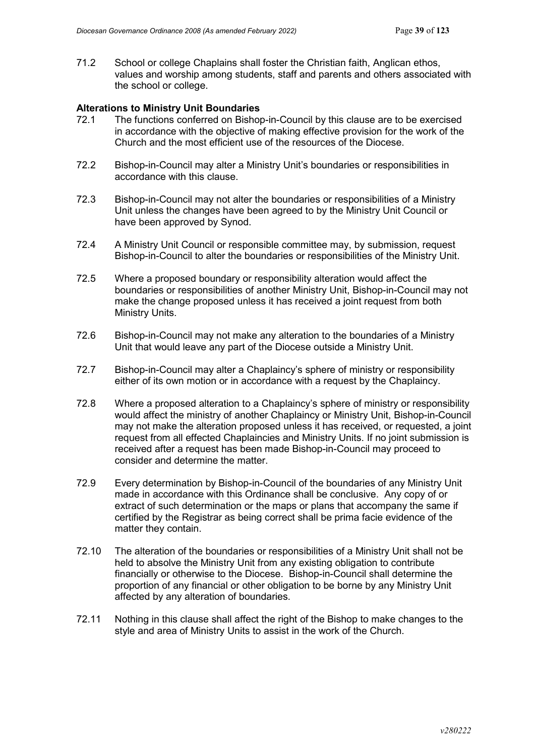71.2 School or college Chaplains shall foster the Christian faith, Anglican ethos, values and worship among students, staff and parents and others associated with the school or college.

**Alterations to Ministry Unit Boundaries**

72.1 The functions conferred on Bishop-in-Council by this clause are to be exercised in accordance with the objective of making effective provision for the work of the Church and the most efficient use of the resources of the Diocese.

72.2 Bishop-in-Council may alter a Ministry Unit's boundaries or responsibilities in accordance with this clause.

72.3 Bishop-in-Council may not alter the boundaries or responsibilities of a Ministry Unit unless the changes have been agreed to by the Ministry Unit Council or have been approved by Synod.

72.4 A Ministry Unit Council or responsible committee may, by submission, request Bishop-in-Council to alter the boundaries or responsibilities of the Ministry Unit.

72.5 Where a proposed boundary or responsibility alteration would affect the boundaries or responsibilities of another Ministry Unit, Bishop-in-Council may not make the change proposed unless it has received a joint request from both Ministry Units.

72.6 Bishop-in-Council may not make any alteration to the boundaries of a Ministry Unit that would leave any part of the Diocese outside a Ministry Unit.

72.7 Bishop-in-Council may alter a Chaplaincy's sphere of ministry or responsibility either of its own motion or in accordance with a request by the Chaplaincy.

72.8 Where a proposed alteration to a Chaplaincy's sphere of ministry or responsibility would affect the ministry of another Chaplaincy or Ministry Unit, Bishop-in-Council may not make the alteration proposed unless it has received, or requested, a joint request from all effected Chaplaincies and Ministry Units. If no joint submission is received after a request has been made Bishop-in-Council may proceed to consider and determine the matter.

72.9 Every determination by Bishop-in-Council of the boundaries of any Ministry Unit made in accordance with this Ordinance shall be conclusive. Any copy of or extract of such determination or the maps or plans that accompany the same if certified by the Registrar as being correct shall be prima facie evidence of the matter they contain.

72.10 The alteration of the boundaries or responsibilities of a Ministry Unit shall not be held to absolve the Ministry Unit from any existing obligation to contribute financially or otherwise to the Diocese. Bishop-in-Council shall determine the proportion of any financial or other obligation to be borne by any Ministry Unit affected by any alteration of boundaries.

72.11 Nothing in this clause shall affect the right of the Bishop to make changes to the style and area of Ministry Units to assist in the work of the Church.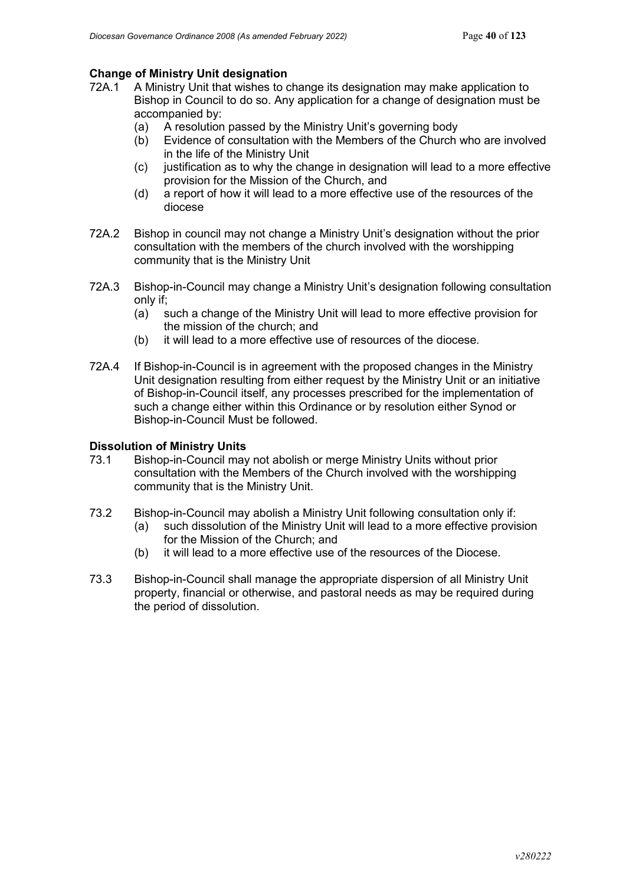### Change of Ministry Unit designation

72A.1 A Ministry Unit that wishes to change its designation may make application to Bishop in Council to do so. Any application for a change of designation must be accompanied by:

- (a) A resolution passed by the Ministry Unit's governing body
- (b) Evidence of consultation with the Members of the Church who are involved in the life of the Ministry Unit
- (c) justification as to why the change in designation will lead to a more effective provision for the Mission of the Church, and
- (d) a report of how it will lead to a more effective use of the resources of the diocese

72A.2 Bishop in council may not change a Ministry Unit's designation without the prior consultation with the members of the church involved with the worshipping community that is the Ministry Unit

72A.3 Bishop-in-Council may change a Ministry Unit's designation following consultation only if;

- (a) such a change of the Ministry Unit will lead to more effective provision for the mission of the church; and
- (b) it will lead to a more effective use of resources of the diocese.

72A.4 If Bishop-in-Council is in agreement with the proposed changes in the Ministry Unit designation resulting from either request by the Ministry Unit or an initiative of Bishop-in-Council itself, any processes prescribed for the implementation of such a change either within this Ordinance or by resolution either Synod or Bishop-in-Council Must be followed.

### Dissolution of Ministry Units

73.1 Bishop-in-Council may not abolish or merge Ministry Units without prior consultation with the Members of the Church involved with the worshipping community that is the Ministry Unit.

73.2 Bishop-in-Council may abolish a Ministry Unit following consultation only if:

- (a) such dissolution of the Ministry Unit will lead to a more effective provision for the Mission of the Church; and
- (b) it will lead to a more effective use of the resources of the Diocese.

73.3 Bishop-in-Council shall manage the appropriate dispersion of all Ministry Unit property, financial or otherwise, and pastoral needs as may be required during the period of dissolution.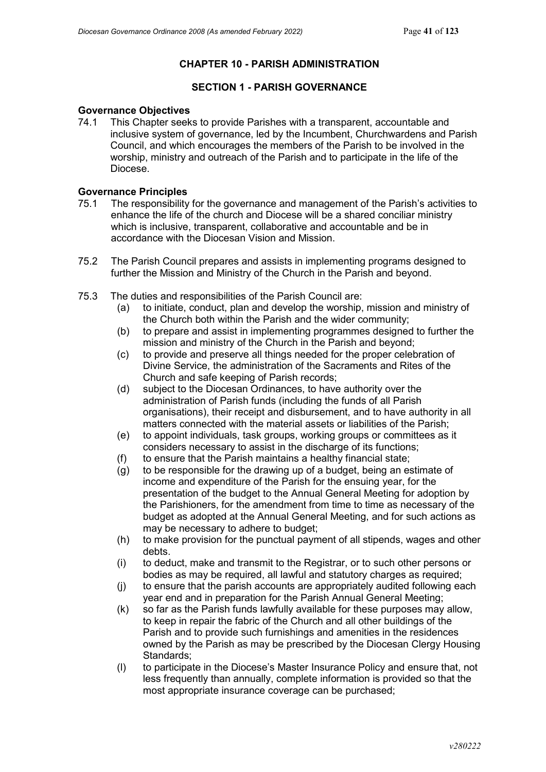## CHAPTER 10 - PARISH ADMINISTRATION

### SECTION 1 - PARISH GOVERNANCE

**Governance Objectives**

74.1 This Chapter seeks to provide Parishes with a transparent, accountable and inclusive system of governance, led by the Incumbent, Churchwardens and Parish Council, and which encourages the members of the Parish to be involved in the worship, ministry and outreach of the Parish and to participate in the life of the Diocese.

**Governance Principles**

75.1 The responsibility for the governance and management of the Parish's activities to enhance the life of the church and Diocese will be a shared conciliar ministry which is inclusive, transparent, collaborative and accountable and be in accordance with the Diocesan Vision and Mission.

75.2 The Parish Council prepares and assists in implementing programs designed to further the Mission and Ministry of the Church in the Parish and beyond.

75.3 The duties and responsibilities of the Parish Council are:

- (a) to initiate, conduct, plan and develop the worship, mission and ministry of the Church both within the Parish and the wider community;
- (b) to prepare and assist in implementing programmes designed to further the mission and ministry of the Church in the Parish and beyond;
- (c) to provide and preserve all things needed for the proper celebration of Divine Service, the administration of the Sacraments and Rites of the Church and safe keeping of Parish records;
- (d) subject to the Diocesan Ordinances, to have authority over the administration of Parish funds (including the funds of all Parish organisations), their receipt and disbursement, and to have authority in all matters connected with the material assets or liabilities of the Parish;
- (e) to appoint individuals, task groups, working groups or committees as it considers necessary to assist in the discharge of its functions;
- (f) to ensure that the Parish maintains a healthy financial state;
- (g) to be responsible for the drawing up of a budget, being an estimate of income and expenditure of the Parish for the ensuing year, for the presentation of the budget to the Annual General Meeting for adoption by the Parishioners, for the amendment from time to time as necessary of the budget as adopted at the Annual General Meeting, and for such actions as may be necessary to adhere to budget;
- (h) to make provision for the punctual payment of all stipends, wages and other debts.
- (i) to deduct, make and transmit to the Registrar, or to such other persons or bodies as may be required, all lawful and statutory charges as required;
- (j) to ensure that the parish accounts are appropriately audited following each year end and in preparation for the Parish Annual General Meeting;
- (k) so far as the Parish funds lawfully available for these purposes may allow, to keep in repair the fabric of the Church and all other buildings of the Parish and to provide such furnishings and amenities in the residences owned by the Parish as may be prescribed by the Diocesan Clergy Housing Standards;
- (l) to participate in the Diocese's Master Insurance Policy and ensure that, not less frequently than annually, complete information is provided so that the most appropriate insurance coverage can be purchased;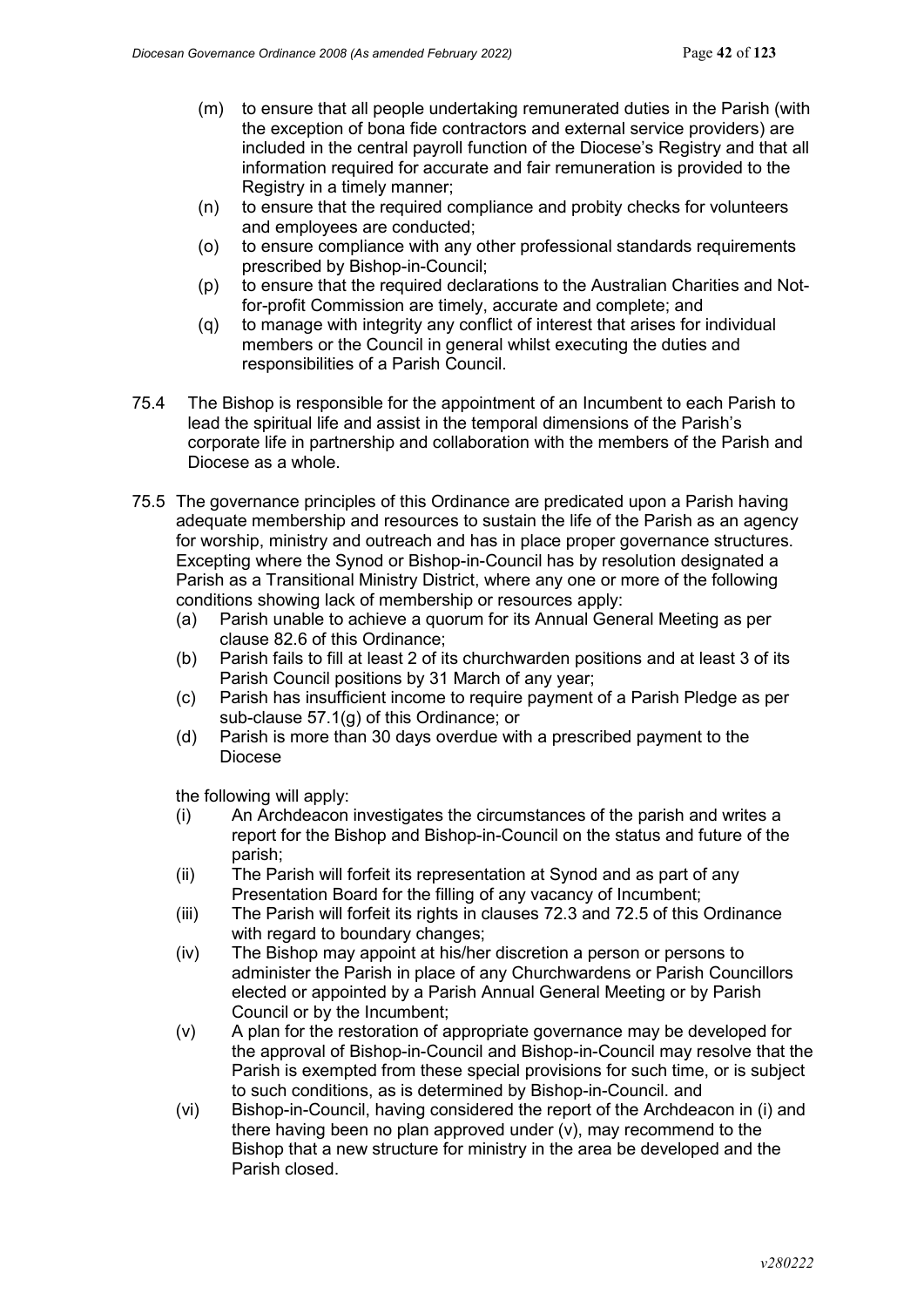(m) to ensure that all people undertaking remunerated duties in the Parish (with the exception of bona fide contractors and external service providers) are included in the central payroll function of the Diocese's Registry and that all information required for accurate and fair remuneration is provided to the Registry in a timely manner;

(n) to ensure that the required compliance and probity checks for volunteers and employees are conducted;

(o) to ensure compliance with any other professional standards requirements prescribed by Bishop-in-Council;

(p) to ensure that the required declarations to the Australian Charities and Not-for-profit Commission are timely, accurate and complete; and

(q) to manage with integrity any conflict of interest that arises for individual members or the Council in general whilst executing the duties and responsibilities of a Parish Council.

75.4 The Bishop is responsible for the appointment of an Incumbent to each Parish to lead the spiritual life and assist in the temporal dimensions of the Parish's corporate life in partnership and collaboration with the members of the Parish and Diocese as a whole.

75.5 The governance principles of this Ordinance are predicated upon a Parish having adequate membership and resources to sustain the life of the Parish as an agency for worship, ministry and outreach and has in place proper governance structures. Excepting where the Synod or Bishop-in-Council has by resolution designated a Parish as a Transitional Ministry District, where any one or more of the following conditions showing lack of membership or resources apply:

(a) Parish unable to achieve a quorum for its Annual General Meeting as per clause 82.6 of this Ordinance;

(b) Parish fails to fill at least 2 of its churchwarden positions and at least 3 of its Parish Council positions by 31 March of any year;

(c) Parish has insufficient income to require payment of a Parish Pledge as per sub-clause 57.1(g) of this Ordinance; or

(d) Parish is more than 30 days overdue with a prescribed payment to the Diocese

the following will apply:

(i) An Archdeacon investigates the circumstances of the parish and writes a report for the Bishop and Bishop-in-Council on the status and future of the parish;

(ii) The Parish will forfeit its representation at Synod and as part of any Presentation Board for the filling of any vacancy of Incumbent;

(iii) The Parish will forfeit its rights in clauses 72.3 and 72.5 of this Ordinance with regard to boundary changes;

(iv) The Bishop may appoint at his/her discretion a person or persons to administer the Parish in place of any Churchwardens or Parish Councillors elected or appointed by a Parish Annual General Meeting or by Parish Council or by the Incumbent;

(v) A plan for the restoration of appropriate governance may be developed for the approval of Bishop-in-Council and Bishop-in-Council may resolve that the Parish is exempted from these special provisions for such time, or is subject to such conditions, as is determined by Bishop-in-Council. and

(vi) Bishop-in-Council, having considered the report of the Archdeacon in (i) and there having been no plan approved under (v), may recommend to the Bishop that a new structure for ministry in the area be developed and the Parish closed.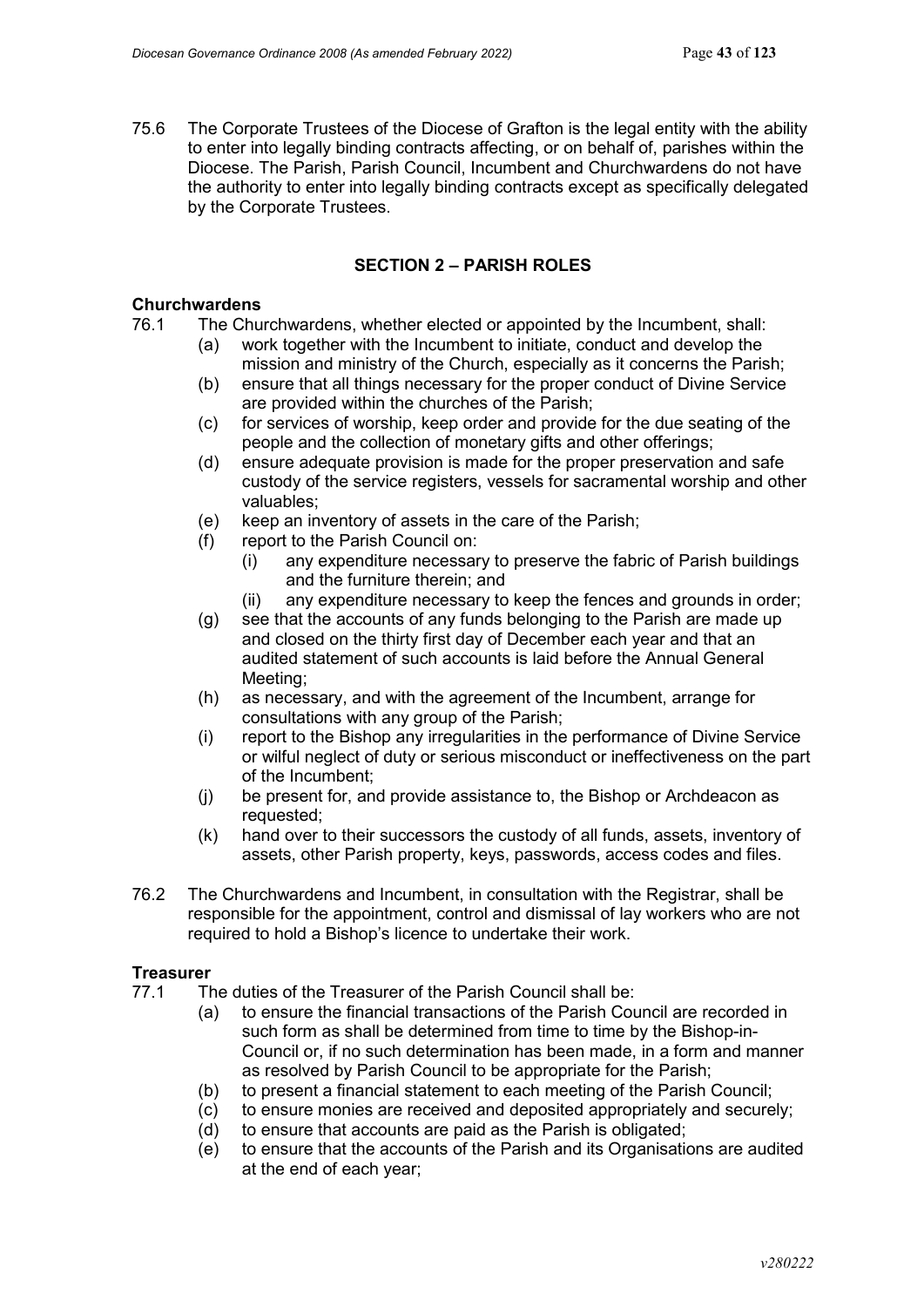75.6 The Corporate Trustees of the Diocese of Grafton is the legal entity with the ability to enter into legally binding contracts affecting, or on behalf of, parishes within the Diocese. The Parish, Parish Council, Incumbent and Churchwardens do not have the authority to enter into legally binding contracts except as specifically delegated by the Corporate Trustees.

## SECTION 2 – PARISH ROLES

### Churchwardens

76.1 The Churchwardens, whether elected or appointed by the Incumbent, shall:

- (a) work together with the Incumbent to initiate, conduct and develop the mission and ministry of the Church, especially as it concerns the Parish;
- (b) ensure that all things necessary for the proper conduct of Divine Service are provided within the churches of the Parish;
- (c) for services of worship, keep order and provide for the due seating of the people and the collection of monetary gifts and other offerings;
- (d) ensure adequate provision is made for the proper preservation and safe custody of the service registers, vessels for sacramental worship and other valuables;
- (e) keep an inventory of assets in the care of the Parish;
- (f) report to the Parish Council on:
  - (i) any expenditure necessary to preserve the fabric of Parish buildings and the furniture therein; and
  - (ii) any expenditure necessary to keep the fences and grounds in order;
- (g) see that the accounts of any funds belonging to the Parish are made up and closed on the thirty first day of December each year and that an audited statement of such accounts is laid before the Annual General Meeting;
- (h) as necessary, and with the agreement of the Incumbent, arrange for consultations with any group of the Parish;
- (i) report to the Bishop any irregularities in the performance of Divine Service or wilful neglect of duty or serious misconduct or ineffectiveness on the part of the Incumbent;
- (j) be present for, and provide assistance to, the Bishop or Archdeacon as requested;
- (k) hand over to their successors the custody of all funds, assets, inventory of assets, other Parish property, keys, passwords, access codes and files.

76.2 The Churchwardens and Incumbent, in consultation with the Registrar, shall be responsible for the appointment, control and dismissal of lay workers who are not required to hold a Bishop's licence to undertake their work.

### Treasurer

77.1 The duties of the Treasurer of the Parish Council shall be:

- (a) to ensure the financial transactions of the Parish Council are recorded in such form as shall be determined from time to time by the Bishop-in-Council or, if no such determination has been made, in a form and manner as resolved by Parish Council to be appropriate for the Parish;
- (b) to present a financial statement to each meeting of the Parish Council;
- (c) to ensure monies are received and deposited appropriately and securely;
- (d) to ensure that accounts are paid as the Parish is obligated;
- (e) to ensure that the accounts of the Parish and its Organisations are audited at the end of each year;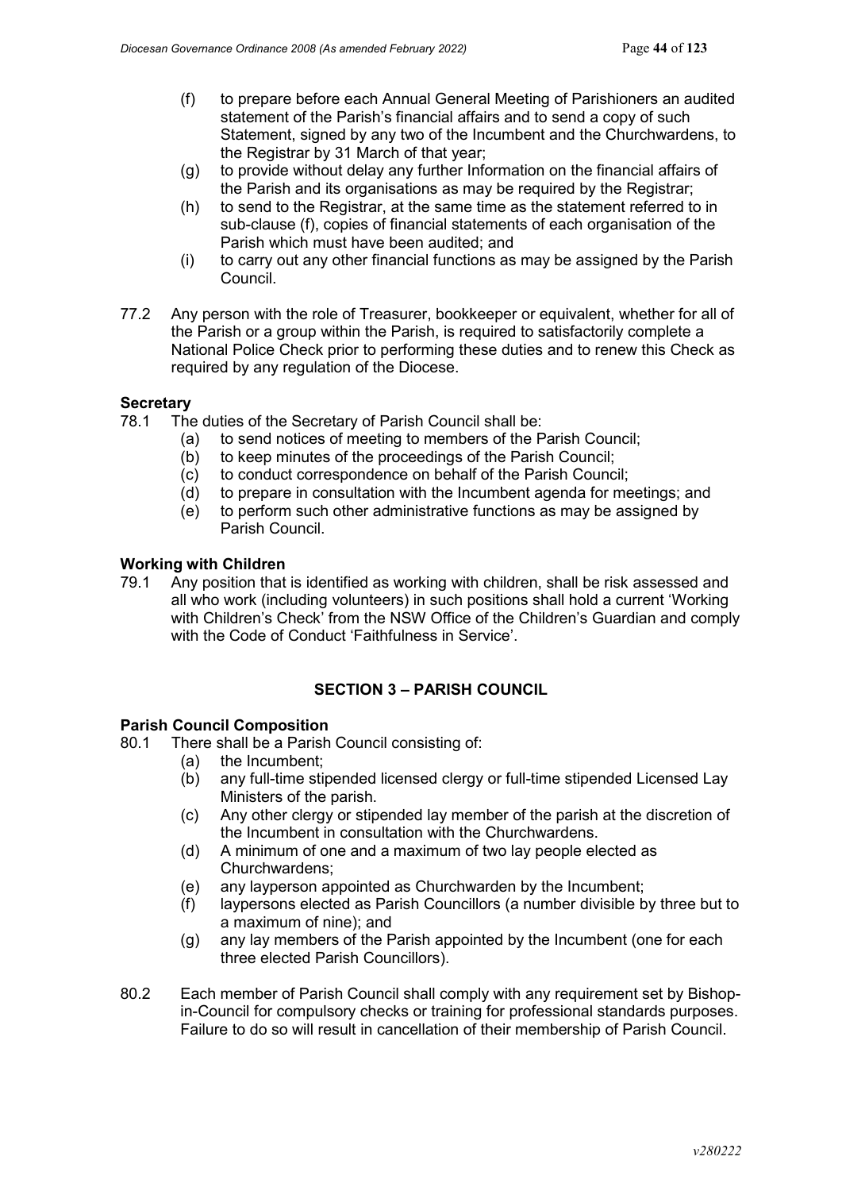(f) to prepare before each Annual General Meeting of Parishioners an audited statement of the Parish's financial affairs and to send a copy of such Statement, signed by any two of the Incumbent and the Churchwardens, to the Registrar by 31 March of that year;

(g) to provide without delay any further Information on the financial affairs of the Parish and its organisations as may be required by the Registrar;

(h) to send to the Registrar, at the same time as the statement referred to in sub-clause (f), copies of financial statements of each organisation of the Parish which must have been audited; and

(i) to carry out any other financial functions as may be assigned by the Parish Council.

77.2 Any person with the role of Treasurer, bookkeeper or equivalent, whether for all of the Parish or a group within the Parish, is required to satisfactorily complete a National Police Check prior to performing these duties and to renew this Check as required by any regulation of the Diocese.

**Secretary**

78.1 The duties of the Secretary of Parish Council shall be:

(a) to send notices of meeting to members of the Parish Council;
(b) to keep minutes of the proceedings of the Parish Council;
(c) to conduct correspondence on behalf of the Parish Council;
(d) to prepare in consultation with the Incumbent agenda for meetings; and
(e) to perform such other administrative functions as may be assigned by Parish Council.

**Working with Children**

79.1 Any position that is identified as working with children, shall be risk assessed and all who work (including volunteers) in such positions shall hold a current 'Working with Children's Check' from the NSW Office of the Children's Guardian and comply with the Code of Conduct 'Faithfulness in Service'.

## SECTION 3 – PARISH COUNCIL

**Parish Council Composition**

80.1 There shall be a Parish Council consisting of:

(a) the Incumbent;
(b) any full-time stipended licensed clergy or full-time stipended Licensed Lay Ministers of the parish.
(c) Any other clergy or stipended lay member of the parish at the discretion of the Incumbent in consultation with the Churchwardens.
(d) A minimum of one and a maximum of two lay people elected as Churchwardens;
(e) any layperson appointed as Churchwarden by the Incumbent;
(f) laypersons elected as Parish Councillors (a number divisible by three but to a maximum of nine); and
(g) any lay members of the Parish appointed by the Incumbent (one for each three elected Parish Councillors).

80.2 Each member of Parish Council shall comply with any requirement set by Bishop-in-Council for compulsory checks or training for professional standards purposes. Failure to do so will result in cancellation of their membership of Parish Council.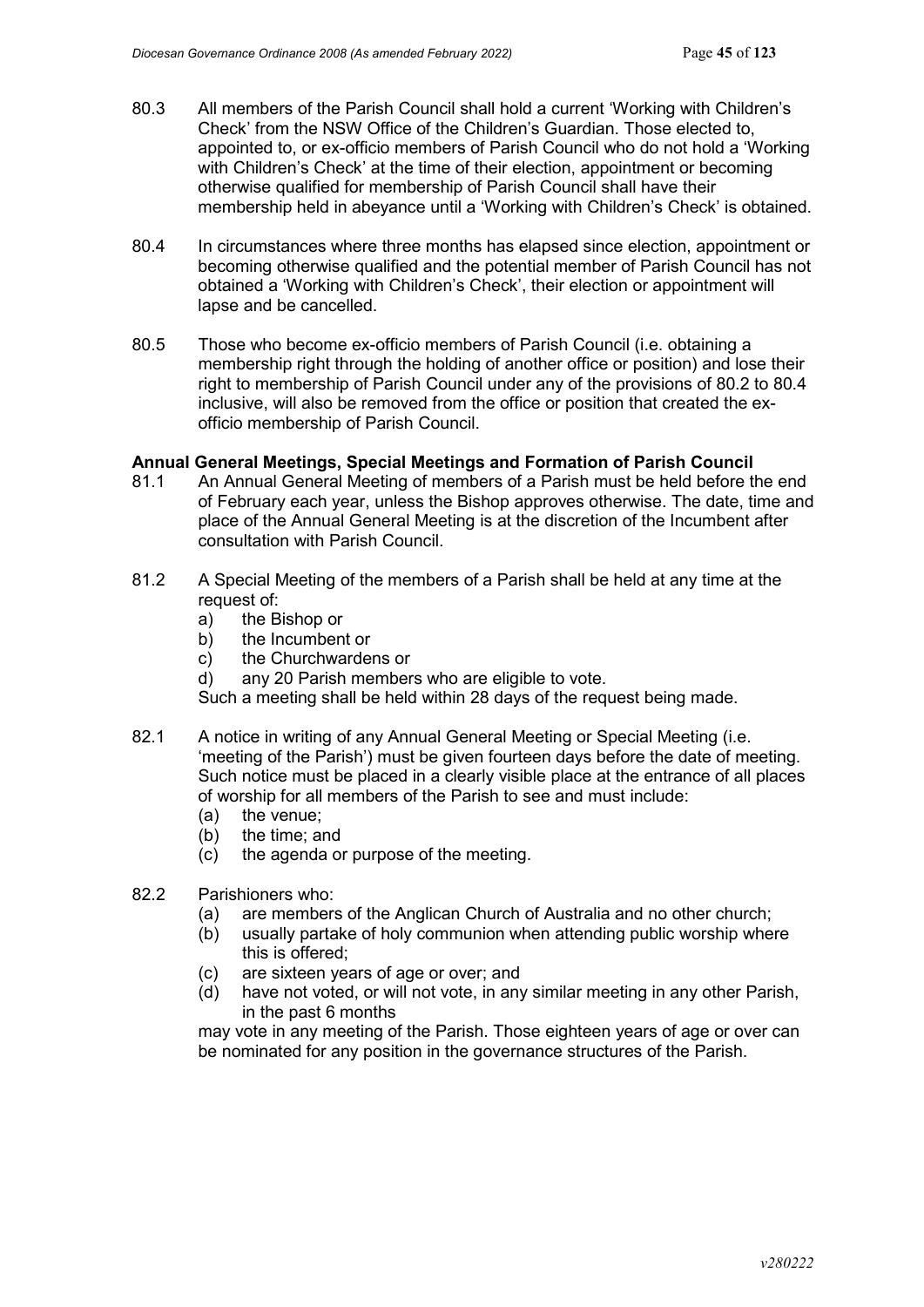80.3 All members of the Parish Council shall hold a current 'Working with Children's Check' from the NSW Office of the Children's Guardian. Those elected to, appointed to, or ex-officio members of Parish Council who do not hold a 'Working with Children's Check' at the time of their election, appointment or becoming otherwise qualified for membership of Parish Council shall have their membership held in abeyance until a 'Working with Children's Check' is obtained.

80.4 In circumstances where three months has elapsed since election, appointment or becoming otherwise qualified and the potential member of Parish Council has not obtained a 'Working with Children's Check', their election or appointment will lapse and be cancelled.

80.5 Those who become ex-officio members of Parish Council (i.e. obtaining a membership right through the holding of another office or position) and lose their right to membership of Parish Council under any of the provisions of 80.2 to 80.4 inclusive, will also be removed from the office or position that created the ex-officio membership of Parish Council.

**Annual General Meetings, Special Meetings and Formation of Parish Council**

81.1 An Annual General Meeting of members of a Parish must be held before the end of February each year, unless the Bishop approves otherwise. The date, time and place of the Annual General Meeting is at the discretion of the Incumbent after consultation with Parish Council.

81.2 A Special Meeting of the members of a Parish shall be held at any time at the request of:

a) the Bishop or
b) the Incumbent or
c) the Churchwardens or
d) any 20 Parish members who are eligible to vote.

Such a meeting shall be held within 28 days of the request being made.

82.1 A notice in writing of any Annual General Meeting or Special Meeting (i.e. 'meeting of the Parish') must be given fourteen days before the date of meeting. Such notice must be placed in a clearly visible place at the entrance of all places of worship for all members of the Parish to see and must include:

(a) the venue;
(b) the time; and
(c) the agenda or purpose of the meeting.

82.2 Parishioners who:

(a) are members of the Anglican Church of Australia and no other church;
(b) usually partake of holy communion when attending public worship where this is offered;
(c) are sixteen years of age or over; and
(d) have not voted, or will not vote, in any similar meeting in any other Parish, in the past 6 months

may vote in any meeting of the Parish. Those eighteen years of age or over can be nominated for any position in the governance structures of the Parish.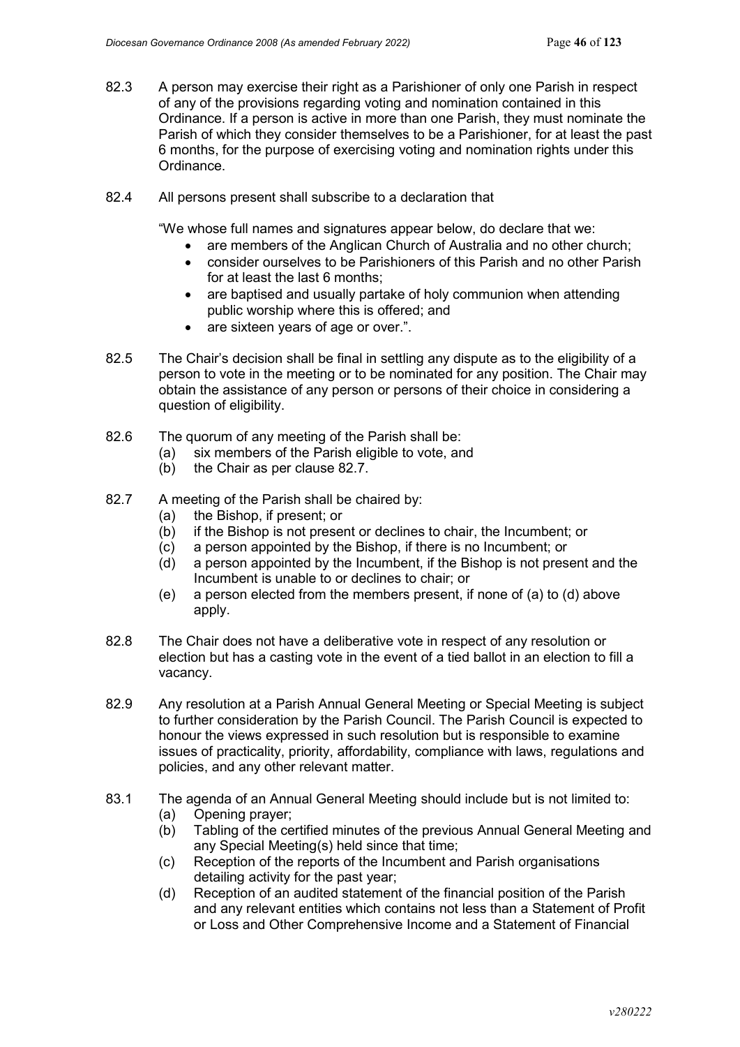82.3 A person may exercise their right as a Parishioner of only one Parish in respect of any of the provisions regarding voting and nomination contained in this Ordinance. If a person is active in more than one Parish, they must nominate the Parish of which they consider themselves to be a Parishioner, for at least the past 6 months, for the purpose of exercising voting and nomination rights under this Ordinance.

82.4 All persons present shall subscribe to a declaration that

"We whose full names and signatures appear below, do declare that we:

- are members of the Anglican Church of Australia and no other church;
- consider ourselves to be Parishioners of this Parish and no other Parish for at least the last 6 months;
- are baptised and usually partake of holy communion when attending public worship where this is offered; and
- are sixteen years of age or over.".

82.5 The Chair's decision shall be final in settling any dispute as to the eligibility of a person to vote in the meeting or to be nominated for any position. The Chair may obtain the assistance of any person or persons of their choice in considering a question of eligibility.

82.6 The quorum of any meeting of the Parish shall be:
- (a) six members of the Parish eligible to vote, and
- (b) the Chair as per clause 82.7.

82.7 A meeting of the Parish shall be chaired by:
- (a) the Bishop, if present; or
- (b) if the Bishop is not present or declines to chair, the Incumbent; or
- (c) a person appointed by the Bishop, if there is no Incumbent; or
- (d) a person appointed by the Incumbent, if the Bishop is not present and the Incumbent is unable to or declines to chair; or
- (e) a person elected from the members present, if none of (a) to (d) above apply.

82.8 The Chair does not have a deliberative vote in respect of any resolution or election but has a casting vote in the event of a tied ballot in an election to fill a vacancy.

82.9 Any resolution at a Parish Annual General Meeting or Special Meeting is subject to further consideration by the Parish Council. The Parish Council is expected to honour the views expressed in such resolution but is responsible to examine issues of practicality, priority, affordability, compliance with laws, regulations and policies, and any other relevant matter.

83.1 The agenda of an Annual General Meeting should include but is not limited to:
- (a) Opening prayer;
- (b) Tabling of the certified minutes of the previous Annual General Meeting and any Special Meeting(s) held since that time;
- (c) Reception of the reports of the Incumbent and Parish organisations detailing activity for the past year;
- (d) Reception of an audited statement of the financial position of the Parish and any relevant entities which contains not less than a Statement of Profit or Loss and Other Comprehensive Income and a Statement of Financial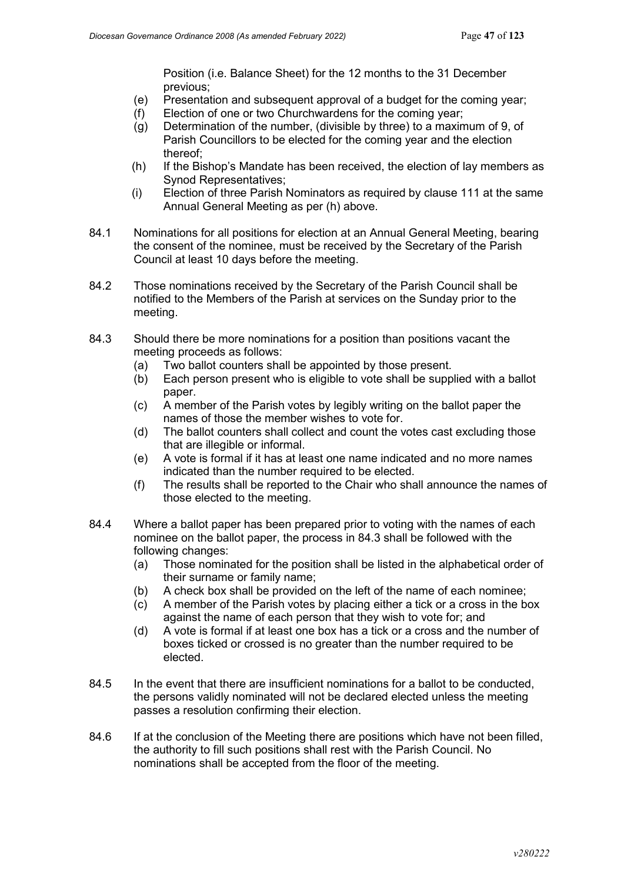Position (i.e. Balance Sheet) for the 12 months to the 31 December previous;

(e) Presentation and subsequent approval of a budget for the coming year;

(f) Election of one or two Churchwardens for the coming year;

(g) Determination of the number, (divisible by three) to a maximum of 9, of Parish Councillors to be elected for the coming year and the election thereof;

(h) If the Bishop's Mandate has been received, the election of lay members as Synod Representatives;

(i) Election of three Parish Nominators as required by clause 111 at the same Annual General Meeting as per (h) above.

84.1 Nominations for all positions for election at an Annual General Meeting, bearing the consent of the nominee, must be received by the Secretary of the Parish Council at least 10 days before the meeting.

84.2 Those nominations received by the Secretary of the Parish Council shall be notified to the Members of the Parish at services on the Sunday prior to the meeting.

84.3 Should there be more nominations for a position than positions vacant the meeting proceeds as follows:

(a) Two ballot counters shall be appointed by those present.

(b) Each person present who is eligible to vote shall be supplied with a ballot paper.

(c) A member of the Parish votes by legibly writing on the ballot paper the names of those the member wishes to vote for.

(d) The ballot counters shall collect and count the votes cast excluding those that are illegible or informal.

(e) A vote is formal if it has at least one name indicated and no more names indicated than the number required to be elected.

(f) The results shall be reported to the Chair who shall announce the names of those elected to the meeting.

84.4 Where a ballot paper has been prepared prior to voting with the names of each nominee on the ballot paper, the process in 84.3 shall be followed with the following changes:

(a) Those nominated for the position shall be listed in the alphabetical order of their surname or family name;

(b) A check box shall be provided on the left of the name of each nominee;

(c) A member of the Parish votes by placing either a tick or a cross in the box against the name of each person that they wish to vote for; and

(d) A vote is formal if at least one box has a tick or a cross and the number of boxes ticked or crossed is no greater than the number required to be elected.

84.5 In the event that there are insufficient nominations for a ballot to be conducted, the persons validly nominated will not be declared elected unless the meeting passes a resolution confirming their election.

84.6 If at the conclusion of the Meeting there are positions which have not been filled, the authority to fill such positions shall rest with the Parish Council. No nominations shall be accepted from the floor of the meeting.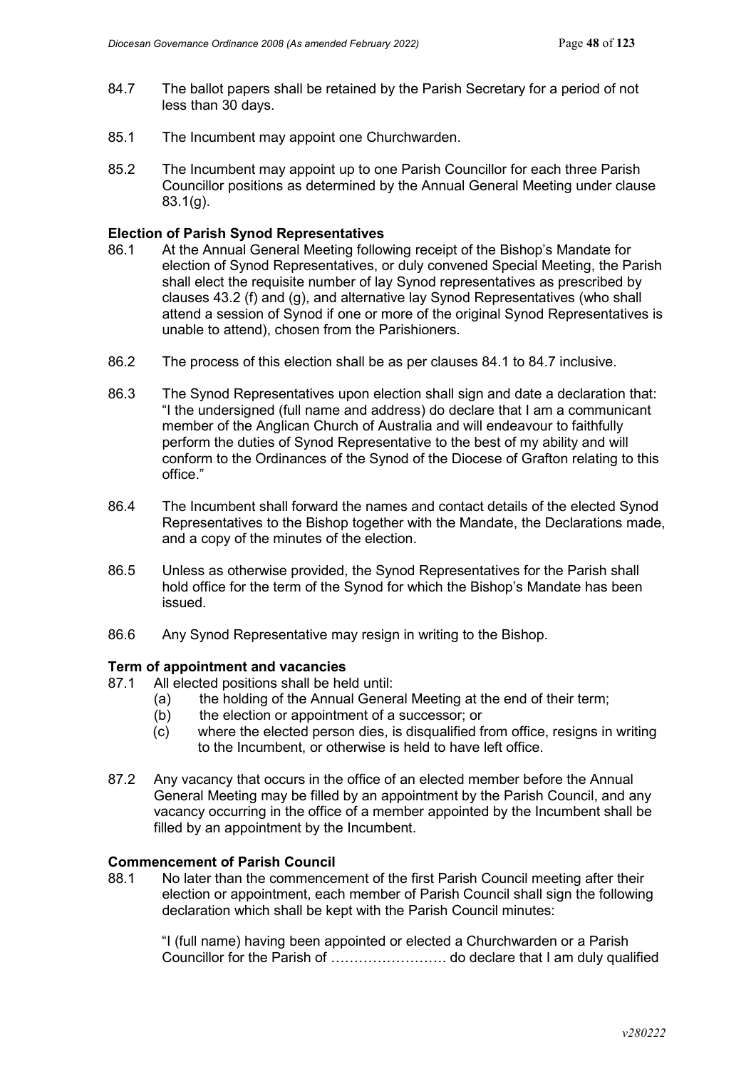84.7 The ballot papers shall be retained by the Parish Secretary for a period of not less than 30 days.

85.1 The Incumbent may appoint one Churchwarden.

85.2 The Incumbent may appoint up to one Parish Councillor for each three Parish Councillor positions as determined by the Annual General Meeting under clause 83.1(g).

**Election of Parish Synod Representatives**

86.1 At the Annual General Meeting following receipt of the Bishop's Mandate for election of Synod Representatives, or duly convened Special Meeting, the Parish shall elect the requisite number of lay Synod representatives as prescribed by clauses 43.2 (f) and (g), and alternative lay Synod Representatives (who shall attend a session of Synod if one or more of the original Synod Representatives is unable to attend), chosen from the Parishioners.

86.2 The process of this election shall be as per clauses 84.1 to 84.7 inclusive.

86.3 The Synod Representatives upon election shall sign and date a declaration that: "I the undersigned (full name and address) do declare that I am a communicant member of the Anglican Church of Australia and will endeavour to faithfully perform the duties of Synod Representative to the best of my ability and will conform to the Ordinances of the Synod of the Diocese of Grafton relating to this office."

86.4 The Incumbent shall forward the names and contact details of the elected Synod Representatives to the Bishop together with the Mandate, the Declarations made, and a copy of the minutes of the election.

86.5 Unless as otherwise provided, the Synod Representatives for the Parish shall hold office for the term of the Synod for which the Bishop's Mandate has been issued.

86.6 Any Synod Representative may resign in writing to the Bishop.

**Term of appointment and vacancies**

87.1 All elected positions shall be held until:

(a) the holding of the Annual General Meeting at the end of their term;

(b) the election or appointment of a successor; or

(c) where the elected person dies, is disqualified from office, resigns in writing to the Incumbent, or otherwise is held to have left office.

87.2 Any vacancy that occurs in the office of an elected member before the Annual General Meeting may be filled by an appointment by the Parish Council, and any vacancy occurring in the office of a member appointed by the Incumbent shall be filled by an appointment by the Incumbent.

**Commencement of Parish Council**

88.1 No later than the commencement of the first Parish Council meeting after their election or appointment, each member of Parish Council shall sign the following declaration which shall be kept with the Parish Council minutes:

"I (full name) having been appointed or elected a Churchwarden or a Parish Councillor for the Parish of ……………………. do declare that I am duly qualified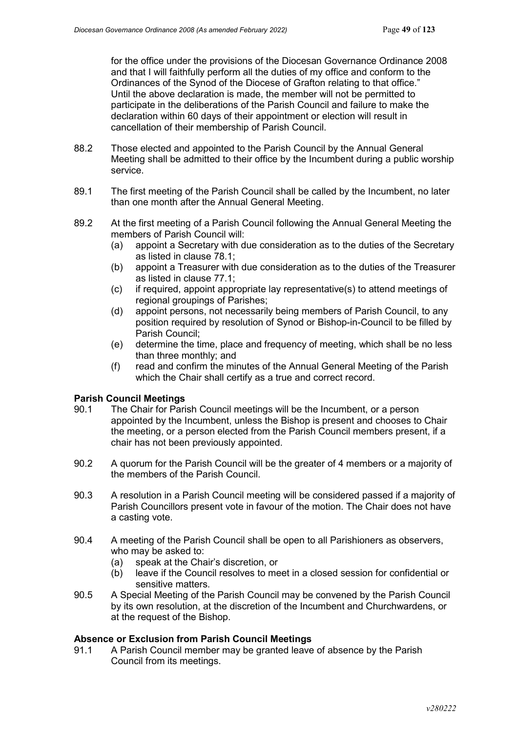for the office under the provisions of the Diocesan Governance Ordinance 2008 and that I will faithfully perform all the duties of my office and conform to the Ordinances of the Synod of the Diocese of Grafton relating to that office."
Until the above declaration is made, the member will not be permitted to participate in the deliberations of the Parish Council and failure to make the declaration within 60 days of their appointment or election will result in cancellation of their membership of Parish Council.

88.2 Those elected and appointed to the Parish Council by the Annual General Meeting shall be admitted to their office by the Incumbent during a public worship service.

89.1 The first meeting of the Parish Council shall be called by the Incumbent, no later than one month after the Annual General Meeting.

89.2 At the first meeting of a Parish Council following the Annual General Meeting the members of Parish Council will:
- (a) appoint a Secretary with due consideration as to the duties of the Secretary as listed in clause 78.1;
- (b) appoint a Treasurer with due consideration as to the duties of the Treasurer as listed in clause 77.1;
- (c) if required, appoint appropriate lay representative(s) to attend meetings of regional groupings of Parishes;
- (d) appoint persons, not necessarily being members of Parish Council, to any position required by resolution of Synod or Bishop-in-Council to be filled by Parish Council;
- (e) determine the time, place and frequency of meeting, which shall be no less than three monthly; and
- (f) read and confirm the minutes of the Annual General Meeting of the Parish which the Chair shall certify as a true and correct record.

**Parish Council Meetings**

90.1 The Chair for Parish Council meetings will be the Incumbent, or a person appointed by the Incumbent, unless the Bishop is present and chooses to Chair the meeting, or a person elected from the Parish Council members present, if a chair has not been previously appointed.

90.2 A quorum for the Parish Council will be the greater of 4 members or a majority of the members of the Parish Council.

90.3 A resolution in a Parish Council meeting will be considered passed if a majority of Parish Councillors present vote in favour of the motion. The Chair does not have a casting vote.

90.4 A meeting of the Parish Council shall be open to all Parishioners as observers, who may be asked to:
- (a) speak at the Chair's discretion, or
- (b) leave if the Council resolves to meet in a closed session for confidential or sensitive matters.

90.5 A Special Meeting of the Parish Council may be convened by the Parish Council by its own resolution, at the discretion of the Incumbent and Churchwardens, or at the request of the Bishop.

**Absence or Exclusion from Parish Council Meetings**

91.1 A Parish Council member may be granted leave of absence by the Parish Council from its meetings.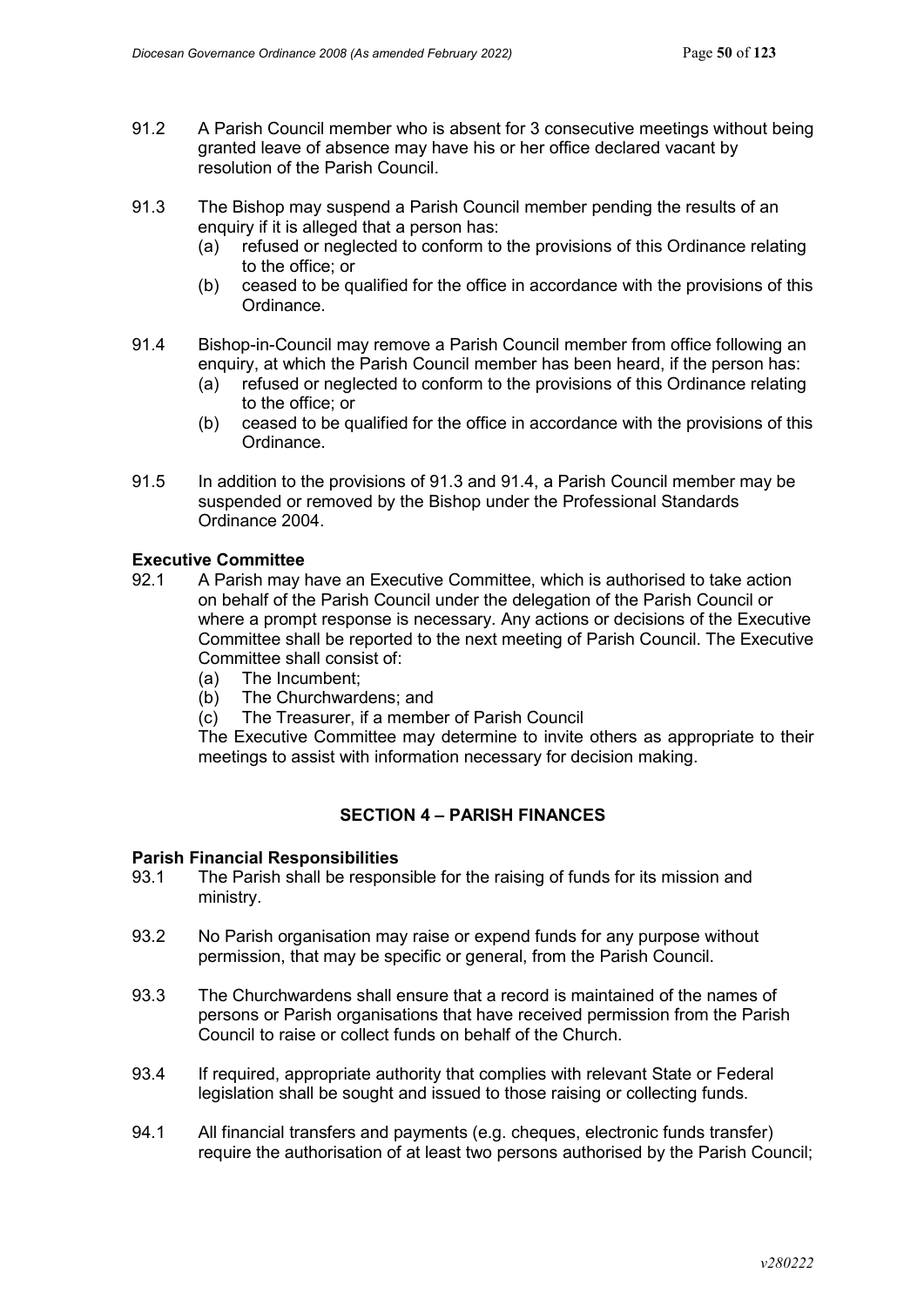91.2 A Parish Council member who is absent for 3 consecutive meetings without being granted leave of absence may have his or her office declared vacant by resolution of the Parish Council.

91.3 The Bishop may suspend a Parish Council member pending the results of an enquiry if it is alleged that a person has:
   (a) refused or neglected to conform to the provisions of this Ordinance relating to the office; or
   (b) ceased to be qualified for the office in accordance with the provisions of this Ordinance.

91.4 Bishop-in-Council may remove a Parish Council member from office following an enquiry, at which the Parish Council member has been heard, if the person has:
   (a) refused or neglected to conform to the provisions of this Ordinance relating to the office; or
   (b) ceased to be qualified for the office in accordance with the provisions of this Ordinance.

91.5 In addition to the provisions of 91.3 and 91.4, a Parish Council member may be suspended or removed by the Bishop under the Professional Standards Ordinance 2004.

**Executive Committee**

92.1 A Parish may have an Executive Committee, which is authorised to take action on behalf of the Parish Council under the delegation of the Parish Council or where a prompt response is necessary. Any actions or decisions of the Executive Committee shall be reported to the next meeting of Parish Council. The Executive Committee shall consist of:
   (a) The Incumbent;
   (b) The Churchwardens; and
   (c) The Treasurer, if a member of Parish Council

   The Executive Committee may determine to invite others as appropriate to their meetings to assist with information necessary for decision making.

## SECTION 4 – PARISH FINANCES

**Parish Financial Responsibilities**

93.1 The Parish shall be responsible for the raising of funds for its mission and ministry.

93.2 No Parish organisation may raise or expend funds for any purpose without permission, that may be specific or general, from the Parish Council.

93.3 The Churchwardens shall ensure that a record is maintained of the names of persons or Parish organisations that have received permission from the Parish Council to raise or collect funds on behalf of the Church.

93.4 If required, appropriate authority that complies with relevant State or Federal legislation shall be sought and issued to those raising or collecting funds.

94.1 All financial transfers and payments (e.g. cheques, electronic funds transfer) require the authorisation of at least two persons authorised by the Parish Council;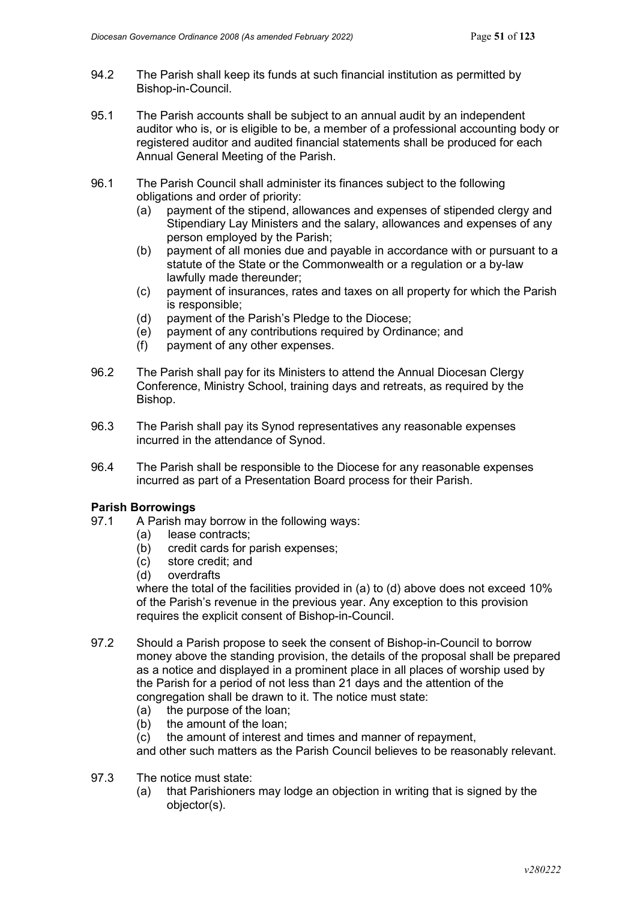94.2 The Parish shall keep its funds at such financial institution as permitted by Bishop-in-Council.

95.1 The Parish accounts shall be subject to an annual audit by an independent auditor who is, or is eligible to be, a member of a professional accounting body or registered auditor and audited financial statements shall be produced for each Annual General Meeting of the Parish.

96.1 The Parish Council shall administer its finances subject to the following obligations and order of priority:

- (a) payment of the stipend, allowances and expenses of stipended clergy and Stipendiary Lay Ministers and the salary, allowances and expenses of any person employed by the Parish;
- (b) payment of all monies due and payable in accordance with or pursuant to a statute of the State or the Commonwealth or a regulation or a by-law lawfully made thereunder;
- (c) payment of insurances, rates and taxes on all property for which the Parish is responsible;
- (d) payment of the Parish's Pledge to the Diocese;
- (e) payment of any contributions required by Ordinance; and
- (f) payment of any other expenses.

96.2 The Parish shall pay for its Ministers to attend the Annual Diocesan Clergy Conference, Ministry School, training days and retreats, as required by the Bishop.

96.3 The Parish shall pay its Synod representatives any reasonable expenses incurred in the attendance of Synod.

96.4 The Parish shall be responsible to the Diocese for any reasonable expenses incurred as part of a Presentation Board process for their Parish.

**Parish Borrowings**

97.1 A Parish may borrow in the following ways:

- (a) lease contracts;
- (b) credit cards for parish expenses;
- (c) store credit; and
- (d) overdrafts

where the total of the facilities provided in (a) to (d) above does not exceed 10% of the Parish's revenue in the previous year. Any exception to this provision requires the explicit consent of Bishop-in-Council.

97.2 Should a Parish propose to seek the consent of Bishop-in-Council to borrow money above the standing provision, the details of the proposal shall be prepared as a notice and displayed in a prominent place in all places of worship used by the Parish for a period of not less than 21 days and the attention of the congregation shall be drawn to it. The notice must state:

- (a) the purpose of the loan;
- (b) the amount of the loan;
- (c) the amount of interest and times and manner of repayment,

and other such matters as the Parish Council believes to be reasonably relevant.

97.3 The notice must state:

- (a) that Parishioners may lodge an objection in writing that is signed by the objector(s).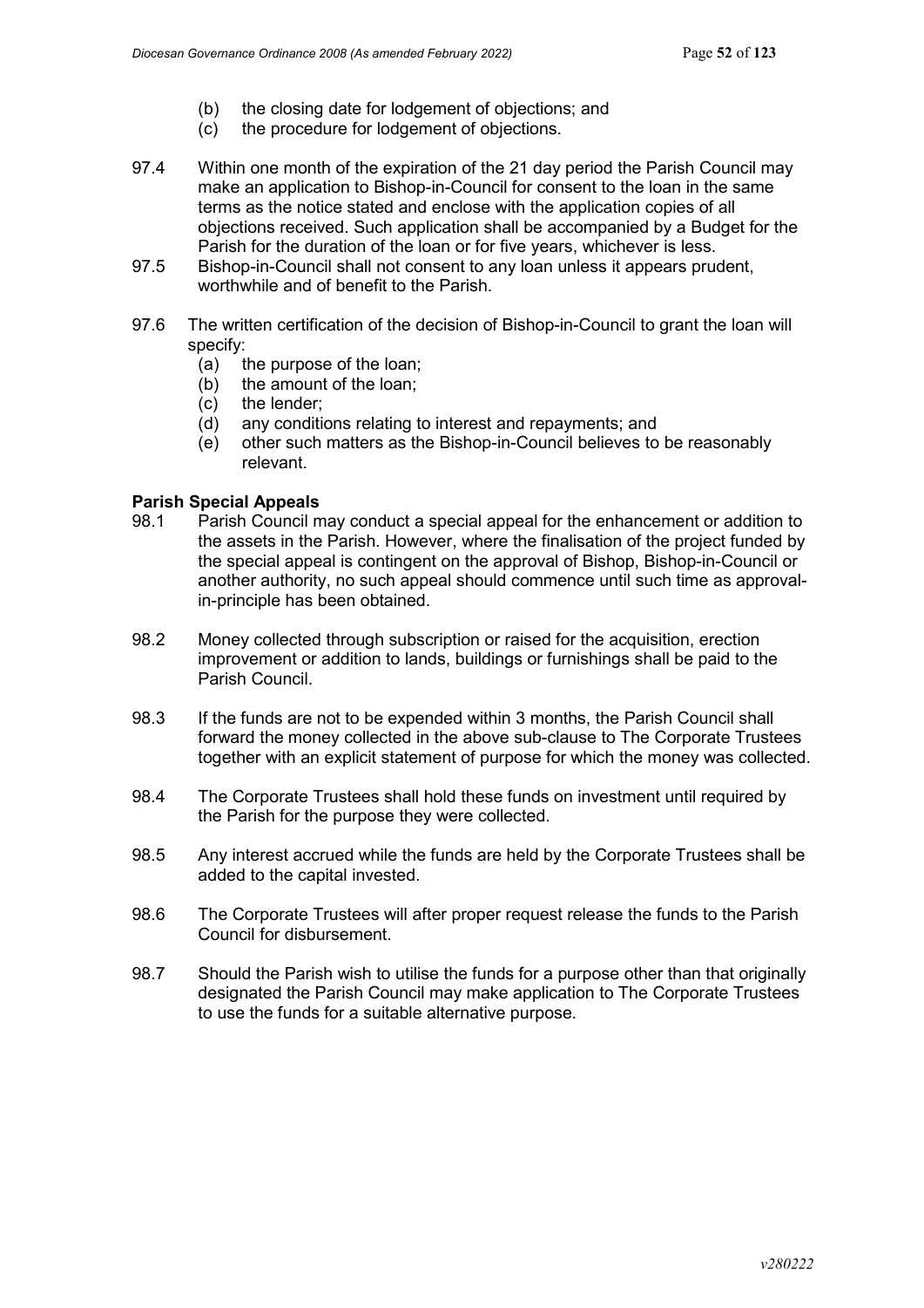(b) the closing date for lodgement of objections; and
(c) the procedure for lodgement of objections.

97.4 Within one month of the expiration of the 21 day period the Parish Council may make an application to Bishop-in-Council for consent to the loan in the same terms as the notice stated and enclose with the application copies of all objections received. Such application shall be accompanied by a Budget for the Parish for the duration of the loan or for five years, whichever is less.

97.5 Bishop-in-Council shall not consent to any loan unless it appears prudent, worthwhile and of benefit to the Parish.

97.6 The written certification of the decision of Bishop-in-Council to grant the loan will specify:
(a) the purpose of the loan;
(b) the amount of the loan;
(c) the lender;
(d) any conditions relating to interest and repayments; and
(e) other such matters as the Bishop-in-Council believes to be reasonably relevant.

**Parish Special Appeals**

98.1 Parish Council may conduct a special appeal for the enhancement or addition to the assets in the Parish. However, where the finalisation of the project funded by the special appeal is contingent on the approval of Bishop, Bishop-in-Council or another authority, no such appeal should commence until such time as approval-in-principle has been obtained.

98.2 Money collected through subscription or raised for the acquisition, erection improvement or addition to lands, buildings or furnishings shall be paid to the Parish Council.

98.3 If the funds are not to be expended within 3 months, the Parish Council shall forward the money collected in the above sub-clause to The Corporate Trustees together with an explicit statement of purpose for which the money was collected.

98.4 The Corporate Trustees shall hold these funds on investment until required by the Parish for the purpose they were collected.

98.5 Any interest accrued while the funds are held by the Corporate Trustees shall be added to the capital invested.

98.6 The Corporate Trustees will after proper request release the funds to the Parish Council for disbursement.

98.7 Should the Parish wish to utilise the funds for a purpose other than that originally designated the Parish Council may make application to The Corporate Trustees to use the funds for a suitable alternative purpose.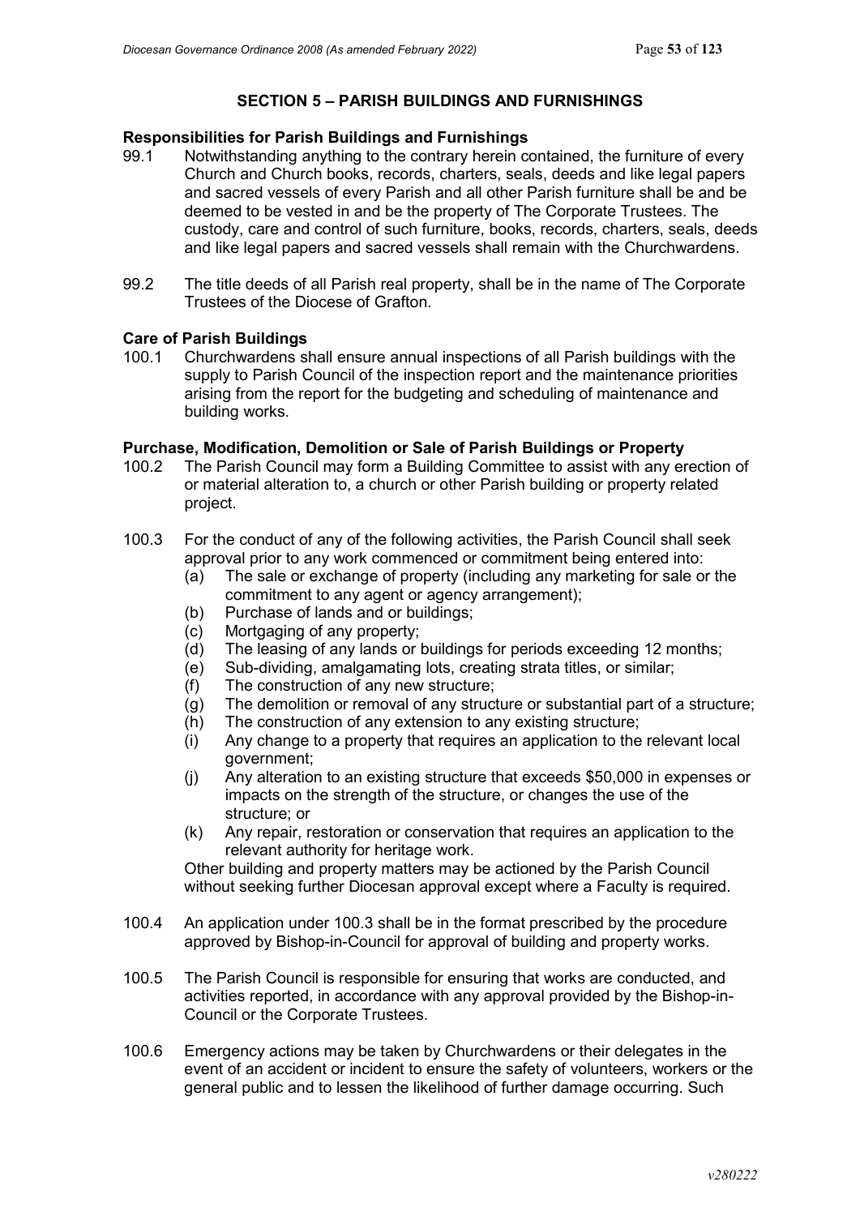## SECTION 5 – PARISH BUILDINGS AND FURNISHINGS

### Responsibilities for Parish Buildings and Furnishings

99.1 Notwithstanding anything to the contrary herein contained, the furniture of every Church and Church books, records, charters, seals, deeds and like legal papers and sacred vessels of every Parish and all other Parish furniture shall be and be deemed to be vested in and be the property of The Corporate Trustees. The custody, care and control of such furniture, books, records, charters, seals, deeds and like legal papers and sacred vessels shall remain with the Churchwardens.

99.2 The title deeds of all Parish real property, shall be in the name of The Corporate Trustees of the Diocese of Grafton.

### Care of Parish Buildings

100.1 Churchwardens shall ensure annual inspections of all Parish buildings with the supply to Parish Council of the inspection report and the maintenance priorities arising from the report for the budgeting and scheduling of maintenance and building works.

### Purchase, Modification, Demolition or Sale of Parish Buildings or Property

100.2 The Parish Council may form a Building Committee to assist with any erection of or material alteration to, a church or other Parish building or property related project.

100.3 For the conduct of any of the following activities, the Parish Council shall seek approval prior to any work commenced or commitment being entered into:

(a) The sale or exchange of property (including any marketing for sale or the commitment to any agent or agency arrangement);
(b) Purchase of lands and or buildings;
(c) Mortgaging of any property;
(d) The leasing of any lands or buildings for periods exceeding 12 months;
(e) Sub-dividing, amalgamating lots, creating strata titles, or similar;
(f) The construction of any new structure;
(g) The demolition or removal of any structure or substantial part of a structure;
(h) The construction of any extension to any existing structure;
(i) Any change to a property that requires an application to the relevant local government;
(j) Any alteration to an existing structure that exceeds $50,000 in expenses or impacts on the strength of the structure, or changes the use of the structure; or
(k) Any repair, restoration or conservation that requires an application to the relevant authority for heritage work.

Other building and property matters may be actioned by the Parish Council without seeking further Diocesan approval except where a Faculty is required.

100.4 An application under 100.3 shall be in the format prescribed by the procedure approved by Bishop-in-Council for approval of building and property works.

100.5 The Parish Council is responsible for ensuring that works are conducted, and activities reported, in accordance with any approval provided by the Bishop-in-Council or the Corporate Trustees.

100.6 Emergency actions may be taken by Churchwardens or their delegates in the event of an accident or incident to ensure the safety of volunteers, workers or the general public and to lessen the likelihood of further damage occurring. Such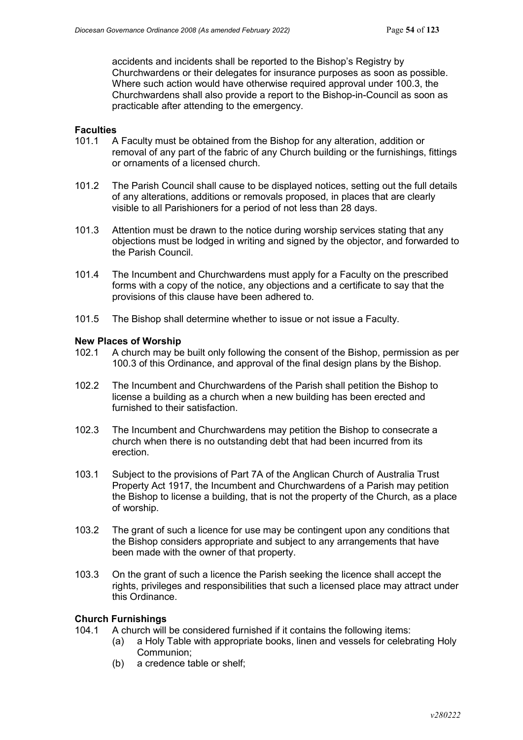accidents and incidents shall be reported to the Bishop's Registry by Churchwardens or their delegates for insurance purposes as soon as possible. Where such action would have otherwise required approval under 100.3, the Churchwardens shall also provide a report to the Bishop-in-Council as soon as practicable after attending to the emergency.

**Faculties**

101.1 A Faculty must be obtained from the Bishop for any alteration, addition or removal of any part of the fabric of any Church building or the furnishings, fittings or ornaments of a licensed church.

101.2 The Parish Council shall cause to be displayed notices, setting out the full details of any alterations, additions or removals proposed, in places that are clearly visible to all Parishioners for a period of not less than 28 days.

101.3 Attention must be drawn to the notice during worship services stating that any objections must be lodged in writing and signed by the objector, and forwarded to the Parish Council.

101.4 The Incumbent and Churchwardens must apply for a Faculty on the prescribed forms with a copy of the notice, any objections and a certificate to say that the provisions of this clause have been adhered to.

101.5 The Bishop shall determine whether to issue or not issue a Faculty.

**New Places of Worship**

102.1 A church may be built only following the consent of the Bishop, permission as per 100.3 of this Ordinance, and approval of the final design plans by the Bishop.

102.2 The Incumbent and Churchwardens of the Parish shall petition the Bishop to license a building as a church when a new building has been erected and furnished to their satisfaction.

102.3 The Incumbent and Churchwardens may petition the Bishop to consecrate a church when there is no outstanding debt that had been incurred from its erection.

103.1 Subject to the provisions of Part 7A of the Anglican Church of Australia Trust Property Act 1917, the Incumbent and Churchwardens of a Parish may petition the Bishop to license a building, that is not the property of the Church, as a place of worship.

103.2 The grant of such a licence for use may be contingent upon any conditions that the Bishop considers appropriate and subject to any arrangements that have been made with the owner of that property.

103.3 On the grant of such a licence the Parish seeking the licence shall accept the rights, privileges and responsibilities that such a licensed place may attract under this Ordinance.

**Church Furnishings**

104.1 A church will be considered furnished if it contains the following items:

- (a) a Holy Table with appropriate books, linen and vessels for celebrating Holy Communion;
- (b) a credence table or shelf;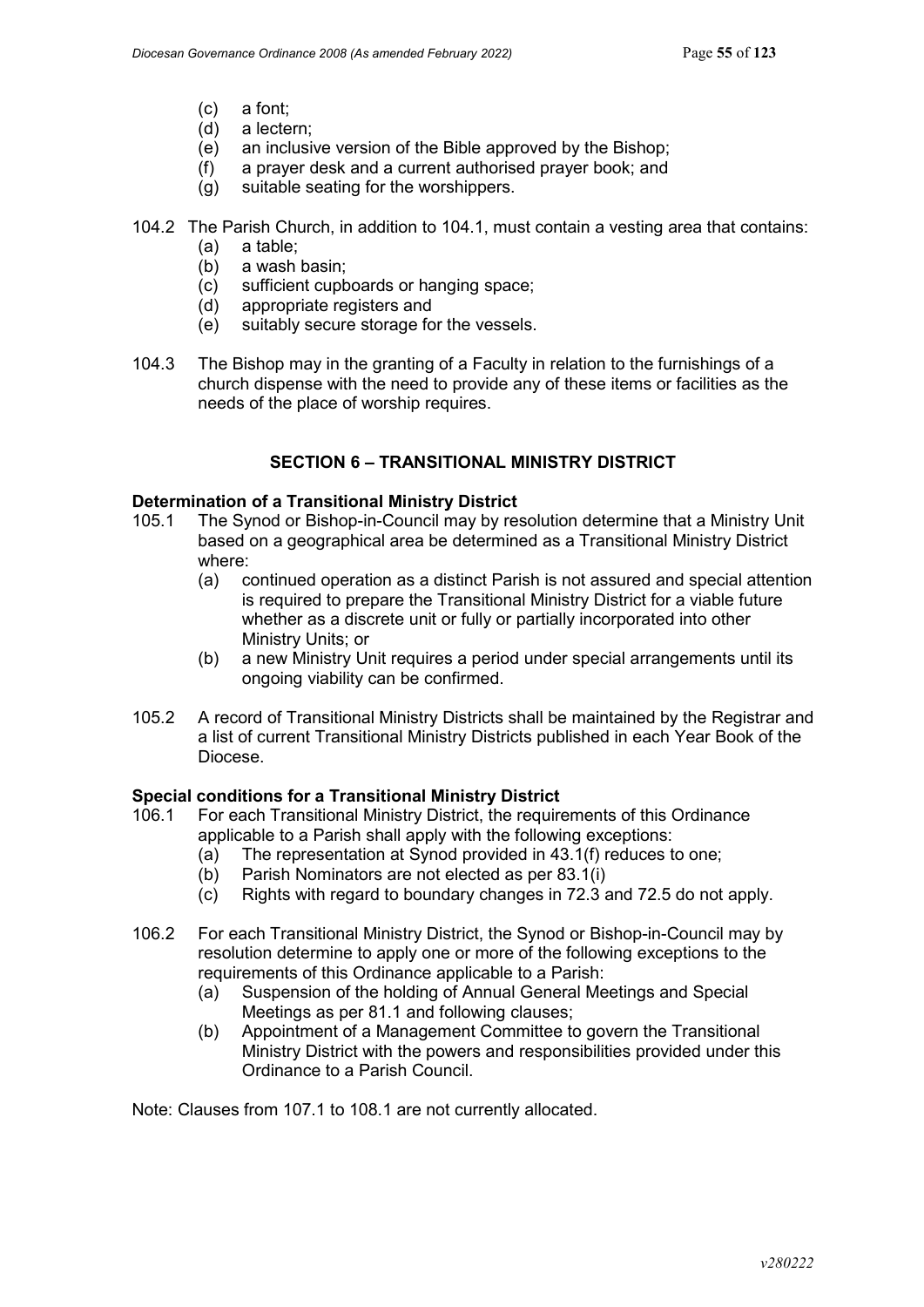(c) a font;
(d) a lectern;
(e) an inclusive version of the Bible approved by the Bishop;
(f) a prayer desk and a current authorised prayer book; and
(g) suitable seating for the worshippers.

104.2 The Parish Church, in addition to 104.1, must contain a vesting area that contains:
(a) a table;
(b) a wash basin;
(c) sufficient cupboards or hanging space;
(d) appropriate registers and
(e) suitably secure storage for the vessels.

104.3 The Bishop may in the granting of a Faculty in relation to the furnishings of a church dispense with the need to provide any of these items or facilities as the needs of the place of worship requires.

## SECTION 6 – TRANSITIONAL MINISTRY DISTRICT

**Determination of a Transitional Ministry District**

105.1 The Synod or Bishop-in-Council may by resolution determine that a Ministry Unit based on a geographical area be determined as a Transitional Ministry District where:
(a) continued operation as a distinct Parish is not assured and special attention is required to prepare the Transitional Ministry District for a viable future whether as a discrete unit or fully or partially incorporated into other Ministry Units; or
(b) a new Ministry Unit requires a period under special arrangements until its ongoing viability can be confirmed.

105.2 A record of Transitional Ministry Districts shall be maintained by the Registrar and a list of current Transitional Ministry Districts published in each Year Book of the Diocese.

**Special conditions for a Transitional Ministry District**

106.1 For each Transitional Ministry District, the requirements of this Ordinance applicable to a Parish shall apply with the following exceptions:
(a) The representation at Synod provided in 43.1(f) reduces to one;
(b) Parish Nominators are not elected as per 83.1(i)
(c) Rights with regard to boundary changes in 72.3 and 72.5 do not apply.

106.2 For each Transitional Ministry District, the Synod or Bishop-in-Council may by resolution determine to apply one or more of the following exceptions to the requirements of this Ordinance applicable to a Parish:
(a) Suspension of the holding of Annual General Meetings and Special Meetings as per 81.1 and following clauses;
(b) Appointment of a Management Committee to govern the Transitional Ministry District with the powers and responsibilities provided under this Ordinance to a Parish Council.

Note: Clauses from 107.1 to 108.1 are not currently allocated.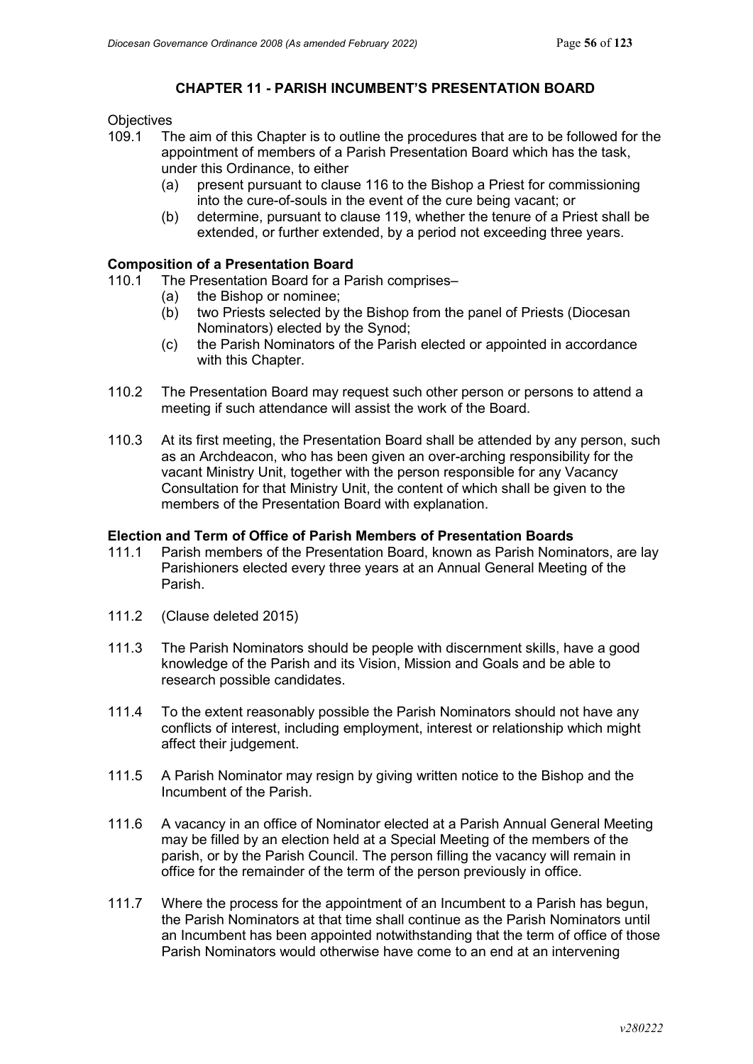## CHAPTER 11 - PARISH INCUMBENT'S PRESENTATION BOARD

Objectives

109.1 The aim of this Chapter is to outline the procedures that are to be followed for the appointment of members of a Parish Presentation Board which has the task, under this Ordinance, to either

- (a) present pursuant to clause 116 to the Bishop a Priest for commissioning into the cure-of-souls in the event of the cure being vacant; or
- (b) determine, pursuant to clause 119, whether the tenure of a Priest shall be extended, or further extended, by a period not exceeding three years.

### Composition of a Presentation Board

110.1 The Presentation Board for a Parish comprises–

- (a) the Bishop or nominee;
- (b) two Priests selected by the Bishop from the panel of Priests (Diocesan Nominators) elected by the Synod;
- (c) the Parish Nominators of the Parish elected or appointed in accordance with this Chapter.

110.2 The Presentation Board may request such other person or persons to attend a meeting if such attendance will assist the work of the Board.

110.3 At its first meeting, the Presentation Board shall be attended by any person, such as an Archdeacon, who has been given an over-arching responsibility for the vacant Ministry Unit, together with the person responsible for any Vacancy Consultation for that Ministry Unit, the content of which shall be given to the members of the Presentation Board with explanation.

### Election and Term of Office of Parish Members of Presentation Boards

111.1 Parish members of the Presentation Board, known as Parish Nominators, are lay Parishioners elected every three years at an Annual General Meeting of the Parish.

111.2 (Clause deleted 2015)

111.3 The Parish Nominators should be people with discernment skills, have a good knowledge of the Parish and its Vision, Mission and Goals and be able to research possible candidates.

111.4 To the extent reasonably possible the Parish Nominators should not have any conflicts of interest, including employment, interest or relationship which might affect their judgement.

111.5 A Parish Nominator may resign by giving written notice to the Bishop and the Incumbent of the Parish.

111.6 A vacancy in an office of Nominator elected at a Parish Annual General Meeting may be filled by an election held at a Special Meeting of the members of the parish, or by the Parish Council. The person filling the vacancy will remain in office for the remainder of the term of the person previously in office.

111.7 Where the process for the appointment of an Incumbent to a Parish has begun, the Parish Nominators at that time shall continue as the Parish Nominators until an Incumbent has been appointed notwithstanding that the term of office of those Parish Nominators would otherwise have come to an end at an intervening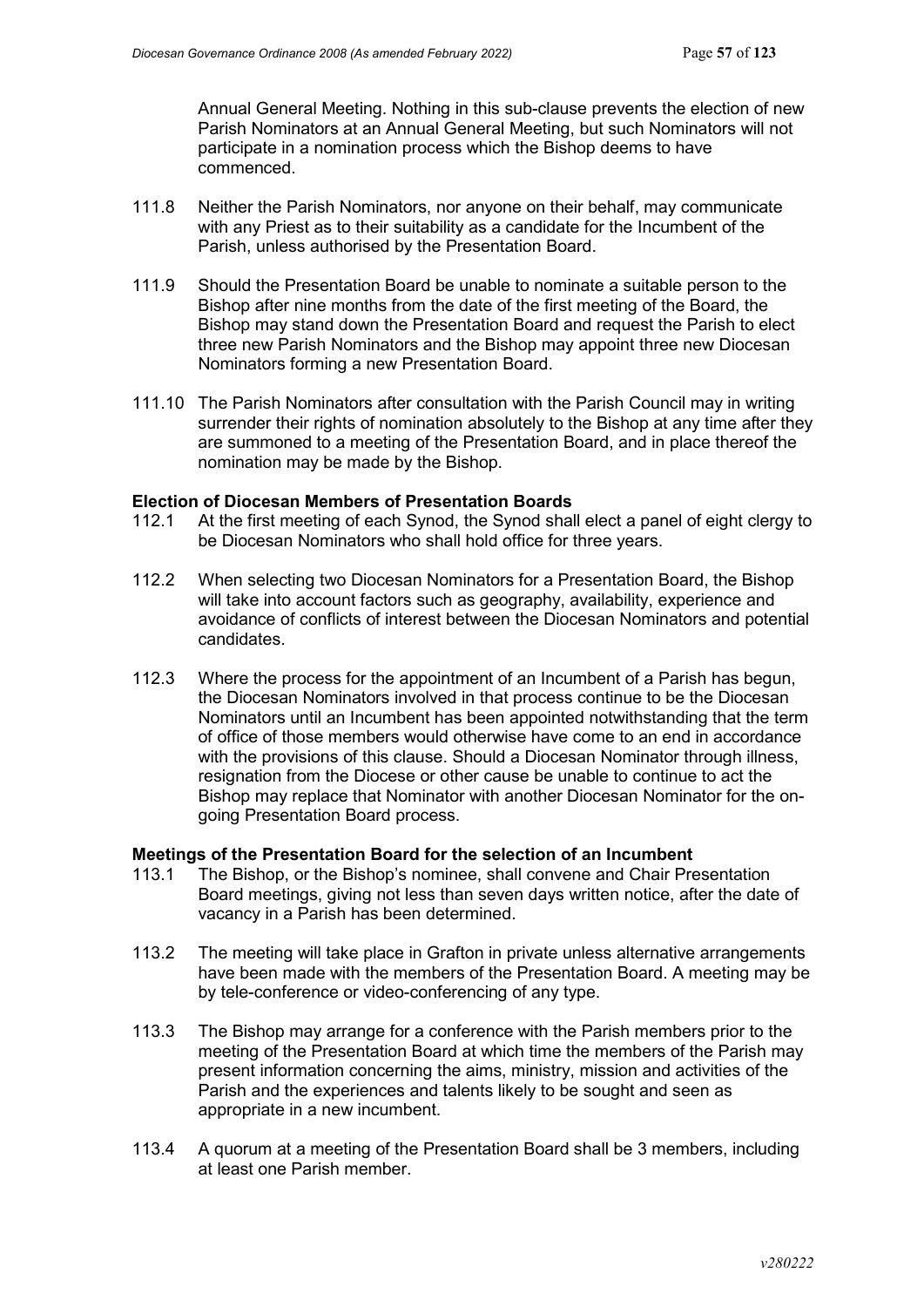Annual General Meeting. Nothing in this sub-clause prevents the election of new Parish Nominators at an Annual General Meeting, but such Nominators will not participate in a nomination process which the Bishop deems to have commenced.

111.8 Neither the Parish Nominators, nor anyone on their behalf, may communicate with any Priest as to their suitability as a candidate for the Incumbent of the Parish, unless authorised by the Presentation Board.

111.9 Should the Presentation Board be unable to nominate a suitable person to the Bishop after nine months from the date of the first meeting of the Board, the Bishop may stand down the Presentation Board and request the Parish to elect three new Parish Nominators and the Bishop may appoint three new Diocesan Nominators forming a new Presentation Board.

111.10 The Parish Nominators after consultation with the Parish Council may in writing surrender their rights of nomination absolutely to the Bishop at any time after they are summoned to a meeting of the Presentation Board, and in place thereof the nomination may be made by the Bishop.

**Election of Diocesan Members of Presentation Boards**

112.1 At the first meeting of each Synod, the Synod shall elect a panel of eight clergy to be Diocesan Nominators who shall hold office for three years.

112.2 When selecting two Diocesan Nominators for a Presentation Board, the Bishop will take into account factors such as geography, availability, experience and avoidance of conflicts of interest between the Diocesan Nominators and potential candidates.

112.3 Where the process for the appointment of an Incumbent of a Parish has begun, the Diocesan Nominators involved in that process continue to be the Diocesan Nominators until an Incumbent has been appointed notwithstanding that the term of office of those members would otherwise have come to an end in accordance with the provisions of this clause. Should a Diocesan Nominator through illness, resignation from the Diocese or other cause be unable to continue to act the Bishop may replace that Nominator with another Diocesan Nominator for the on-going Presentation Board process.

**Meetings of the Presentation Board for the selection of an Incumbent**

113.1 The Bishop, or the Bishop's nominee, shall convene and Chair Presentation Board meetings, giving not less than seven days written notice, after the date of vacancy in a Parish has been determined.

113.2 The meeting will take place in Grafton in private unless alternative arrangements have been made with the members of the Presentation Board. A meeting may be by tele-conference or video-conferencing of any type.

113.3 The Bishop may arrange for a conference with the Parish members prior to the meeting of the Presentation Board at which time the members of the Parish may present information concerning the aims, ministry, mission and activities of the Parish and the experiences and talents likely to be sought and seen as appropriate in a new incumbent.

113.4 A quorum at a meeting of the Presentation Board shall be 3 members, including at least one Parish member.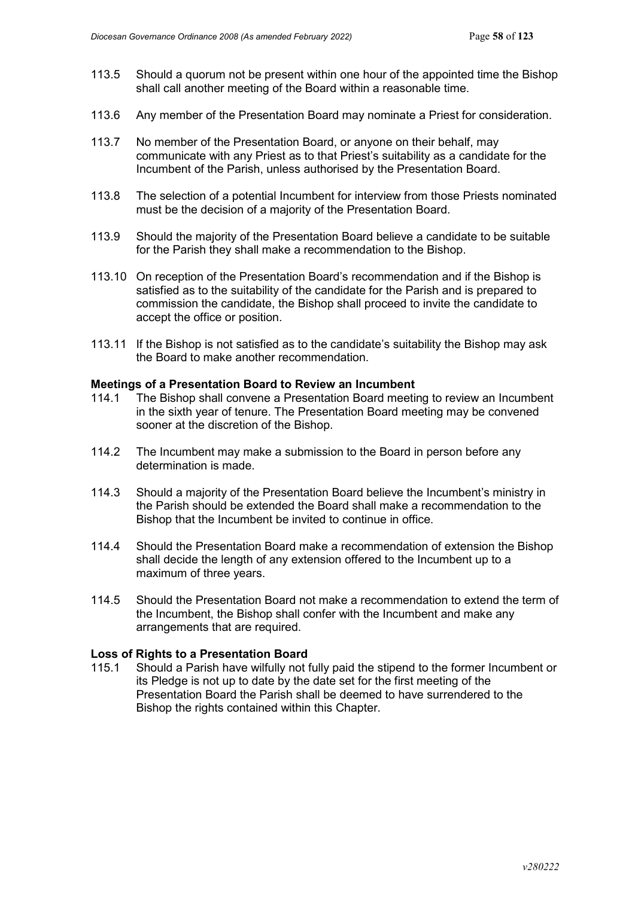113.5 Should a quorum not be present within one hour of the appointed time the Bishop shall call another meeting of the Board within a reasonable time.

113.6 Any member of the Presentation Board may nominate a Priest for consideration.

113.7 No member of the Presentation Board, or anyone on their behalf, may communicate with any Priest as to that Priest's suitability as a candidate for the Incumbent of the Parish, unless authorised by the Presentation Board.

113.8 The selection of a potential Incumbent for interview from those Priests nominated must be the decision of a majority of the Presentation Board.

113.9 Should the majority of the Presentation Board believe a candidate to be suitable for the Parish they shall make a recommendation to the Bishop.

113.10 On reception of the Presentation Board's recommendation and if the Bishop is satisfied as to the suitability of the candidate for the Parish and is prepared to commission the candidate, the Bishop shall proceed to invite the candidate to accept the office or position.

113.11 If the Bishop is not satisfied as to the candidate's suitability the Bishop may ask the Board to make another recommendation.

**Meetings of a Presentation Board to Review an Incumbent**

114.1 The Bishop shall convene a Presentation Board meeting to review an Incumbent in the sixth year of tenure. The Presentation Board meeting may be convened sooner at the discretion of the Bishop.

114.2 The Incumbent may make a submission to the Board in person before any determination is made.

114.3 Should a majority of the Presentation Board believe the Incumbent's ministry in the Parish should be extended the Board shall make a recommendation to the Bishop that the Incumbent be invited to continue in office.

114.4 Should the Presentation Board make a recommendation of extension the Bishop shall decide the length of any extension offered to the Incumbent up to a maximum of three years.

114.5 Should the Presentation Board not make a recommendation to extend the term of the Incumbent, the Bishop shall confer with the Incumbent and make any arrangements that are required.

**Loss of Rights to a Presentation Board**

115.1 Should a Parish have wilfully not fully paid the stipend to the former Incumbent or its Pledge is not up to date by the date set for the first meeting of the Presentation Board the Parish shall be deemed to have surrendered to the Bishop the rights contained within this Chapter.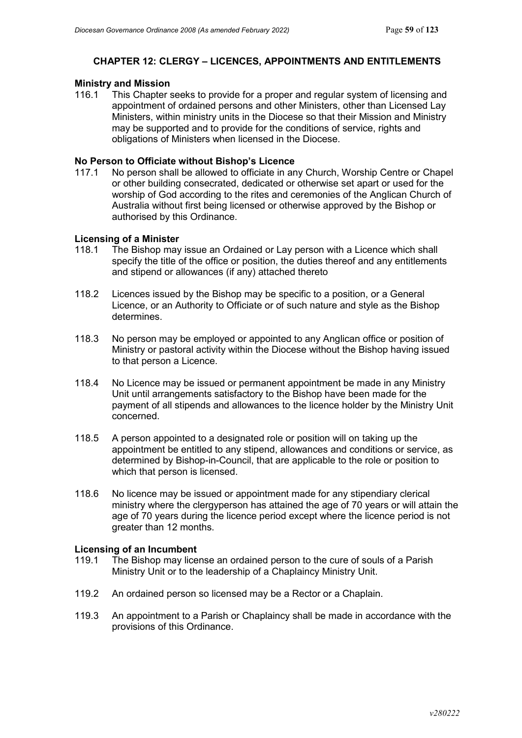## CHAPTER 12: CLERGY – LICENCES, APPOINTMENTS AND ENTITLEMENTS

### Ministry and Mission

116.1 This Chapter seeks to provide for a proper and regular system of licensing and appointment of ordained persons and other Ministers, other than Licensed Lay Ministers, within ministry units in the Diocese so that their Mission and Ministry may be supported and to provide for the conditions of service, rights and obligations of Ministers when licensed in the Diocese.

### No Person to Officiate without Bishop's Licence

117.1 No person shall be allowed to officiate in any Church, Worship Centre or Chapel or other building consecrated, dedicated or otherwise set apart or used for the worship of God according to the rites and ceremonies of the Anglican Church of Australia without first being licensed or otherwise approved by the Bishop or authorised by this Ordinance.

### Licensing of a Minister

118.1 The Bishop may issue an Ordained or Lay person with a Licence which shall specify the title of the office or position, the duties thereof and any entitlements and stipend or allowances (if any) attached thereto

118.2 Licences issued by the Bishop may be specific to a position, or a General Licence, or an Authority to Officiate or of such nature and style as the Bishop determines.

118.3 No person may be employed or appointed to any Anglican office or position of Ministry or pastoral activity within the Diocese without the Bishop having issued to that person a Licence.

118.4 No Licence may be issued or permanent appointment be made in any Ministry Unit until arrangements satisfactory to the Bishop have been made for the payment of all stipends and allowances to the licence holder by the Ministry Unit concerned.

118.5 A person appointed to a designated role or position will on taking up the appointment be entitled to any stipend, allowances and conditions or service, as determined by Bishop-in-Council, that are applicable to the role or position to which that person is licensed.

118.6 No licence may be issued or appointment made for any stipendiary clerical ministry where the clergyperson has attained the age of 70 years or will attain the age of 70 years during the licence period except where the licence period is not greater than 12 months.

### Licensing of an Incumbent

119.1 The Bishop may license an ordained person to the cure of souls of a Parish Ministry Unit or to the leadership of a Chaplaincy Ministry Unit.

119.2 An ordained person so licensed may be a Rector or a Chaplain.

119.3 An appointment to a Parish or Chaplaincy shall be made in accordance with the provisions of this Ordinance.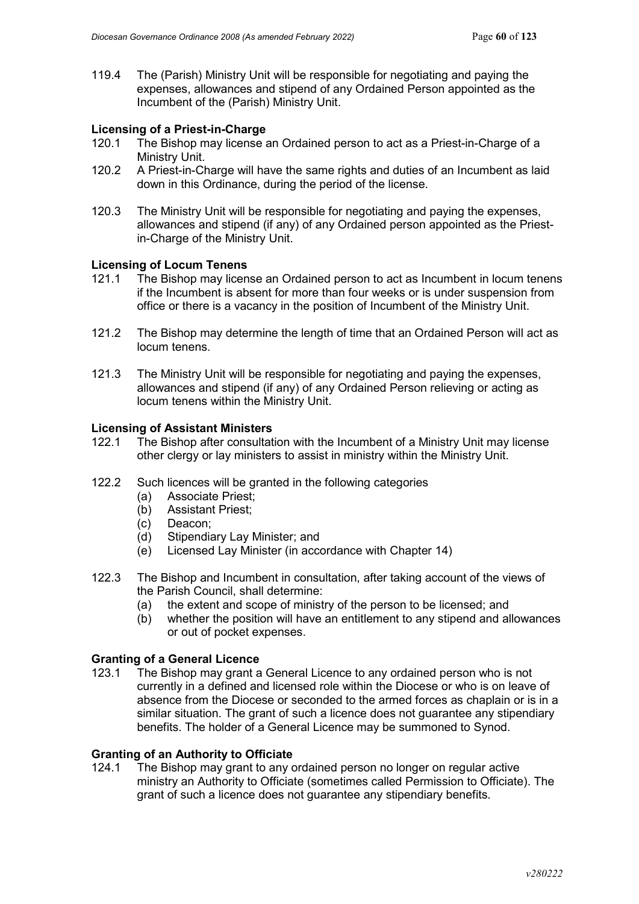119.4 The (Parish) Ministry Unit will be responsible for negotiating and paying the expenses, allowances and stipend of any Ordained Person appointed as the Incumbent of the (Parish) Ministry Unit.

**Licensing of a Priest-in-Charge**

120.1 The Bishop may license an Ordained person to act as a Priest-in-Charge of a Ministry Unit.

120.2 A Priest-in-Charge will have the same rights and duties of an Incumbent as laid down in this Ordinance, during the period of the license.

120.3 The Ministry Unit will be responsible for negotiating and paying the expenses, allowances and stipend (if any) of any Ordained person appointed as the Priest-in-Charge of the Ministry Unit.

**Licensing of Locum Tenens**

121.1 The Bishop may license an Ordained person to act as Incumbent in locum tenens if the Incumbent is absent for more than four weeks or is under suspension from office or there is a vacancy in the position of Incumbent of the Ministry Unit.

121.2 The Bishop may determine the length of time that an Ordained Person will act as locum tenens.

121.3 The Ministry Unit will be responsible for negotiating and paying the expenses, allowances and stipend (if any) of any Ordained Person relieving or acting as locum tenens within the Ministry Unit.

**Licensing of Assistant Ministers**

122.1 The Bishop after consultation with the Incumbent of a Ministry Unit may license other clergy or lay ministers to assist in ministry within the Ministry Unit.

122.2 Such licences will be granted in the following categories
- (a) Associate Priest;
- (b) Assistant Priest;
- (c) Deacon;
- (d) Stipendiary Lay Minister; and
- (e) Licensed Lay Minister (in accordance with Chapter 14)

122.3 The Bishop and Incumbent in consultation, after taking account of the views of the Parish Council, shall determine:
- (a) the extent and scope of ministry of the person to be licensed; and
- (b) whether the position will have an entitlement to any stipend and allowances or out of pocket expenses.

**Granting of a General Licence**

123.1 The Bishop may grant a General Licence to any ordained person who is not currently in a defined and licensed role within the Diocese or who is on leave of absence from the Diocese or seconded to the armed forces as chaplain or is in a similar situation. The grant of such a licence does not guarantee any stipendiary benefits. The holder of a General Licence may be summoned to Synod.

**Granting of an Authority to Officiate**

124.1 The Bishop may grant to any ordained person no longer on regular active ministry an Authority to Officiate (sometimes called Permission to Officiate). The grant of such a licence does not guarantee any stipendiary benefits.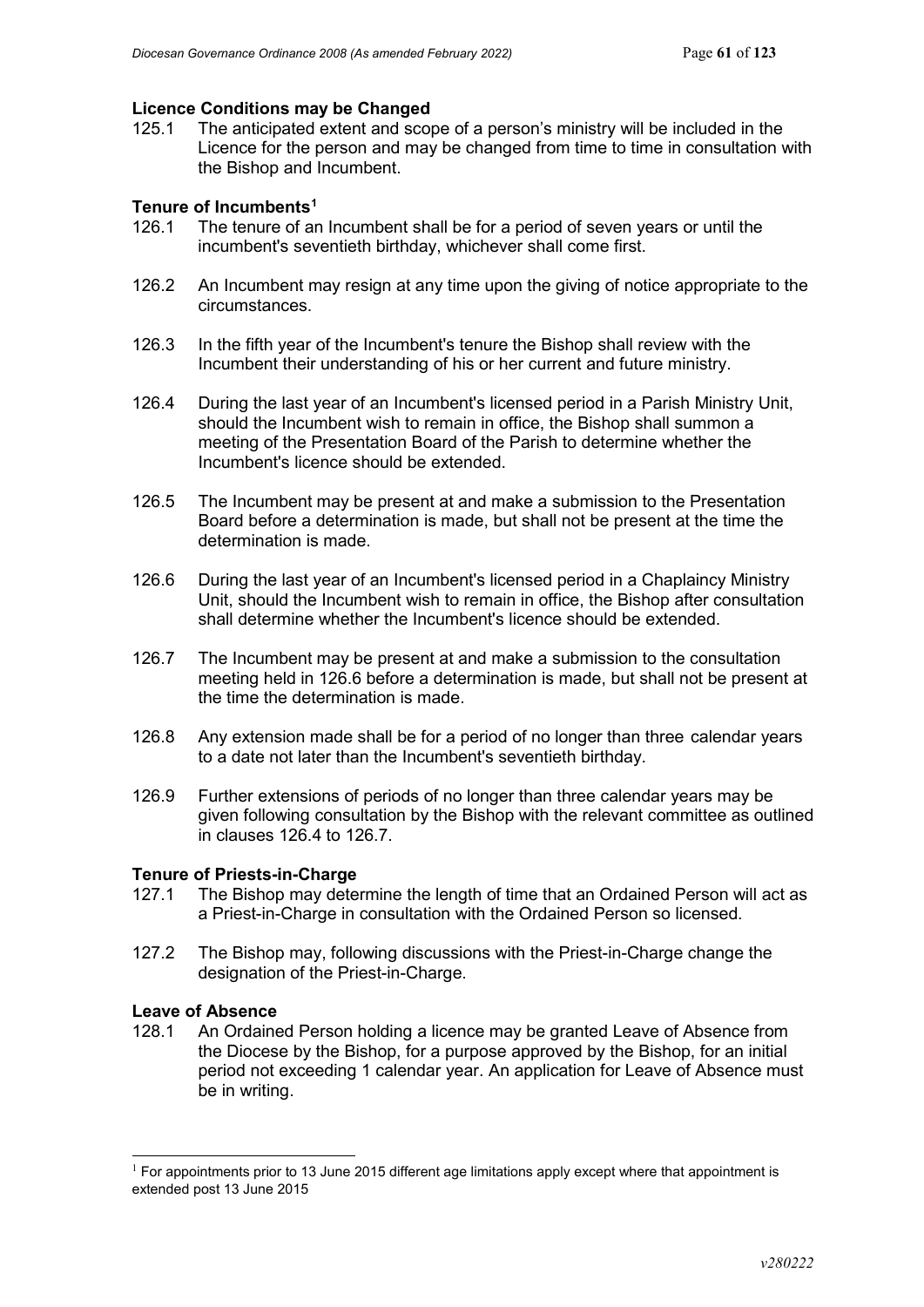**Licence Conditions may be Changed**

125.1 The anticipated extent and scope of a person's ministry will be included in the Licence for the person and may be changed from time to time in consultation with the Bishop and Incumbent.

**Tenure of Incumbents**[1]

126.1 The tenure of an Incumbent shall be for a period of seven years or until the incumbent's seventieth birthday, whichever shall come first.

126.2 An Incumbent may resign at any time upon the giving of notice appropriate to the circumstances.

126.3 In the fifth year of the Incumbent's tenure the Bishop shall review with the Incumbent their understanding of his or her current and future ministry.

126.4 During the last year of an Incumbent's licensed period in a Parish Ministry Unit, should the Incumbent wish to remain in office, the Bishop shall summon a meeting of the Presentation Board of the Parish to determine whether the Incumbent's licence should be extended.

126.5 The Incumbent may be present at and make a submission to the Presentation Board before a determination is made, but shall not be present at the time the determination is made.

126.6 During the last year of an Incumbent's licensed period in a Chaplaincy Ministry Unit, should the Incumbent wish to remain in office, the Bishop after consultation shall determine whether the Incumbent's licence should be extended.

126.7 The Incumbent may be present at and make a submission to the consultation meeting held in 126.6 before a determination is made, but shall not be present at the time the determination is made.

126.8 Any extension made shall be for a period of no longer than three calendar years to a date not later than the Incumbent's seventieth birthday.

126.9 Further extensions of periods of no longer than three calendar years may be given following consultation by the Bishop with the relevant committee as outlined in clauses 126.4 to 126.7.

**Tenure of Priests-in-Charge**

127.1 The Bishop may determine the length of time that an Ordained Person will act as a Priest-in-Charge in consultation with the Ordained Person so licensed.

127.2 The Bishop may, following discussions with the Priest-in-Charge change the designation of the Priest-in-Charge.

**Leave of Absence**

128.1 An Ordained Person holding a licence may be granted Leave of Absence from the Diocese by the Bishop, for a purpose approved by the Bishop, for an initial period not exceeding 1 calendar year. An application for Leave of Absence must be in writing.

---

[1] For appointments prior to 13 June 2015 different age limitations apply except where that appointment is extended post 13 June 2015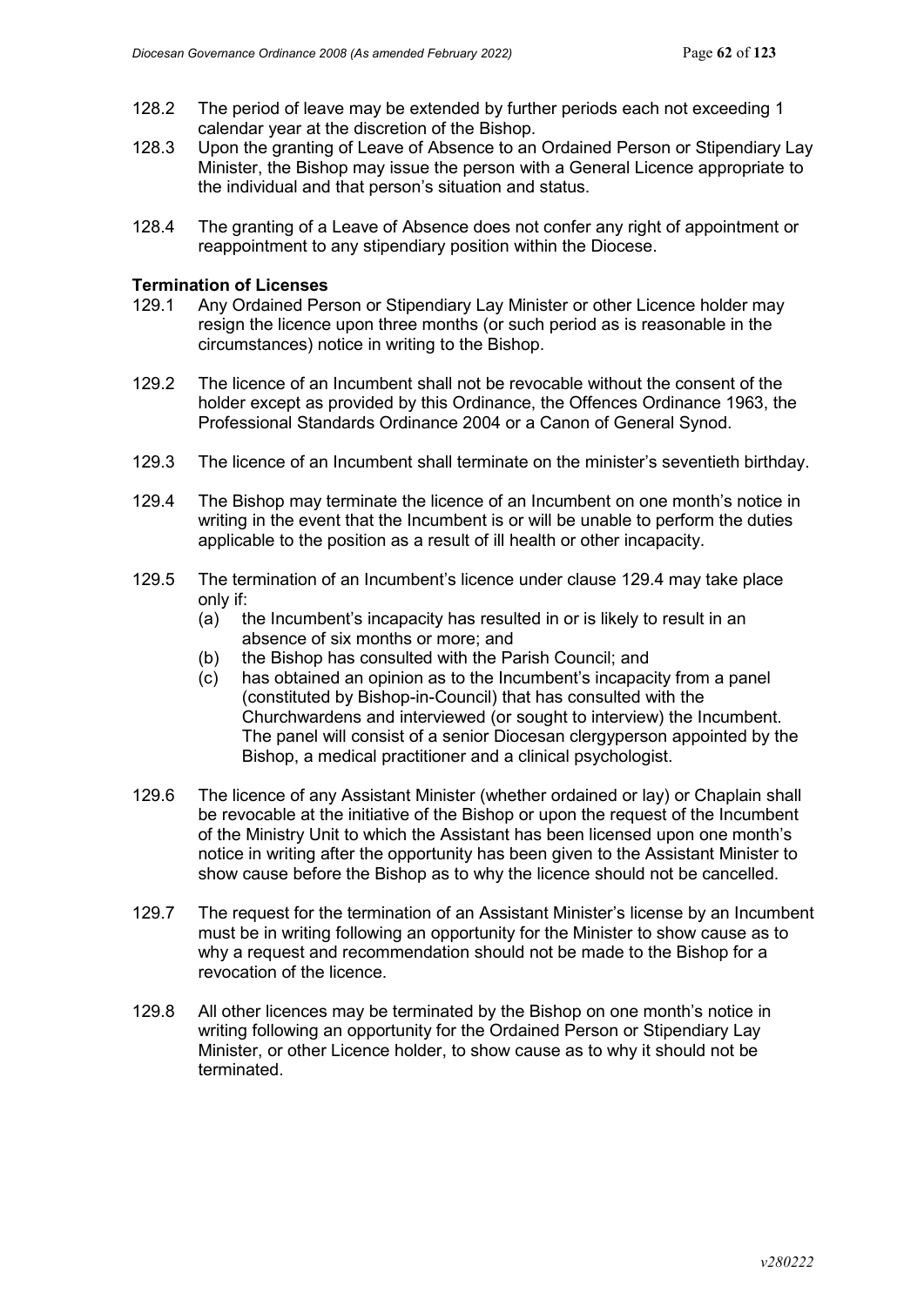128.2 The period of leave may be extended by further periods each not exceeding 1 calendar year at the discretion of the Bishop.

128.3 Upon the granting of Leave of Absence to an Ordained Person or Stipendiary Lay Minister, the Bishop may issue the person with a General Licence appropriate to the individual and that person's situation and status.

128.4 The granting of a Leave of Absence does not confer any right of appointment or reappointment to any stipendiary position within the Diocese.

**Termination of Licenses**

129.1 Any Ordained Person or Stipendiary Lay Minister or other Licence holder may resign the licence upon three months (or such period as is reasonable in the circumstances) notice in writing to the Bishop.

129.2 The licence of an Incumbent shall not be revocable without the consent of the holder except as provided by this Ordinance, the Offences Ordinance 1963, the Professional Standards Ordinance 2004 or a Canon of General Synod.

129.3 The licence of an Incumbent shall terminate on the minister's seventieth birthday.

129.4 The Bishop may terminate the licence of an Incumbent on one month's notice in writing in the event that the Incumbent is or will be unable to perform the duties applicable to the position as a result of ill health or other incapacity.

129.5 The termination of an Incumbent's licence under clause 129.4 may take place only if:

(a) the Incumbent's incapacity has resulted in or is likely to result in an absence of six months or more; and

(b) the Bishop has consulted with the Parish Council; and

(c) has obtained an opinion as to the Incumbent's incapacity from a panel (constituted by Bishop-in-Council) that has consulted with the Churchwardens and interviewed (or sought to interview) the Incumbent. The panel will consist of a senior Diocesan clergyperson appointed by the Bishop, a medical practitioner and a clinical psychologist.

129.6 The licence of any Assistant Minister (whether ordained or lay) or Chaplain shall be revocable at the initiative of the Bishop or upon the request of the Incumbent of the Ministry Unit to which the Assistant has been licensed upon one month's notice in writing after the opportunity has been given to the Assistant Minister to show cause before the Bishop as to why the licence should not be cancelled.

129.7 The request for the termination of an Assistant Minister's license by an Incumbent must be in writing following an opportunity for the Minister to show cause as to why a request and recommendation should not be made to the Bishop for a revocation of the licence.

129.8 All other licences may be terminated by the Bishop on one month's notice in writing following an opportunity for the Ordained Person or Stipendiary Lay Minister, or other Licence holder, to show cause as to why it should not be terminated.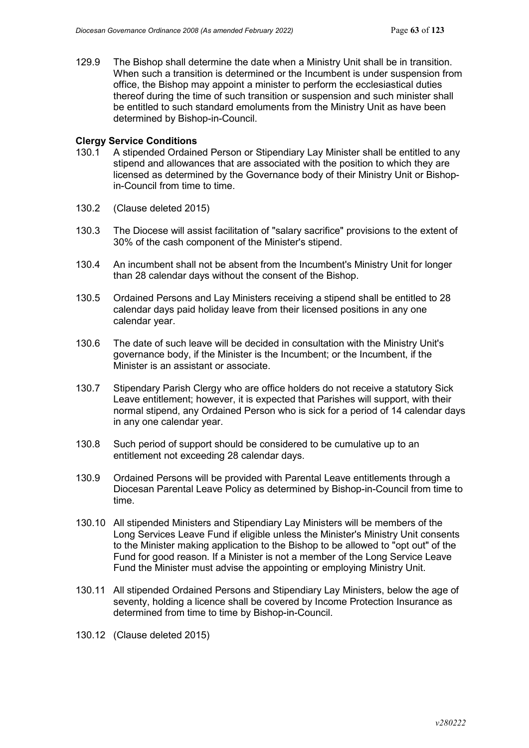129.9 The Bishop shall determine the date when a Ministry Unit shall be in transition. When such a transition is determined or the Incumbent is under suspension from office, the Bishop may appoint a minister to perform the ecclesiastical duties thereof during the time of such transition or suspension and such minister shall be entitled to such standard emoluments from the Ministry Unit as have been determined by Bishop-in-Council.

**Clergy Service Conditions**

130.1 A stipended Ordained Person or Stipendiary Lay Minister shall be entitled to any stipend and allowances that are associated with the position to which they are licensed as determined by the Governance body of their Ministry Unit or Bishop-in-Council from time to time.

130.2 (Clause deleted 2015)

130.3 The Diocese will assist facilitation of "salary sacrifice" provisions to the extent of 30% of the cash component of the Minister's stipend.

130.4 An incumbent shall not be absent from the Incumbent's Ministry Unit for longer than 28 calendar days without the consent of the Bishop.

130.5 Ordained Persons and Lay Ministers receiving a stipend shall be entitled to 28 calendar days paid holiday leave from their licensed positions in any one calendar year.

130.6 The date of such leave will be decided in consultation with the Ministry Unit's governance body, if the Minister is the Incumbent; or the Incumbent, if the Minister is an assistant or associate.

130.7 Stipendary Parish Clergy who are office holders do not receive a statutory Sick Leave entitlement; however, it is expected that Parishes will support, with their normal stipend, any Ordained Person who is sick for a period of 14 calendar days in any one calendar year.

130.8 Such period of support should be considered to be cumulative up to an entitlement not exceeding 28 calendar days.

130.9 Ordained Persons will be provided with Parental Leave entitlements through a Diocesan Parental Leave Policy as determined by Bishop-in-Council from time to time.

130.10 All stipended Ministers and Stipendiary Lay Ministers will be members of the Long Services Leave Fund if eligible unless the Minister's Ministry Unit consents to the Minister making application to the Bishop to be allowed to "opt out" of the Fund for good reason. If a Minister is not a member of the Long Service Leave Fund the Minister must advise the appointing or employing Ministry Unit.

130.11 All stipended Ordained Persons and Stipendiary Lay Ministers, below the age of seventy, holding a licence shall be covered by Income Protection Insurance as determined from time to time by Bishop-in-Council.

130.12 (Clause deleted 2015)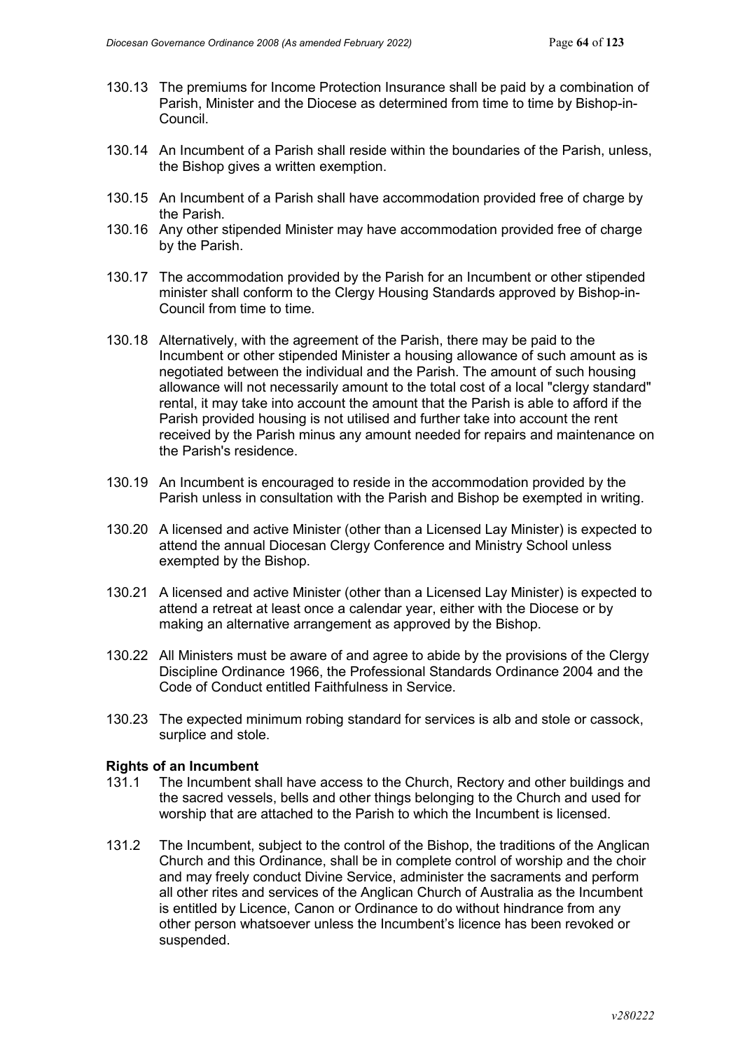130.13 The premiums for Income Protection Insurance shall be paid by a combination of Parish, Minister and the Diocese as determined from time to time by Bishop-in-Council.

130.14 An Incumbent of a Parish shall reside within the boundaries of the Parish, unless, the Bishop gives a written exemption.

130.15 An Incumbent of a Parish shall have accommodation provided free of charge by the Parish.

130.16 Any other stipended Minister may have accommodation provided free of charge by the Parish.

130.17 The accommodation provided by the Parish for an Incumbent or other stipended minister shall conform to the Clergy Housing Standards approved by Bishop-in-Council from time to time.

130.18 Alternatively, with the agreement of the Parish, there may be paid to the Incumbent or other stipended Minister a housing allowance of such amount as is negotiated between the individual and the Parish. The amount of such housing allowance will not necessarily amount to the total cost of a local "clergy standard" rental, it may take into account the amount that the Parish is able to afford if the Parish provided housing is not utilised and further take into account the rent received by the Parish minus any amount needed for repairs and maintenance on the Parish's residence.

130.19 An Incumbent is encouraged to reside in the accommodation provided by the Parish unless in consultation with the Parish and Bishop be exempted in writing.

130.20 A licensed and active Minister (other than a Licensed Lay Minister) is expected to attend the annual Diocesan Clergy Conference and Ministry School unless exempted by the Bishop.

130.21 A licensed and active Minister (other than a Licensed Lay Minister) is expected to attend a retreat at least once a calendar year, either with the Diocese or by making an alternative arrangement as approved by the Bishop.

130.22 All Ministers must be aware of and agree to abide by the provisions of the Clergy Discipline Ordinance 1966, the Professional Standards Ordinance 2004 and the Code of Conduct entitled Faithfulness in Service.

130.23 The expected minimum robing standard for services is alb and stole or cassock, surplice and stole.

**Rights of an Incumbent**

131.1 The Incumbent shall have access to the Church, Rectory and other buildings and the sacred vessels, bells and other things belonging to the Church and used for worship that are attached to the Parish to which the Incumbent is licensed.

131.2 The Incumbent, subject to the control of the Bishop, the traditions of the Anglican Church and this Ordinance, shall be in complete control of worship and the choir and may freely conduct Divine Service, administer the sacraments and perform all other rites and services of the Anglican Church of Australia as the Incumbent is entitled by Licence, Canon or Ordinance to do without hindrance from any other person whatsoever unless the Incumbent's licence has been revoked or suspended.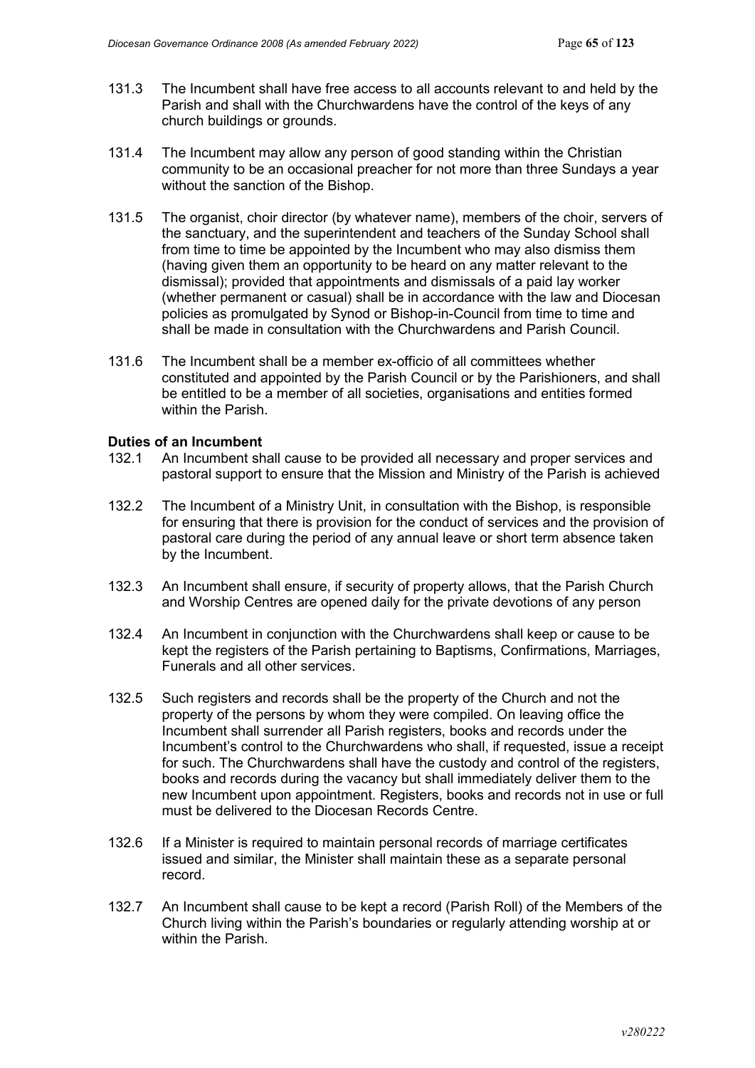131.3 The Incumbent shall have free access to all accounts relevant to and held by the Parish and shall with the Churchwardens have the control of the keys of any church buildings or grounds.

131.4 The Incumbent may allow any person of good standing within the Christian community to be an occasional preacher for not more than three Sundays a year without the sanction of the Bishop.

131.5 The organist, choir director (by whatever name), members of the choir, servers of the sanctuary, and the superintendent and teachers of the Sunday School shall from time to time be appointed by the Incumbent who may also dismiss them (having given them an opportunity to be heard on any matter relevant to the dismissal); provided that appointments and dismissals of a paid lay worker (whether permanent or casual) shall be in accordance with the law and Diocesan policies as promulgated by Synod or Bishop-in-Council from time to time and shall be made in consultation with the Churchwardens and Parish Council.

131.6 The Incumbent shall be a member ex-officio of all committees whether constituted and appointed by the Parish Council or by the Parishioners, and shall be entitled to be a member of all societies, organisations and entities formed within the Parish.

**Duties of an Incumbent**

132.1 An Incumbent shall cause to be provided all necessary and proper services and pastoral support to ensure that the Mission and Ministry of the Parish is achieved

132.2 The Incumbent of a Ministry Unit, in consultation with the Bishop, is responsible for ensuring that there is provision for the conduct of services and the provision of pastoral care during the period of any annual leave or short term absence taken by the Incumbent.

132.3 An Incumbent shall ensure, if security of property allows, that the Parish Church and Worship Centres are opened daily for the private devotions of any person

132.4 An Incumbent in conjunction with the Churchwardens shall keep or cause to be kept the registers of the Parish pertaining to Baptisms, Confirmations, Marriages, Funerals and all other services.

132.5 Such registers and records shall be the property of the Church and not the property of the persons by whom they were compiled. On leaving office the Incumbent shall surrender all Parish registers, books and records under the Incumbent's control to the Churchwardens who shall, if requested, issue a receipt for such. The Churchwardens shall have the custody and control of the registers, books and records during the vacancy but shall immediately deliver them to the new Incumbent upon appointment. Registers, books and records not in use or full must be delivered to the Diocesan Records Centre.

132.6 If a Minister is required to maintain personal records of marriage certificates issued and similar, the Minister shall maintain these as a separate personal record.

132.7 An Incumbent shall cause to be kept a record (Parish Roll) of the Members of the Church living within the Parish's boundaries or regularly attending worship at or within the Parish.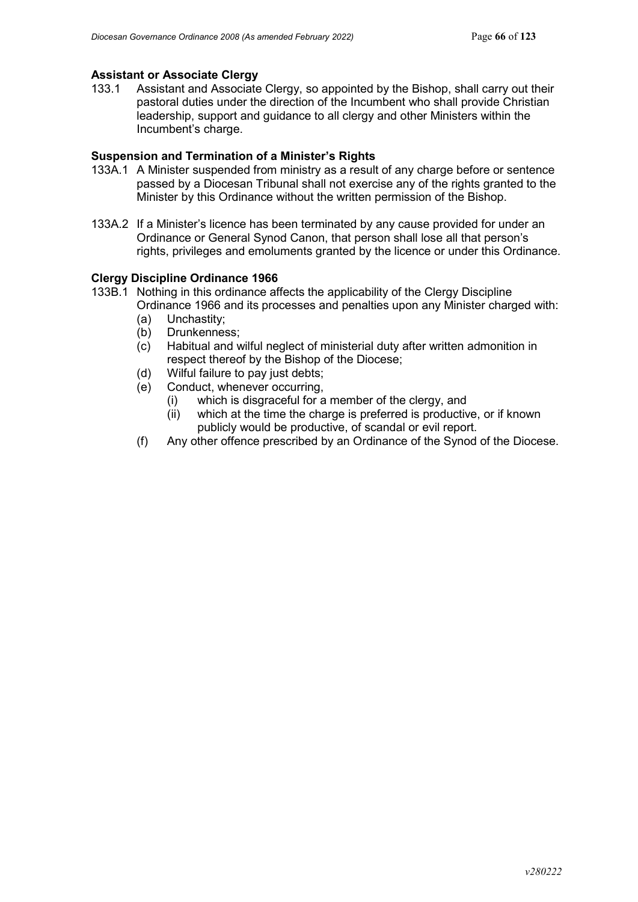### Assistant or Associate Clergy

133.1 Assistant and Associate Clergy, so appointed by the Bishop, shall carry out their pastoral duties under the direction of the Incumbent who shall provide Christian leadership, support and guidance to all clergy and other Ministers within the Incumbent's charge.

### Suspension and Termination of a Minister's Rights

133A.1 A Minister suspended from ministry as a result of any charge before or sentence passed by a Diocesan Tribunal shall not exercise any of the rights granted to the Minister by this Ordinance without the written permission of the Bishop.

133A.2 If a Minister's licence has been terminated by any cause provided for under an Ordinance or General Synod Canon, that person shall lose all that person's rights, privileges and emoluments granted by the licence or under this Ordinance.

### Clergy Discipline Ordinance 1966

133B.1 Nothing in this ordinance affects the applicability of the Clergy Discipline Ordinance 1966 and its processes and penalties upon any Minister charged with:

- (a) Unchastity;
- (b) Drunkenness;
- (c) Habitual and wilful neglect of ministerial duty after written admonition in respect thereof by the Bishop of the Diocese;
- (d) Wilful failure to pay just debts;
- (e) Conduct, whenever occurring,
  - (i) which is disgraceful for a member of the clergy, and
  - (ii) which at the time the charge is preferred is productive, or if known publicly would be productive, of scandal or evil report.
- (f) Any other offence prescribed by an Ordinance of the Synod of the Diocese.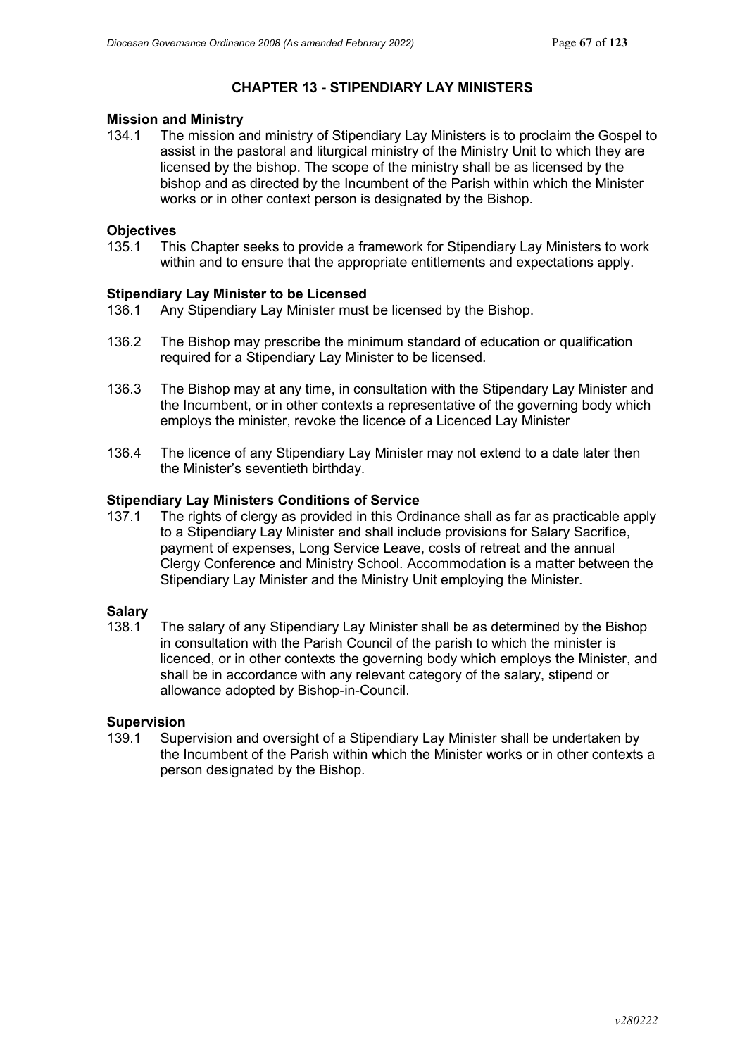## CHAPTER 13 - STIPENDIARY LAY MINISTERS

### Mission and Ministry

134.1 The mission and ministry of Stipendiary Lay Ministers is to proclaim the Gospel to assist in the pastoral and liturgical ministry of the Ministry Unit to which they are licensed by the bishop. The scope of the ministry shall be as licensed by the bishop and as directed by the Incumbent of the Parish within which the Minister works or in other context person is designated by the Bishop.

### Objectives

135.1 This Chapter seeks to provide a framework for Stipendiary Lay Ministers to work within and to ensure that the appropriate entitlements and expectations apply.

### Stipendiary Lay Minister to be Licensed

136.1 Any Stipendiary Lay Minister must be licensed by the Bishop.

136.2 The Bishop may prescribe the minimum standard of education or qualification required for a Stipendiary Lay Minister to be licensed.

136.3 The Bishop may at any time, in consultation with the Stipendiary Lay Minister and the Incumbent, or in other contexts a representative of the governing body which employs the minister, revoke the licence of a Licenced Lay Minister

136.4 The licence of any Stipendiary Lay Minister may not extend to a date later then the Minister's seventieth birthday.

### Stipendiary Lay Ministers Conditions of Service

137.1 The rights of clergy as provided in this Ordinance shall as far as practicable apply to a Stipendiary Lay Minister and shall include provisions for Salary Sacrifice, payment of expenses, Long Service Leave, costs of retreat and the annual Clergy Conference and Ministry School. Accommodation is a matter between the Stipendiary Lay Minister and the Ministry Unit employing the Minister.

### Salary

138.1 The salary of any Stipendiary Lay Minister shall be as determined by the Bishop in consultation with the Parish Council of the parish to which the minister is licenced, or in other contexts the governing body which employs the Minister, and shall be in accordance with any relevant category of the salary, stipend or allowance adopted by Bishop-in-Council.

### Supervision

139.1 Supervision and oversight of a Stipendiary Lay Minister shall be undertaken by the Incumbent of the Parish within which the Minister works or in other contexts a person designated by the Bishop.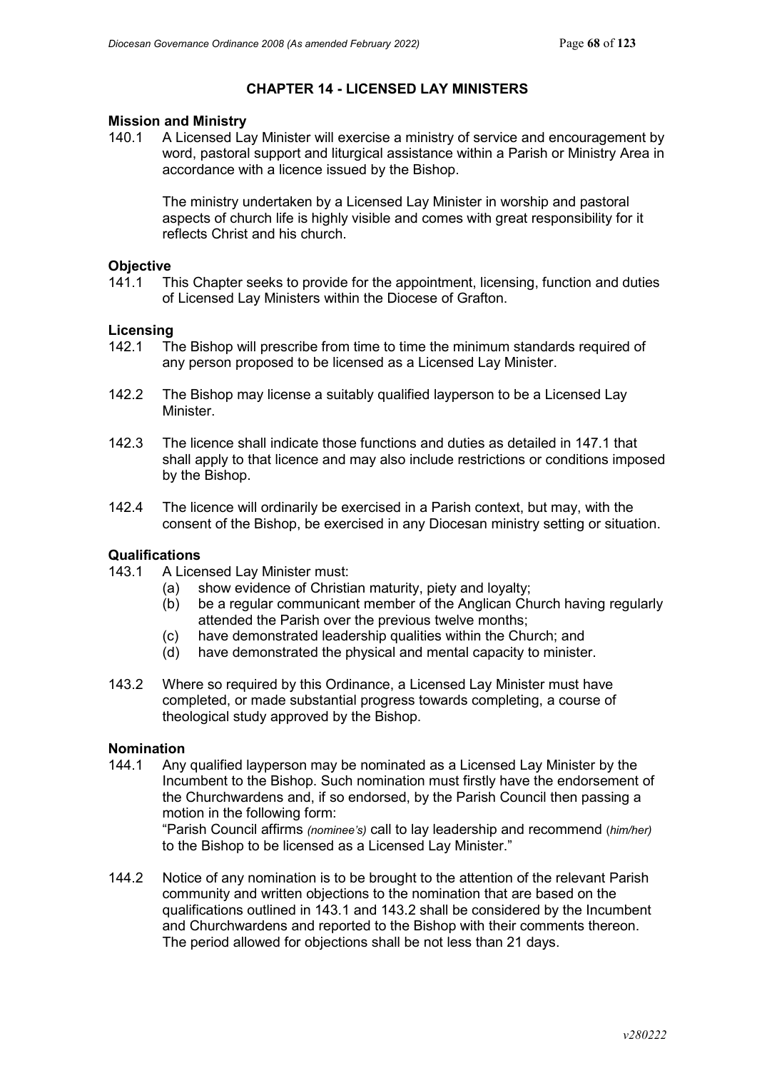## CHAPTER 14 - LICENSED LAY MINISTERS

### Mission and Ministry

140.1 A Licensed Lay Minister will exercise a ministry of service and encouragement by word, pastoral support and liturgical assistance within a Parish or Ministry Area in accordance with a licence issued by the Bishop.

The ministry undertaken by a Licensed Lay Minister in worship and pastoral aspects of church life is highly visible and comes with great responsibility for it reflects Christ and his church.

### Objective

141.1 This Chapter seeks to provide for the appointment, licensing, function and duties of Licensed Lay Ministers within the Diocese of Grafton.

### Licensing

142.1 The Bishop will prescribe from time to time the minimum standards required of any person proposed to be licensed as a Licensed Lay Minister.

142.2 The Bishop may license a suitably qualified layperson to be a Licensed Lay Minister.

142.3 The licence shall indicate those functions and duties as detailed in 147.1 that shall apply to that licence and may also include restrictions or conditions imposed by the Bishop.

142.4 The licence will ordinarily be exercised in a Parish context, but may, with the consent of the Bishop, be exercised in any Diocesan ministry setting or situation.

### Qualifications

143.1 A Licensed Lay Minister must:

- (a) show evidence of Christian maturity, piety and loyalty;
- (b) be a regular communicant member of the Anglican Church having regularly attended the Parish over the previous twelve months;
- (c) have demonstrated leadership qualities within the Church; and
- (d) have demonstrated the physical and mental capacity to minister.

143.2 Where so required by this Ordinance, a Licensed Lay Minister must have completed, or made substantial progress towards completing, a course of theological study approved by the Bishop.

### Nomination

144.1 Any qualified layperson may be nominated as a Licensed Lay Minister by the Incumbent to the Bishop. Such nomination must firstly have the endorsement of the Churchwardens and, if so endorsed, by the Parish Council then passing a motion in the following form:

"Parish Council affirms *(nominee's)* call to lay leadership and recommend (*him/her)* to the Bishop to be licensed as a Licensed Lay Minister."

144.2 Notice of any nomination is to be brought to the attention of the relevant Parish community and written objections to the nomination that are based on the qualifications outlined in 143.1 and 143.2 shall be considered by the Incumbent and Churchwardens and reported to the Bishop with their comments thereon. The period allowed for objections shall be not less than 21 days.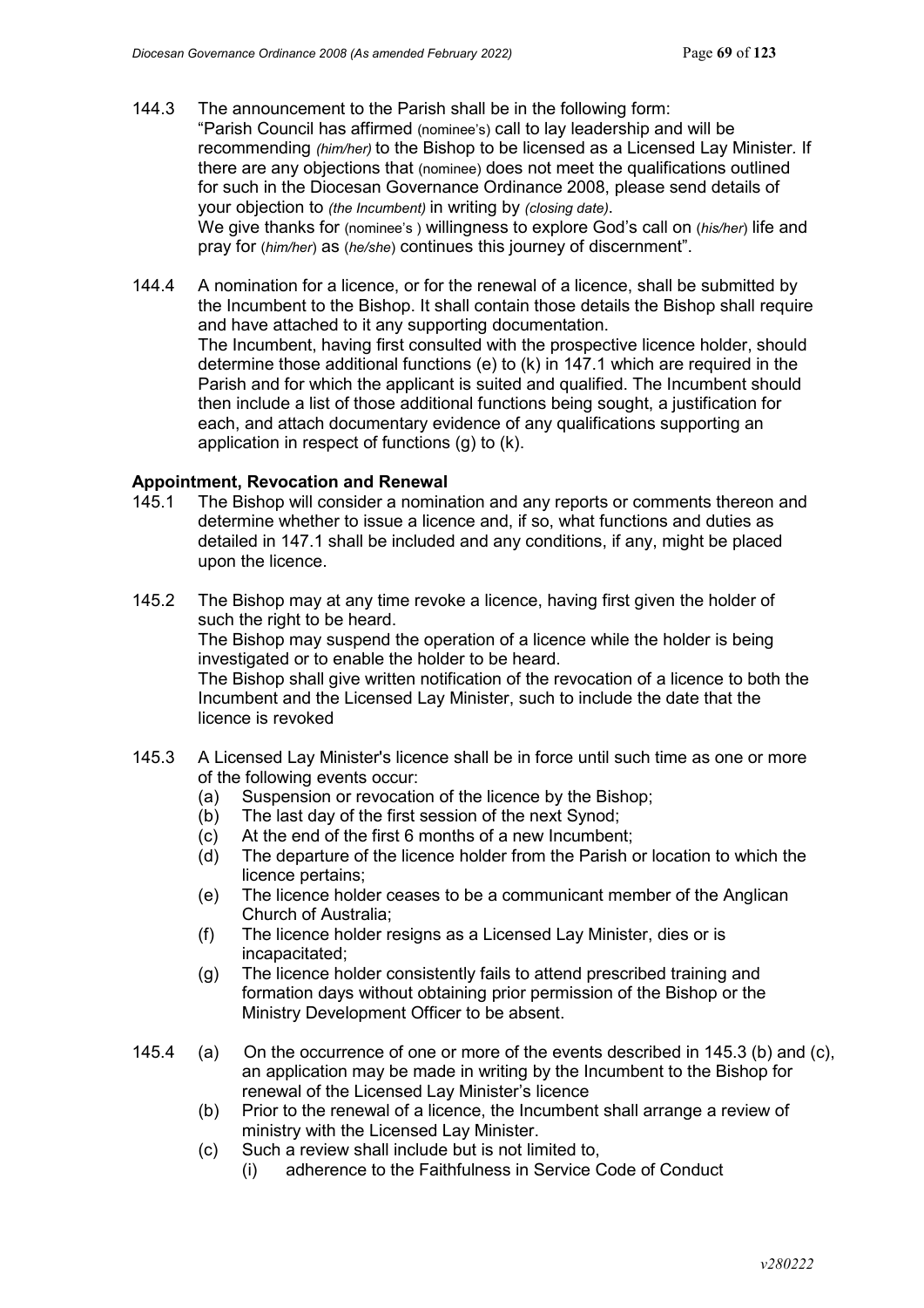144.3 The announcement to the Parish shall be in the following form:
"Parish Council has affirmed (nominee's) call to lay leadership and will be recommending *(him/her)* to the Bishop to be licensed as a Licensed Lay Minister. If there are any objections that (nominee) does not meet the qualifications outlined for such in the Diocesan Governance Ordinance 2008, please send details of your objection to *(the Incumbent)* in writing by *(closing date)*.
We give thanks for (nominee's ) willingness to explore God's call on (*his/her*) life and pray for (*him/her*) as (*he/she*) continues this journey of discernment".

144.4 A nomination for a licence, or for the renewal of a licence, shall be submitted by the Incumbent to the Bishop. It shall contain those details the Bishop shall require and have attached to it any supporting documentation.
The Incumbent, having first consulted with the prospective licence holder, should determine those additional functions (e) to (k) in 147.1 which are required in the Parish and for which the applicant is suited and qualified. The Incumbent should then include a list of those additional functions being sought, a justification for each, and attach documentary evidence of any qualifications supporting an application in respect of functions (g) to (k).

**Appointment, Revocation and Renewal**

145.1 The Bishop will consider a nomination and any reports or comments thereon and determine whether to issue a licence and, if so, what functions and duties as detailed in 147.1 shall be included and any conditions, if any, might be placed upon the licence.

145.2 The Bishop may at any time revoke a licence, having first given the holder of such the right to be heard.
The Bishop may suspend the operation of a licence while the holder is being investigated or to enable the holder to be heard.
The Bishop shall give written notification of the revocation of a licence to both the Incumbent and the Licensed Lay Minister, such to include the date that the licence is revoked

145.3 A Licensed Lay Minister's licence shall be in force until such time as one or more of the following events occur:
- (a) Suspension or revocation of the licence by the Bishop;
- (b) The last day of the first session of the next Synod;
- (c) At the end of the first 6 months of a new Incumbent;
- (d) The departure of the licence holder from the Parish or location to which the licence pertains;
- (e) The licence holder ceases to be a communicant member of the Anglican Church of Australia;
- (f) The licence holder resigns as a Licensed Lay Minister, dies or is incapacitated;
- (g) The licence holder consistently fails to attend prescribed training and formation days without obtaining prior permission of the Bishop or the Ministry Development Officer to be absent.

145.4
- (a) On the occurrence of one or more of the events described in 145.3 (b) and (c), an application may be made in writing by the Incumbent to the Bishop for renewal of the Licensed Lay Minister's licence
- (b) Prior to the renewal of a licence, the Incumbent shall arrange a review of ministry with the Licensed Lay Minister.
- (c) Such a review shall include but is not limited to,
  - (i) adherence to the Faithfulness in Service Code of Conduct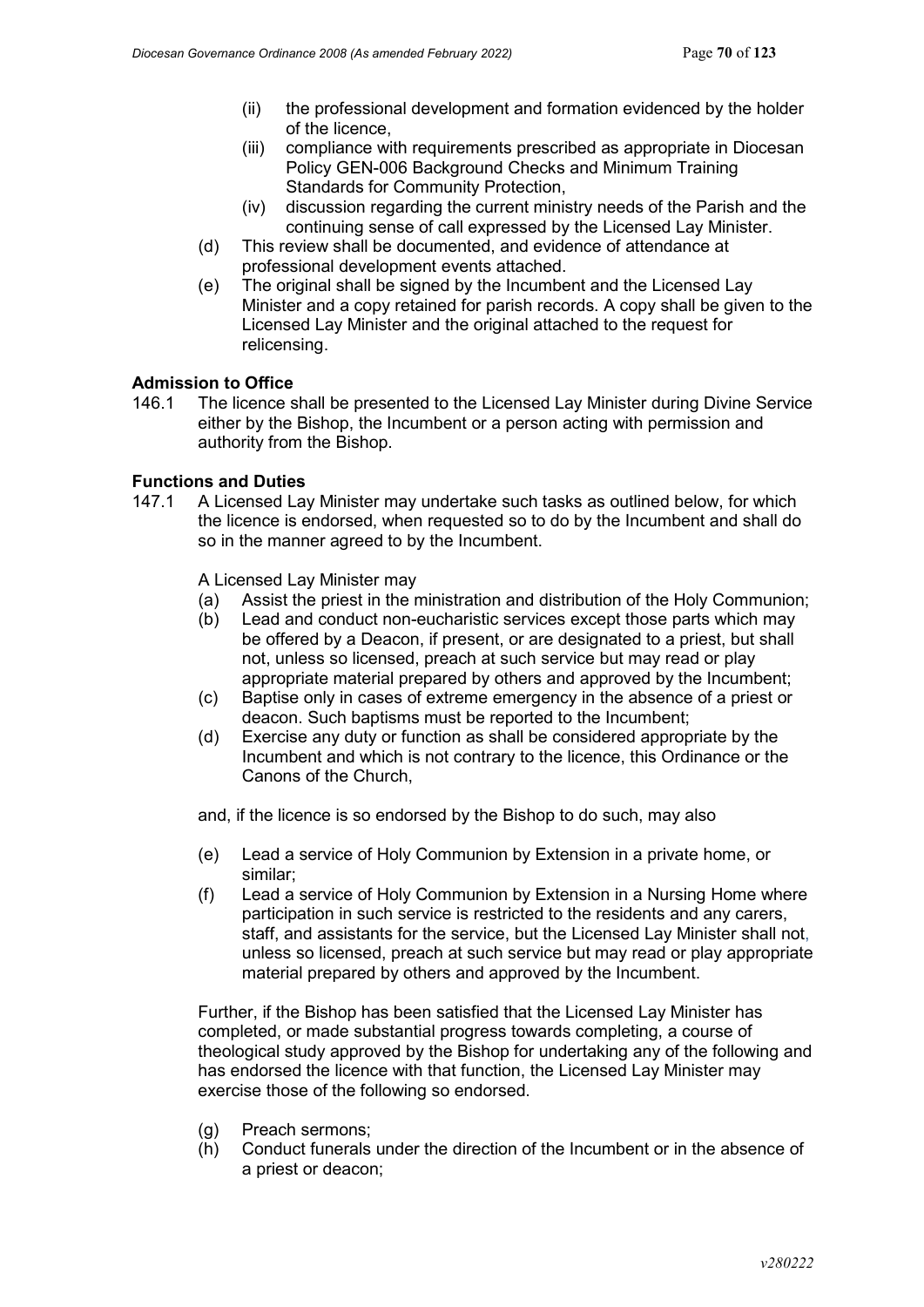(ii) the professional development and formation evidenced by the holder of the licence,

(iii) compliance with requirements prescribed as appropriate in Diocesan Policy GEN-006 Background Checks and Minimum Training Standards for Community Protection,

(iv) discussion regarding the current ministry needs of the Parish and the continuing sense of call expressed by the Licensed Lay Minister.

(d) This review shall be documented, and evidence of attendance at professional development events attached.

(e) The original shall be signed by the Incumbent and the Licensed Lay Minister and a copy retained for parish records. A copy shall be given to the Licensed Lay Minister and the original attached to the request for relicensing.

**Admission to Office**

146.1 The licence shall be presented to the Licensed Lay Minister during Divine Service either by the Bishop, the Incumbent or a person acting with permission and authority from the Bishop.

**Functions and Duties**

147.1 A Licensed Lay Minister may undertake such tasks as outlined below, for which the licence is endorsed, when requested so to do by the Incumbent and shall do so in the manner agreed to by the Incumbent.

A Licensed Lay Minister may

(a) Assist the priest in the ministration and distribution of the Holy Communion;

(b) Lead and conduct non-eucharistic services except those parts which may be offered by a Deacon, if present, or are designated to a priest, but shall not, unless so licensed, preach at such service but may read or play appropriate material prepared by others and approved by the Incumbent;

(c) Baptise only in cases of extreme emergency in the absence of a priest or deacon. Such baptisms must be reported to the Incumbent;

(d) Exercise any duty or function as shall be considered appropriate by the Incumbent and which is not contrary to the licence, this Ordinance or the Canons of the Church,

and, if the licence is so endorsed by the Bishop to do such, may also

(e) Lead a service of Holy Communion by Extension in a private home, or similar;

(f) Lead a service of Holy Communion by Extension in a Nursing Home where participation in such service is restricted to the residents and any carers, staff, and assistants for the service, but the Licensed Lay Minister shall not, unless so licensed, preach at such service but may read or play appropriate material prepared by others and approved by the Incumbent.

Further, if the Bishop has been satisfied that the Licensed Lay Minister has completed, or made substantial progress towards completing, a course of theological study approved by the Bishop for undertaking any of the following and has endorsed the licence with that function, the Licensed Lay Minister may exercise those of the following so endorsed.

(g) Preach sermons;

(h) Conduct funerals under the direction of the Incumbent or in the absence of a priest or deacon;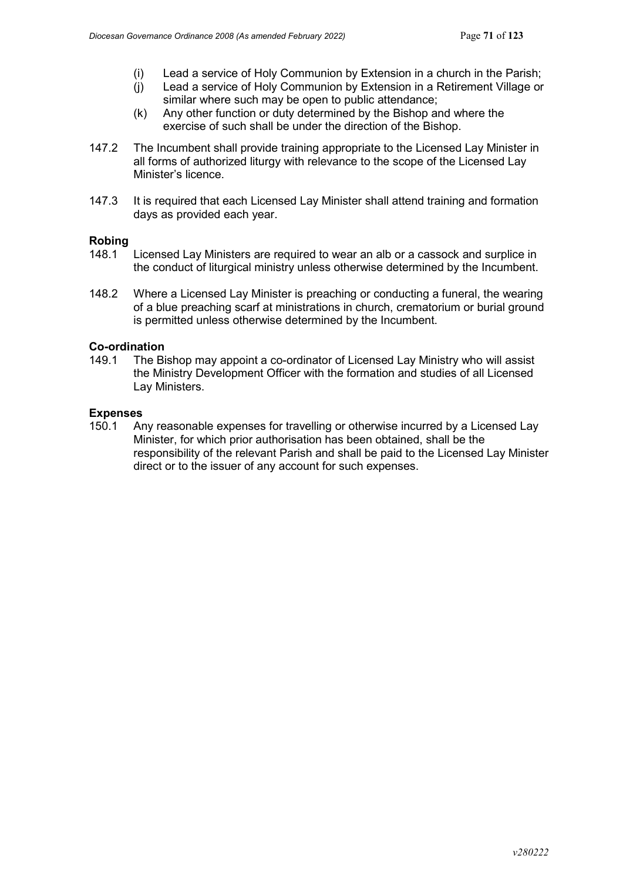(i) Lead a service of Holy Communion by Extension in a church in the Parish;

(j) Lead a service of Holy Communion by Extension in a Retirement Village or similar where such may be open to public attendance;

(k) Any other function or duty determined by the Bishop and where the exercise of such shall be under the direction of the Bishop.

147.2 The Incumbent shall provide training appropriate to the Licensed Lay Minister in all forms of authorized liturgy with relevance to the scope of the Licensed Lay Minister's licence.

147.3 It is required that each Licensed Lay Minister shall attend training and formation days as provided each year.

**Robing**

148.1 Licensed Lay Ministers are required to wear an alb or a cassock and surplice in the conduct of liturgical ministry unless otherwise determined by the Incumbent.

148.2 Where a Licensed Lay Minister is preaching or conducting a funeral, the wearing of a blue preaching scarf at ministrations in church, crematorium or burial ground is permitted unless otherwise determined by the Incumbent.

**Co-ordination**

149.1 The Bishop may appoint a co-ordinator of Licensed Lay Ministry who will assist the Ministry Development Officer with the formation and studies of all Licensed Lay Ministers.

**Expenses**

150.1 Any reasonable expenses for travelling or otherwise incurred by a Licensed Lay Minister, for which prior authorisation has been obtained, shall be the responsibility of the relevant Parish and shall be paid to the Licensed Lay Minister direct or to the issuer of any account for such expenses.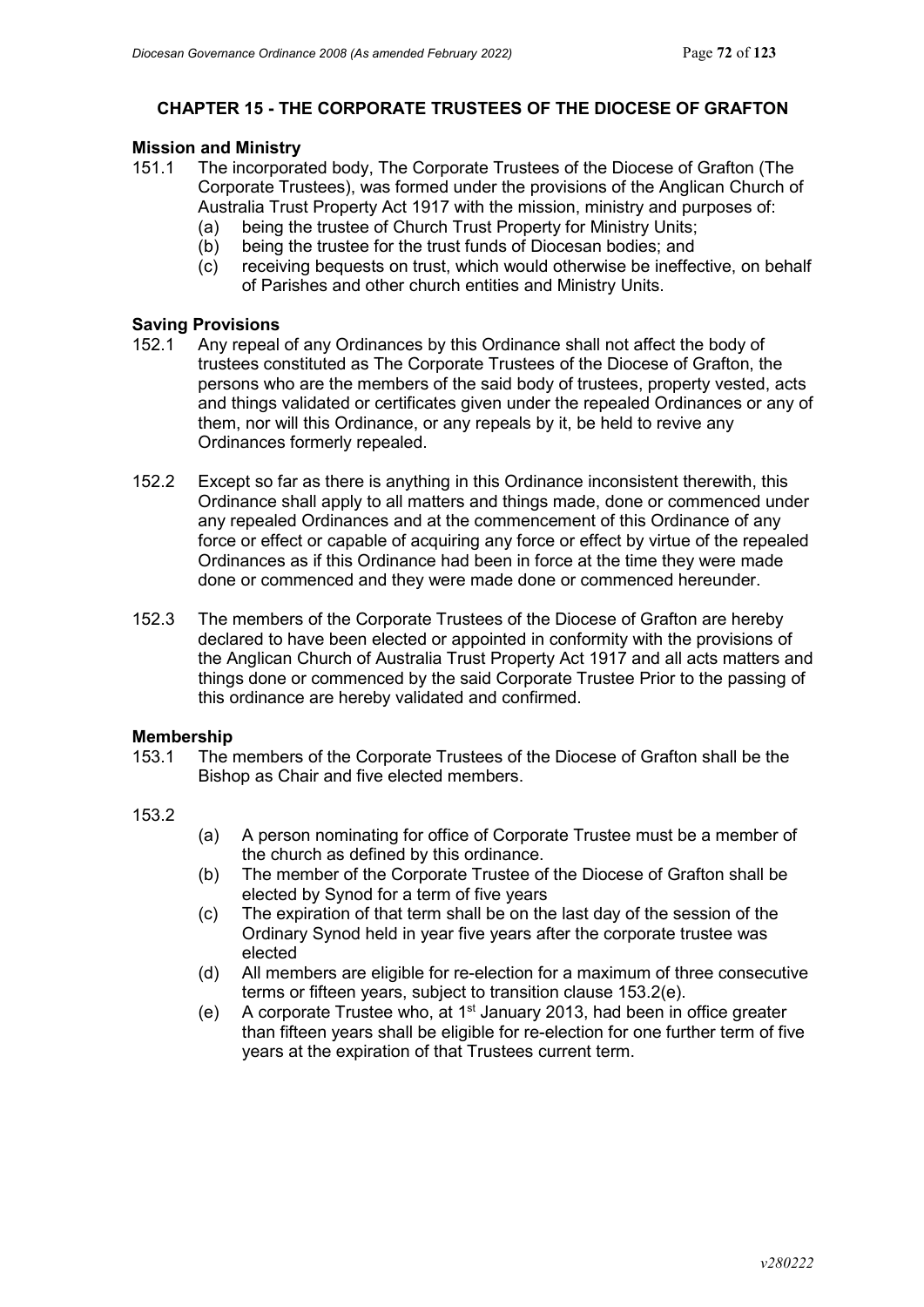## CHAPTER 15 - THE CORPORATE TRUSTEES OF THE DIOCESE OF GRAFTON

### Mission and Ministry

151.1 The incorporated body, The Corporate Trustees of the Diocese of Grafton (The Corporate Trustees), was formed under the provisions of the Anglican Church of Australia Trust Property Act 1917 with the mission, ministry and purposes of:

- (a) being the trustee of Church Trust Property for Ministry Units;
- (b) being the trustee for the trust funds of Diocesan bodies; and
- (c) receiving bequests on trust, which would otherwise be ineffective, on behalf of Parishes and other church entities and Ministry Units.

### Saving Provisions

152.1 Any repeal of any Ordinances by this Ordinance shall not affect the body of trustees constituted as The Corporate Trustees of the Diocese of Grafton, the persons who are the members of the said body of trustees, property vested, acts and things validated or certificates given under the repealed Ordinances or any of them, nor will this Ordinance, or any repeals by it, be held to revive any Ordinances formerly repealed.

152.2 Except so far as there is anything in this Ordinance inconsistent therewith, this Ordinance shall apply to all matters and things made, done or commenced under any repealed Ordinances and at the commencement of this Ordinance of any force or effect or capable of acquiring any force or effect by virtue of the repealed Ordinances as if this Ordinance had been in force at the time they were made done or commenced and they were made done or commenced hereunder.

152.3 The members of the Corporate Trustees of the Diocese of Grafton are hereby declared to have been elected or appointed in conformity with the provisions of the Anglican Church of Australia Trust Property Act 1917 and all acts matters and things done or commenced by the said Corporate Trustee Prior to the passing of this ordinance are hereby validated and confirmed.

### Membership

153.1 The members of the Corporate Trustees of the Diocese of Grafton shall be the Bishop as Chair and five elected members.

153.2

- (a) A person nominating for office of Corporate Trustee must be a member of the church as defined by this ordinance.
- (b) The member of the Corporate Trustee of the Diocese of Grafton shall be elected by Synod for a term of five years
- (c) The expiration of that term shall be on the last day of the session of the Ordinary Synod held in year five years after the corporate trustee was elected
- (d) All members are eligible for re-election for a maximum of three consecutive terms or fifteen years, subject to transition clause 153.2(e).
- (e) A corporate Trustee who, at 1st January 2013, had been in office greater than fifteen years shall be eligible for re-election for one further term of five years at the expiration of that Trustees current term.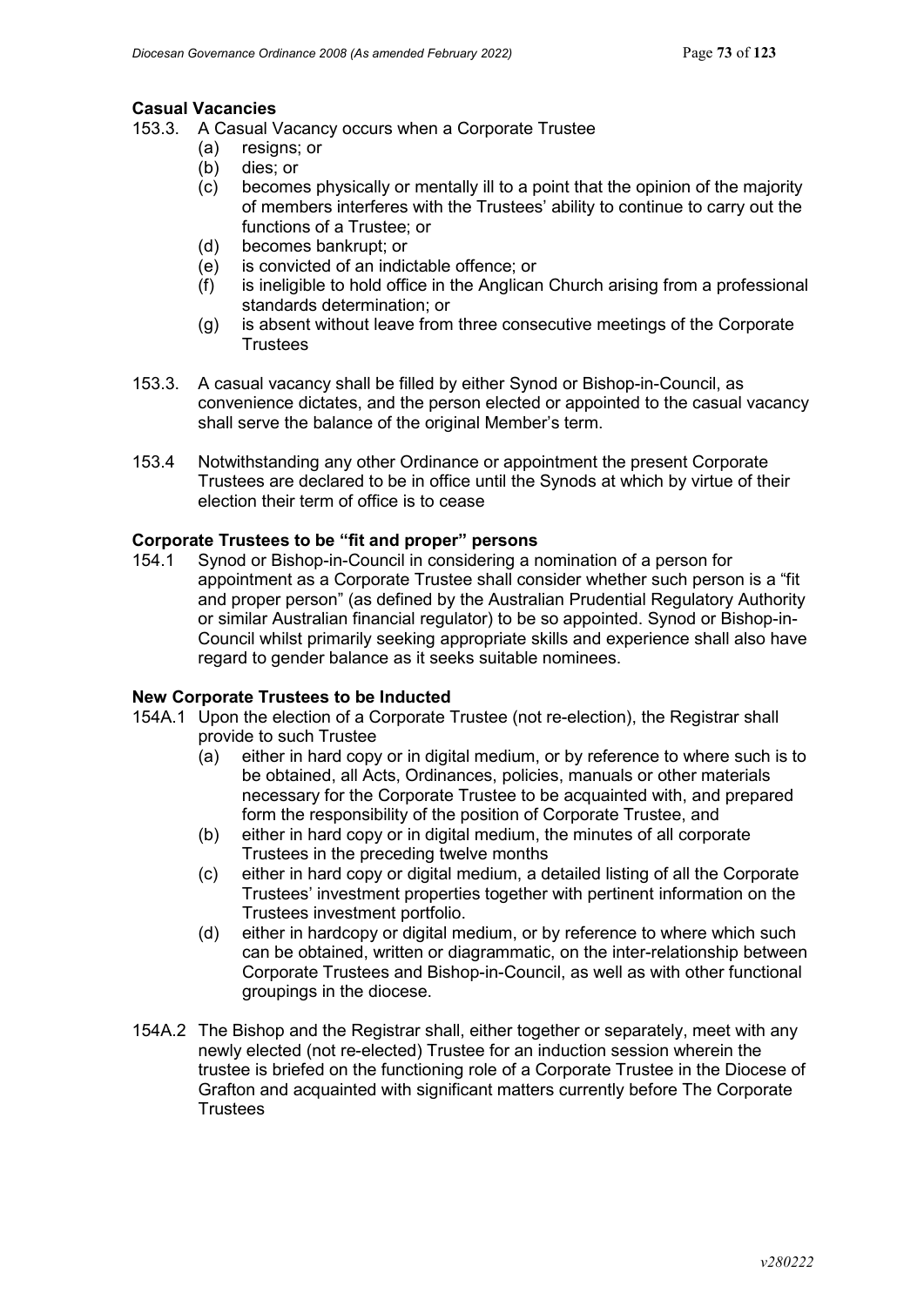**Casual Vacancies**

153.3. A Casual Vacancy occurs when a Corporate Trustee

- (a) resigns; or
- (b) dies; or
- (c) becomes physically or mentally ill to a point that the opinion of the majority of members interferes with the Trustees' ability to continue to carry out the functions of a Trustee; or
- (d) becomes bankrupt; or
- (e) is convicted of an indictable offence; or
- (f) is ineligible to hold office in the Anglican Church arising from a professional standards determination; or
- (g) is absent without leave from three consecutive meetings of the Corporate Trustees

153.3. A casual vacancy shall be filled by either Synod or Bishop-in-Council, as convenience dictates, and the person elected or appointed to the casual vacancy shall serve the balance of the original Member's term.

153.4 Notwithstanding any other Ordinance or appointment the present Corporate Trustees are declared to be in office until the Synods at which by virtue of their election their term of office is to cease

**Corporate Trustees to be "fit and proper" persons**

154.1 Synod or Bishop-in-Council in considering a nomination of a person for appointment as a Corporate Trustee shall consider whether such person is a "fit and proper person" (as defined by the Australian Prudential Regulatory Authority or similar Australian financial regulator) to be so appointed. Synod or Bishop-in-Council whilst primarily seeking appropriate skills and experience shall also have regard to gender balance as it seeks suitable nominees.

**New Corporate Trustees to be Inducted**

154A.1 Upon the election of a Corporate Trustee (not re-election), the Registrar shall provide to such Trustee

- (a) either in hard copy or in digital medium, or by reference to where such is to be obtained, all Acts, Ordinances, policies, manuals or other materials necessary for the Corporate Trustee to be acquainted with, and prepared form the responsibility of the position of Corporate Trustee, and
- (b) either in hard copy or in digital medium, the minutes of all corporate Trustees in the preceding twelve months
- (c) either in hard copy or digital medium, a detailed listing of all the Corporate Trustees' investment properties together with pertinent information on the Trustees investment portfolio.
- (d) either in hardcopy or digital medium, or by reference to where which such can be obtained, written or diagrammatic, on the inter-relationship between Corporate Trustees and Bishop-in-Council, as well as with other functional groupings in the diocese.

154A.2 The Bishop and the Registrar shall, either together or separately, meet with any newly elected (not re-elected) Trustee for an induction session wherein the trustee is briefed on the functioning role of a Corporate Trustee in the Diocese of Grafton and acquainted with significant matters currently before The Corporate Trustees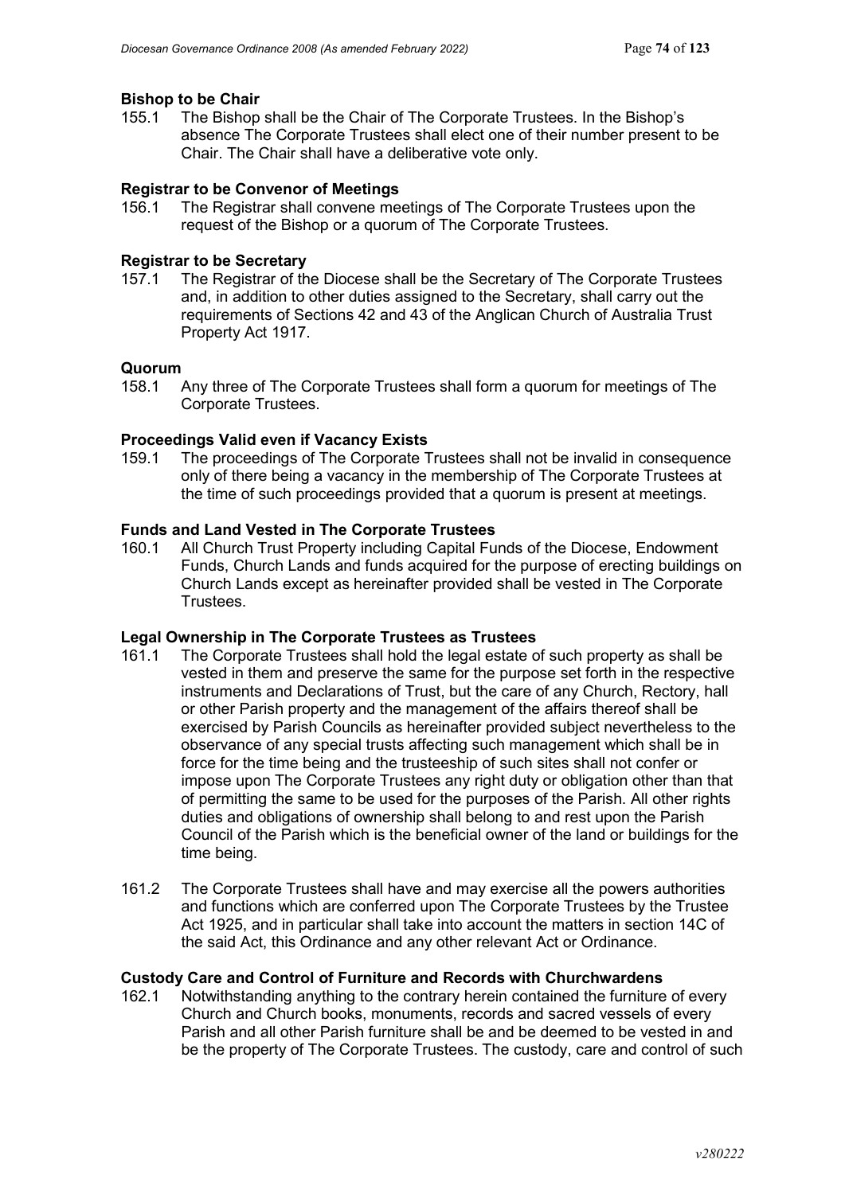**Bishop to be Chair**

155.1 The Bishop shall be the Chair of The Corporate Trustees. In the Bishop's absence The Corporate Trustees shall elect one of their number present to be Chair. The Chair shall have a deliberative vote only.

**Registrar to be Convenor of Meetings**

156.1 The Registrar shall convene meetings of The Corporate Trustees upon the request of the Bishop or a quorum of The Corporate Trustees.

**Registrar to be Secretary**

157.1 The Registrar of the Diocese shall be the Secretary of The Corporate Trustees and, in addition to other duties assigned to the Secretary, shall carry out the requirements of Sections 42 and 43 of the Anglican Church of Australia Trust Property Act 1917.

**Quorum**

158.1 Any three of The Corporate Trustees shall form a quorum for meetings of The Corporate Trustees.

**Proceedings Valid even if Vacancy Exists**

159.1 The proceedings of The Corporate Trustees shall not be invalid in consequence only of there being a vacancy in the membership of The Corporate Trustees at the time of such proceedings provided that a quorum is present at meetings.

**Funds and Land Vested in The Corporate Trustees**

160.1 All Church Trust Property including Capital Funds of the Diocese, Endowment Funds, Church Lands and funds acquired for the purpose of erecting buildings on Church Lands except as hereinafter provided shall be vested in The Corporate Trustees.

**Legal Ownership in The Corporate Trustees as Trustees**

161.1 The Corporate Trustees shall hold the legal estate of such property as shall be vested in them and preserve the same for the purpose set forth in the respective instruments and Declarations of Trust, but the care of any Church, Rectory, hall or other Parish property and the management of the affairs thereof shall be exercised by Parish Councils as hereinafter provided subject nevertheless to the observance of any special trusts affecting such management which shall be in force for the time being and the trusteeship of such sites shall not confer or impose upon The Corporate Trustees any right duty or obligation other than that of permitting the same to be used for the purposes of the Parish. All other rights duties and obligations of ownership shall belong to and rest upon the Parish Council of the Parish which is the beneficial owner of the land or buildings for the time being.

161.2 The Corporate Trustees shall have and may exercise all the powers authorities and functions which are conferred upon The Corporate Trustees by the Trustee Act 1925, and in particular shall take into account the matters in section 14C of the said Act, this Ordinance and any other relevant Act or Ordinance.

**Custody Care and Control of Furniture and Records with Churchwardens**

162.1 Notwithstanding anything to the contrary herein contained the furniture of every Church and Church books, monuments, records and sacred vessels of every Parish and all other Parish furniture shall be and be deemed to be vested in and be the property of The Corporate Trustees. The custody, care and control of such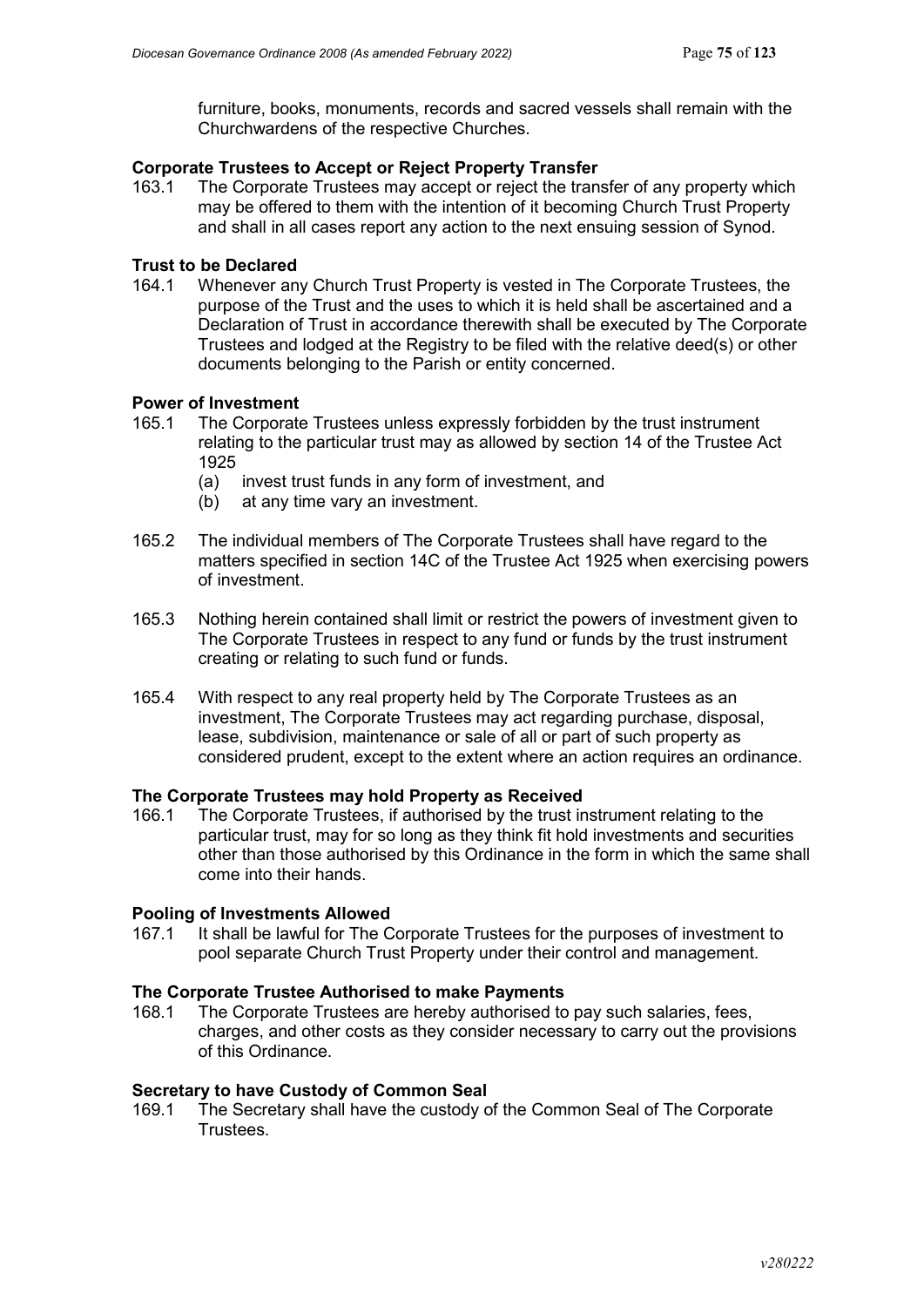furniture, books, monuments, records and sacred vessels shall remain with the Churchwardens of the respective Churches.

**Corporate Trustees to Accept or Reject Property Transfer**

163.1 The Corporate Trustees may accept or reject the transfer of any property which may be offered to them with the intention of it becoming Church Trust Property and shall in all cases report any action to the next ensuing session of Synod.

**Trust to be Declared**

164.1 Whenever any Church Trust Property is vested in The Corporate Trustees, the purpose of the Trust and the uses to which it is held shall be ascertained and a Declaration of Trust in accordance therewith shall be executed by The Corporate Trustees and lodged at the Registry to be filed with the relative deed(s) or other documents belonging to the Parish or entity concerned.

**Power of Investment**

165.1 The Corporate Trustees unless expressly forbidden by the trust instrument relating to the particular trust may as allowed by section 14 of the Trustee Act 1925

(a) invest trust funds in any form of investment, and

(b) at any time vary an investment.

165.2 The individual members of The Corporate Trustees shall have regard to the matters specified in section 14C of the Trustee Act 1925 when exercising powers of investment.

165.3 Nothing herein contained shall limit or restrict the powers of investment given to The Corporate Trustees in respect to any fund or funds by the trust instrument creating or relating to such fund or funds.

165.4 With respect to any real property held by The Corporate Trustees as an investment, The Corporate Trustees may act regarding purchase, disposal, lease, subdivision, maintenance or sale of all or part of such property as considered prudent, except to the extent where an action requires an ordinance.

**The Corporate Trustees may hold Property as Received**

166.1 The Corporate Trustees, if authorised by the trust instrument relating to the particular trust, may for so long as they think fit hold investments and securities other than those authorised by this Ordinance in the form in which the same shall come into their hands.

**Pooling of Investments Allowed**

167.1 It shall be lawful for The Corporate Trustees for the purposes of investment to pool separate Church Trust Property under their control and management.

**The Corporate Trustee Authorised to make Payments**

168.1 The Corporate Trustees are hereby authorised to pay such salaries, fees, charges, and other costs as they consider necessary to carry out the provisions of this Ordinance.

**Secretary to have Custody of Common Seal**

169.1 The Secretary shall have the custody of the Common Seal of The Corporate Trustees.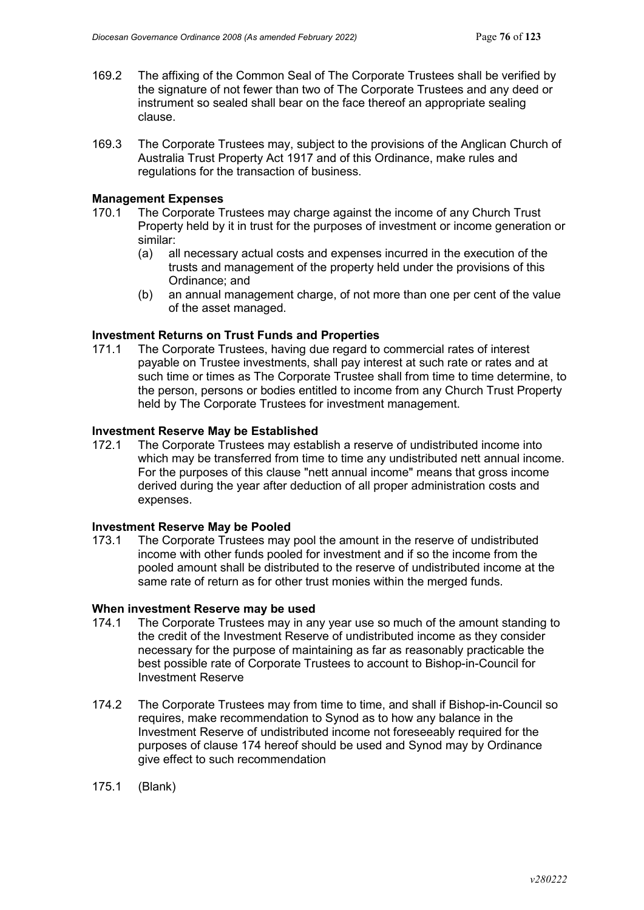169.2 The affixing of the Common Seal of The Corporate Trustees shall be verified by the signature of not fewer than two of The Corporate Trustees and any deed or instrument so sealed shall bear on the face thereof an appropriate sealing clause.

169.3 The Corporate Trustees may, subject to the provisions of the Anglican Church of Australia Trust Property Act 1917 and of this Ordinance, make rules and regulations for the transaction of business.

**Management Expenses**

170.1 The Corporate Trustees may charge against the income of any Church Trust Property held by it in trust for the purposes of investment or income generation or similar:

(a) all necessary actual costs and expenses incurred in the execution of the trusts and management of the property held under the provisions of this Ordinance; and

(b) an annual management charge, of not more than one per cent of the value of the asset managed.

**Investment Returns on Trust Funds and Properties**

171.1 The Corporate Trustees, having due regard to commercial rates of interest payable on Trustee investments, shall pay interest at such rate or rates and at such time or times as The Corporate Trustee shall from time to time determine, to the person, persons or bodies entitled to income from any Church Trust Property held by The Corporate Trustees for investment management.

**Investment Reserve May be Established**

172.1 The Corporate Trustees may establish a reserve of undistributed income into which may be transferred from time to time any undistributed nett annual income. For the purposes of this clause "nett annual income" means that gross income derived during the year after deduction of all proper administration costs and expenses.

**Investment Reserve May be Pooled**

173.1 The Corporate Trustees may pool the amount in the reserve of undistributed income with other funds pooled for investment and if so the income from the pooled amount shall be distributed to the reserve of undistributed income at the same rate of return as for other trust monies within the merged funds.

**When investment Reserve may be used**

174.1 The Corporate Trustees may in any year use so much of the amount standing to the credit of the Investment Reserve of undistributed income as they consider necessary for the purpose of maintaining as far as reasonably practicable the best possible rate of Corporate Trustees to account to Bishop-in-Council for Investment Reserve

174.2 The Corporate Trustees may from time to time, and shall if Bishop-in-Council so requires, make recommendation to Synod as to how any balance in the Investment Reserve of undistributed income not foreseeably required for the purposes of clause 174 hereof should be used and Synod may by Ordinance give effect to such recommendation

175.1 (Blank)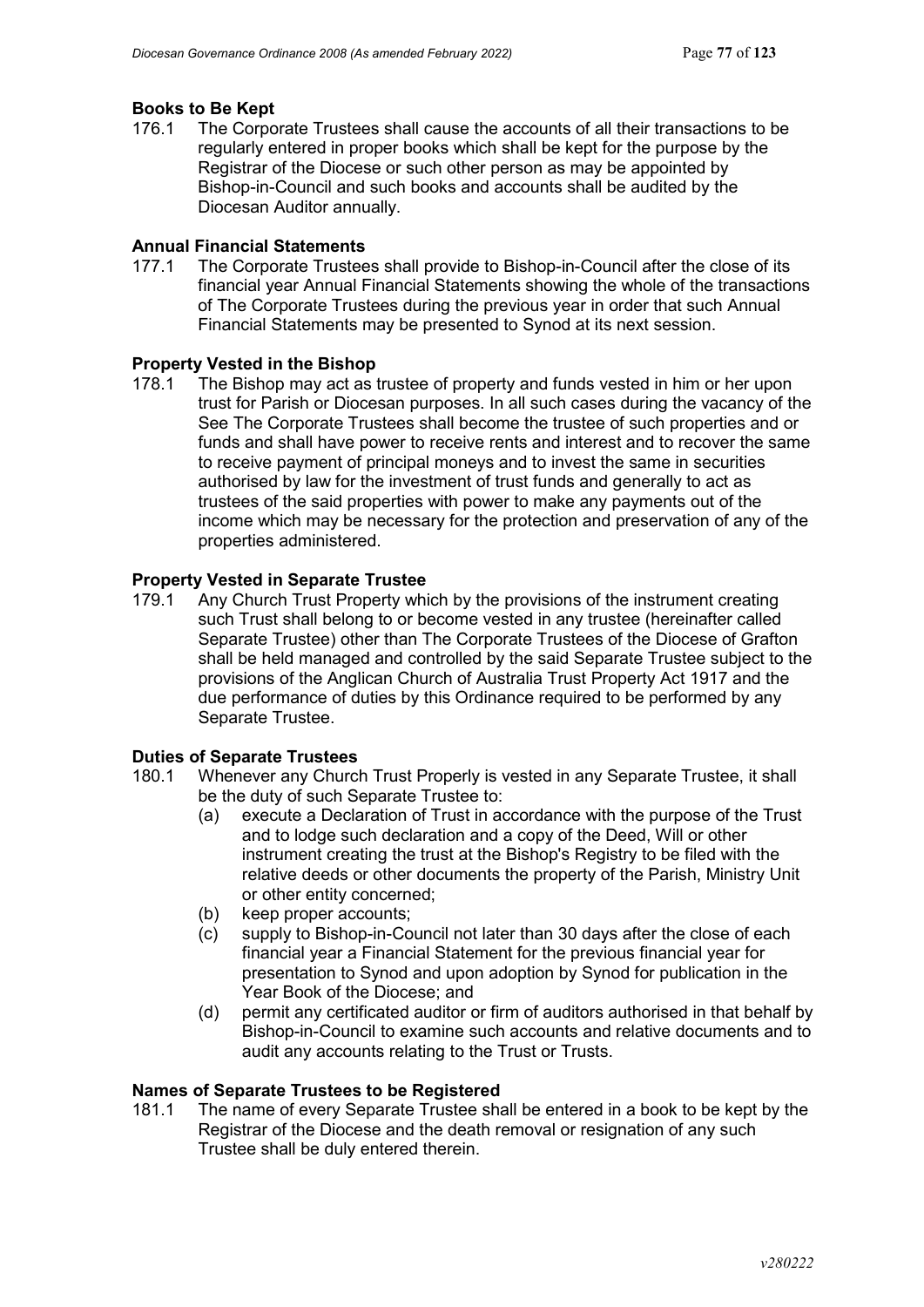**Books to Be Kept**

176.1 The Corporate Trustees shall cause the accounts of all their transactions to be regularly entered in proper books which shall be kept for the purpose by the Registrar of the Diocese or such other person as may be appointed by Bishop-in-Council and such books and accounts shall be audited by the Diocesan Auditor annually.

**Annual Financial Statements**

177.1 The Corporate Trustees shall provide to Bishop-in-Council after the close of its financial year Annual Financial Statements showing the whole of the transactions of The Corporate Trustees during the previous year in order that such Annual Financial Statements may be presented to Synod at its next session.

**Property Vested in the Bishop**

178.1 The Bishop may act as trustee of property and funds vested in him or her upon trust for Parish or Diocesan purposes. In all such cases during the vacancy of the See The Corporate Trustees shall become the trustee of such properties and or funds and shall have power to receive rents and interest and to recover the same to receive payment of principal moneys and to invest the same in securities authorised by law for the investment of trust funds and generally to act as trustees of the said properties with power to make any payments out of the income which may be necessary for the protection and preservation of any of the properties administered.

**Property Vested in Separate Trustee**

179.1 Any Church Trust Property which by the provisions of the instrument creating such Trust shall belong to or become vested in any trustee (hereinafter called Separate Trustee) other than The Corporate Trustees of the Diocese of Grafton shall be held managed and controlled by the said Separate Trustee subject to the provisions of the Anglican Church of Australia Trust Property Act 1917 and the due performance of duties by this Ordinance required to be performed by any Separate Trustee.

**Duties of Separate Trustees**

180.1 Whenever any Church Trust Properly is vested in any Separate Trustee, it shall be the duty of such Separate Trustee to:

- (a) execute a Declaration of Trust in accordance with the purpose of the Trust and to lodge such declaration and a copy of the Deed, Will or other instrument creating the trust at the Bishop's Registry to be filed with the relative deeds or other documents the property of the Parish, Ministry Unit or other entity concerned;
- (b) keep proper accounts;
- (c) supply to Bishop-in-Council not later than 30 days after the close of each financial year a Financial Statement for the previous financial year for presentation to Synod and upon adoption by Synod for publication in the Year Book of the Diocese; and
- (d) permit any certificated auditor or firm of auditors authorised in that behalf by Bishop-in-Council to examine such accounts and relative documents and to audit any accounts relating to the Trust or Trusts.

**Names of Separate Trustees to be Registered**

181.1 The name of every Separate Trustee shall be entered in a book to be kept by the Registrar of the Diocese and the death removal or resignation of any such Trustee shall be duly entered therein.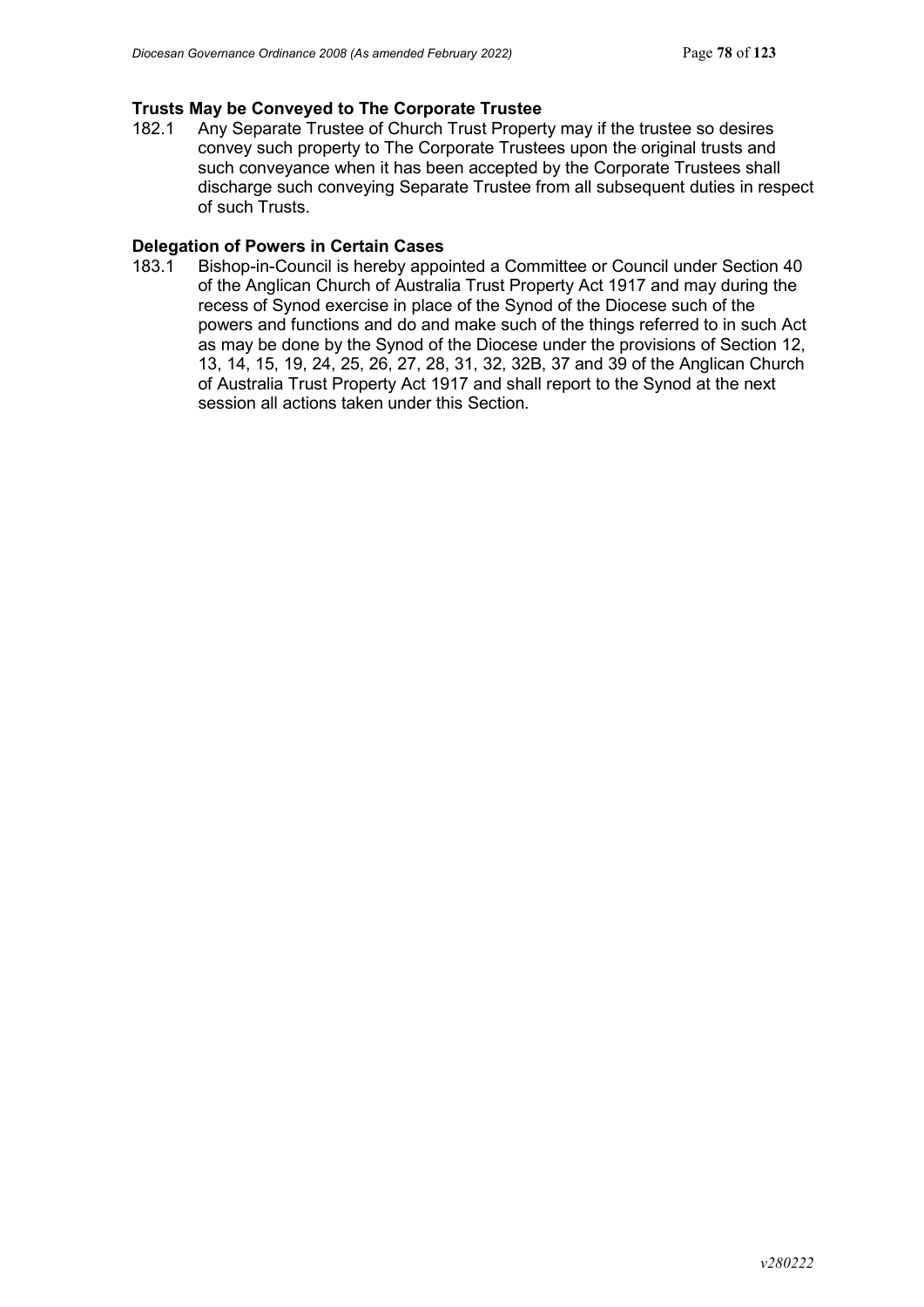**Trusts May be Conveyed to The Corporate Trustee**

182.1 Any Separate Trustee of Church Trust Property may if the trustee so desires convey such property to The Corporate Trustees upon the original trusts and such conveyance when it has been accepted by the Corporate Trustees shall discharge such conveying Separate Trustee from all subsequent duties in respect of such Trusts.

**Delegation of Powers in Certain Cases**

183.1 Bishop-in-Council is hereby appointed a Committee or Council under Section 40 of the Anglican Church of Australia Trust Property Act 1917 and may during the recess of Synod exercise in place of the Synod of the Diocese such of the powers and functions and do and make such of the things referred to in such Act as may be done by the Synod of the Diocese under the provisions of Section 12, 13, 14, 15, 19, 24, 25, 26, 27, 28, 31, 32, 32B, 37 and 39 of the Anglican Church of Australia Trust Property Act 1917 and shall report to the Synod at the next session all actions taken under this Section.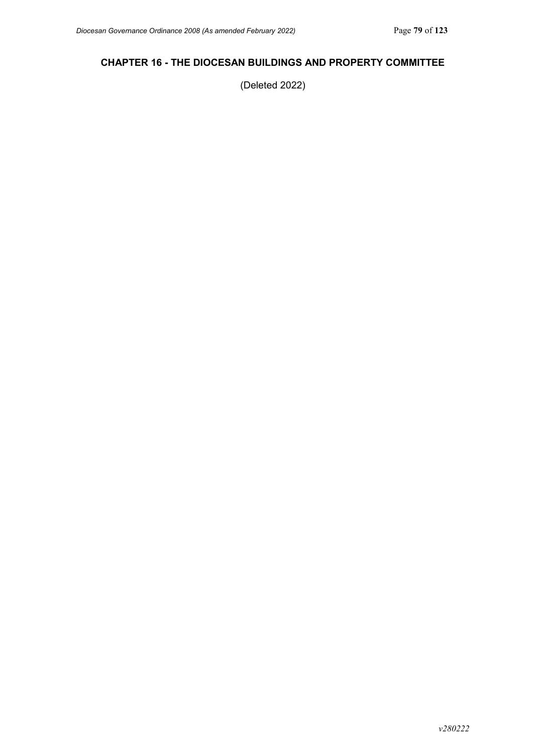## CHAPTER 16 - THE DIOCESAN BUILDINGS AND PROPERTY COMMITTEE

(Deleted 2022)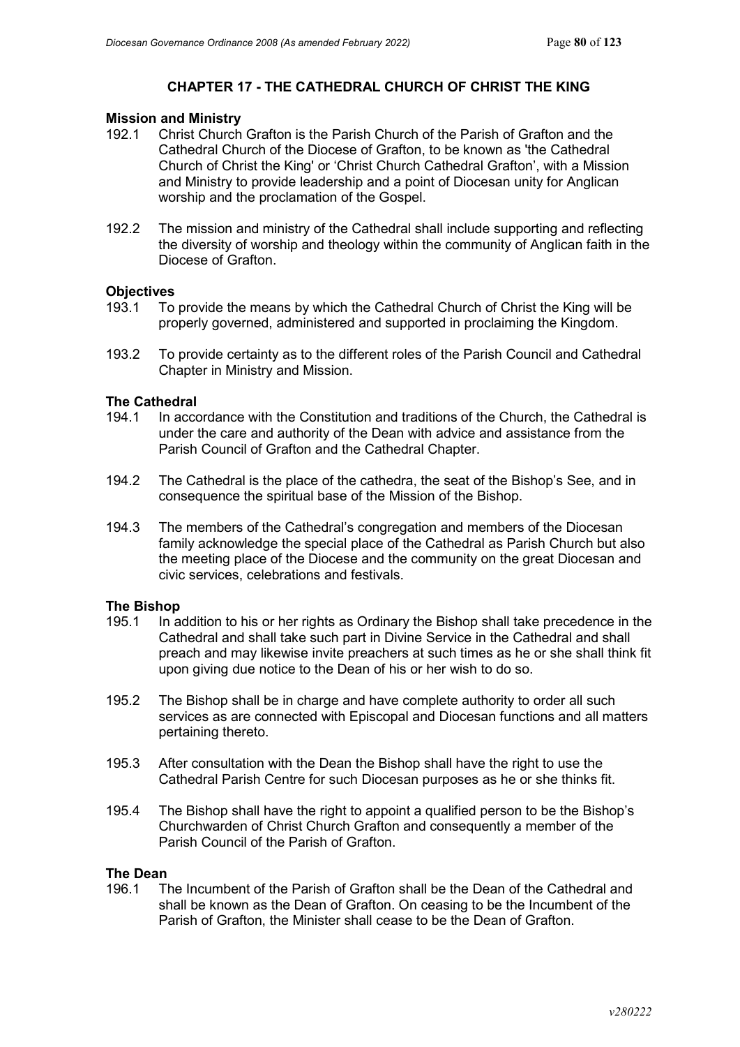## CHAPTER 17 - THE CATHEDRAL CHURCH OF CHRIST THE KING

### Mission and Ministry

192.1 Christ Church Grafton is the Parish Church of the Parish of Grafton and the Cathedral Church of the Diocese of Grafton, to be known as 'the Cathedral Church of Christ the King' or 'Christ Church Cathedral Grafton', with a Mission and Ministry to provide leadership and a point of Diocesan unity for Anglican worship and the proclamation of the Gospel.

192.2 The mission and ministry of the Cathedral shall include supporting and reflecting the diversity of worship and theology within the community of Anglican faith in the Diocese of Grafton.

### Objectives

193.1 To provide the means by which the Cathedral Church of Christ the King will be properly governed, administered and supported in proclaiming the Kingdom.

193.2 To provide certainty as to the different roles of the Parish Council and Cathedral Chapter in Ministry and Mission.

### The Cathedral

194.1 In accordance with the Constitution and traditions of the Church, the Cathedral is under the care and authority of the Dean with advice and assistance from the Parish Council of Grafton and the Cathedral Chapter.

194.2 The Cathedral is the place of the cathedra, the seat of the Bishop's See, and in consequence the spiritual base of the Mission of the Bishop.

194.3 The members of the Cathedral's congregation and members of the Diocesan family acknowledge the special place of the Cathedral as Parish Church but also the meeting place of the Diocese and the community on the great Diocesan and civic services, celebrations and festivals.

### The Bishop

195.1 In addition to his or her rights as Ordinary the Bishop shall take precedence in the Cathedral and shall take such part in Divine Service in the Cathedral and shall preach and may likewise invite preachers at such times as he or she shall think fit upon giving due notice to the Dean of his or her wish to do so.

195.2 The Bishop shall be in charge and have complete authority to order all such services as are connected with Episcopal and Diocesan functions and all matters pertaining thereto.

195.3 After consultation with the Dean the Bishop shall have the right to use the Cathedral Parish Centre for such Diocesan purposes as he or she thinks fit.

195.4 The Bishop shall have the right to appoint a qualified person to be the Bishop's Churchwarden of Christ Church Grafton and consequently a member of the Parish Council of the Parish of Grafton.

### The Dean

196.1 The Incumbent of the Parish of Grafton shall be the Dean of the Cathedral and shall be known as the Dean of Grafton. On ceasing to be the Incumbent of the Parish of Grafton, the Minister shall cease to be the Dean of Grafton.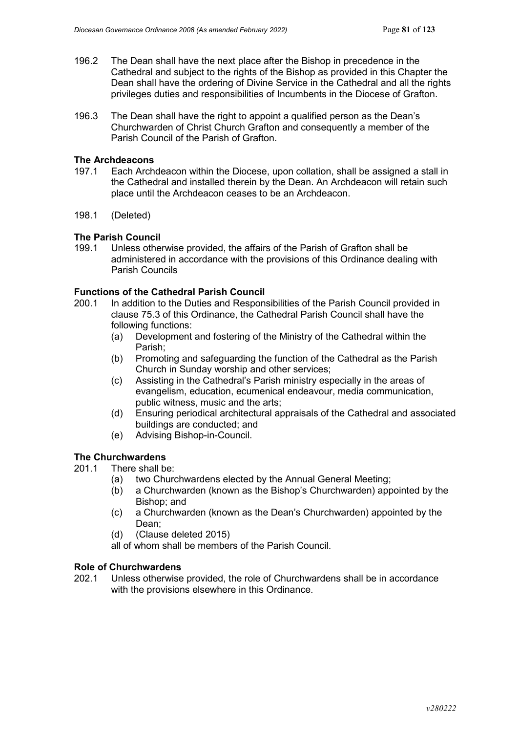196.2 The Dean shall have the next place after the Bishop in precedence in the Cathedral and subject to the rights of the Bishop as provided in this Chapter the Dean shall have the ordering of Divine Service in the Cathedral and all the rights privileges duties and responsibilities of Incumbents in the Diocese of Grafton.

196.3 The Dean shall have the right to appoint a qualified person as the Dean's Churchwarden of Christ Church Grafton and consequently a member of the Parish Council of the Parish of Grafton.

**The Archdeacons**

197.1 Each Archdeacon within the Diocese, upon collation, shall be assigned a stall in the Cathedral and installed therein by the Dean. An Archdeacon will retain such place until the Archdeacon ceases to be an Archdeacon.

198.1 (Deleted)

**The Parish Council**

199.1 Unless otherwise provided, the affairs of the Parish of Grafton shall be administered in accordance with the provisions of this Ordinance dealing with Parish Councils

**Functions of the Cathedral Parish Council**

200.1 In addition to the Duties and Responsibilities of the Parish Council provided in clause 75.3 of this Ordinance, the Cathedral Parish Council shall have the following functions:

- (a) Development and fostering of the Ministry of the Cathedral within the Parish;
- (b) Promoting and safeguarding the function of the Cathedral as the Parish Church in Sunday worship and other services;
- (c) Assisting in the Cathedral's Parish ministry especially in the areas of evangelism, education, ecumenical endeavour, media communication, public witness, music and the arts;
- (d) Ensuring periodical architectural appraisals of the Cathedral and associated buildings are conducted; and
- (e) Advising Bishop-in-Council.

**The Churchwardens**

201.1 There shall be:

- (a) two Churchwardens elected by the Annual General Meeting;
- (b) a Churchwarden (known as the Bishop's Churchwarden) appointed by the Bishop; and
- (c) a Churchwarden (known as the Dean's Churchwarden) appointed by the Dean;
- (d) (Clause deleted 2015)

all of whom shall be members of the Parish Council.

**Role of Churchwardens**

202.1 Unless otherwise provided, the role of Churchwardens shall be in accordance with the provisions elsewhere in this Ordinance.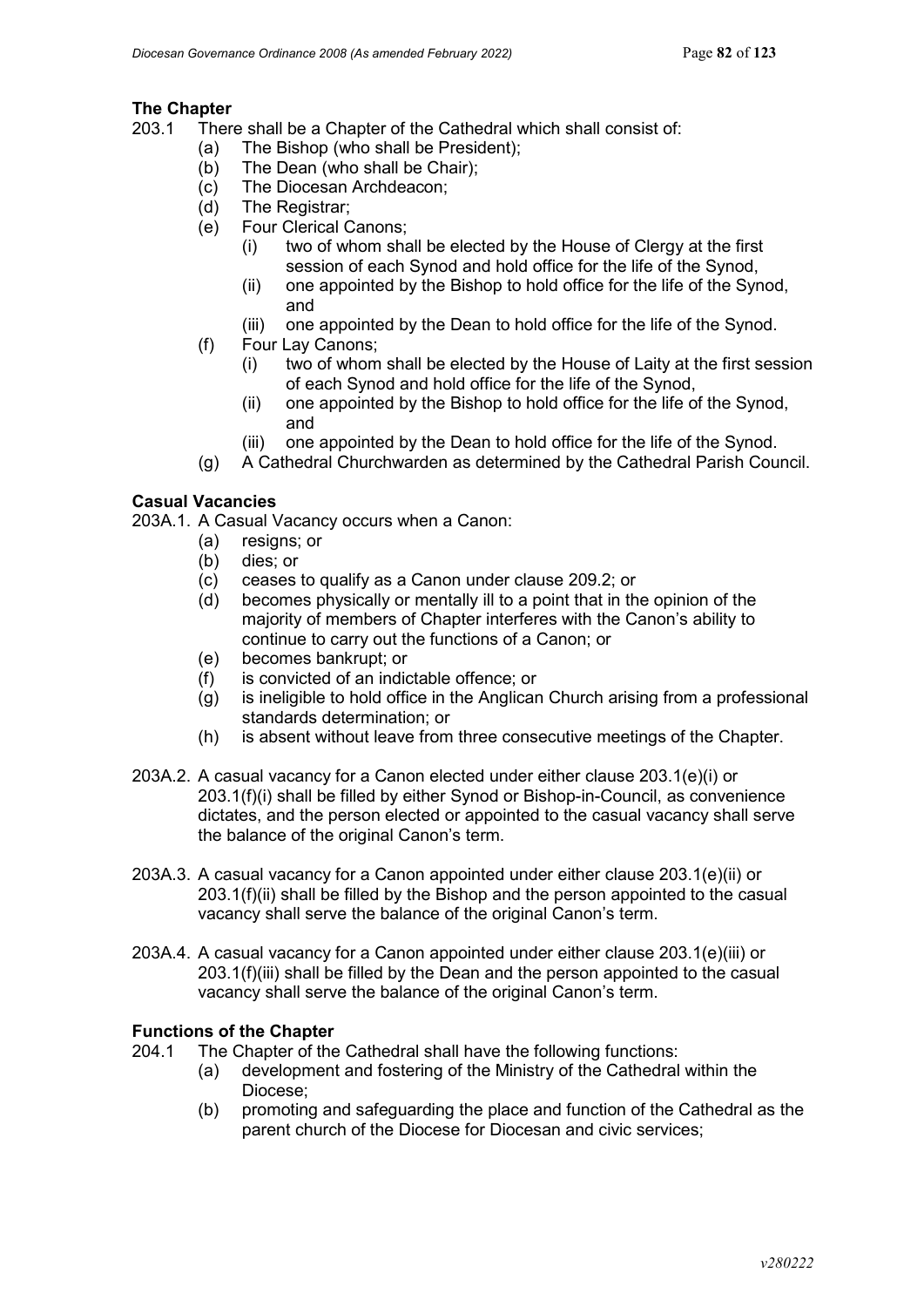### The Chapter

203.1 There shall be a Chapter of the Cathedral which shall consist of:

- (a) The Bishop (who shall be President);
- (b) The Dean (who shall be Chair);
- (c) The Diocesan Archdeacon;
- (d) The Registrar;
- (e) Four Clerical Canons;
    - (i) two of whom shall be elected by the House of Clergy at the first session of each Synod and hold office for the life of the Synod,
    - (ii) one appointed by the Bishop to hold office for the life of the Synod, and
    - (iii) one appointed by the Dean to hold office for the life of the Synod.
- (f) Four Lay Canons;
    - (i) two of whom shall be elected by the House of Laity at the first session of each Synod and hold office for the life of the Synod,
    - (ii) one appointed by the Bishop to hold office for the life of the Synod, and
    - (iii) one appointed by the Dean to hold office for the life of the Synod.
- (g) A Cathedral Churchwarden as determined by the Cathedral Parish Council.

### Casual Vacancies

203A.1. A Casual Vacancy occurs when a Canon:

- (a) resigns; or
- (b) dies; or
- (c) ceases to qualify as a Canon under clause 209.2; or
- (d) becomes physically or mentally ill to a point that in the opinion of the majority of members of Chapter interferes with the Canon's ability to continue to carry out the functions of a Canon; or
- (e) becomes bankrupt; or
- (f) is convicted of an indictable offence; or
- (g) is ineligible to hold office in the Anglican Church arising from a professional standards determination; or
- (h) is absent without leave from three consecutive meetings of the Chapter.

203A.2. A casual vacancy for a Canon elected under either clause 203.1(e)(i) or 203.1(f)(i) shall be filled by either Synod or Bishop-in-Council, as convenience dictates, and the person elected or appointed to the casual vacancy shall serve the balance of the original Canon's term.

203A.3. A casual vacancy for a Canon appointed under either clause 203.1(e)(ii) or 203.1(f)(ii) shall be filled by the Bishop and the person appointed to the casual vacancy shall serve the balance of the original Canon's term.

203A.4. A casual vacancy for a Canon appointed under either clause 203.1(e)(iii) or 203.1(f)(iii) shall be filled by the Dean and the person appointed to the casual vacancy shall serve the balance of the original Canon's term.

### Functions of the Chapter

204.1 The Chapter of the Cathedral shall have the following functions:

- (a) development and fostering of the Ministry of the Cathedral within the Diocese;
- (b) promoting and safeguarding the place and function of the Cathedral as the parent church of the Diocese for Diocesan and civic services;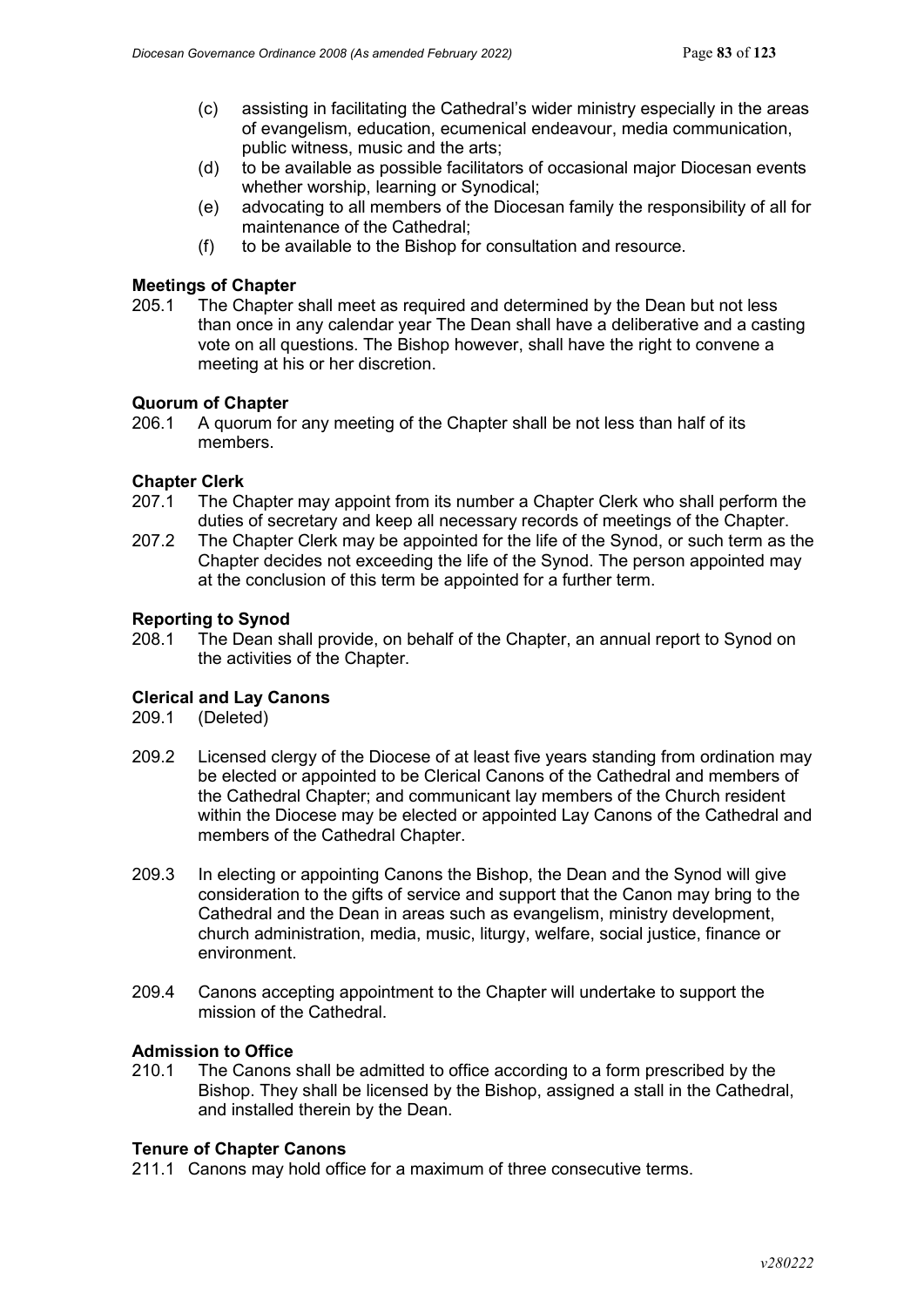(c) assisting in facilitating the Cathedral's wider ministry especially in the areas of evangelism, education, ecumenical endeavour, media communication, public witness, music and the arts;

(d) to be available as possible facilitators of occasional major Diocesan events whether worship, learning or Synodical;

(e) advocating to all members of the Diocesan family the responsibility of all for maintenance of the Cathedral;

(f) to be available to the Bishop for consultation and resource.

**Meetings of Chapter**

205.1 The Chapter shall meet as required and determined by the Dean but not less than once in any calendar year The Dean shall have a deliberative and a casting vote on all questions. The Bishop however, shall have the right to convene a meeting at his or her discretion.

**Quorum of Chapter**

206.1 A quorum for any meeting of the Chapter shall be not less than half of its members.

**Chapter Clerk**

207.1 The Chapter may appoint from its number a Chapter Clerk who shall perform the duties of secretary and keep all necessary records of meetings of the Chapter.

207.2 The Chapter Clerk may be appointed for the life of the Synod, or such term as the Chapter decides not exceeding the life of the Synod. The person appointed may at the conclusion of this term be appointed for a further term.

**Reporting to Synod**

208.1 The Dean shall provide, on behalf of the Chapter, an annual report to Synod on the activities of the Chapter.

**Clerical and Lay Canons**

209.1 (Deleted)

209.2 Licensed clergy of the Diocese of at least five years standing from ordination may be elected or appointed to be Clerical Canons of the Cathedral and members of the Cathedral Chapter; and communicant lay members of the Church resident within the Diocese may be elected or appointed Lay Canons of the Cathedral and members of the Cathedral Chapter.

209.3 In electing or appointing Canons the Bishop, the Dean and the Synod will give consideration to the gifts of service and support that the Canon may bring to the Cathedral and the Dean in areas such as evangelism, ministry development, church administration, media, music, liturgy, welfare, social justice, finance or environment.

209.4 Canons accepting appointment to the Chapter will undertake to support the mission of the Cathedral.

**Admission to Office**

210.1 The Canons shall be admitted to office according to a form prescribed by the Bishop. They shall be licensed by the Bishop, assigned a stall in the Cathedral, and installed therein by the Dean.

**Tenure of Chapter Canons**

211.1 Canons may hold office for a maximum of three consecutive terms.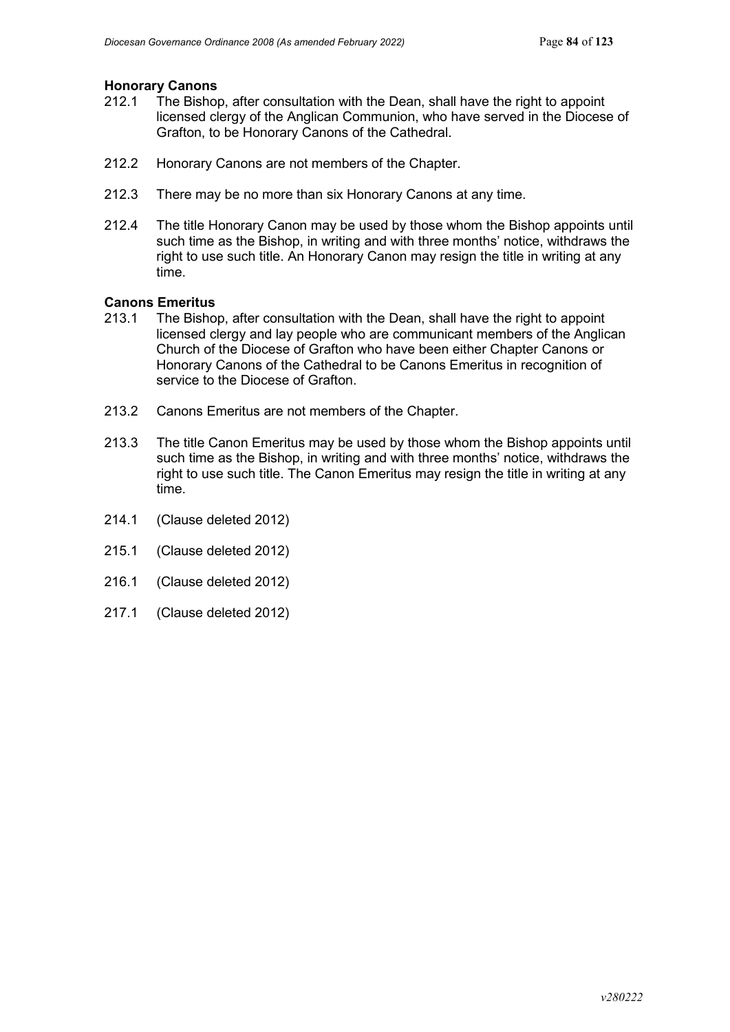**Honorary Canons**

212.1 The Bishop, after consultation with the Dean, shall have the right to appoint licensed clergy of the Anglican Communion, who have served in the Diocese of Grafton, to be Honorary Canons of the Cathedral.

212.2 Honorary Canons are not members of the Chapter.

212.3 There may be no more than six Honorary Canons at any time.

212.4 The title Honorary Canon may be used by those whom the Bishop appoints until such time as the Bishop, in writing and with three months' notice, withdraws the right to use such title. An Honorary Canon may resign the title in writing at any time.

**Canons Emeritus**

213.1 The Bishop, after consultation with the Dean, shall have the right to appoint licensed clergy and lay people who are communicant members of the Anglican Church of the Diocese of Grafton who have been either Chapter Canons or Honorary Canons of the Cathedral to be Canons Emeritus in recognition of service to the Diocese of Grafton.

213.2 Canons Emeritus are not members of the Chapter.

213.3 The title Canon Emeritus may be used by those whom the Bishop appoints until such time as the Bishop, in writing and with three months' notice, withdraws the right to use such title. The Canon Emeritus may resign the title in writing at any time.

214.1 (Clause deleted 2012)

215.1 (Clause deleted 2012)

216.1 (Clause deleted 2012)

217.1 (Clause deleted 2012)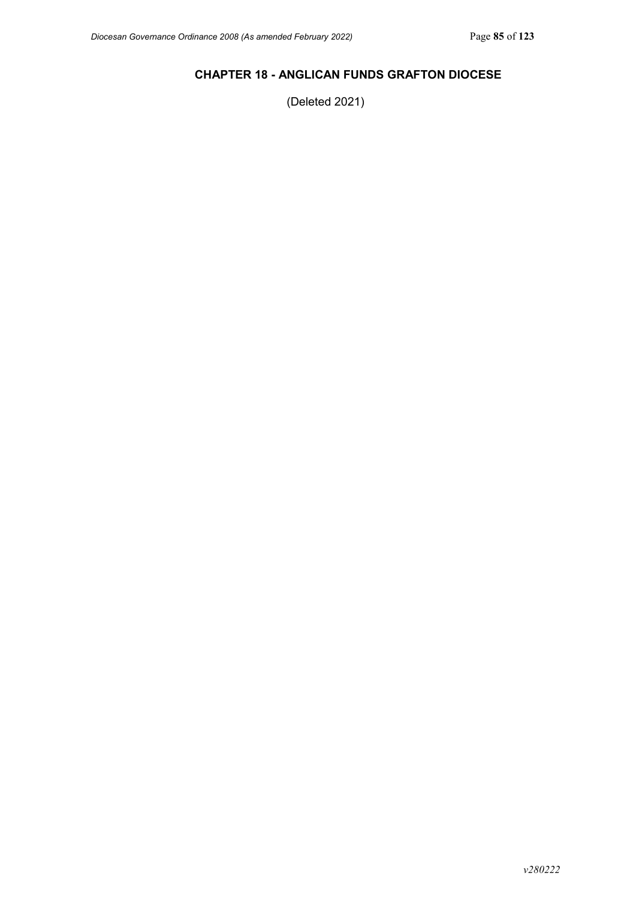## CHAPTER 18 - ANGLICAN FUNDS GRAFTON DIOCESE

(Deleted 2021)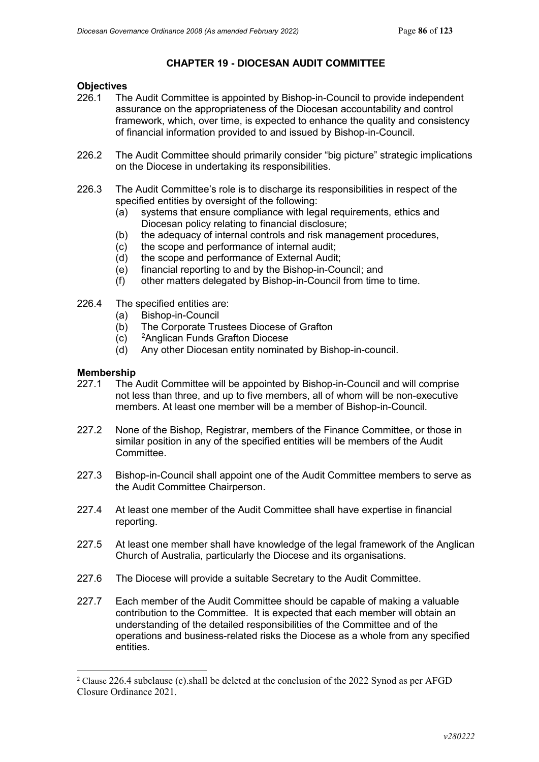## CHAPTER 19 - DIOCESAN AUDIT COMMITTEE

### Objectives

226.1 The Audit Committee is appointed by Bishop-in-Council to provide independent assurance on the appropriateness of the Diocesan accountability and control framework, which, over time, is expected to enhance the quality and consistency of financial information provided to and issued by Bishop-in-Council.

226.2 The Audit Committee should primarily consider "big picture" strategic implications on the Diocese in undertaking its responsibilities.

226.3 The Audit Committee's role is to discharge its responsibilities in respect of the specified entities by oversight of the following:

- (a) systems that ensure compliance with legal requirements, ethics and Diocesan policy relating to financial disclosure;
- (b) the adequacy of internal controls and risk management procedures,
- (c) the scope and performance of internal audit;
- (d) the scope and performance of External Audit;
- (e) financial reporting to and by the Bishop-in-Council; and
- (f) other matters delegated by Bishop-in-Council from time to time.

226.4 The specified entities are:

- (a) Bishop-in-Council
- (b) The Corporate Trustees Diocese of Grafton
- (c) [2]Anglican Funds Grafton Diocese
- (d) Any other Diocesan entity nominated by Bishop-in-council.

### Membership

227.1 The Audit Committee will be appointed by Bishop-in-Council and will comprise not less than three, and up to five members, all of whom will be non-executive members. At least one member will be a member of Bishop-in-Council.

227.2 None of the Bishop, Registrar, members of the Finance Committee, or those in similar position in any of the specified entities will be members of the Audit Committee.

227.3 Bishop-in-Council shall appoint one of the Audit Committee members to serve as the Audit Committee Chairperson.

227.4 At least one member of the Audit Committee shall have expertise in financial reporting.

227.5 At least one member shall have knowledge of the legal framework of the Anglican Church of Australia, particularly the Diocese and its organisations.

227.6 The Diocese will provide a suitable Secretary to the Audit Committee.

227.7 Each member of the Audit Committee should be capable of making a valuable contribution to the Committee. It is expected that each member will obtain an understanding of the detailed responsibilities of the Committee and of the operations and business-related risks the Diocese as a whole from any specified entities.

---

[2] Clause 226.4 subclause (c).shall be deleted at the conclusion of the 2022 Synod as per AFGD Closure Ordinance 2021.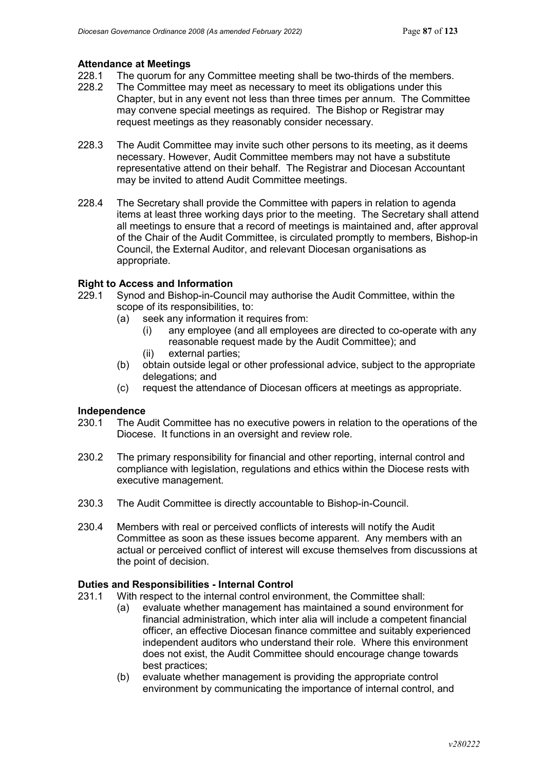### Attendance at Meetings

228.1 The quorum for any Committee meeting shall be two-thirds of the members.

228.2 The Committee may meet as necessary to meet its obligations under this Chapter, but in any event not less than three times per annum. The Committee may convene special meetings as required. The Bishop or Registrar may request meetings as they reasonably consider necessary.

228.3 The Audit Committee may invite such other persons to its meeting, as it deems necessary. However, Audit Committee members may not have a substitute representative attend on their behalf. The Registrar and Diocesan Accountant may be invited to attend Audit Committee meetings.

228.4 The Secretary shall provide the Committee with papers in relation to agenda items at least three working days prior to the meeting. The Secretary shall attend all meetings to ensure that a record of meetings is maintained and, after approval of the Chair of the Audit Committee, is circulated promptly to members, Bishop-in Council, the External Auditor, and relevant Diocesan organisations as appropriate.

### Right to Access and Information

229.1 Synod and Bishop-in-Council may authorise the Audit Committee, within the scope of its responsibilities, to:

- (a) seek any information it requires from:
  - (i) any employee (and all employees are directed to co-operate with any reasonable request made by the Audit Committee); and
  - (ii) external parties;
- (b) obtain outside legal or other professional advice, subject to the appropriate delegations; and
- (c) request the attendance of Diocesan officers at meetings as appropriate.

### Independence

230.1 The Audit Committee has no executive powers in relation to the operations of the Diocese. It functions in an oversight and review role.

230.2 The primary responsibility for financial and other reporting, internal control and compliance with legislation, regulations and ethics within the Diocese rests with executive management.

230.3 The Audit Committee is directly accountable to Bishop-in-Council.

230.4 Members with real or perceived conflicts of interests will notify the Audit Committee as soon as these issues become apparent. Any members with an actual or perceived conflict of interest will excuse themselves from discussions at the point of decision.

### Duties and Responsibilities - Internal Control

231.1 With respect to the internal control environment, the Committee shall:

- (a) evaluate whether management has maintained a sound environment for financial administration, which inter alia will include a competent financial officer, an effective Diocesan finance committee and suitably experienced independent auditors who understand their role. Where this environment does not exist, the Audit Committee should encourage change towards best practices;
- (b) evaluate whether management is providing the appropriate control environment by communicating the importance of internal control, and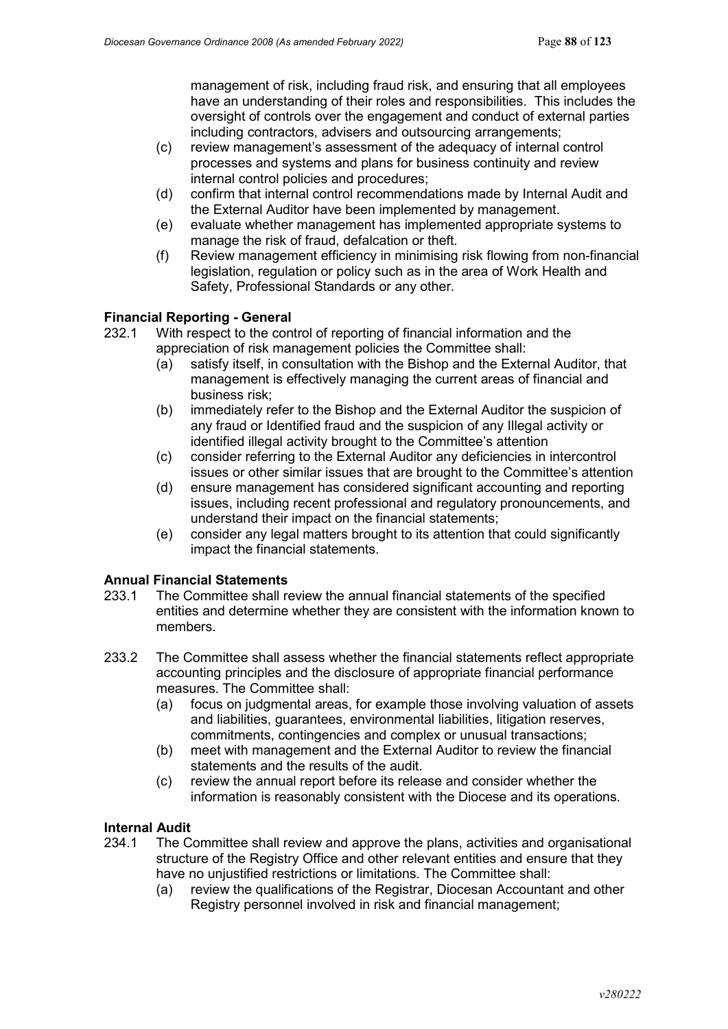management of risk, including fraud risk, and ensuring that all employees have an understanding of their roles and responsibilities. This includes the oversight of controls over the engagement and conduct of external parties including contractors, advisers and outsourcing arrangements;

(c) review management's assessment of the adequacy of internal control processes and systems and plans for business continuity and review internal control policies and procedures;

(d) confirm that internal control recommendations made by Internal Audit and the External Auditor have been implemented by management.

(e) evaluate whether management has implemented appropriate systems to manage the risk of fraud, defalcation or theft.

(f) Review management efficiency in minimising risk flowing from non-financial legislation, regulation or policy such as in the area of Work Health and Safety, Professional Standards or any other.

**Financial Reporting - General**

232.1 With respect to the control of reporting of financial information and the appreciation of risk management policies the Committee shall:

(a) satisfy itself, in consultation with the Bishop and the External Auditor, that management is effectively managing the current areas of financial and business risk;

(b) immediately refer to the Bishop and the External Auditor the suspicion of any fraud or Identified fraud and the suspicion of any Illegal activity or identified illegal activity brought to the Committee's attention

(c) consider referring to the External Auditor any deficiencies in intercontrol issues or other similar issues that are brought to the Committee's attention

(d) ensure management has considered significant accounting and reporting issues, including recent professional and regulatory pronouncements, and understand their impact on the financial statements;

(e) consider any legal matters brought to its attention that could significantly impact the financial statements.

**Annual Financial Statements**

233.1 The Committee shall review the annual financial statements of the specified entities and determine whether they are consistent with the information known to members.

233.2 The Committee shall assess whether the financial statements reflect appropriate accounting principles and the disclosure of appropriate financial performance measures. The Committee shall:

(a) focus on judgmental areas, for example those involving valuation of assets and liabilities, guarantees, environmental liabilities, litigation reserves, commitments, contingencies and complex or unusual transactions;

(b) meet with management and the External Auditor to review the financial statements and the results of the audit.

(c) review the annual report before its release and consider whether the information is reasonably consistent with the Diocese and its operations.

**Internal Audit**

234.1 The Committee shall review and approve the plans, activities and organisational structure of the Registry Office and other relevant entities and ensure that they have no unjustified restrictions or limitations. The Committee shall:

(a) review the qualifications of the Registrar, Diocesan Accountant and other Registry personnel involved in risk and financial management;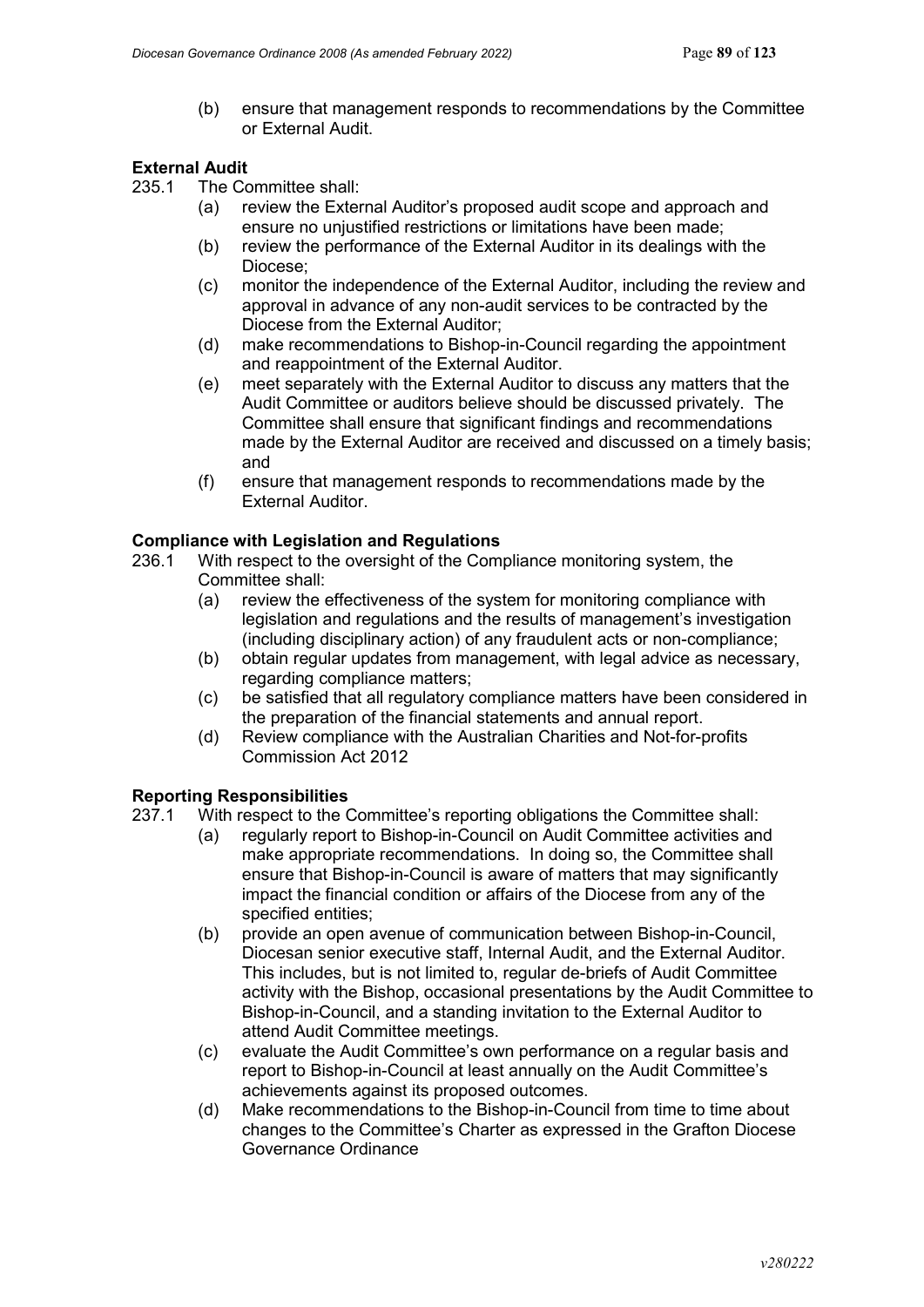(b) ensure that management responds to recommendations by the Committee or External Audit.

**External Audit**

235.1 The Committee shall:

(a) review the External Auditor's proposed audit scope and approach and ensure no unjustified restrictions or limitations have been made;

(b) review the performance of the External Auditor in its dealings with the Diocese;

(c) monitor the independence of the External Auditor, including the review and approval in advance of any non-audit services to be contracted by the Diocese from the External Auditor;

(d) make recommendations to Bishop-in-Council regarding the appointment and reappointment of the External Auditor.

(e) meet separately with the External Auditor to discuss any matters that the Audit Committee or auditors believe should be discussed privately. The Committee shall ensure that significant findings and recommendations made by the External Auditor are received and discussed on a timely basis; and

(f) ensure that management responds to recommendations made by the External Auditor.

**Compliance with Legislation and Regulations**

236.1 With respect to the oversight of the Compliance monitoring system, the Committee shall:

(a) review the effectiveness of the system for monitoring compliance with legislation and regulations and the results of management's investigation (including disciplinary action) of any fraudulent acts or non-compliance;

(b) obtain regular updates from management, with legal advice as necessary, regarding compliance matters;

(c) be satisfied that all regulatory compliance matters have been considered in the preparation of the financial statements and annual report.

(d) Review compliance with the Australian Charities and Not-for-profits Commission Act 2012

**Reporting Responsibilities**

237.1 With respect to the Committee's reporting obligations the Committee shall:

(a) regularly report to Bishop-in-Council on Audit Committee activities and make appropriate recommendations. In doing so, the Committee shall ensure that Bishop-in-Council is aware of matters that may significantly impact the financial condition or affairs of the Diocese from any of the specified entities;

(b) provide an open avenue of communication between Bishop-in-Council, Diocesan senior executive staff, Internal Audit, and the External Auditor. This includes, but is not limited to, regular de-briefs of Audit Committee activity with the Bishop, occasional presentations by the Audit Committee to Bishop-in-Council, and a standing invitation to the External Auditor to attend Audit Committee meetings.

(c) evaluate the Audit Committee's own performance on a regular basis and report to Bishop-in-Council at least annually on the Audit Committee's achievements against its proposed outcomes.

(d) Make recommendations to the Bishop-in-Council from time to time about changes to the Committee's Charter as expressed in the Grafton Diocese Governance Ordinance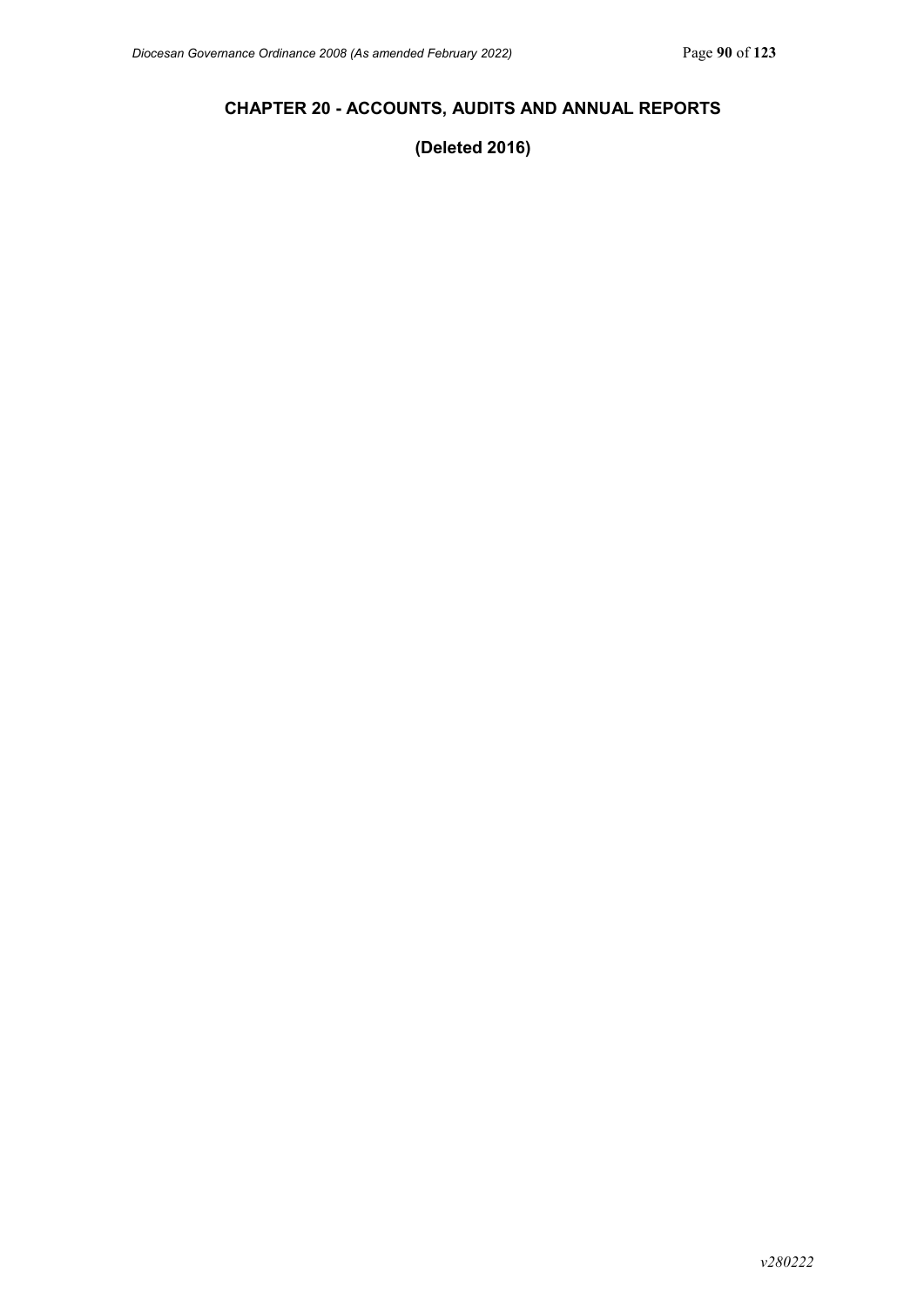## CHAPTER 20 - ACCOUNTS, AUDITS AND ANNUAL REPORTS

**(Deleted 2016)**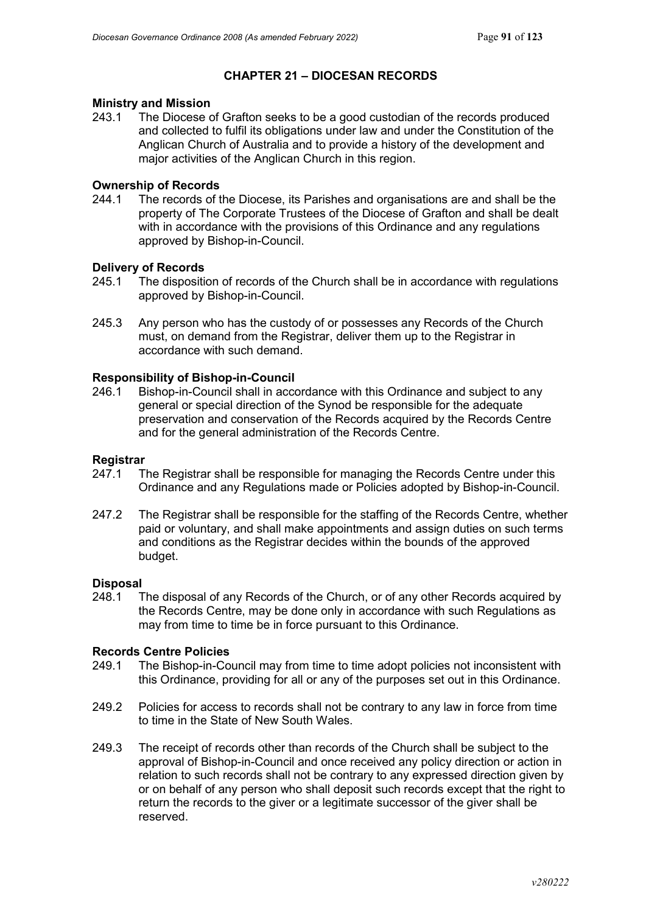## CHAPTER 21 – DIOCESAN RECORDS

### Ministry and Mission

243.1 The Diocese of Grafton seeks to be a good custodian of the records produced and collected to fulfil its obligations under law and under the Constitution of the Anglican Church of Australia and to provide a history of the development and major activities of the Anglican Church in this region.

### Ownership of Records

244.1 The records of the Diocese, its Parishes and organisations are and shall be the property of The Corporate Trustees of the Diocese of Grafton and shall be dealt with in accordance with the provisions of this Ordinance and any regulations approved by Bishop-in-Council.

### Delivery of Records

245.1 The disposition of records of the Church shall be in accordance with regulations approved by Bishop-in-Council.

245.3 Any person who has the custody of or possesses any Records of the Church must, on demand from the Registrar, deliver them up to the Registrar in accordance with such demand.

### Responsibility of Bishop-in-Council

246.1 Bishop-in-Council shall in accordance with this Ordinance and subject to any general or special direction of the Synod be responsible for the adequate preservation and conservation of the Records acquired by the Records Centre and for the general administration of the Records Centre.

### Registrar

247.1 The Registrar shall be responsible for managing the Records Centre under this Ordinance and any Regulations made or Policies adopted by Bishop-in-Council.

247.2 The Registrar shall be responsible for the staffing of the Records Centre, whether paid or voluntary, and shall make appointments and assign duties on such terms and conditions as the Registrar decides within the bounds of the approved budget.

### Disposal

248.1 The disposal of any Records of the Church, or of any other Records acquired by the Records Centre, may be done only in accordance with such Regulations as may from time to time be in force pursuant to this Ordinance.

### Records Centre Policies

249.1 The Bishop-in-Council may from time to time adopt policies not inconsistent with this Ordinance, providing for all or any of the purposes set out in this Ordinance.

249.2 Policies for access to records shall not be contrary to any law in force from time to time in the State of New South Wales.

249.3 The receipt of records other than records of the Church shall be subject to the approval of Bishop-in-Council and once received any policy direction or action in relation to such records shall not be contrary to any expressed direction given by or on behalf of any person who shall deposit such records except that the right to return the records to the giver or a legitimate successor of the giver shall be reserved.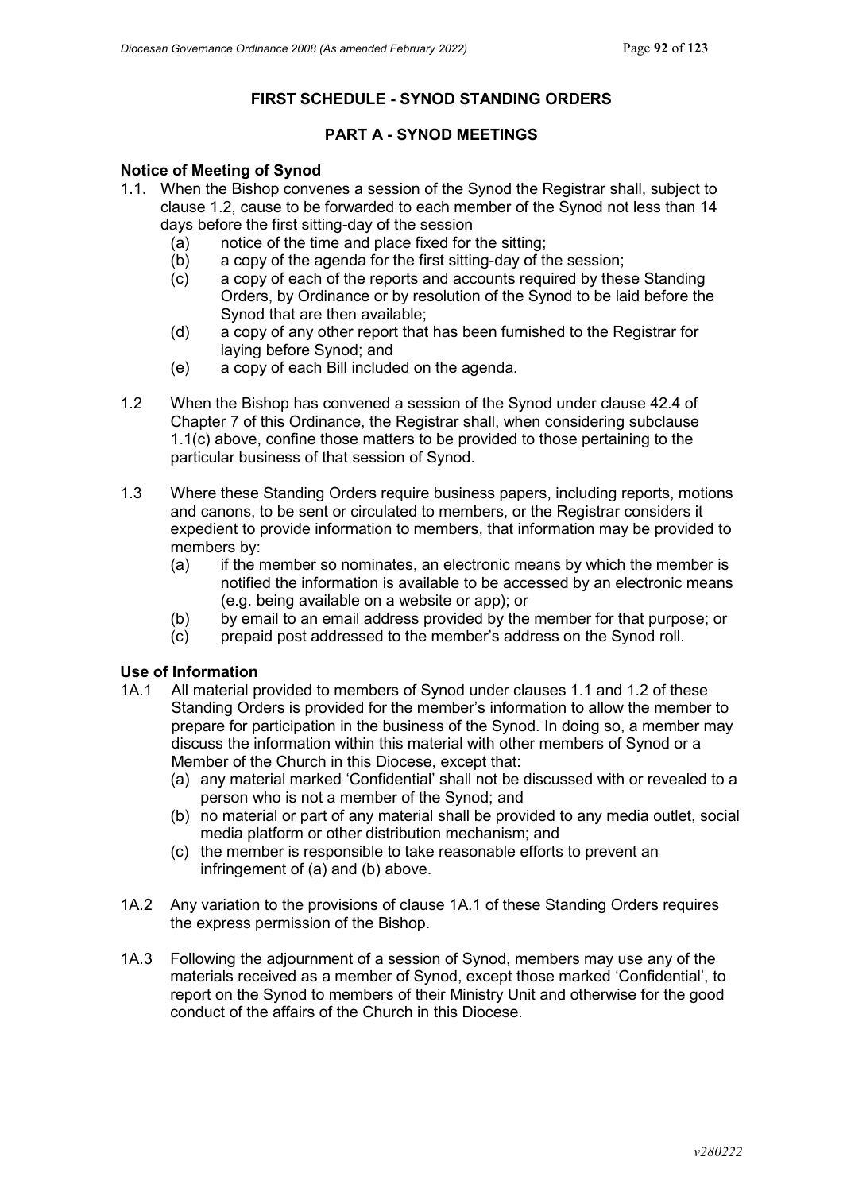## FIRST SCHEDULE - SYNOD STANDING ORDERS

### PART A - SYNOD MEETINGS

**Notice of Meeting of Synod**

1.1. When the Bishop convenes a session of the Synod the Registrar shall, subject to clause 1.2, cause to be forwarded to each member of the Synod not less than 14 days before the first sitting-day of the session
   - (a) notice of the time and place fixed for the sitting;
   - (b) a copy of the agenda for the first sitting-day of the session;
   - (c) a copy of each of the reports and accounts required by these Standing Orders, by Ordinance or by resolution of the Synod to be laid before the Synod that are then available;
   - (d) a copy of any other report that has been furnished to the Registrar for laying before Synod; and
   - (e) a copy of each Bill included on the agenda.

1.2 When the Bishop has convened a session of the Synod under clause 42.4 of Chapter 7 of this Ordinance, the Registrar shall, when considering subclause 1.1(c) above, confine those matters to be provided to those pertaining to the particular business of that session of Synod.

1.3 Where these Standing Orders require business papers, including reports, motions and canons, to be sent or circulated to members, or the Registrar considers it expedient to provide information to members, that information may be provided to members by:
   - (a) if the member so nominates, an electronic means by which the member is notified the information is available to be accessed by an electronic means (e.g. being available on a website or app); or
   - (b) by email to an email address provided by the member for that purpose; or
   - (c) prepaid post addressed to the member's address on the Synod roll.

**Use of Information**

1A.1 All material provided to members of Synod under clauses 1.1 and 1.2 of these Standing Orders is provided for the member's information to allow the member to prepare for participation in the business of the Synod. In doing so, a member may discuss the information within this material with other members of Synod or a Member of the Church in this Diocese, except that:
   - (a) any material marked 'Confidential' shall not be discussed with or revealed to a person who is not a member of the Synod; and
   - (b) no material or part of any material shall be provided to any media outlet, social media platform or other distribution mechanism; and
   - (c) the member is responsible to take reasonable efforts to prevent an infringement of (a) and (b) above.

1A.2 Any variation to the provisions of clause 1A.1 of these Standing Orders requires the express permission of the Bishop.

1A.3 Following the adjournment of a session of Synod, members may use any of the materials received as a member of Synod, except those marked 'Confidential', to report on the Synod to members of their Ministry Unit and otherwise for the good conduct of the affairs of the Church in this Diocese.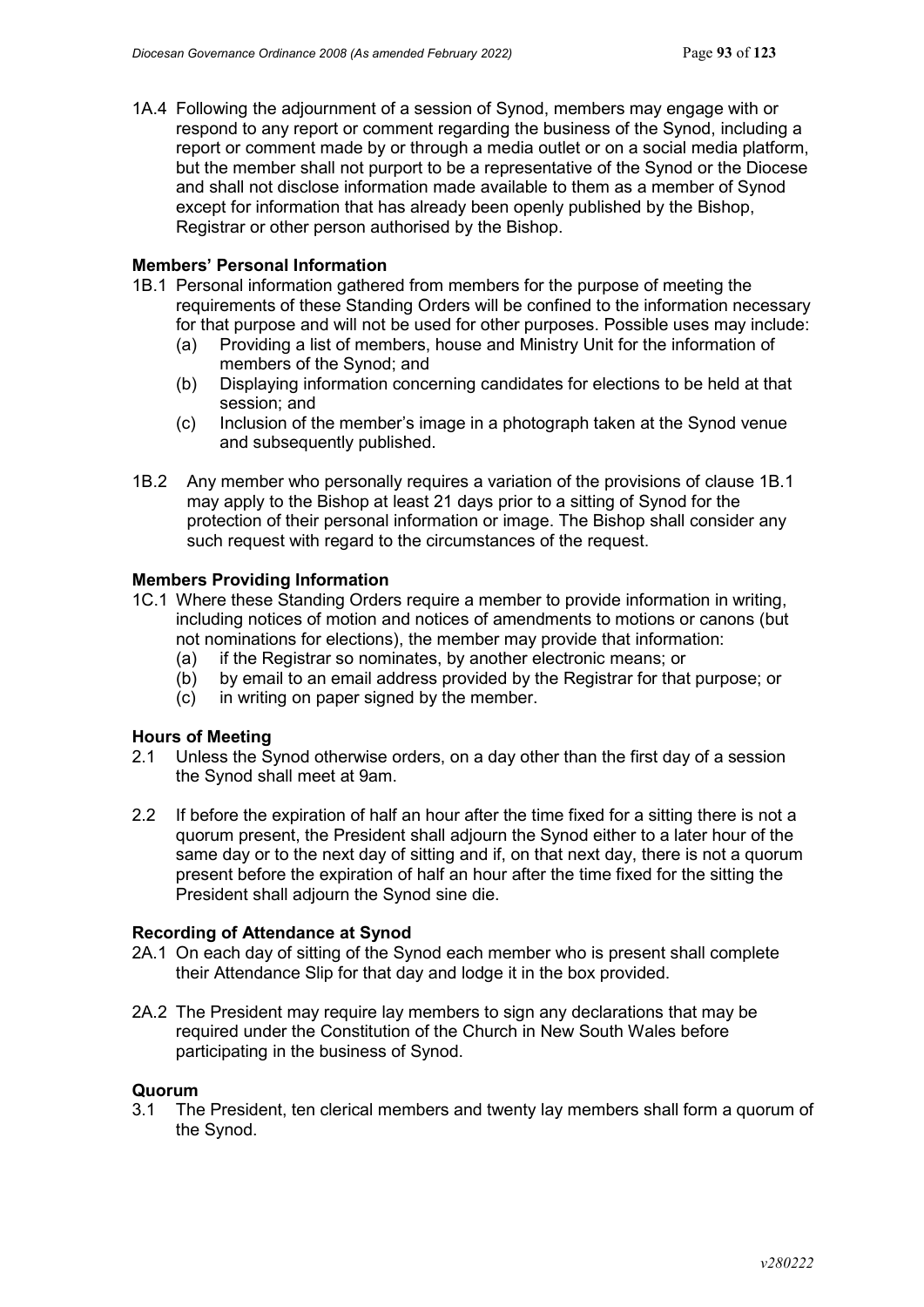1A.4 Following the adjournment of a session of Synod, members may engage with or respond to any report or comment regarding the business of the Synod, including a report or comment made by or through a media outlet or on a social media platform, but the member shall not purport to be a representative of the Synod or the Diocese and shall not disclose information made available to them as a member of Synod except for information that has already been openly published by the Bishop, Registrar or other person authorised by the Bishop.

**Members' Personal Information**

1B.1 Personal information gathered from members for the purpose of meeting the requirements of these Standing Orders will be confined to the information necessary for that purpose and will not be used for other purposes. Possible uses may include:

(a) Providing a list of members, house and Ministry Unit for the information of members of the Synod; and

(b) Displaying information concerning candidates for elections to be held at that session; and

(c) Inclusion of the member's image in a photograph taken at the Synod venue and subsequently published.

1B.2 Any member who personally requires a variation of the provisions of clause 1B.1 may apply to the Bishop at least 21 days prior to a sitting of Synod for the protection of their personal information or image. The Bishop shall consider any such request with regard to the circumstances of the request.

**Members Providing Information**

1C.1 Where these Standing Orders require a member to provide information in writing, including notices of motion and notices of amendments to motions or canons (but not nominations for elections), the member may provide that information:

(a) if the Registrar so nominates, by another electronic means; or

(b) by email to an email address provided by the Registrar for that purpose; or

(c) in writing on paper signed by the member.

**Hours of Meeting**

2.1 Unless the Synod otherwise orders, on a day other than the first day of a session the Synod shall meet at 9am.

2.2 If before the expiration of half an hour after the time fixed for a sitting there is not a quorum present, the President shall adjourn the Synod either to a later hour of the same day or to the next day of sitting and if, on that next day, there is not a quorum present before the expiration of half an hour after the time fixed for the sitting the President shall adjourn the Synod sine die.

**Recording of Attendance at Synod**

2A.1 On each day of sitting of the Synod each member who is present shall complete their Attendance Slip for that day and lodge it in the box provided.

2A.2 The President may require lay members to sign any declarations that may be required under the Constitution of the Church in New South Wales before participating in the business of Synod.

**Quorum**

3.1 The President, ten clerical members and twenty lay members shall form a quorum of the Synod.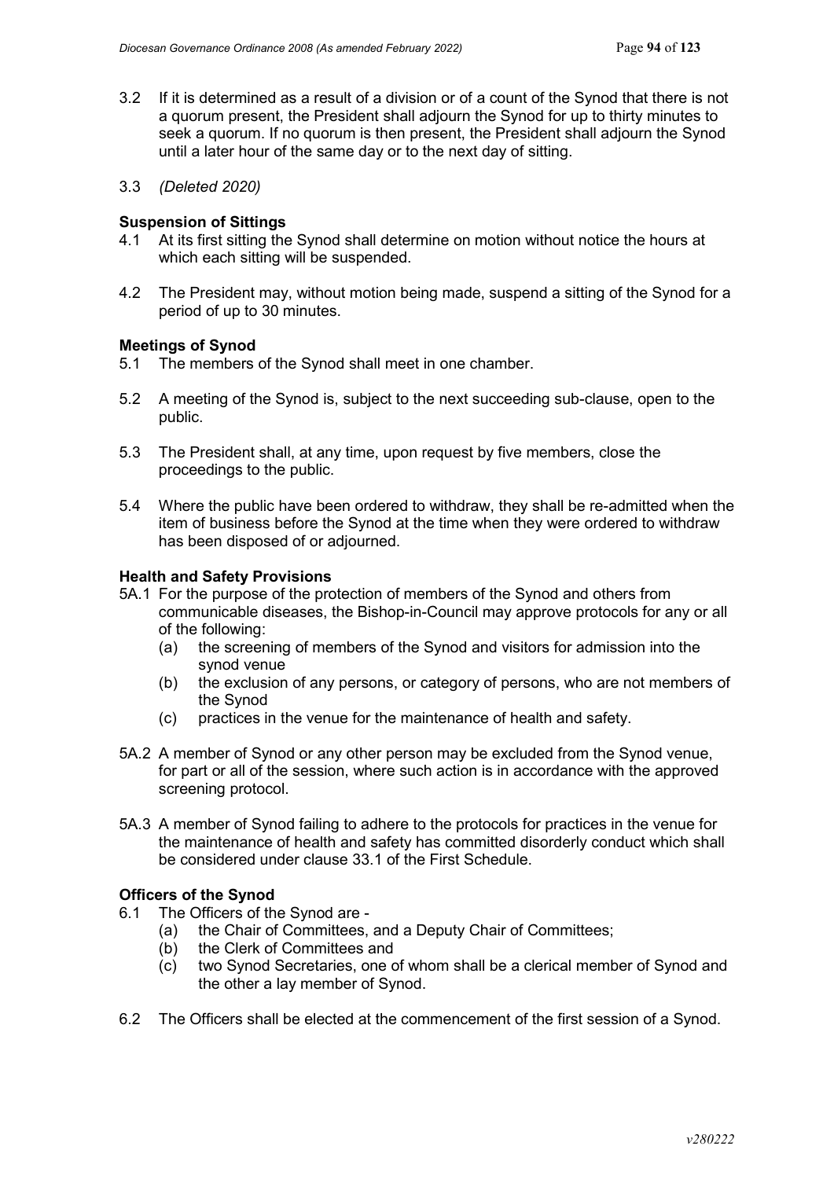3.2 If it is determined as a result of a division or of a count of the Synod that there is not a quorum present, the President shall adjourn the Synod for up to thirty minutes to seek a quorum. If no quorum is then present, the President shall adjourn the Synod until a later hour of the same day or to the next day of sitting.

3.3 *(Deleted 2020)*

**Suspension of Sittings**

4.1 At its first sitting the Synod shall determine on motion without notice the hours at which each sitting will be suspended.

4.2 The President may, without motion being made, suspend a sitting of the Synod for a period of up to 30 minutes.

**Meetings of Synod**

5.1 The members of the Synod shall meet in one chamber.

5.2 A meeting of the Synod is, subject to the next succeeding sub-clause, open to the public.

5.3 The President shall, at any time, upon request by five members, close the proceedings to the public.

5.4 Where the public have been ordered to withdraw, they shall be re-admitted when the item of business before the Synod at the time when they were ordered to withdraw has been disposed of or adjourned.

**Health and Safety Provisions**

5A.1 For the purpose of the protection of members of the Synod and others from communicable diseases, the Bishop-in-Council may approve protocols for any or all of the following:

(a) the screening of members of the Synod and visitors for admission into the synod venue

(b) the exclusion of any persons, or category of persons, who are not members of the Synod

(c) practices in the venue for the maintenance of health and safety.

5A.2 A member of Synod or any other person may be excluded from the Synod venue, for part or all of the session, where such action is in accordance with the approved screening protocol.

5A.3 A member of Synod failing to adhere to the protocols for practices in the venue for the maintenance of health and safety has committed disorderly conduct which shall be considered under clause 33.1 of the First Schedule.

**Officers of the Synod**

6.1 The Officers of the Synod are -

(a) the Chair of Committees, and a Deputy Chair of Committees;

(b) the Clerk of Committees and

(c) two Synod Secretaries, one of whom shall be a clerical member of Synod and the other a lay member of Synod.

6.2 The Officers shall be elected at the commencement of the first session of a Synod.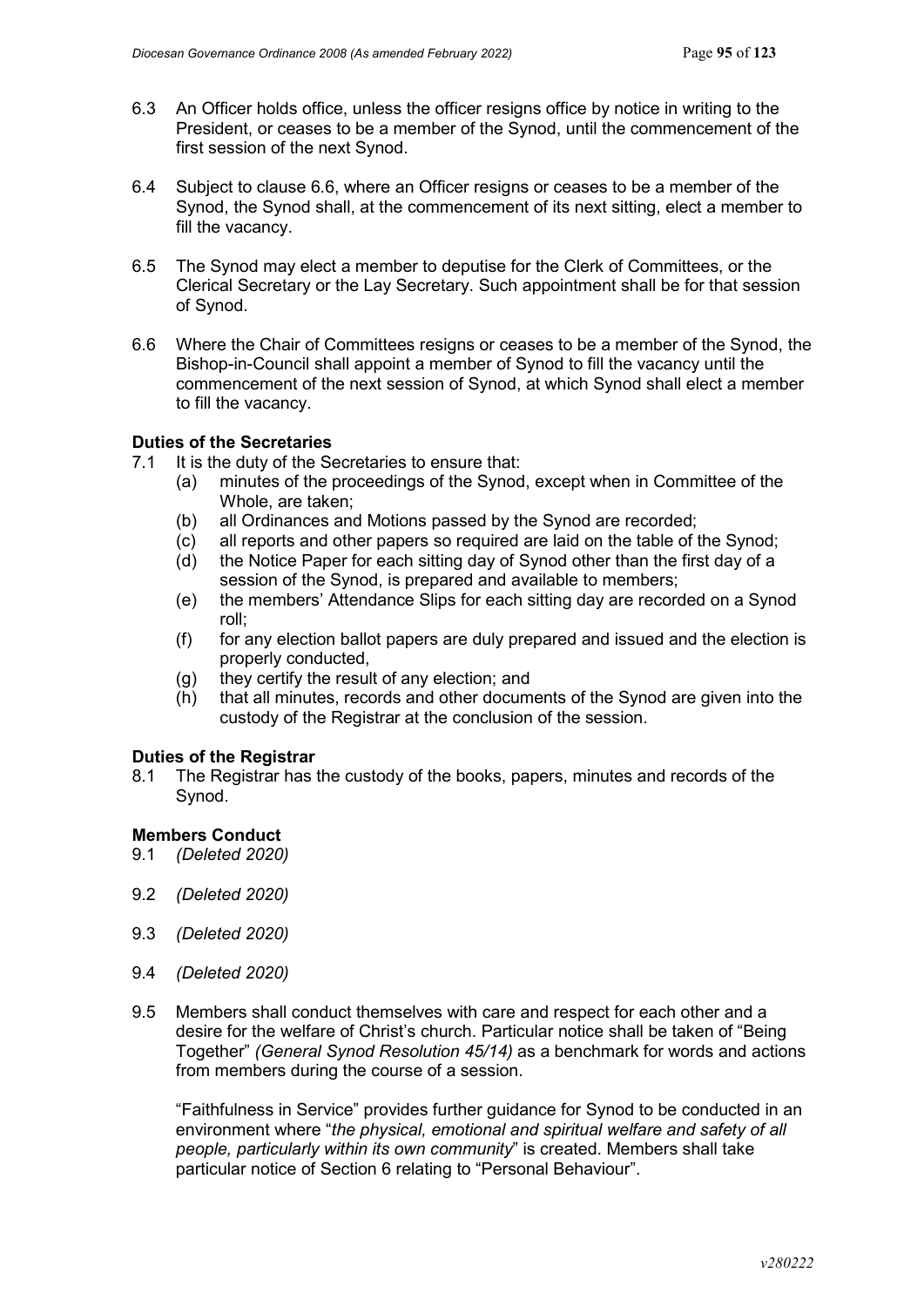6.3 An Officer holds office, unless the officer resigns office by notice in writing to the President, or ceases to be a member of the Synod, until the commencement of the first session of the next Synod.

6.4 Subject to clause 6.6, where an Officer resigns or ceases to be a member of the Synod, the Synod shall, at the commencement of its next sitting, elect a member to fill the vacancy.

6.5 The Synod may elect a member to deputise for the Clerk of Committees, or the Clerical Secretary or the Lay Secretary. Such appointment shall be for that session of Synod.

6.6 Where the Chair of Committees resigns or ceases to be a member of the Synod, the Bishop-in-Council shall appoint a member of Synod to fill the vacancy until the commencement of the next session of Synod, at which Synod shall elect a member to fill the vacancy.

**Duties of the Secretaries**

7.1 It is the duty of the Secretaries to ensure that:

(a) minutes of the proceedings of the Synod, except when in Committee of the Whole, are taken;

(b) all Ordinances and Motions passed by the Synod are recorded;

(c) all reports and other papers so required are laid on the table of the Synod;

(d) the Notice Paper for each sitting day of Synod other than the first day of a session of the Synod, is prepared and available to members;

(e) the members' Attendance Slips for each sitting day are recorded on a Synod roll;

(f) for any election ballot papers are duly prepared and issued and the election is properly conducted,

(g) they certify the result of any election; and

(h) that all minutes, records and other documents of the Synod are given into the custody of the Registrar at the conclusion of the session.

**Duties of the Registrar**

8.1 The Registrar has the custody of the books, papers, minutes and records of the Synod.

**Members Conduct**

9.1 *(Deleted 2020)*

9.2 *(Deleted 2020)*

9.3 *(Deleted 2020)*

9.4 *(Deleted 2020)*

9.5 Members shall conduct themselves with care and respect for each other and a desire for the welfare of Christ's church. Particular notice shall be taken of "Being Together" *(General Synod Resolution 45/14)* as a benchmark for words and actions from members during the course of a session.

"Faithfulness in Service" provides further guidance for Synod to be conducted in an environment where "*the physical, emotional and spiritual welfare and safety of all people, particularly within its own community*" is created. Members shall take particular notice of Section 6 relating to "Personal Behaviour".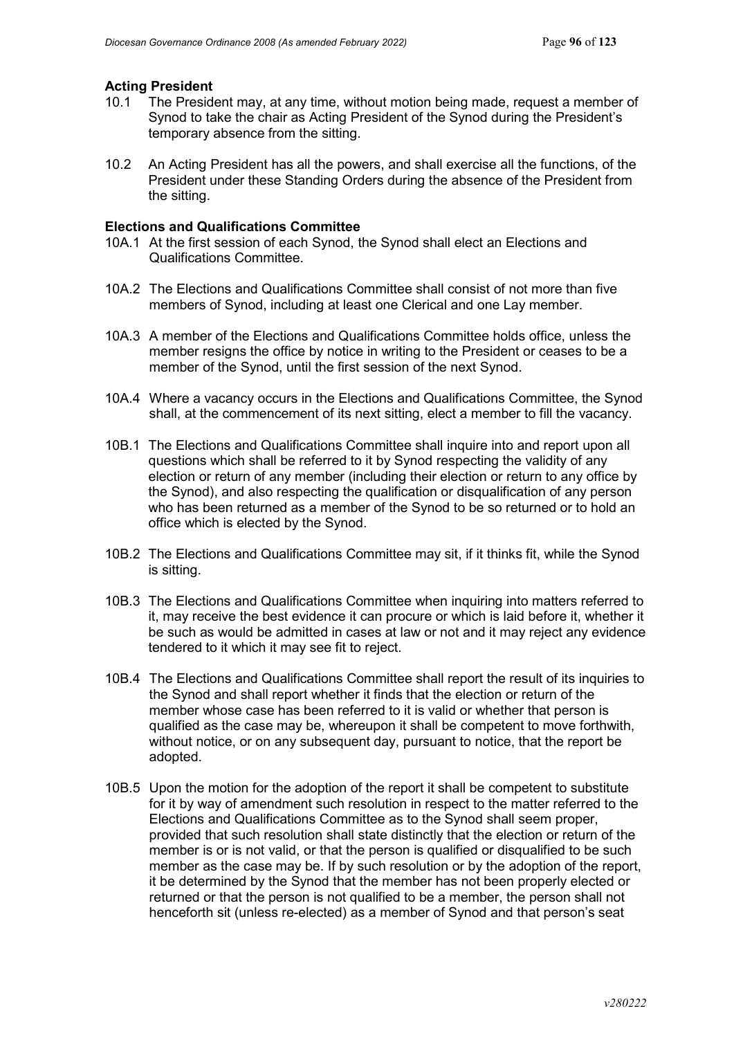**Acting President**

10.1 The President may, at any time, without motion being made, request a member of Synod to take the chair as Acting President of the Synod during the President's temporary absence from the sitting.

10.2 An Acting President has all the powers, and shall exercise all the functions, of the President under these Standing Orders during the absence of the President from the sitting.

**Elections and Qualifications Committee**

10A.1 At the first session of each Synod, the Synod shall elect an Elections and Qualifications Committee.

10A.2 The Elections and Qualifications Committee shall consist of not more than five members of Synod, including at least one Clerical and one Lay member.

10A.3 A member of the Elections and Qualifications Committee holds office, unless the member resigns the office by notice in writing to the President or ceases to be a member of the Synod, until the first session of the next Synod.

10A.4 Where a vacancy occurs in the Elections and Qualifications Committee, the Synod shall, at the commencement of its next sitting, elect a member to fill the vacancy.

10B.1 The Elections and Qualifications Committee shall inquire into and report upon all questions which shall be referred to it by Synod respecting the validity of any election or return of any member (including their election or return to any office by the Synod), and also respecting the qualification or disqualification of any person who has been returned as a member of the Synod to be so returned or to hold an office which is elected by the Synod.

10B.2 The Elections and Qualifications Committee may sit, if it thinks fit, while the Synod is sitting.

10B.3 The Elections and Qualifications Committee when inquiring into matters referred to it, may receive the best evidence it can procure or which is laid before it, whether it be such as would be admitted in cases at law or not and it may reject any evidence tendered to it which it may see fit to reject.

10B.4 The Elections and Qualifications Committee shall report the result of its inquiries to the Synod and shall report whether it finds that the election or return of the member whose case has been referred to it is valid or whether that person is qualified as the case may be, whereupon it shall be competent to move forthwith, without notice, or on any subsequent day, pursuant to notice, that the report be adopted.

10B.5 Upon the motion for the adoption of the report it shall be competent to substitute for it by way of amendment such resolution in respect to the matter referred to the Elections and Qualifications Committee as to the Synod shall seem proper, provided that such resolution shall state distinctly that the election or return of the member is or is not valid, or that the person is qualified or disqualified to be such member as the case may be. If by such resolution or by the adoption of the report, it be determined by the Synod that the member has not been properly elected or returned or that the person is not qualified to be a member, the person shall not henceforth sit (unless re-elected) as a member of Synod and that person's seat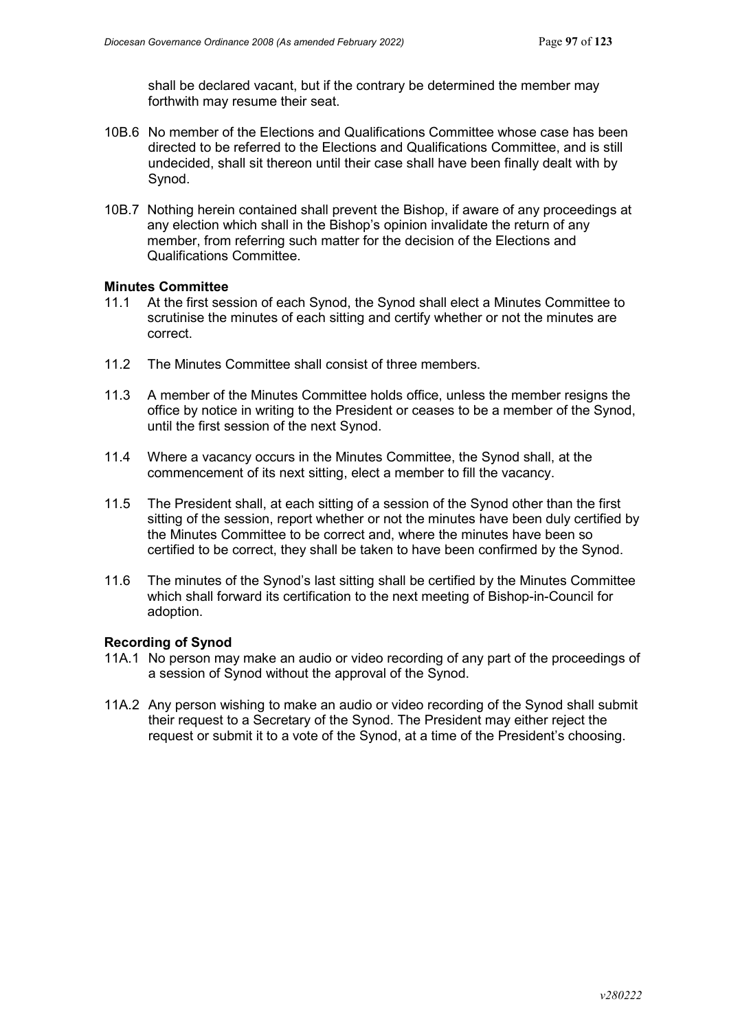shall be declared vacant, but if the contrary be determined the member may forthwith may resume their seat.

10B.6 No member of the Elections and Qualifications Committee whose case has been directed to be referred to the Elections and Qualifications Committee, and is still undecided, shall sit thereon until their case shall have been finally dealt with by Synod.

10B.7 Nothing herein contained shall prevent the Bishop, if aware of any proceedings at any election which shall in the Bishop's opinion invalidate the return of any member, from referring such matter for the decision of the Elections and Qualifications Committee.

**Minutes Committee**

11.1 At the first session of each Synod, the Synod shall elect a Minutes Committee to scrutinise the minutes of each sitting and certify whether or not the minutes are correct.

11.2 The Minutes Committee shall consist of three members.

11.3 A member of the Minutes Committee holds office, unless the member resigns the office by notice in writing to the President or ceases to be a member of the Synod, until the first session of the next Synod.

11.4 Where a vacancy occurs in the Minutes Committee, the Synod shall, at the commencement of its next sitting, elect a member to fill the vacancy.

11.5 The President shall, at each sitting of a session of the Synod other than the first sitting of the session, report whether or not the minutes have been duly certified by the Minutes Committee to be correct and, where the minutes have been so certified to be correct, they shall be taken to have been confirmed by the Synod.

11.6 The minutes of the Synod's last sitting shall be certified by the Minutes Committee which shall forward its certification to the next meeting of Bishop-in-Council for adoption.

**Recording of Synod**

11A.1 No person may make an audio or video recording of any part of the proceedings of a session of Synod without the approval of the Synod.

11A.2 Any person wishing to make an audio or video recording of the Synod shall submit their request to a Secretary of the Synod. The President may either reject the request or submit it to a vote of the Synod, at a time of the President's choosing.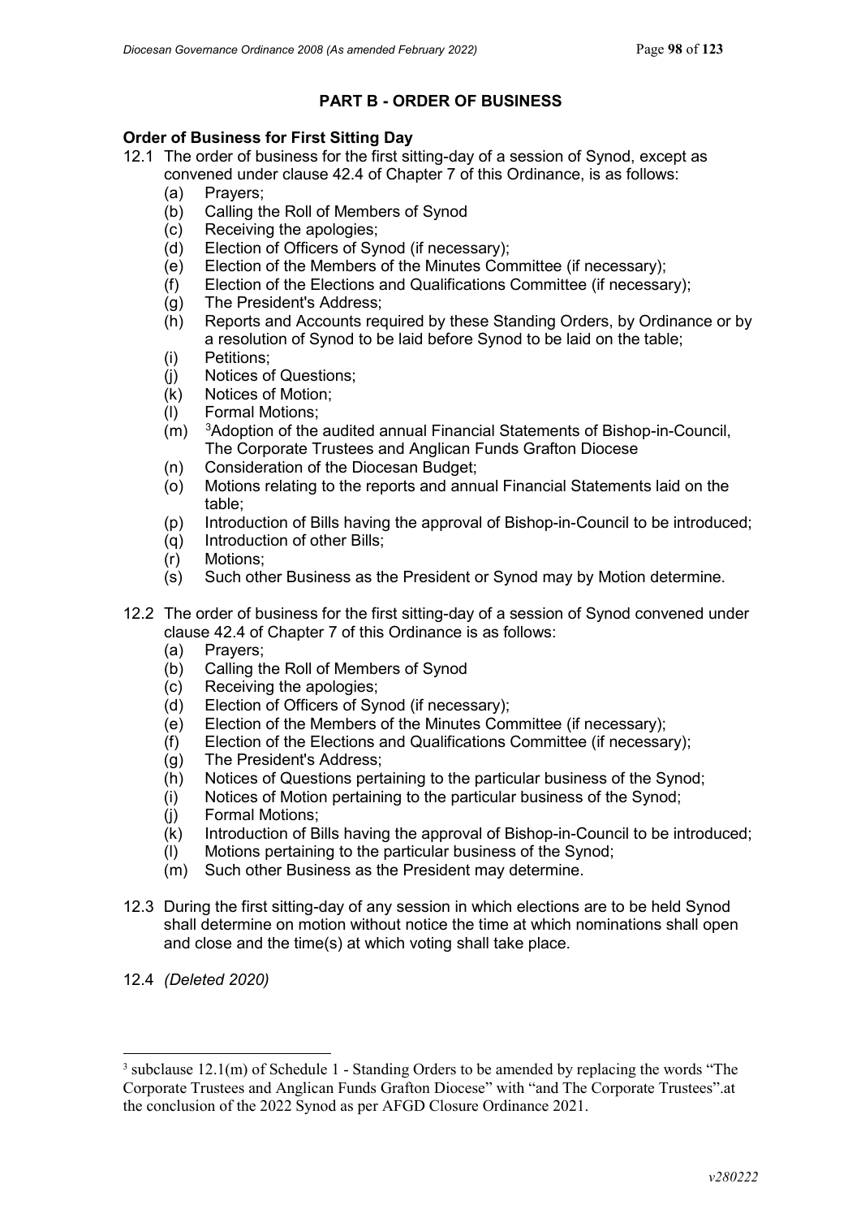## PART B - ORDER OF BUSINESS

**Order of Business for First Sitting Day**

12.1 The order of business for the first sitting-day of a session of Synod, except as convened under clause 42.4 of Chapter 7 of this Ordinance, is as follows:

(a) Prayers;
(b) Calling the Roll of Members of Synod
(c) Receiving the apologies;
(d) Election of Officers of Synod (if necessary);
(e) Election of the Members of the Minutes Committee (if necessary);
(f) Election of the Elections and Qualifications Committee (if necessary);
(g) The President's Address;
(h) Reports and Accounts required by these Standing Orders, by Ordinance or by a resolution of Synod to be laid before Synod to be laid on the table;
(i) Petitions;
(j) Notices of Questions;
(k) Notices of Motion;
(l) Formal Motions;
(m) [3]Adoption of the audited annual Financial Statements of Bishop-in-Council, The Corporate Trustees and Anglican Funds Grafton Diocese
(n) Consideration of the Diocesan Budget;
(o) Motions relating to the reports and annual Financial Statements laid on the table;
(p) Introduction of Bills having the approval of Bishop-in-Council to be introduced;
(q) Introduction of other Bills;
(r) Motions;
(s) Such other Business as the President or Synod may by Motion determine.

12.2 The order of business for the first sitting-day of a session of Synod convened under clause 42.4 of Chapter 7 of this Ordinance is as follows:

(a) Prayers;
(b) Calling the Roll of Members of Synod
(c) Receiving the apologies;
(d) Election of Officers of Synod (if necessary);
(e) Election of the Members of the Minutes Committee (if necessary);
(f) Election of the Elections and Qualifications Committee (if necessary);
(g) The President's Address;
(h) Notices of Questions pertaining to the particular business of the Synod;
(i) Notices of Motion pertaining to the particular business of the Synod;
(j) Formal Motions;
(k) Introduction of Bills having the approval of Bishop-in-Council to be introduced;
(l) Motions pertaining to the particular business of the Synod;
(m) Such other Business as the President may determine.

12.3 During the first sitting-day of any session in which elections are to be held Synod shall determine on motion without notice the time at which nominations shall open and close and the time(s) at which voting shall take place.

12.4 *(Deleted 2020)*

---

[3] subclause 12.1(m) of Schedule 1 - Standing Orders to be amended by replacing the words "The Corporate Trustees and Anglican Funds Grafton Diocese" with "and The Corporate Trustees".at the conclusion of the 2022 Synod as per AFGD Closure Ordinance 2021.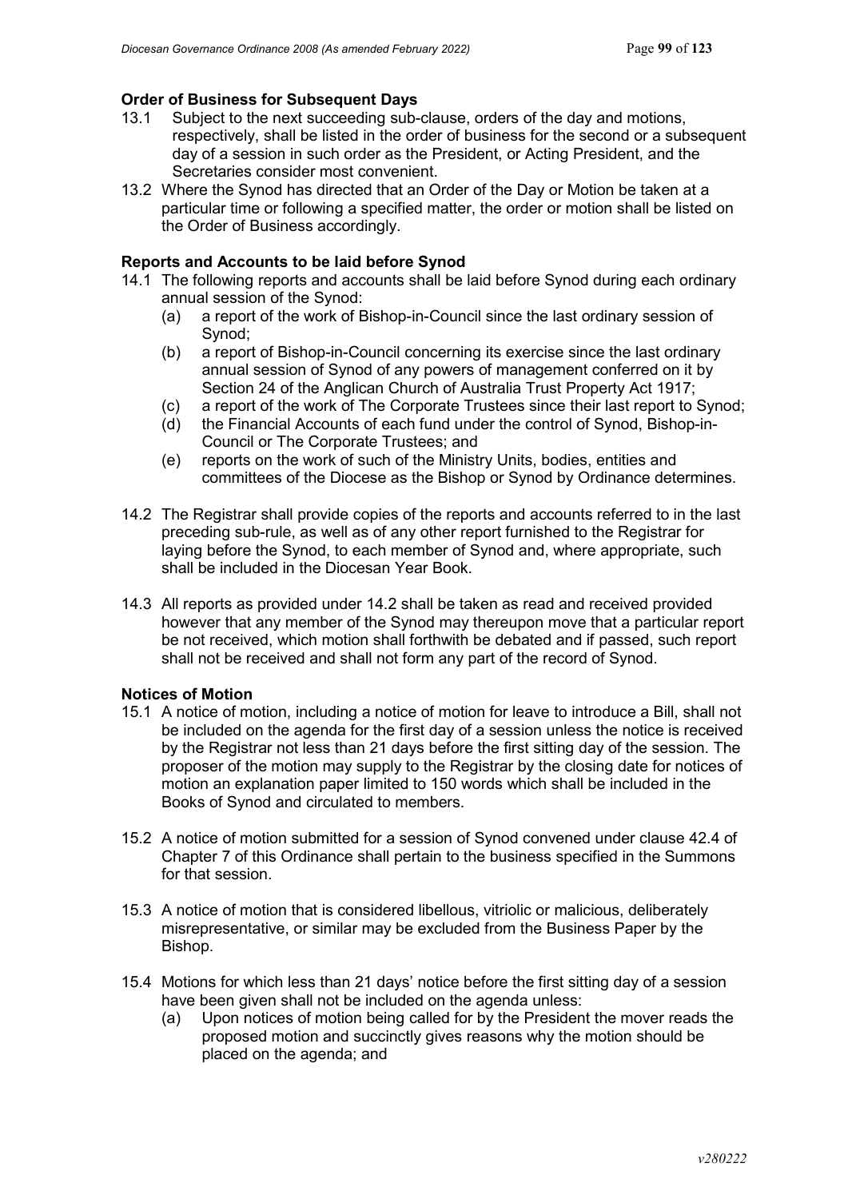**Order of Business for Subsequent Days**

13.1 Subject to the next succeeding sub-clause, orders of the day and motions, respectively, shall be listed in the order of business for the second or a subsequent day of a session in such order as the President, or Acting President, and the Secretaries consider most convenient.

13.2 Where the Synod has directed that an Order of the Day or Motion be taken at a particular time or following a specified matter, the order or motion shall be listed on the Order of Business accordingly.

**Reports and Accounts to be laid before Synod**

14.1 The following reports and accounts shall be laid before Synod during each ordinary annual session of the Synod:

(a) a report of the work of Bishop-in-Council since the last ordinary session of Synod;

(b) a report of Bishop-in-Council concerning its exercise since the last ordinary annual session of Synod of any powers of management conferred on it by Section 24 of the Anglican Church of Australia Trust Property Act 1917;

(c) a report of the work of The Corporate Trustees since their last report to Synod;

(d) the Financial Accounts of each fund under the control of Synod, Bishop-in-Council or The Corporate Trustees; and

(e) reports on the work of such of the Ministry Units, bodies, entities and committees of the Diocese as the Bishop or Synod by Ordinance determines.

14.2 The Registrar shall provide copies of the reports and accounts referred to in the last preceding sub-rule, as well as of any other report furnished to the Registrar for laying before the Synod, to each member of Synod and, where appropriate, such shall be included in the Diocesan Year Book.

14.3 All reports as provided under 14.2 shall be taken as read and received provided however that any member of the Synod may thereupon move that a particular report be not received, which motion shall forthwith be debated and if passed, such report shall not be received and shall not form any part of the record of Synod.

**Notices of Motion**

15.1 A notice of motion, including a notice of motion for leave to introduce a Bill, shall not be included on the agenda for the first day of a session unless the notice is received by the Registrar not less than 21 days before the first sitting day of the session. The proposer of the motion may supply to the Registrar by the closing date for notices of motion an explanation paper limited to 150 words which shall be included in the Books of Synod and circulated to members.

15.2 A notice of motion submitted for a session of Synod convened under clause 42.4 of Chapter 7 of this Ordinance shall pertain to the business specified in the Summons for that session.

15.3 A notice of motion that is considered libellous, vitriolic or malicious, deliberately misrepresentative, or similar may be excluded from the Business Paper by the Bishop.

15.4 Motions for which less than 21 days' notice before the first sitting day of a session have been given shall not be included on the agenda unless:

(a) Upon notices of motion being called for by the President the mover reads the proposed motion and succinctly gives reasons why the motion should be placed on the agenda; and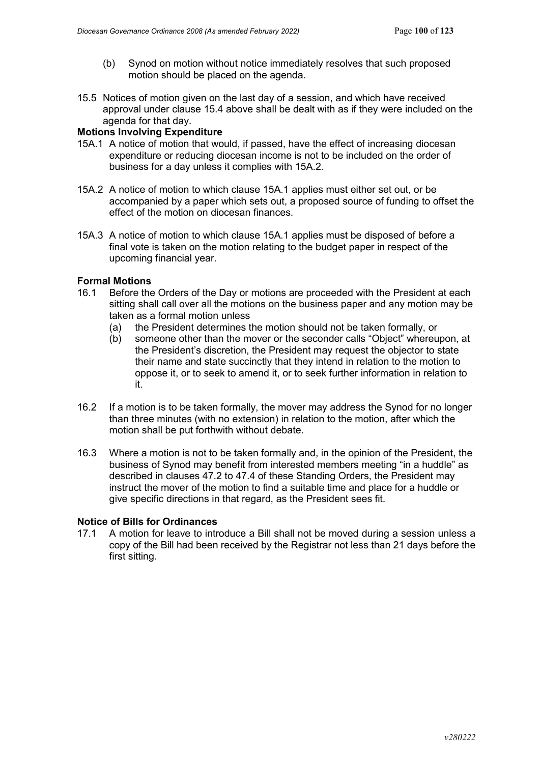(b) Synod on motion without notice immediately resolves that such proposed motion should be placed on the agenda.

15.5 Notices of motion given on the last day of a session, and which have received approval under clause 15.4 above shall be dealt with as if they were included on the agenda for that day.

**Motions Involving Expenditure**

15A.1 A notice of motion that would, if passed, have the effect of increasing diocesan expenditure or reducing diocesan income is not to be included on the order of business for a day unless it complies with 15A.2.

15A.2 A notice of motion to which clause 15A.1 applies must either set out, or be accompanied by a paper which sets out, a proposed source of funding to offset the effect of the motion on diocesan finances.

15A.3 A notice of motion to which clause 15A.1 applies must be disposed of before a final vote is taken on the motion relating to the budget paper in respect of the upcoming financial year.

**Formal Motions**

16.1 Before the Orders of the Day or motions are proceeded with the President at each sitting shall call over all the motions on the business paper and any motion may be taken as a formal motion unless

(a) the President determines the motion should not be taken formally, or

(b) someone other than the mover or the seconder calls "Object" whereupon, at the President's discretion, the President may request the objector to state their name and state succinctly that they intend in relation to the motion to oppose it, or to seek to amend it, or to seek further information in relation to it.

16.2 If a motion is to be taken formally, the mover may address the Synod for no longer than three minutes (with no extension) in relation to the motion, after which the motion shall be put forthwith without debate.

16.3 Where a motion is not to be taken formally and, in the opinion of the President, the business of Synod may benefit from interested members meeting "in a huddle" as described in clauses 47.2 to 47.4 of these Standing Orders, the President may instruct the mover of the motion to find a suitable time and place for a huddle or give specific directions in that regard, as the President sees fit.

**Notice of Bills for Ordinances**

17.1 A motion for leave to introduce a Bill shall not be moved during a session unless a copy of the Bill had been received by the Registrar not less than 21 days before the first sitting.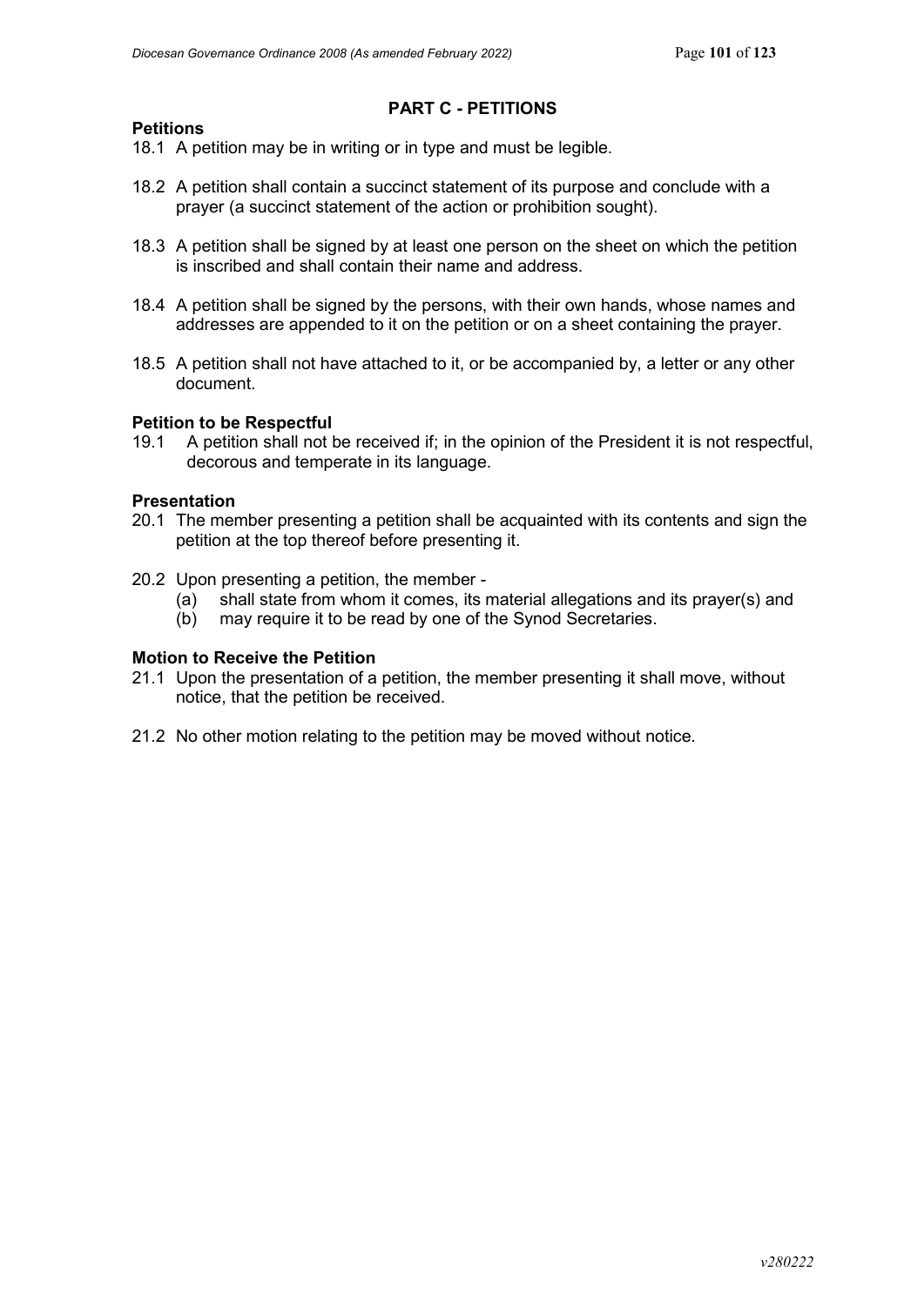## PART C - PETITIONS

### Petitions

18.1 A petition may be in writing or in type and must be legible.

18.2 A petition shall contain a succinct statement of its purpose and conclude with a prayer (a succinct statement of the action or prohibition sought).

18.3 A petition shall be signed by at least one person on the sheet on which the petition is inscribed and shall contain their name and address.

18.4 A petition shall be signed by the persons, with their own hands, whose names and addresses are appended to it on the petition or on a sheet containing the prayer.

18.5 A petition shall not have attached to it, or be accompanied by, a letter or any other document.

### Petition to be Respectful

19.1 A petition shall not be received if; in the opinion of the President it is not respectful, decorous and temperate in its language.

### Presentation

20.1 The member presenting a petition shall be acquainted with its contents and sign the petition at the top thereof before presenting it.

20.2 Upon presenting a petition, the member -

(a) shall state from whom it comes, its material allegations and its prayer(s) and

(b) may require it to be read by one of the Synod Secretaries.

### Motion to Receive the Petition

21.1 Upon the presentation of a petition, the member presenting it shall move, without notice, that the petition be received.

21.2 No other motion relating to the petition may be moved without notice.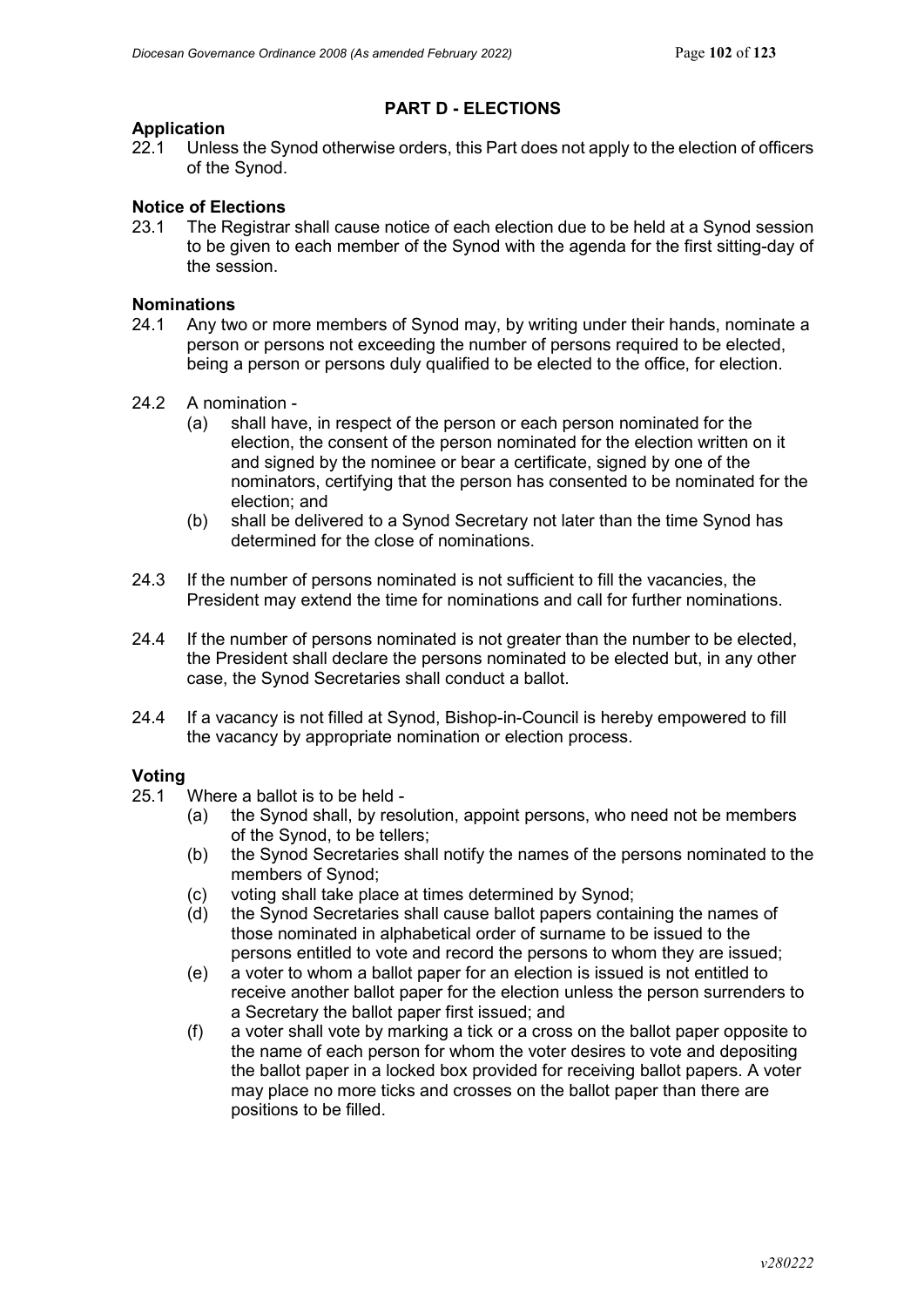## PART D - ELECTIONS

### Application

22.1 Unless the Synod otherwise orders, this Part does not apply to the election of officers of the Synod.

### Notice of Elections

23.1 The Registrar shall cause notice of each election due to be held at a Synod session to be given to each member of the Synod with the agenda for the first sitting-day of the session.

### Nominations

24.1 Any two or more members of Synod may, by writing under their hands, nominate a person or persons not exceeding the number of persons required to be elected, being a person or persons duly qualified to be elected to the office, for election.

24.2 A nomination -

- (a) shall have, in respect of the person or each person nominated for the election, the consent of the person nominated for the election written on it and signed by the nominee or bear a certificate, signed by one of the nominators, certifying that the person has consented to be nominated for the election; and
- (b) shall be delivered to a Synod Secretary not later than the time Synod has determined for the close of nominations.

24.3 If the number of persons nominated is not sufficient to fill the vacancies, the President may extend the time for nominations and call for further nominations.

24.4 If the number of persons nominated is not greater than the number to be elected, the President shall declare the persons nominated to be elected but, in any other case, the Synod Secretaries shall conduct a ballot.

24.4 If a vacancy is not filled at Synod, Bishop-in-Council is hereby empowered to fill the vacancy by appropriate nomination or election process.

### Voting

25.1 Where a ballot is to be held -

- (a) the Synod shall, by resolution, appoint persons, who need not be members of the Synod, to be tellers;
- (b) the Synod Secretaries shall notify the names of the persons nominated to the members of Synod;
- (c) voting shall take place at times determined by Synod;
- (d) the Synod Secretaries shall cause ballot papers containing the names of those nominated in alphabetical order of surname to be issued to the persons entitled to vote and record the persons to whom they are issued;
- (e) a voter to whom a ballot paper for an election is issued is not entitled to receive another ballot paper for the election unless the person surrenders to a Secretary the ballot paper first issued; and
- (f) a voter shall vote by marking a tick or a cross on the ballot paper opposite to the name of each person for whom the voter desires to vote and depositing the ballot paper in a locked box provided for receiving ballot papers. A voter may place no more ticks and crosses on the ballot paper than there are positions to be filled.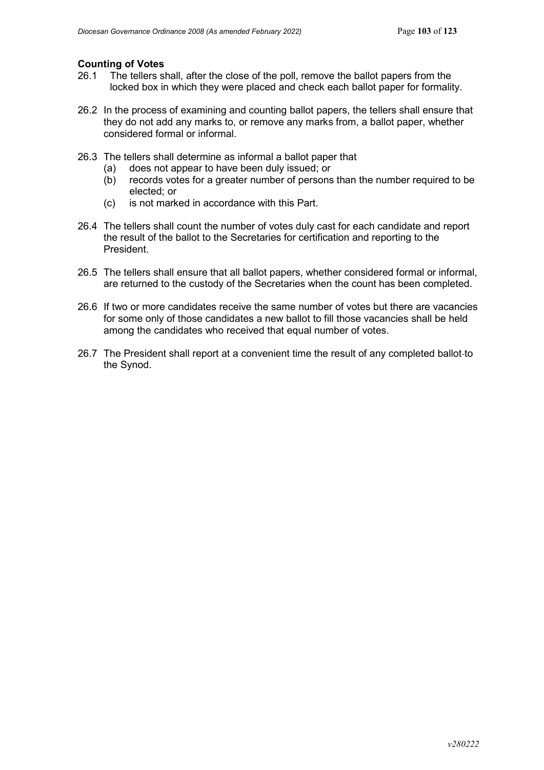**Counting of Votes**

26.1 The tellers shall, after the close of the poll, remove the ballot papers from the locked box in which they were placed and check each ballot paper for formality.

26.2 In the process of examining and counting ballot papers, the tellers shall ensure that they do not add any marks to, or remove any marks from, a ballot paper, whether considered formal or informal.

26.3 The tellers shall determine as informal a ballot paper that
- (a) does not appear to have been duly issued; or
- (b) records votes for a greater number of persons than the number required to be elected; or
- (c) is not marked in accordance with this Part.

26.4 The tellers shall count the number of votes duly cast for each candidate and report the result of the ballot to the Secretaries for certification and reporting to the President.

26.5 The tellers shall ensure that all ballot papers, whether considered formal or informal, are returned to the custody of the Secretaries when the count has been completed.

26.6 If two or more candidates receive the same number of votes but there are vacancies for some only of those candidates a new ballot to fill those vacancies shall be held among the candidates who received that equal number of votes.

26.7 The President shall report at a convenient time the result of any completed ballot to the Synod.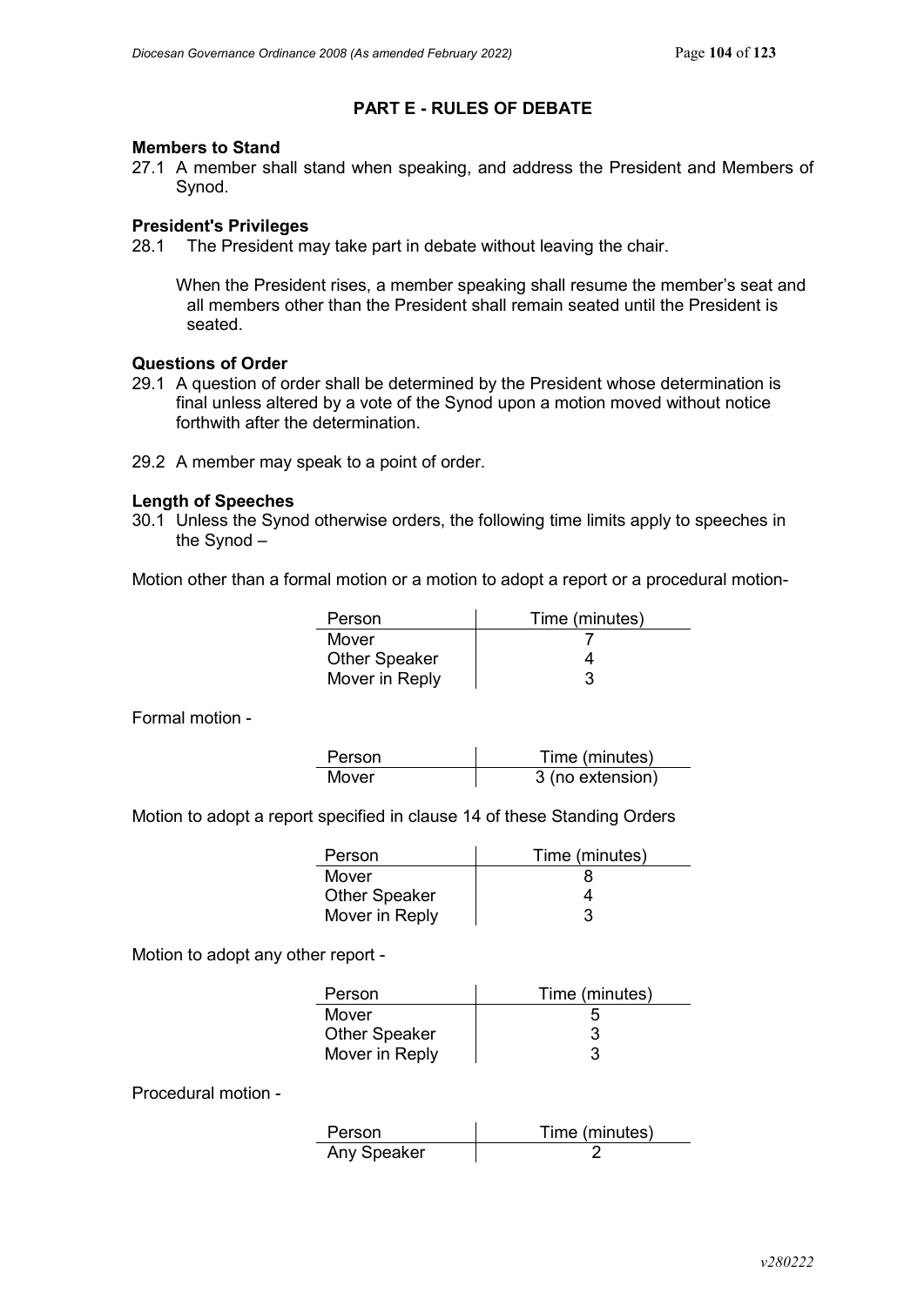## PART E - RULES OF DEBATE

**Members to Stand**

27.1 A member shall stand when speaking, and address the President and Members of Synod.

**President's Privileges**

28.1 The President may take part in debate without leaving the chair.

When the President rises, a member speaking shall resume the member's seat and all members other than the President shall remain seated until the President is seated.

**Questions of Order**

29.1 A question of order shall be determined by the President whose determination is final unless altered by a vote of the Synod upon a motion moved without notice forthwith after the determination.

29.2 A member may speak to a point of order.

**Length of Speeches**

30.1 Unless the Synod otherwise orders, the following time limits apply to speeches in the Synod –

Motion other than a formal motion or a motion to adopt a report or a procedural motion-

| Person | Time (minutes) |
|---|---|
| Mover | 7 |
| Other Speaker | 4 |
| Mover in Reply | 3 |

Formal motion -

| Person | Time (minutes) |
|---|---|
| Mover | 3 (no extension) |

Motion to adopt a report specified in clause 14 of these Standing Orders

| Person | Time (minutes) |
|---|---|
| Mover | 8 |
| Other Speaker | 4 |
| Mover in Reply | 3 |

Motion to adopt any other report -

| Person | Time (minutes) |
|---|---|
| Mover | 5 |
| Other Speaker | 3 |
| Mover in Reply | 3 |

Procedural motion -

| Person | Time (minutes) |
|---|---|
| Any Speaker | 2 |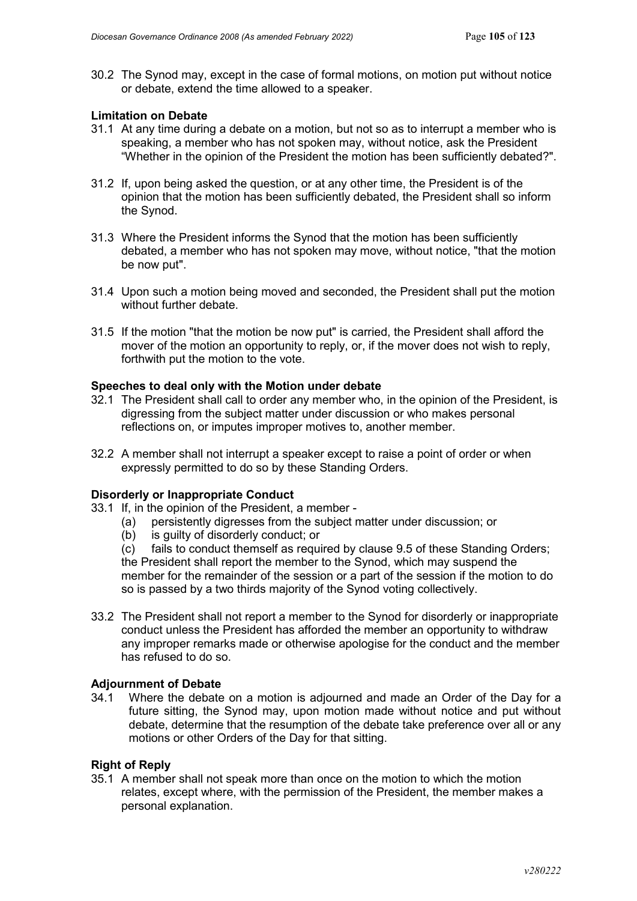30.2 The Synod may, except in the case of formal motions, on motion put without notice or debate, extend the time allowed to a speaker.

**Limitation on Debate**

31.1 At any time during a debate on a motion, but not so as to interrupt a member who is speaking, a member who has not spoken may, without notice, ask the President "Whether in the opinion of the President the motion has been sufficiently debated?".

31.2 If, upon being asked the question, or at any other time, the President is of the opinion that the motion has been sufficiently debated, the President shall so inform the Synod.

31.3 Where the President informs the Synod that the motion has been sufficiently debated, a member who has not spoken may move, without notice, "that the motion be now put".

31.4 Upon such a motion being moved and seconded, the President shall put the motion without further debate.

31.5 If the motion "that the motion be now put" is carried, the President shall afford the mover of the motion an opportunity to reply, or, if the mover does not wish to reply, forthwith put the motion to the vote.

**Speeches to deal only with the Motion under debate**

32.1 The President shall call to order any member who, in the opinion of the President, is digressing from the subject matter under discussion or who makes personal reflections on, or imputes improper motives to, another member.

32.2 A member shall not interrupt a speaker except to raise a point of order or when expressly permitted to do so by these Standing Orders.

**Disorderly or Inappropriate Conduct**

33.1 If, in the opinion of the President, a member -
  (a) persistently digresses from the subject matter under discussion; or
  (b) is guilty of disorderly conduct; or
  (c) fails to conduct themself as required by clause 9.5 of these Standing Orders;

the President shall report the member to the Synod, which may suspend the member for the remainder of the session or a part of the session if the motion to do so is passed by a two thirds majority of the Synod voting collectively.

33.2 The President shall not report a member to the Synod for disorderly or inappropriate conduct unless the President has afforded the member an opportunity to withdraw any improper remarks made or otherwise apologise for the conduct and the member has refused to do so.

**Adjournment of Debate**

34.1 Where the debate on a motion is adjourned and made an Order of the Day for a future sitting, the Synod may, upon motion made without notice and put without debate, determine that the resumption of the debate take preference over all or any motions or other Orders of the Day for that sitting.

**Right of Reply**

35.1 A member shall not speak more than once on the motion to which the motion relates, except where, with the permission of the President, the member makes a personal explanation.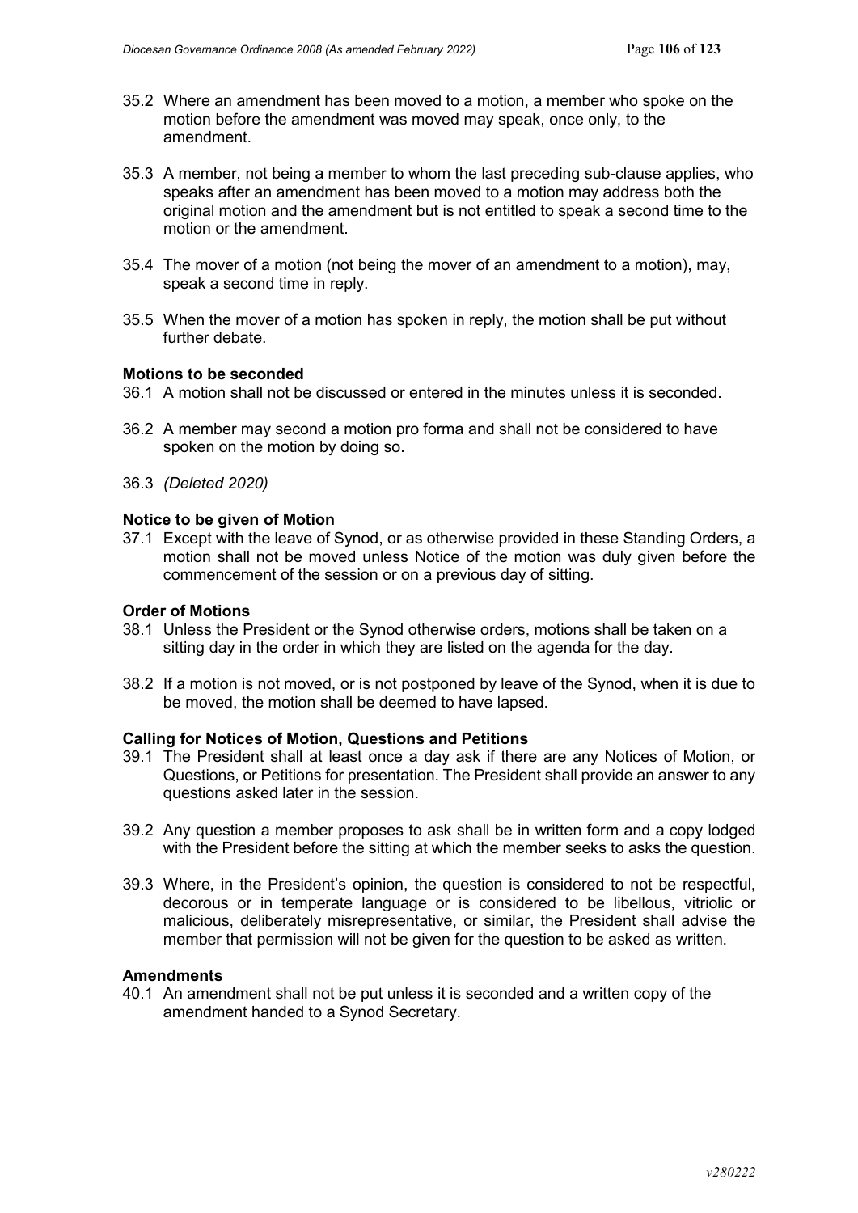35.2 Where an amendment has been moved to a motion, a member who spoke on the motion before the amendment was moved may speak, once only, to the amendment.

35.3 A member, not being a member to whom the last preceding sub-clause applies, who speaks after an amendment has been moved to a motion may address both the original motion and the amendment but is not entitled to speak a second time to the motion or the amendment.

35.4 The mover of a motion (not being the mover of an amendment to a motion), may, speak a second time in reply.

35.5 When the mover of a motion has spoken in reply, the motion shall be put without further debate.

**Motions to be seconded**

36.1 A motion shall not be discussed or entered in the minutes unless it is seconded.

36.2 A member may second a motion pro forma and shall not be considered to have spoken on the motion by doing so.

36.3 *(Deleted 2020)*

**Notice to be given of Motion**

37.1 Except with the leave of Synod, or as otherwise provided in these Standing Orders, a motion shall not be moved unless Notice of the motion was duly given before the commencement of the session or on a previous day of sitting.

**Order of Motions**

38.1 Unless the President or the Synod otherwise orders, motions shall be taken on a sitting day in the order in which they are listed on the agenda for the day.

38.2 If a motion is not moved, or is not postponed by leave of the Synod, when it is due to be moved, the motion shall be deemed to have lapsed.

**Calling for Notices of Motion, Questions and Petitions**

39.1 The President shall at least once a day ask if there are any Notices of Motion, or Questions, or Petitions for presentation. The President shall provide an answer to any questions asked later in the session.

39.2 Any question a member proposes to ask shall be in written form and a copy lodged with the President before the sitting at which the member seeks to asks the question.

39.3 Where, in the President's opinion, the question is considered to not be respectful, decorous or in temperate language or is considered to be libellous, vitriolic or malicious, deliberately misrepresentative, or similar, the President shall advise the member that permission will not be given for the question to be asked as written.

**Amendments**

40.1 An amendment shall not be put unless it is seconded and a written copy of the amendment handed to a Synod Secretary.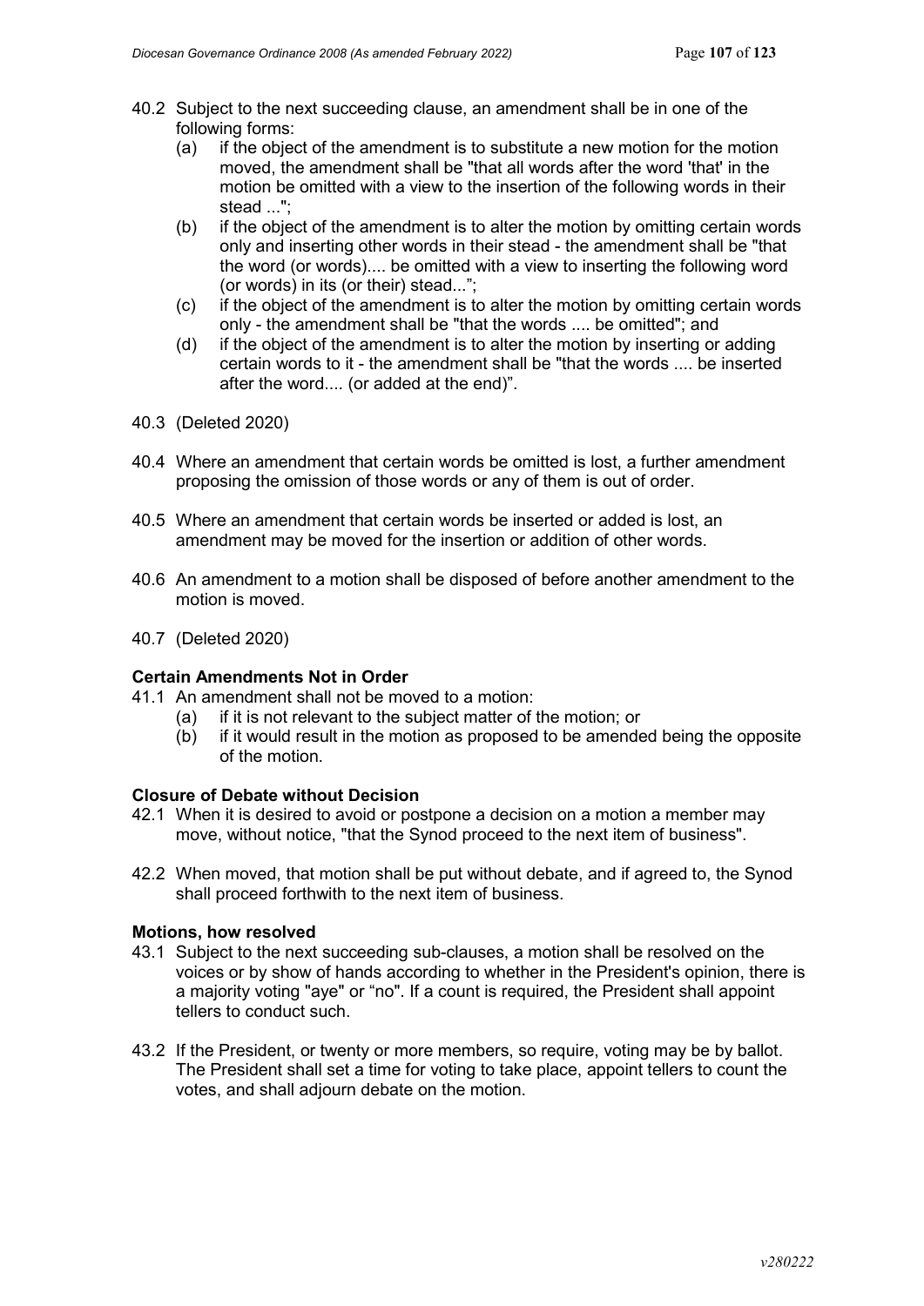40.2 Subject to the next succeeding clause, an amendment shall be in one of the following forms:
   (a) if the object of the amendment is to substitute a new motion for the motion moved, the amendment shall be "that all words after the word 'that' in the motion be omitted with a view to the insertion of the following words in their stead ...";
   (b) if the object of the amendment is to alter the motion by omitting certain words only and inserting other words in their stead - the amendment shall be "that the word (or words).... be omitted with a view to inserting the following word (or words) in its (or their) stead...";
   (c) if the object of the amendment is to alter the motion by omitting certain words only - the amendment shall be "that the words .... be omitted"; and
   (d) if the object of the amendment is to alter the motion by inserting or adding certain words to it - the amendment shall be "that the words .... be inserted after the word.... (or added at the end)".

40.3 (Deleted 2020)

40.4 Where an amendment that certain words be omitted is lost, a further amendment proposing the omission of those words or any of them is out of order.

40.5 Where an amendment that certain words be inserted or added is lost, an amendment may be moved for the insertion or addition of other words.

40.6 An amendment to a motion shall be disposed of before another amendment to the motion is moved.

40.7 (Deleted 2020)

**Certain Amendments Not in Order**

41.1 An amendment shall not be moved to a motion:
   (a) if it is not relevant to the subject matter of the motion; or
   (b) if it would result in the motion as proposed to be amended being the opposite of the motion.

**Closure of Debate without Decision**

42.1 When it is desired to avoid or postpone a decision on a motion a member may move, without notice, "that the Synod proceed to the next item of business".

42.2 When moved, that motion shall be put without debate, and if agreed to, the Synod shall proceed forthwith to the next item of business.

**Motions, how resolved**

43.1 Subject to the next succeeding sub-clauses, a motion shall be resolved on the voices or by show of hands according to whether in the President's opinion, there is a majority voting "aye" or "no". If a count is required, the President shall appoint tellers to conduct such.

43.2 If the President, or twenty or more members, so require, voting may be by ballot. The President shall set a time for voting to take place, appoint tellers to count the votes, and shall adjourn debate on the motion.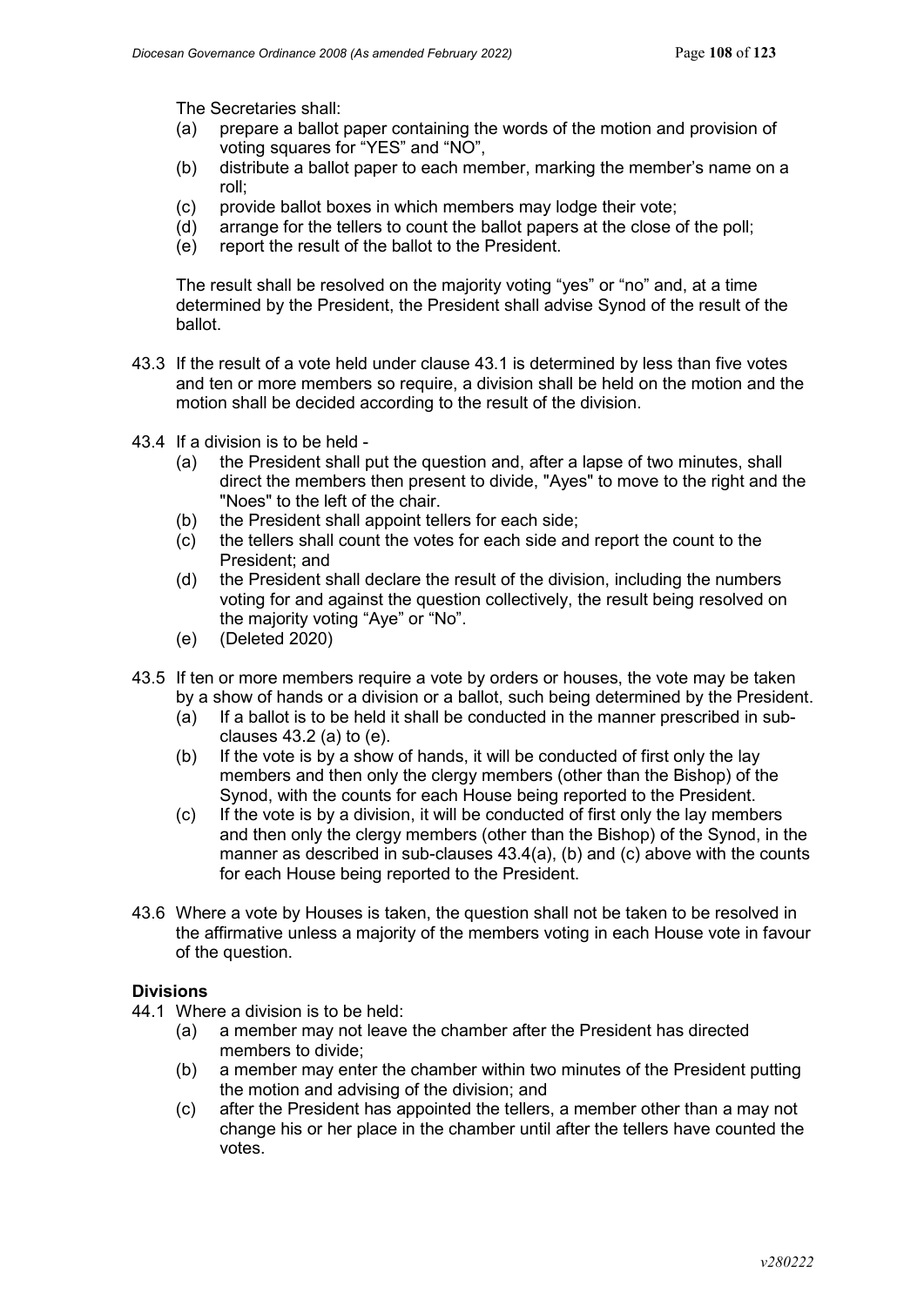The Secretaries shall:

(a) prepare a ballot paper containing the words of the motion and provision of voting squares for "YES" and "NO",
(b) distribute a ballot paper to each member, marking the member's name on a roll;
(c) provide ballot boxes in which members may lodge their vote;
(d) arrange for the tellers to count the ballot papers at the close of the poll;
(e) report the result of the ballot to the President.

The result shall be resolved on the majority voting "yes" or "no" and, at a time determined by the President, the President shall advise Synod of the result of the ballot.

43.3 If the result of a vote held under clause 43.1 is determined by less than five votes and ten or more members so require, a division shall be held on the motion and the motion shall be decided according to the result of the division.

43.4 If a division is to be held -

(a) the President shall put the question and, after a lapse of two minutes, shall direct the members then present to divide, "Ayes" to move to the right and the "Noes" to the left of the chair.
(b) the President shall appoint tellers for each side;
(c) the tellers shall count the votes for each side and report the count to the President; and
(d) the President shall declare the result of the division, including the numbers voting for and against the question collectively, the result being resolved on the majority voting "Aye" or "No".
(e) (Deleted 2020)

43.5 If ten or more members require a vote by orders or houses, the vote may be taken by a show of hands or a division or a ballot, such being determined by the President.

(a) If a ballot is to be held it shall be conducted in the manner prescribed in sub-clauses 43.2 (a) to (e).
(b) If the vote is by a show of hands, it will be conducted of first only the lay members and then only the clergy members (other than the Bishop) of the Synod, with the counts for each House being reported to the President.
(c) If the vote is by a division, it will be conducted of first only the lay members and then only the clergy members (other than the Bishop) of the Synod, in the manner as described in sub-clauses 43.4(a), (b) and (c) above with the counts for each House being reported to the President.

43.6 Where a vote by Houses is taken, the question shall not be taken to be resolved in the affirmative unless a majority of the members voting in each House vote in favour of the question.

**Divisions**

44.1 Where a division is to be held:

(a) a member may not leave the chamber after the President has directed members to divide;
(b) a member may enter the chamber within two minutes of the President putting the motion and advising of the division; and
(c) after the President has appointed the tellers, a member other than a may not change his or her place in the chamber until after the tellers have counted the votes.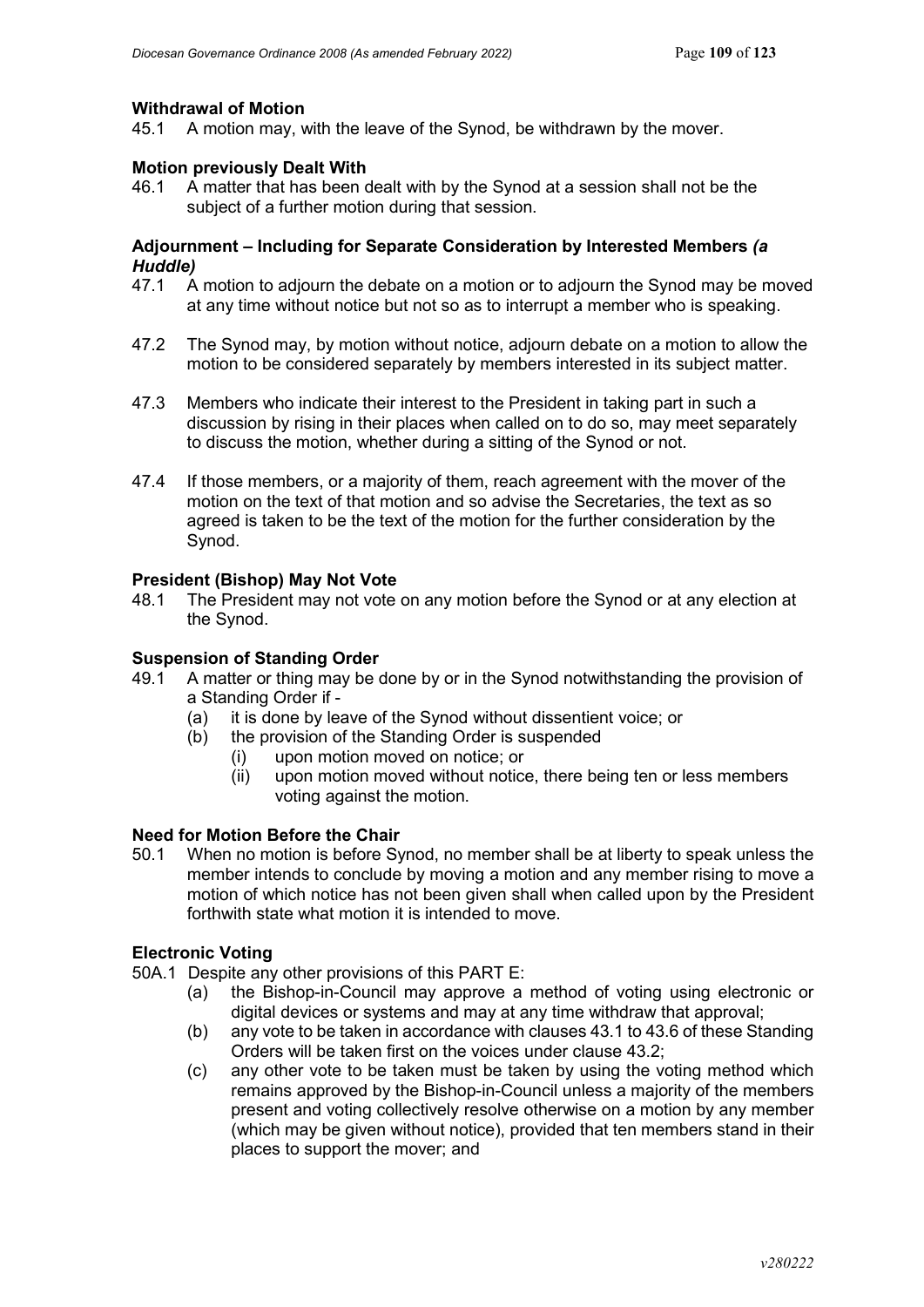**Withdrawal of Motion**

45.1 A motion may, with the leave of the Synod, be withdrawn by the mover.

**Motion previously Dealt With**

46.1 A matter that has been dealt with by the Synod at a session shall not be the subject of a further motion during that session.

**Adjournment – Including for Separate Consideration by Interested Members *(a Huddle)***

47.1 A motion to adjourn the debate on a motion or to adjourn the Synod may be moved at any time without notice but not so as to interrupt a member who is speaking.

47.2 The Synod may, by motion without notice, adjourn debate on a motion to allow the motion to be considered separately by members interested in its subject matter.

47.3 Members who indicate their interest to the President in taking part in such a discussion by rising in their places when called on to do so, may meet separately to discuss the motion, whether during a sitting of the Synod or not.

47.4 If those members, or a majority of them, reach agreement with the mover of the motion on the text of that motion and so advise the Secretaries, the text as so agreed is taken to be the text of the motion for the further consideration by the Synod.

**President (Bishop) May Not Vote**

48.1 The President may not vote on any motion before the Synod or at any election at the Synod.

**Suspension of Standing Order**

49.1 A matter or thing may be done by or in the Synod notwithstanding the provision of a Standing Order if -

- (a) it is done by leave of the Synod without dissentient voice; or
- (b) the provision of the Standing Order is suspended
  - (i) upon motion moved on notice; or
  - (ii) upon motion moved without notice, there being ten or less members voting against the motion.

**Need for Motion Before the Chair**

50.1 When no motion is before Synod, no member shall be at liberty to speak unless the member intends to conclude by moving a motion and any member rising to move a motion of which notice has not been given shall when called upon by the President forthwith state what motion it is intended to move.

**Electronic Voting**

50A.1 Despite any other provisions of this PART E:

- (a) the Bishop-in-Council may approve a method of voting using electronic or digital devices or systems and may at any time withdraw that approval;
- (b) any vote to be taken in accordance with clauses 43.1 to 43.6 of these Standing Orders will be taken first on the voices under clause 43.2;
- (c) any other vote to be taken must be taken by using the voting method which remains approved by the Bishop-in-Council unless a majority of the members present and voting collectively resolve otherwise on a motion by any member (which may be given without notice), provided that ten members stand in their places to support the mover; and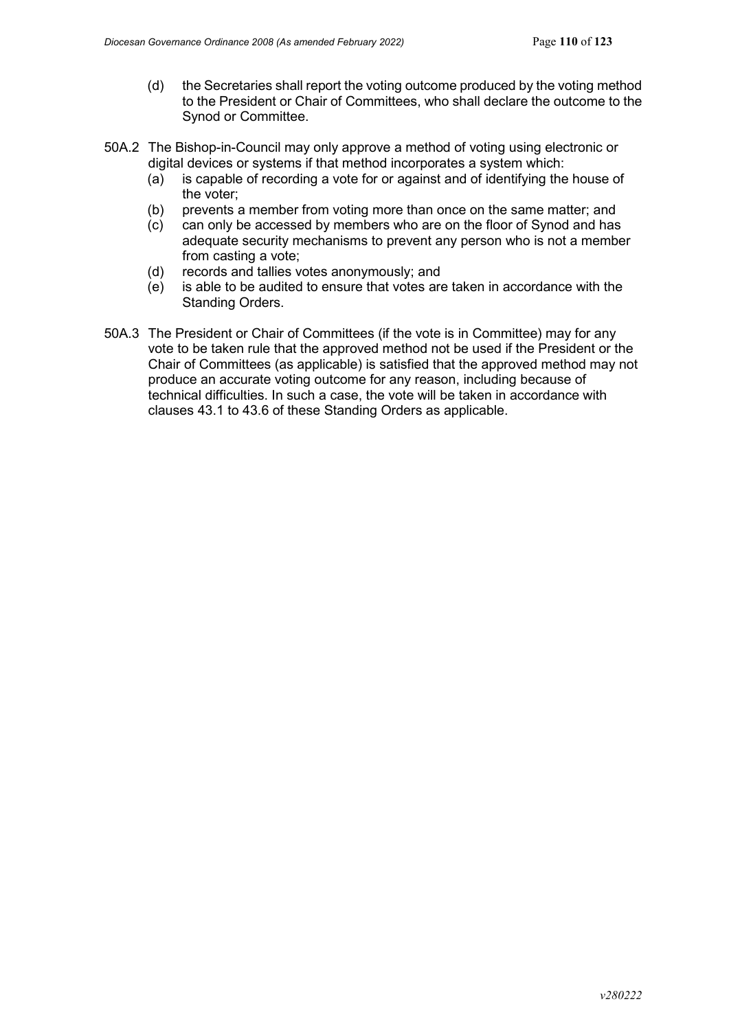(d) the Secretaries shall report the voting outcome produced by the voting method to the President or Chair of Committees, who shall declare the outcome to the Synod or Committee.

50A.2 The Bishop-in-Council may only approve a method of voting using electronic or digital devices or systems if that method incorporates a system which:

(a) is capable of recording a vote for or against and of identifying the house of the voter;

(b) prevents a member from voting more than once on the same matter; and

(c) can only be accessed by members who are on the floor of Synod and has adequate security mechanisms to prevent any person who is not a member from casting a vote;

(d) records and tallies votes anonymously; and

(e) is able to be audited to ensure that votes are taken in accordance with the Standing Orders.

50A.3 The President or Chair of Committees (if the vote is in Committee) may for any vote to be taken rule that the approved method not be used if the President or the Chair of Committees (as applicable) is satisfied that the approved method may not produce an accurate voting outcome for any reason, including because of technical difficulties. In such a case, the vote will be taken in accordance with clauses 43.1 to 43.6 of these Standing Orders as applicable.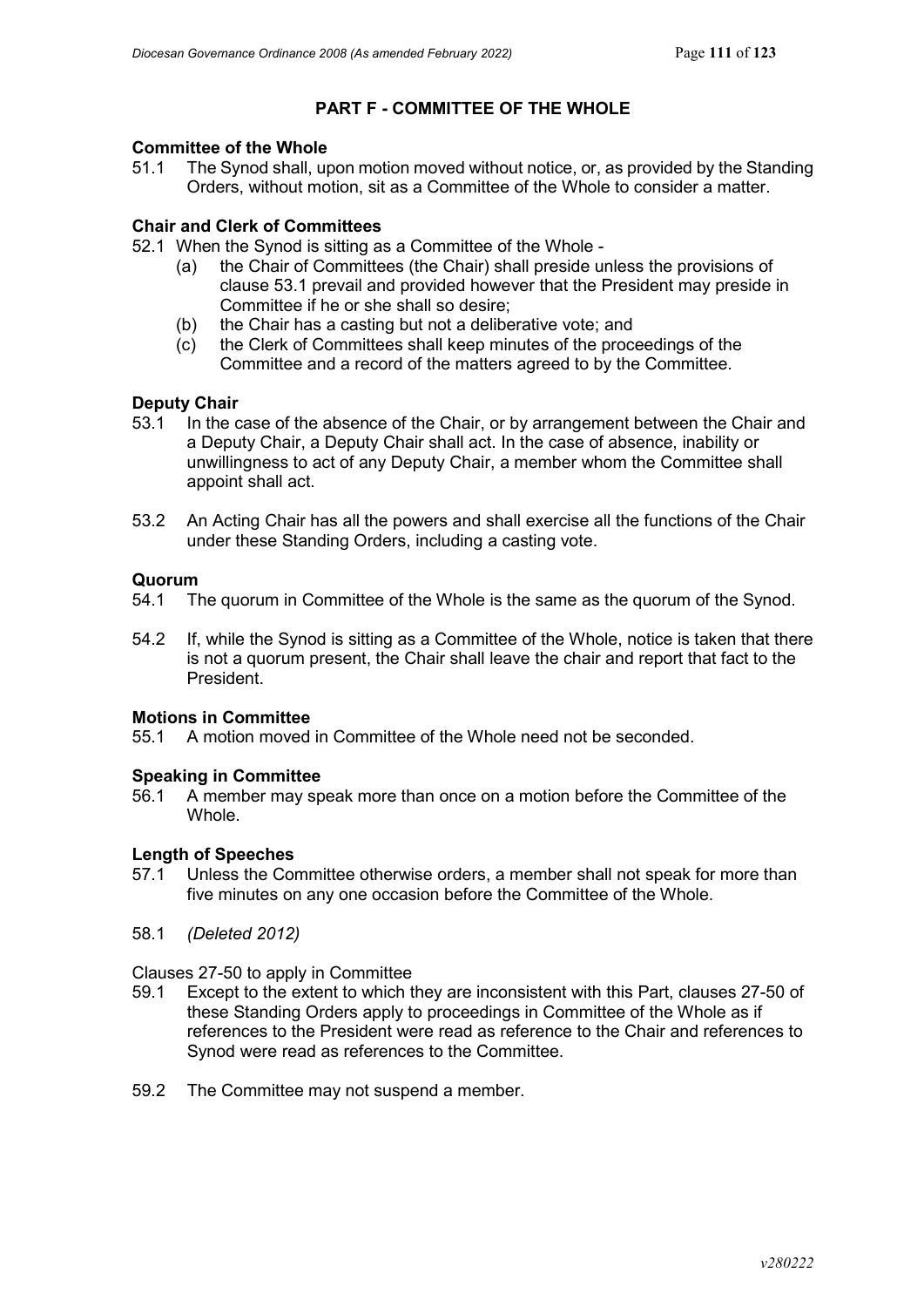## PART F - COMMITTEE OF THE WHOLE

**Committee of the Whole**

51.1 The Synod shall, upon motion moved without notice, or, as provided by the Standing Orders, without motion, sit as a Committee of the Whole to consider a matter.

**Chair and Clerk of Committees**

52.1 When the Synod is sitting as a Committee of the Whole -

(a) the Chair of Committees (the Chair) shall preside unless the provisions of clause 53.1 prevail and provided however that the President may preside in Committee if he or she shall so desire;

(b) the Chair has a casting but not a deliberative vote; and

(c) the Clerk of Committees shall keep minutes of the proceedings of the Committee and a record of the matters agreed to by the Committee.

**Deputy Chair**

53.1 In the case of the absence of the Chair, or by arrangement between the Chair and a Deputy Chair, a Deputy Chair shall act. In the case of absence, inability or unwillingness to act of any Deputy Chair, a member whom the Committee shall appoint shall act.

53.2 An Acting Chair has all the powers and shall exercise all the functions of the Chair under these Standing Orders, including a casting vote.

**Quorum**

54.1 The quorum in Committee of the Whole is the same as the quorum of the Synod.

54.2 If, while the Synod is sitting as a Committee of the Whole, notice is taken that there is not a quorum present, the Chair shall leave the chair and report that fact to the President.

**Motions in Committee**

55.1 A motion moved in Committee of the Whole need not be seconded.

**Speaking in Committee**

56.1 A member may speak more than once on a motion before the Committee of the Whole.

**Length of Speeches**

57.1 Unless the Committee otherwise orders, a member shall not speak for more than five minutes on any one occasion before the Committee of the Whole.

58.1 *(Deleted 2012)*

Clauses 27-50 to apply in Committee

59.1 Except to the extent to which they are inconsistent with this Part, clauses 27-50 of these Standing Orders apply to proceedings in Committee of the Whole as if references to the President were read as reference to the Chair and references to Synod were read as references to the Committee.

59.2 The Committee may not suspend a member.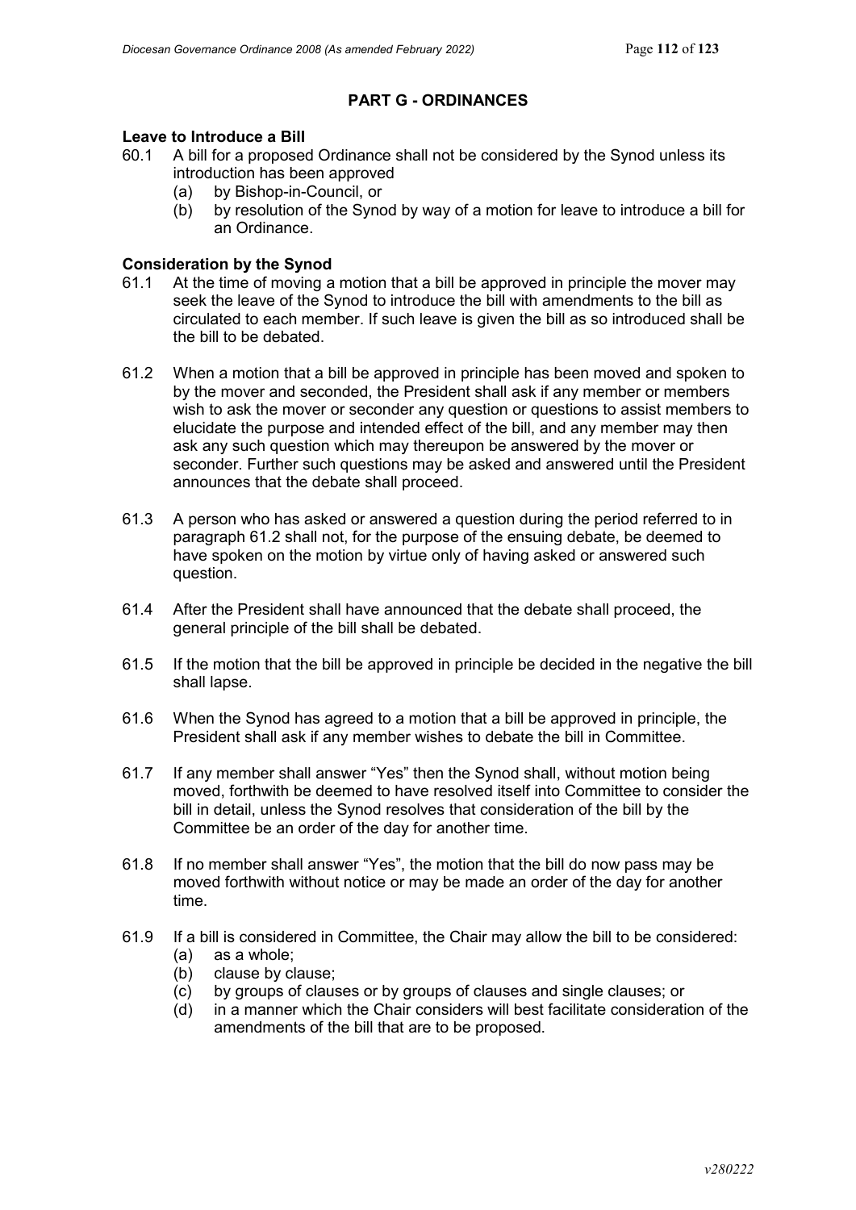## PART G - ORDINANCES

**Leave to Introduce a Bill**

60.1 A bill for a proposed Ordinance shall not be considered by the Synod unless its introduction has been approved

- (a) by Bishop-in-Council, or
- (b) by resolution of the Synod by way of a motion for leave to introduce a bill for an Ordinance.

**Consideration by the Synod**

61.1 At the time of moving a motion that a bill be approved in principle the mover may seek the leave of the Synod to introduce the bill with amendments to the bill as circulated to each member. If such leave is given the bill as so introduced shall be the bill to be debated.

61.2 When a motion that a bill be approved in principle has been moved and spoken to by the mover and seconded, the President shall ask if any member or members wish to ask the mover or seconder any question or questions to assist members to elucidate the purpose and intended effect of the bill, and any member may then ask any such question which may thereupon be answered by the mover or seconder. Further such questions may be asked and answered until the President announces that the debate shall proceed.

61.3 A person who has asked or answered a question during the period referred to in paragraph 61.2 shall not, for the purpose of the ensuing debate, be deemed to have spoken on the motion by virtue only of having asked or answered such question.

61.4 After the President shall have announced that the debate shall proceed, the general principle of the bill shall be debated.

61.5 If the motion that the bill be approved in principle be decided in the negative the bill shall lapse.

61.6 When the Synod has agreed to a motion that a bill be approved in principle, the President shall ask if any member wishes to debate the bill in Committee.

61.7 If any member shall answer "Yes" then the Synod shall, without motion being moved, forthwith be deemed to have resolved itself into Committee to consider the bill in detail, unless the Synod resolves that consideration of the bill by the Committee be an order of the day for another time.

61.8 If no member shall answer "Yes", the motion that the bill do now pass may be moved forthwith without notice or may be made an order of the day for another time.

61.9 If a bill is considered in Committee, the Chair may allow the bill to be considered:

- (a) as a whole;
- (b) clause by clause;
- (c) by groups of clauses or by groups of clauses and single clauses; or
- (d) in a manner which the Chair considers will best facilitate consideration of the amendments of the bill that are to be proposed.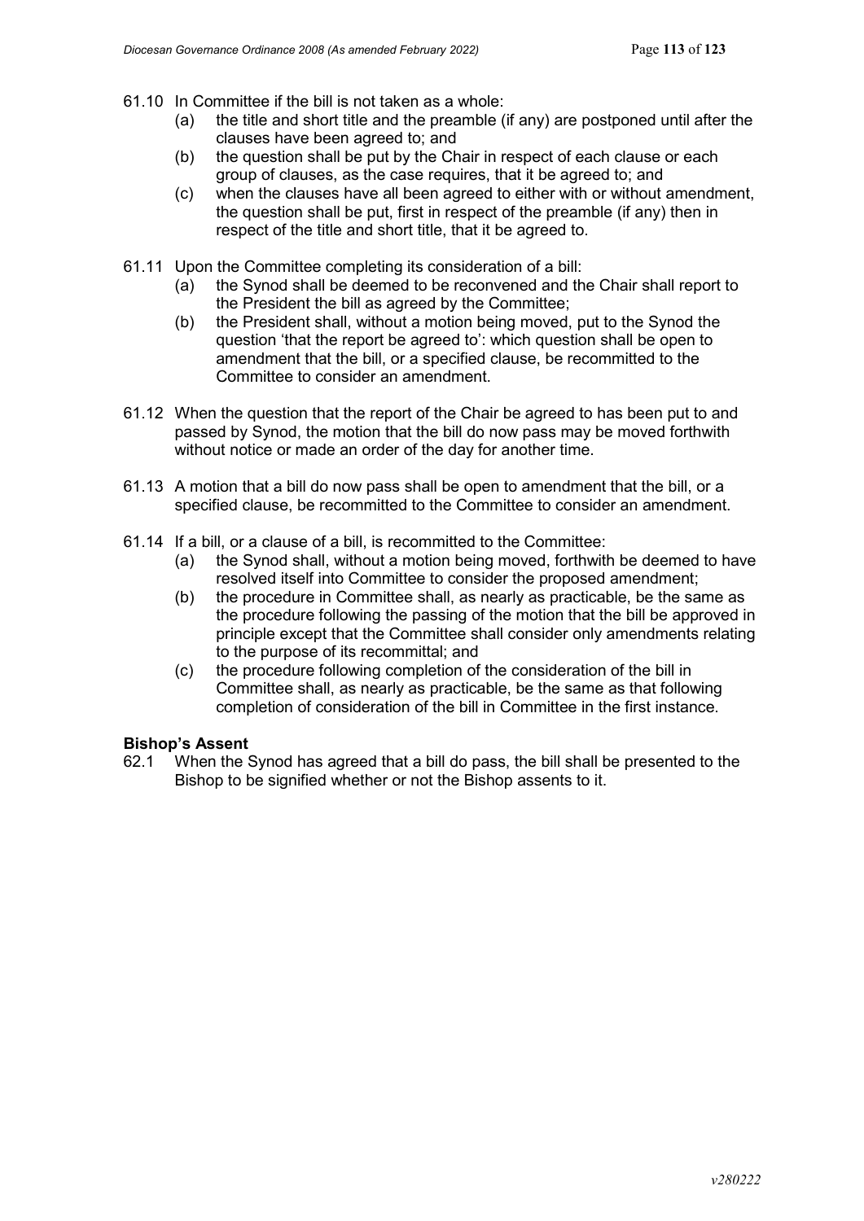61.10 In Committee if the bill is not taken as a whole:

(a) the title and short title and the preamble (if any) are postponed until after the clauses have been agreed to; and

(b) the question shall be put by the Chair in respect of each clause or each group of clauses, as the case requires, that it be agreed to; and

(c) when the clauses have all been agreed to either with or without amendment, the question shall be put, first in respect of the preamble (if any) then in respect of the title and short title, that it be agreed to.

61.11 Upon the Committee completing its consideration of a bill:

(a) the Synod shall be deemed to be reconvened and the Chair shall report to the President the bill as agreed by the Committee;

(b) the President shall, without a motion being moved, put to the Synod the question 'that the report be agreed to': which question shall be open to amendment that the bill, or a specified clause, be recommitted to the Committee to consider an amendment.

61.12 When the question that the report of the Chair be agreed to has been put to and passed by Synod, the motion that the bill do now pass may be moved forthwith without notice or made an order of the day for another time.

61.13 A motion that a bill do now pass shall be open to amendment that the bill, or a specified clause, be recommitted to the Committee to consider an amendment.

61.14 If a bill, or a clause of a bill, is recommitted to the Committee:

(a) the Synod shall, without a motion being moved, forthwith be deemed to have resolved itself into Committee to consider the proposed amendment;

(b) the procedure in Committee shall, as nearly as practicable, be the same as the procedure following the passing of the motion that the bill be approved in principle except that the Committee shall consider only amendments relating to the purpose of its recommittal; and

(c) the procedure following completion of the consideration of the bill in Committee shall, as nearly as practicable, be the same as that following completion of consideration of the bill in Committee in the first instance.

**Bishop's Assent**

62.1 When the Synod has agreed that a bill do pass, the bill shall be presented to the Bishop to be signified whether or not the Bishop assents to it.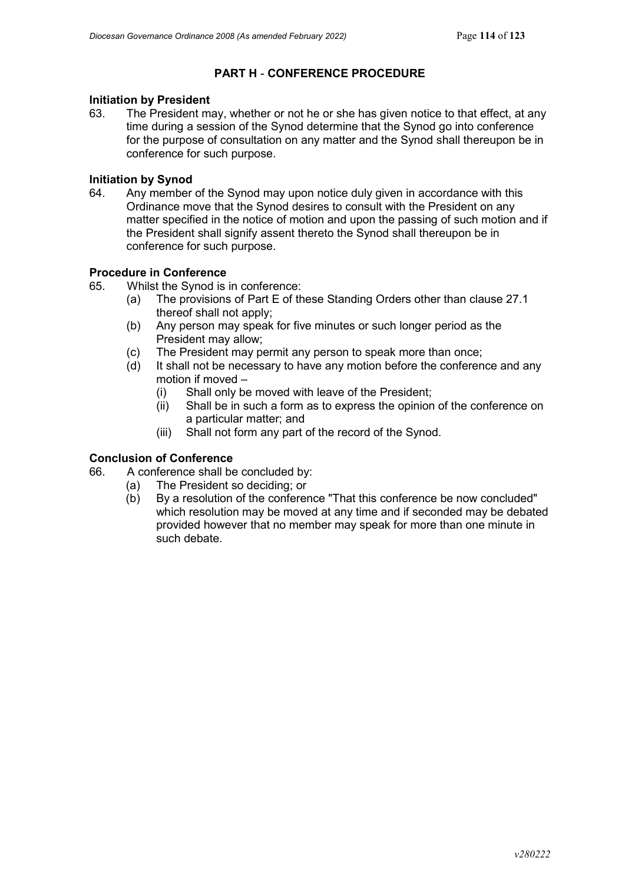## PART H - CONFERENCE PROCEDURE

**Initiation by President**

63. The President may, whether or not he or she has given notice to that effect, at any time during a session of the Synod determine that the Synod go into conference for the purpose of consultation on any matter and the Synod shall thereupon be in conference for such purpose.

**Initiation by Synod**

64. Any member of the Synod may upon notice duly given in accordance with this Ordinance move that the Synod desires to consult with the President on any matter specified in the notice of motion and upon the passing of such motion and if the President shall signify assent thereto the Synod shall thereupon be in conference for such purpose.

**Procedure in Conference**

65. Whilst the Synod is in conference:
    - (a) The provisions of Part E of these Standing Orders other than clause 27.1 thereof shall not apply;
    - (b) Any person may speak for five minutes or such longer period as the President may allow;
    - (c) The President may permit any person to speak more than once;
    - (d) It shall not be necessary to have any motion before the conference and any motion if moved –
        - (i) Shall only be moved with leave of the President;
        - (ii) Shall be in such a form as to express the opinion of the conference on a particular matter; and
        - (iii) Shall not form any part of the record of the Synod.

**Conclusion of Conference**

66. A conference shall be concluded by:
    - (a) The President so deciding; or
    - (b) By a resolution of the conference "That this conference be now concluded" which resolution may be moved at any time and if seconded may be debated provided however that no member may speak for more than one minute in such debate.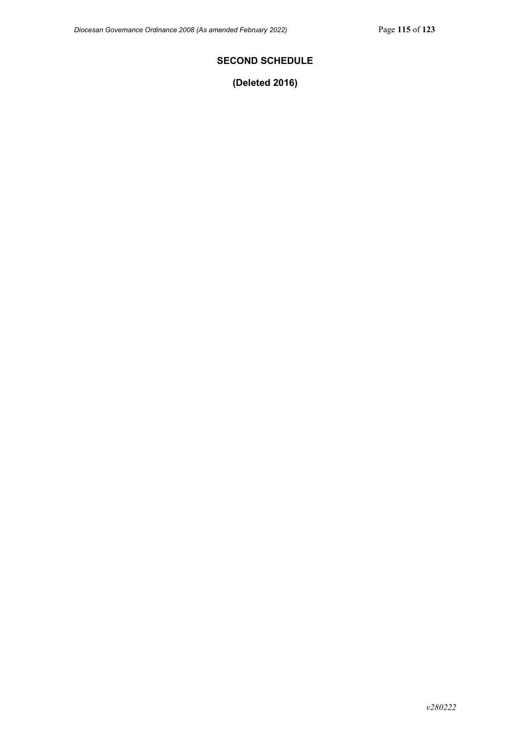## SECOND SCHEDULE

**(Deleted 2016)**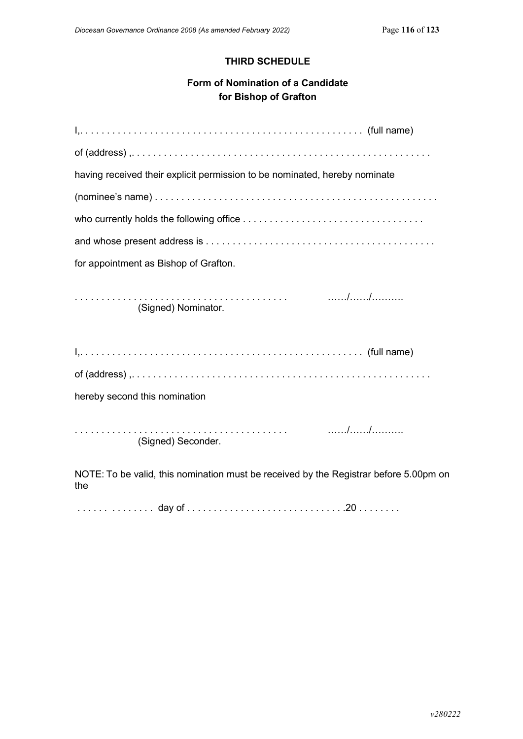**THIRD SCHEDULE**

**Form of Nomination of a Candidate for Bishop of Grafton**

I,. . . . . . . . . . . . . . . . . . . . . . . . . . . . . . . . . . . . . . . . . . . . . . . . . . . (full name)

of (address) ,. . . . . . . . . . . . . . . . . . . . . . . . . . . . . . . . . . . . . . . . . . . . . . . . . . . . . .

having received their explicit permission to be nominated, hereby nominate

(nominee's name) . . . . . . . . . . . . . . . . . . . . . . . . . . . . . . . . . . . . . . . . . . . . . . . . . . . .

who currently holds the following office . . . . . . . . . . . . . . . . . . . . . . . . . . . . . . . . .

and whose present address is . . . . . . . . . . . . . . . . . . . . . . . . . . . . . . . . . . . . . . . . . .

for appointment as Bishop of Grafton.

. . . . . . . . . . . . . . . . . . . . . . . . . . . . . . . . . . . . . . . . ……/……/……….
(Signed) Nominator.

I,. . . . . . . . . . . . . . . . . . . . . . . . . . . . . . . . . . . . . . . . . . . . . . . . . . . (full name)

of (address) ,. . . . . . . . . . . . . . . . . . . . . . . . . . . . . . . . . . . . . . . . . . . . . . . . . . . . . .

hereby second this nomination

. . . . . . . . . . . . . . . . . . . . . . . . . . . . . . . . . . . . . . . . ……/……/……….
(Signed) Seconder.

NOTE: To be valid, this nomination must be received by the Registrar before 5.00pm on the

. . . . . . . . . . . . . day of . . . . . . . . . . . . . . . . . . . . . . . . . . . . .20 . . . . . . . .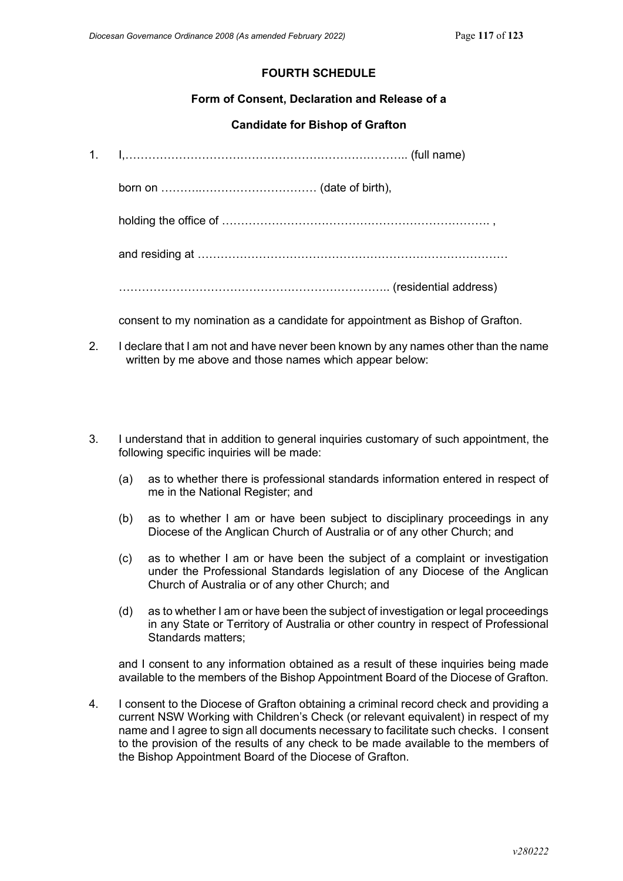**FOURTH SCHEDULE**

**Form of Consent, Declaration and Release of a**

**Candidate for Bishop of Grafton**

1. I,………………………………………………………………….. (full name)

   born on ……….………………………… (date of birth),

   holding the office of ……………………………………………………………. ,

   and residing at ………………………………………………………………………

   …………………………………………………………….. (residential address)

   consent to my nomination as a candidate for appointment as Bishop of Grafton.

2. I declare that I am not and have never been known by any names other than the name written by me above and those names which appear below:

3. I understand that in addition to general inquiries customary of such appointment, the following specific inquiries will be made:

   (a) as to whether there is professional standards information entered in respect of me in the National Register; and

   (b) as to whether I am or have been subject to disciplinary proceedings in any Diocese of the Anglican Church of Australia or of any other Church; and

   (c) as to whether I am or have been the subject of a complaint or investigation under the Professional Standards legislation of any Diocese of the Anglican Church of Australia or of any other Church; and

   (d) as to whether I am or have been the subject of investigation or legal proceedings in any State or Territory of Australia or other country in respect of Professional Standards matters;

   and I consent to any information obtained as a result of these inquiries being made available to the members of the Bishop Appointment Board of the Diocese of Grafton.

4. I consent to the Diocese of Grafton obtaining a criminal record check and providing a current NSW Working with Children's Check (or relevant equivalent) in respect of my name and I agree to sign all documents necessary to facilitate such checks. I consent to the provision of the results of any check to be made available to the members of the Bishop Appointment Board of the Diocese of Grafton.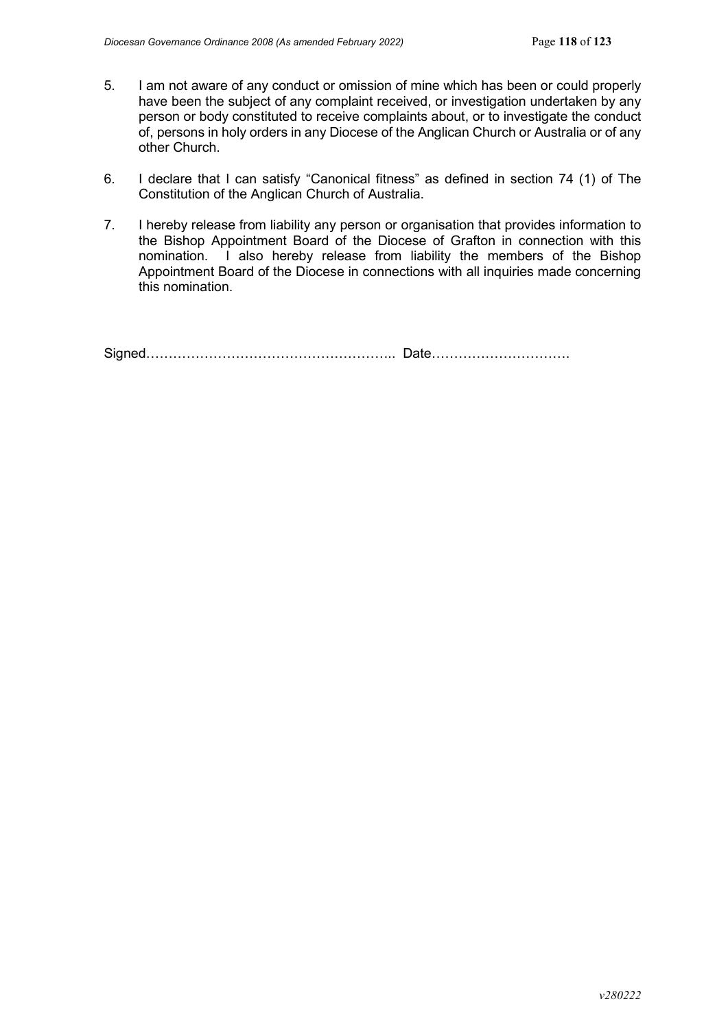5. I am not aware of any conduct or omission of mine which has been or could properly have been the subject of any complaint received, or investigation undertaken by any person or body constituted to receive complaints about, or to investigate the conduct of, persons in holy orders in any Diocese of the Anglican Church or Australia or of any other Church.

6. I declare that I can satisfy "Canonical fitness" as defined in section 74 (1) of The Constitution of the Anglican Church of Australia.

7. I hereby release from liability any person or organisation that provides information to the Bishop Appointment Board of the Diocese of Grafton in connection with this nomination. I also hereby release from liability the members of the Bishop Appointment Board of the Diocese in connections with all inquiries made concerning this nomination.

Signed……………………………………………….. Date…………………………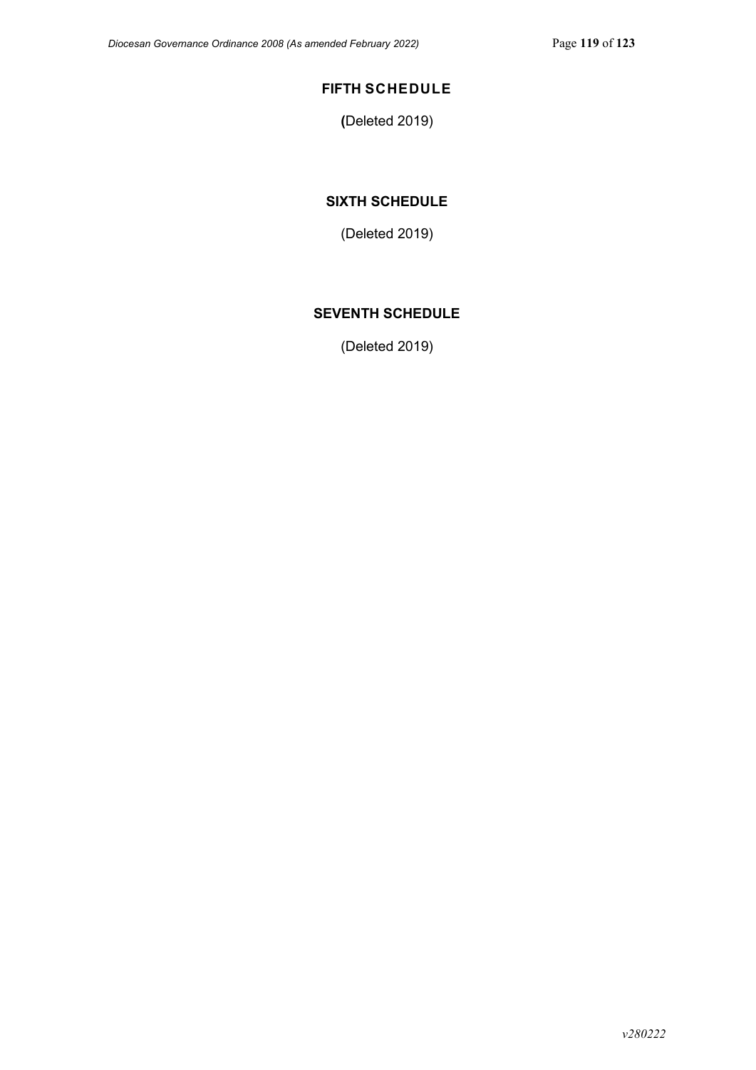## FIFTH SCHEDULE

(Deleted 2019)

## SIXTH SCHEDULE

(Deleted 2019)

## SEVENTH SCHEDULE

(Deleted 2019)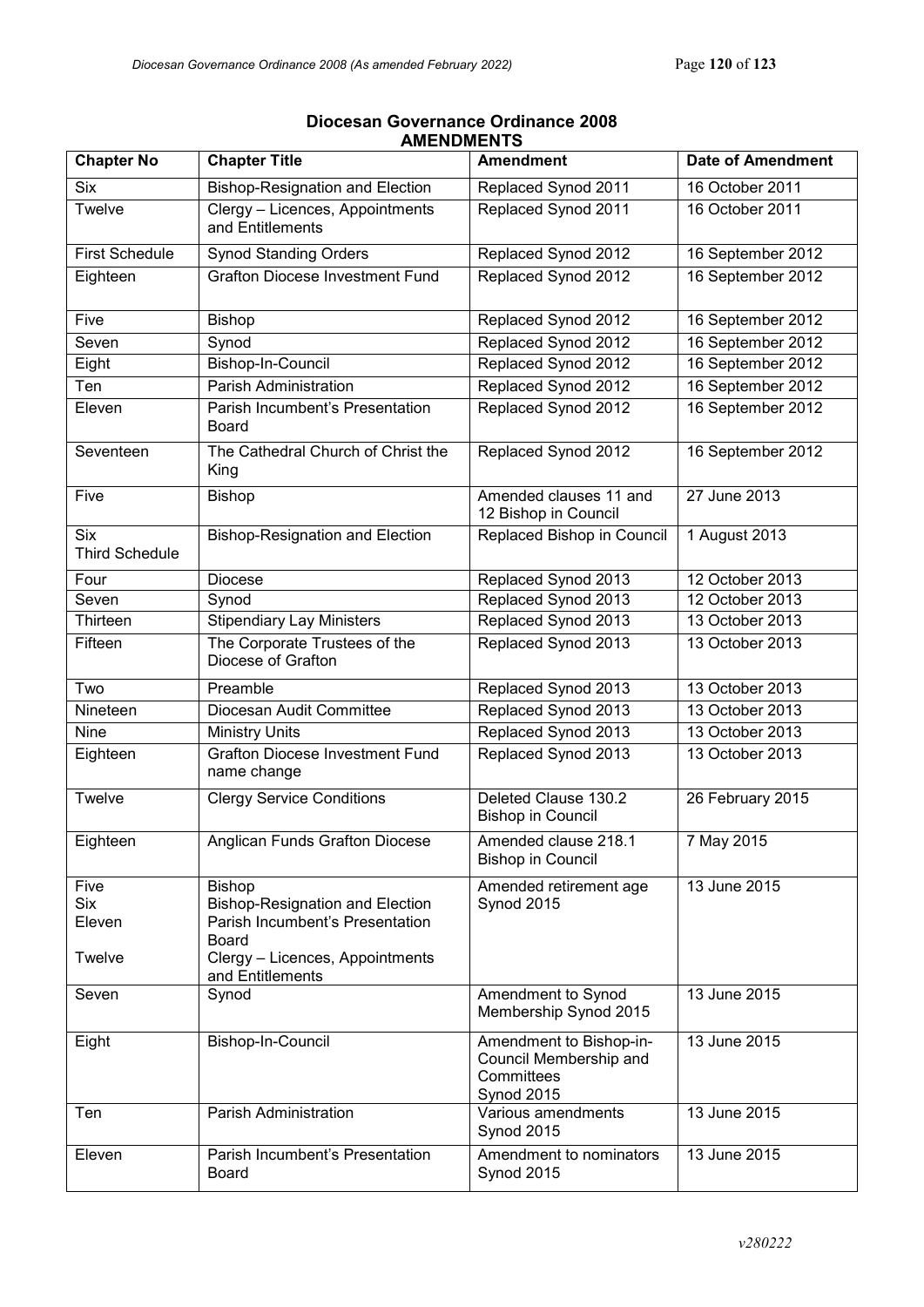## Diocesan Governance Ordinance 2008
## AMENDMENTS

| Chapter No | Chapter Title | Amendment | Date of Amendment |
|---|---|---|---|
| Six | Bishop-Resignation and Election | Replaced Synod 2011 | 16 October 2011 |
| Twelve | Clergy – Licences, Appointments and Entitlements | Replaced Synod 2011 | 16 October 2011 |
| First Schedule | Synod Standing Orders | Replaced Synod 2012 | 16 September 2012 |
| Eighteen | Grafton Diocese Investment Fund | Replaced Synod 2012 | 16 September 2012 |
| Five | Bishop | Replaced Synod 2012 | 16 September 2012 |
| Seven | Synod | Replaced Synod 2012 | 16 September 2012 |
| Eight | Bishop-In-Council | Replaced Synod 2012 | 16 September 2012 |
| Ten | Parish Administration | Replaced Synod 2012 | 16 September 2012 |
| Eleven | Parish Incumbent's Presentation Board | Replaced Synod 2012 | 16 September 2012 |
| Seventeen | The Cathedral Church of Christ the King | Replaced Synod 2012 | 16 September 2012 |
| Five | Bishop | Amended clauses 11 and 12 Bishop in Council | 27 June 2013 |
| Six<br>Third Schedule | Bishop-Resignation and Election | Replaced Bishop in Council | 1 August 2013 |
| Four | Diocese | Replaced Synod 2013 | 12 October 2013 |
| Seven | Synod | Replaced Synod 2013 | 12 October 2013 |
| Thirteen | Stipendiary Lay Ministers | Replaced Synod 2013 | 13 October 2013 |
| Fifteen | The Corporate Trustees of the Diocese of Grafton | Replaced Synod 2013 | 13 October 2013 |
| Two | Preamble | Replaced Synod 2013 | 13 October 2013 |
| Nineteen | Diocesan Audit Committee | Replaced Synod 2013 | 13 October 2013 |
| Nine | Ministry Units | Replaced Synod 2013 | 13 October 2013 |
| Eighteen | Grafton Diocese Investment Fund name change | Replaced Synod 2013 | 13 October 2013 |
| Twelve | Clergy Service Conditions | Deleted Clause 130.2 Bishop in Council | 26 February 2015 |
| Eighteen | Anglican Funds Grafton Diocese | Amended clause 218.1 Bishop in Council | 7 May 2015 |
| Five<br>Six<br>Eleven<br><br>Twelve | Bishop<br>Bishop-Resignation and Election<br>Parish Incumbent's Presentation Board<br>Clergy – Licences, Appointments and Entitlements | Amended retirement age Synod 2015 | 13 June 2015 |
| Seven | Synod | Amendment to Synod Membership Synod 2015 | 13 June 2015 |
| Eight | Bishop-In-Council | Amendment to Bishop-in-Council Membership and Committees Synod 2015 | 13 June 2015 |
| Ten | Parish Administration | Various amendments Synod 2015 | 13 June 2015 |
| Eleven | Parish Incumbent's Presentation Board | Amendment to nominators Synod 2015 | 13 June 2015 |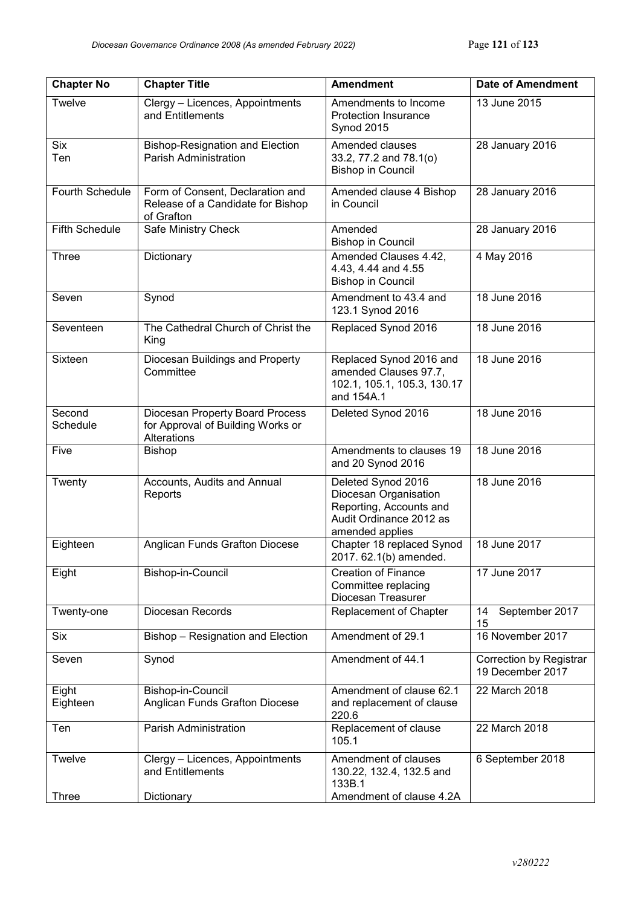| Chapter No | Chapter Title | Amendment | Date of Amendment |
|---|---|---|---|
| Twelve | Clergy – Licences, Appointments and Entitlements | Amendments to Income Protection Insurance Synod 2015 | 13 June 2015 |
| Six<br>Ten | Bishop-Resignation and Election<br>Parish Administration | Amended clauses 33.2, 77.2 and 78.1(o) Bishop in Council | 28 January 2016 |
| Fourth Schedule | Form of Consent, Declaration and Release of a Candidate for Bishop of Grafton | Amended clause 4 Bishop in Council | 28 January 2016 |
| Fifth Schedule | Safe Ministry Check | Amended Bishop in Council | 28 January 2016 |
| Three | Dictionary | Amended Clauses 4.42, 4.43, 4.44 and 4.55 Bishop in Council | 4 May 2016 |
| Seven | Synod | Amendment to 43.4 and 123.1 Synod 2016 | 18 June 2016 |
| Seventeen | The Cathedral Church of Christ the King | Replaced Synod 2016 | 18 June 2016 |
| Sixteen | Diocesan Buildings and Property Committee | Replaced Synod 2016 and amended Clauses 97.7, 102.1, 105.1, 105.3, 130.17 and 154A.1 | 18 June 2016 |
| Second Schedule | Diocesan Property Board Process for Approval of Building Works or Alterations | Deleted Synod 2016 | 18 June 2016 |
| Five | Bishop | Amendments to clauses 19 and 20 Synod 2016 | 18 June 2016 |
| Twenty | Accounts, Audits and Annual Reports | Deleted Synod 2016 Diocesan Organisation Reporting, Accounts and Audit Ordinance 2012 as amended applies | 18 June 2016 |
| Eighteen | Anglican Funds Grafton Diocese | Chapter 18 replaced Synod 2017. 62.1(b) amended. | 18 June 2017 |
| Eight | Bishop-in-Council | Creation of Finance Committee replacing Diocesan Treasurer | 17 June 2017 |
| Twenty-one | Diocesan Records | Replacement of Chapter | 14 September 2017 15 |
| Six | Bishop – Resignation and Election | Amendment of 29.1 | 16 November 2017 |
| Seven | Synod | Amendment of 44.1 | Correction by Registrar 19 December 2017 |
| Eight<br>Eighteen | Bishop-in-Council<br>Anglican Funds Grafton Diocese | Amendment of clause 62.1 and replacement of clause 220.6 | 22 March 2018 |
| Ten | Parish Administration | Replacement of clause 105.1 | 22 March 2018 |
| Twelve<br><br>Three | Clergy – Licences, Appointments and Entitlements<br><br>Dictionary | Amendment of clauses 130.22, 132.4, 132.5 and 133B.1<br>Amendment of clause 4.2A | 6 September 2018 |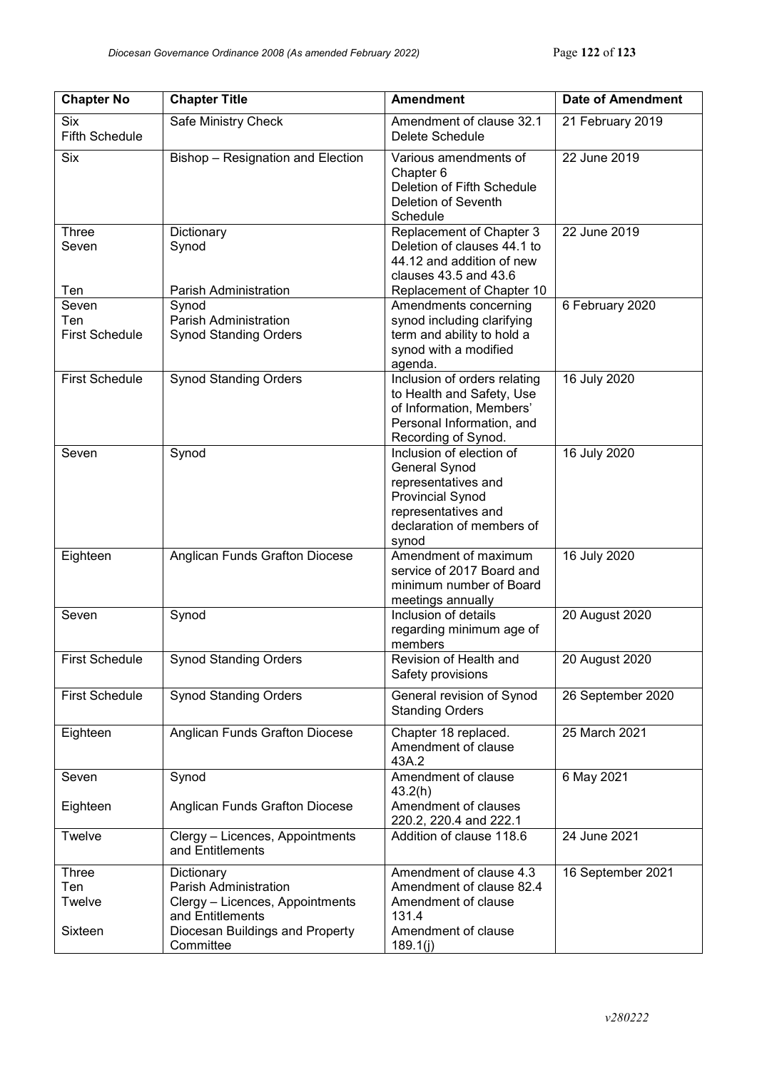| Chapter No | Chapter Title | Amendment | Date of Amendment |
|---|---|---|---|
| Six<br>Fifth Schedule | Safe Ministry Check | Amendment of clause 32.1<br>Delete Schedule | 21 February 2019 |
| Six | Bishop – Resignation and Election | Various amendments of Chapter 6<br>Deletion of Fifth Schedule<br>Deletion of Seventh Schedule | 22 June 2019 |
| Three<br>Seven<br><br>Ten | Dictionary<br>Synod<br><br>Parish Administration | Replacement of Chapter 3<br>Deletion of clauses 44.1 to 44.12 and addition of new clauses 43.5 and 43.6<br>Replacement of Chapter 10 | 22 June 2019 |
| Seven<br>Ten<br>First Schedule | Synod<br>Parish Administration<br>Synod Standing Orders | Amendments concerning synod including clarifying term and ability to hold a synod with a modified agenda. | 6 February 2020 |
| First Schedule | Synod Standing Orders | Inclusion of orders relating to Health and Safety, Use of Information, Members' Personal Information, and Recording of Synod. | 16 July 2020 |
| Seven | Synod | Inclusion of election of General Synod representatives and Provincial Synod representatives and declaration of members of synod | 16 July 2020 |
| Eighteen | Anglican Funds Grafton Diocese | Amendment of maximum service of 2017 Board and minimum number of Board meetings annually | 16 July 2020 |
| Seven | Synod | Inclusion of details regarding minimum age of members | 20 August 2020 |
| First Schedule | Synod Standing Orders | Revision of Health and Safety provisions | 20 August 2020 |
| First Schedule | Synod Standing Orders | General revision of Synod Standing Orders | 26 September 2020 |
| Eighteen | Anglican Funds Grafton Diocese | Chapter 18 replaced.<br>Amendment of clause 43A.2 | 25 March 2021 |
| Seven<br><br>Eighteen | Synod<br><br>Anglican Funds Grafton Diocese | Amendment of clause 43.2(h)<br>Amendment of clauses 220.2, 220.4 and 222.1 | 6 May 2021 |
| Twelve | Clergy – Licences, Appointments and Entitlements | Addition of clause 118.6 | 24 June 2021 |
| Three<br>Ten<br>Twelve<br><br>Sixteen | Dictionary<br>Parish Administration<br>Clergy – Licences, Appointments and Entitlements<br>Diocesan Buildings and Property Committee | Amendment of clause 4.3<br>Amendment of clause 82.4<br>Amendment of clause 131.4<br>Amendment of clause 189.1(j) | 16 September 2021 |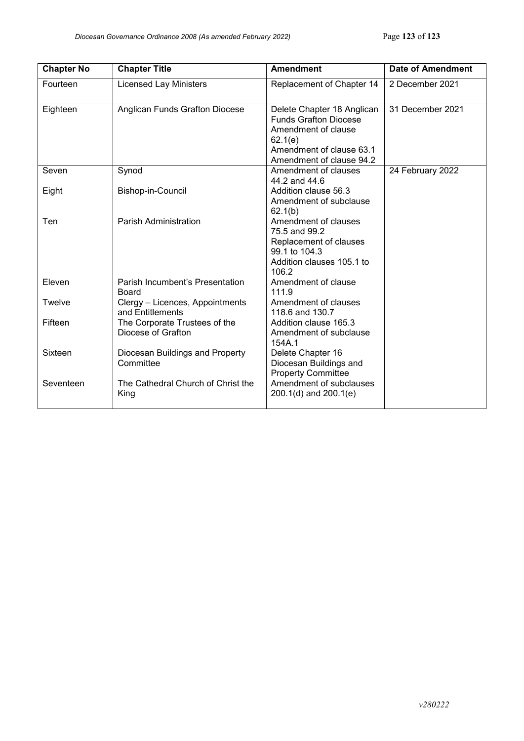| Chapter No | Chapter Title | Amendment | Date of Amendment |
|---|---|---|---|
| Fourteen | Licensed Lay Ministers | Replacement of Chapter 14 | 2 December 2021 |
| Eighteen | Anglican Funds Grafton Diocese | Delete Chapter 18 Anglican Funds Grafton Diocese<br>Amendment of clause 62.1(e)<br>Amendment of clause 63.1<br>Amendment of clause 94.2 | 31 December 2021 |
| Seven | Synod | Amendment of clauses 44.2 and 44.6 | 24 February 2022 |
| Eight | Bishop-in-Council | Addition clause 56.3<br>Amendment of subclause 62.1(b) | |
| Ten | Parish Administration | Amendment of clauses 75.5 and 99.2<br>Replacement of clauses 99.1 to 104.3<br>Addition clauses 105.1 to 106.2 | |
| Eleven | Parish Incumbent's Presentation Board | Amendment of clause 111.9 | |
| Twelve | Clergy – Licences, Appointments and Entitlements | Amendment of clauses 118.6 and 130.7 | |
| Fifteen | The Corporate Trustees of the Diocese of Grafton | Addition clause 165.3<br>Amendment of subclause 154A.1 | |
| Sixteen | Diocesan Buildings and Property Committee | Delete Chapter 16 Diocesan Buildings and Property Committee | |
| Seventeen | The Cathedral Church of Christ the King | Amendment of subclauses 200.1(d) and 200.1(e) | |